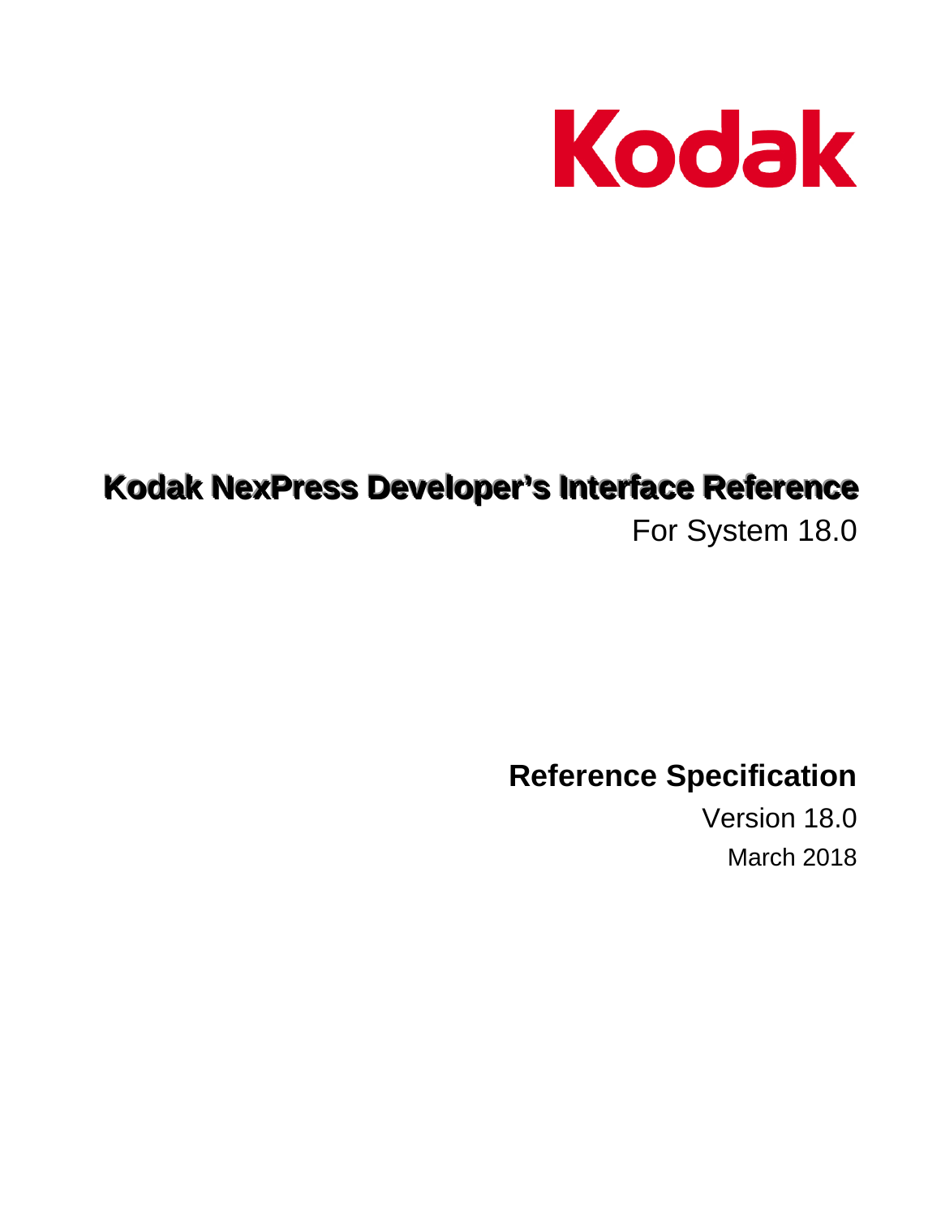Kodak

# Kodak NexPress Developer's Interface Reference

For System 18.0

## Reference Specification

Version 18.0

March 2018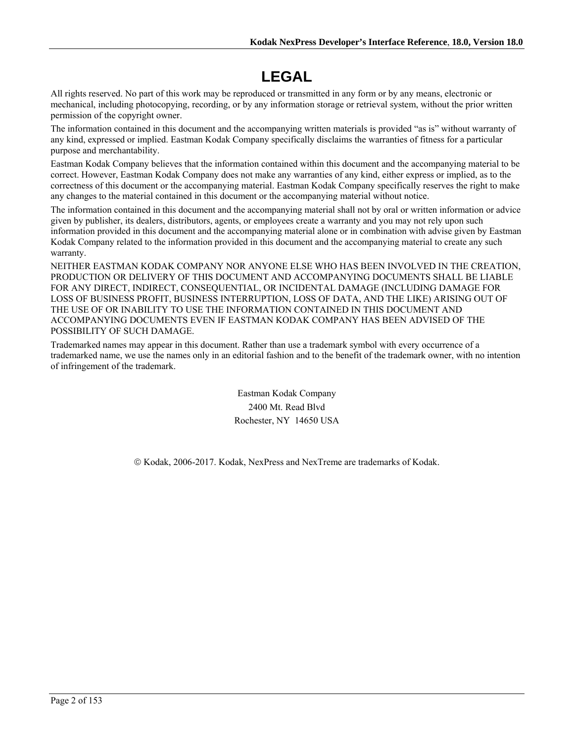# LEGAL

All rights reserved. No part of this work may be reproduced or transmitted in any form or by any means, electronic or mechanical, including photocopying, recording, or by any information storage or retrieval system, without the prior written permission of the copyright owner.

The information contained in this document and the accompanying written materials is provided "as is" without warranty of any kind, expressed or implied. Eastman Kodak Company specifically disclaims the warranties of fitness for a particular purpose and merchantability.

Eastman Kodak Company believes that the information contained within this document and the accompanying material to be correct. However, Eastman Kodak Company does not make any warranties of any kind, either express or implied, as to the correctness of this document or the accompanying material. Eastman Kodak Company specifically reserves the right to make any changes to the material contained in this document or the accompanying material without notice.

The information contained in this document and the accompanying material shall not by oral or written information or advice given by publisher, its dealers, distributors, agents, or employees create a warranty and you may not rely upon such information provided in this document and the accompanying material alone or in combination with advise given by Eastman Kodak Company related to the information provided in this document and the accompanying material to create any such warranty.

NEITHER EASTMAN KODAK COMPANY NOR ANYONE ELSE WHO HAS BEEN INVOLVED IN THE CREATION, PRODUCTION OR DELIVERY OF THIS DOCUMENT AND ACCOMPANYING DOCUMENTS SHALL BE LIABLE FOR ANY DIRECT, INDIRECT, CONSEQUENTIAL, OR INCIDENTAL DAMAGE (INCLUDING DAMAGE FOR LOSS OF BUSINESS PROFIT, BUSINESS INTERRUPTION, LOSS OF DATA, AND THE LIKE) ARISING OUT OF THE USE OF OR INABILITY TO USE THE INFORMATION CONTAINED IN THIS DOCUMENT AND ACCOMPANYING DOCUMENTS EVEN IF EASTMAN KODAK COMPANY HAS BEEN ADVISED OF THE POSSIBILITY OF SUCH DAMAGE.

Trademarked names may appear in this document. Rather than use a trademark symbol with every occurrence of a trademarked name, we use the names only in an editorial fashion and to the benefit of the trademark owner, with no intention of infringement of the trademark.

Eastman Kodak Company
2400 Mt. Read Blvd
Rochester, NY 14650 USA

© Kodak, 2006-2017. Kodak, NexPress and NexTreme are trademarks of Kodak.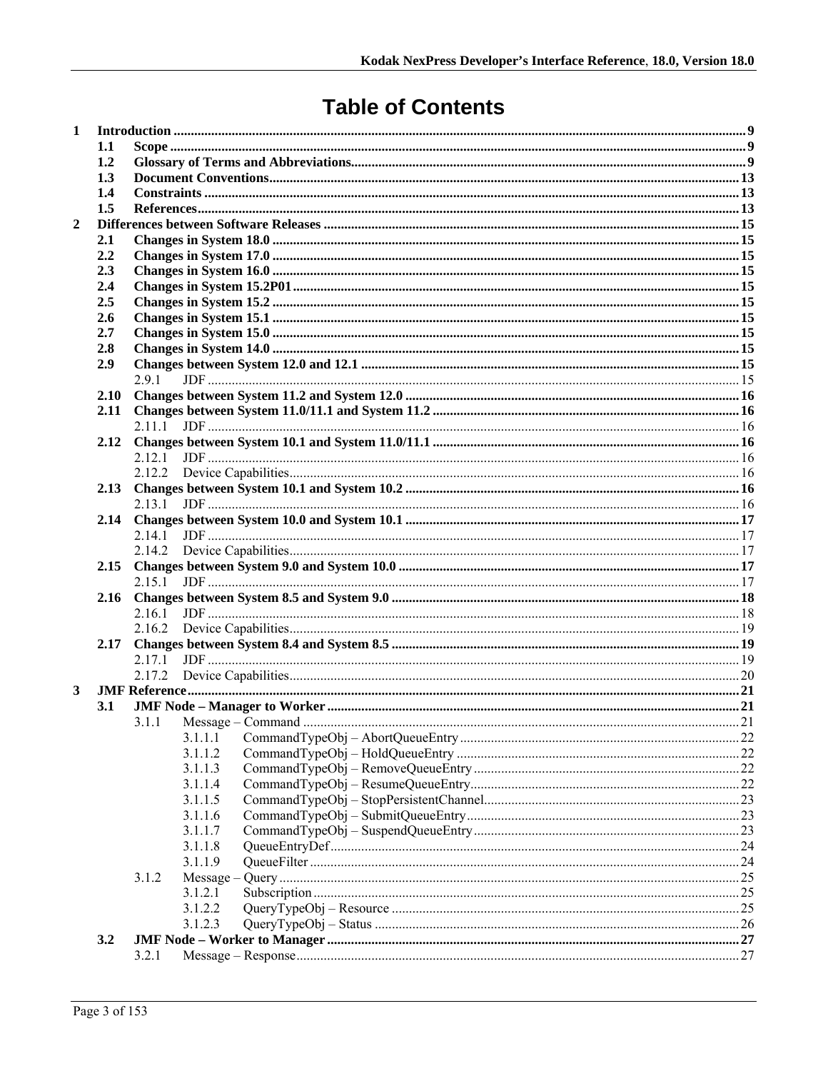# Table of Contents

**1 Introduction** .......... 9
- **1.1 Scope** .......... 9
- **1.2 Glossary of Terms and Abbreviations** .......... 9
- **1.3 Document Conventions** .......... 13
- **1.4 Constraints** .......... 13
- **1.5 References** .......... 13

**2 Differences between Software Releases** .......... 15
- **2.1 Changes in System 18.0** .......... 15
- **2.2 Changes in System 17.0** .......... 15
- **2.3 Changes in System 16.0** .......... 15
- **2.4 Changes in System 15.2P01** .......... 15
- **2.5 Changes in System 15.2** .......... 15
- **2.6 Changes in System 15.1** .......... 15
- **2.7 Changes in System 15.0** .......... 15
- **2.8 Changes in System 14.0** .......... 15
- **2.9 Changes between System 12.0 and 12.1** .......... 15
  - 2.9.1 JDF .......... 15
- **2.10 Changes between System 11.2 and System 12.0** .......... 16
- **2.11 Changes between System 11.0/11.1 and System 11.2** .......... 16
  - 2.11.1 JDF .......... 16
- **2.12 Changes between System 10.1 and System 11.0/11.1** .......... 16
  - 2.12.1 JDF .......... 16
  - 2.12.2 Device Capabilities .......... 16
- **2.13 Changes between System 10.1 and System 10.2** .......... 16
  - 2.13.1 JDF .......... 16
- **2.14 Changes between System 10.0 and System 10.1** .......... 17
  - 2.14.1 JDF .......... 17
  - 2.14.2 Device Capabilities .......... 17
- **2.15 Changes between System 9.0 and System 10.0** .......... 17
  - 2.15.1 JDF .......... 17
- **2.16 Changes between System 8.5 and System 9.0** .......... 18
  - 2.16.1 JDF .......... 18
  - 2.16.2 Device Capabilities .......... 19
- **2.17 Changes between System 8.4 and System 8.5** .......... 19
  - 2.17.1 JDF .......... 19
  - 2.17.2 Device Capabilities .......... 20

**3 JMF Reference** .......... 21
- **3.1 JMF Node – Manager to Worker** .......... 21
  - 3.1.1 Message – Command .......... 21
    - 3.1.1.1 CommandTypeObj – AbortQueueEntry .......... 22
    - 3.1.1.2 CommandTypeObj – HoldQueueEntry .......... 22
    - 3.1.1.3 CommandTypeObj – RemoveQueueEntry .......... 22
    - 3.1.1.4 CommandTypeObj – ResumeQueueEntry .......... 22
    - 3.1.1.5 CommandTypeObj – StopPersistentChannel .......... 23
    - 3.1.1.6 CommandTypeObj – SubmitQueueEntry .......... 23
    - 3.1.1.7 CommandTypeObj – SuspendQueueEntry .......... 23
    - 3.1.1.8 QueueEntryDef .......... 24
    - 3.1.1.9 QueueFilter .......... 24
  - 3.1.2 Message – Query .......... 25
    - 3.1.2.1 Subscription .......... 25
    - 3.1.2.2 QueryTypeObj – Resource .......... 25
    - 3.1.2.3 QueryTypeObj – Status .......... 26
- **3.2 JMF Node – Worker to Manager** .......... 27
  - 3.2.1 Message – Response .......... 27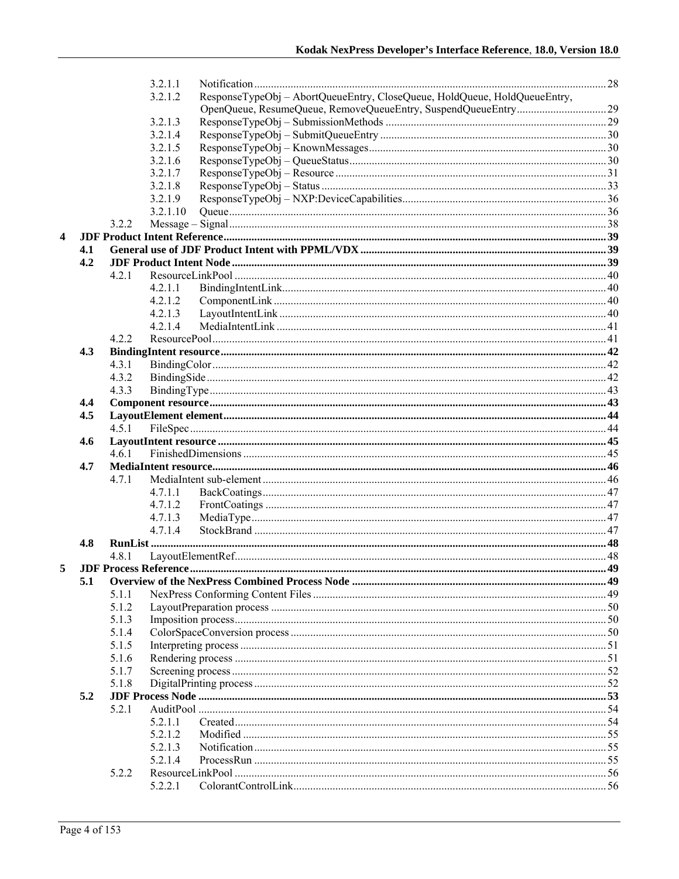3.2.1.1 Notification ........ 28
3.2.1.2 ResponseTypeObj – AbortQueueEntry, CloseQueue, HoldQueue, HoldQueueEntry, OpenQueue, ResumeQueue, RemoveQueueEntry, SuspendQueueEntry ........ 29
3.2.1.3 ResponseTypeObj – SubmissionMethods ........ 29
3.2.1.4 ResponseTypeObj – SubmitQueueEntry ........ 30
3.2.1.5 ResponseTypeObj – KnownMessages ........ 30
3.2.1.6 ResponseTypeObj – QueueStatus ........ 30
3.2.1.7 ResponseTypeObj – Resource ........ 31
3.2.1.8 ResponseTypeObj – Status ........ 33
3.2.1.9 ResponseTypeObj – NXP:DeviceCapabilities ........ 36
3.2.1.10 Queue ........ 36
3.2.2 Message – Signal ........ 38

**4 JDF Product Intent Reference ........ 39**

**4.1 General use of JDF Product Intent with PPML/VDX ........ 39**

**4.2 JDF Product Intent Node ........ 39**

4.2.1 ResourceLinkPool ........ 40
4.2.1.1 BindingIntentLink ........ 40
4.2.1.2 ComponentLink ........ 40
4.2.1.3 LayoutIntentLink ........ 40
4.2.1.4 MediaIntentLink ........ 41
4.2.2 ResourcePool ........ 41

**4.3 BindingIntent resource ........ 42**

4.3.1 BindingColor ........ 42
4.3.2 BindingSide ........ 42
4.3.3 BindingType ........ 43

**4.4 Component resource ........ 43**

**4.5 LayoutElement element ........ 44**

4.5.1 FileSpec ........ 44

**4.6 LayoutIntent resource ........ 45**

4.6.1 FinishedDimensions ........ 45

**4.7 MediaIntent resource ........ 46**

4.7.1 MediaIntent sub-element ........ 46
4.7.1.1 BackCoatings ........ 47
4.7.1.2 FrontCoatings ........ 47
4.7.1.3 MediaType ........ 47
4.7.1.4 StockBrand ........ 47

**4.8 RunList ........ 48**

4.8.1 LayoutElementRef ........ 48

**5 JDF Process Reference ........ 49**

**5.1 Overview of the NexPress Combined Process Node ........ 49**

5.1.1 NexPress Conforming Content Files ........ 49
5.1.2 LayoutPreparation process ........ 50
5.1.3 Imposition process ........ 50
5.1.4 ColorSpaceConversion process ........ 50
5.1.5 Interpreting process ........ 51
5.1.6 Rendering process ........ 51
5.1.7 Screening process ........ 52
5.1.8 DigitalPrinting process ........ 52

**5.2 JDF Process Node ........ 53**

5.2.1 AuditPool ........ 54
5.2.1.1 Created ........ 54
5.2.1.2 Modified ........ 55
5.2.1.3 Notification ........ 55
5.2.1.4 ProcessRun ........ 55
5.2.2 ResourceLinkPool ........ 56
5.2.2.1 ColorantControlLink ........ 56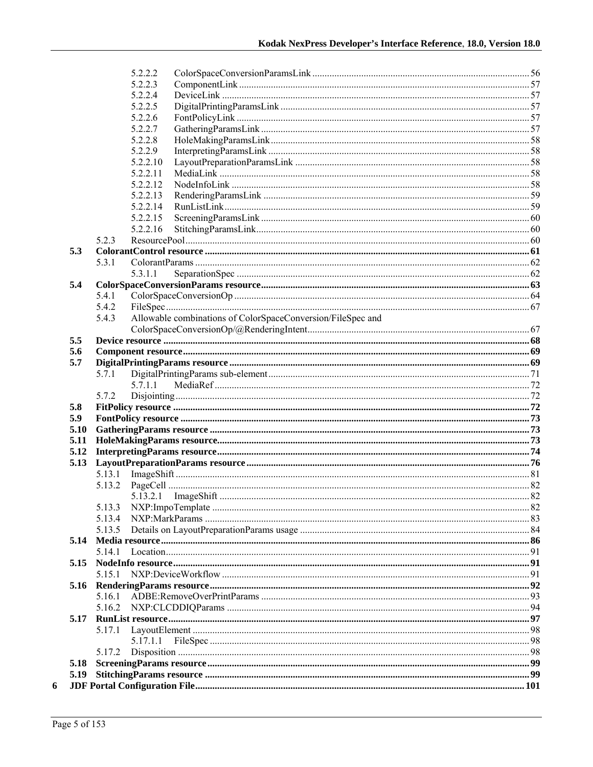5.2.2.2 ColorSpaceConversionParamsLink ........ 56
5.2.2.3 ComponentLink ........ 57
5.2.2.4 DeviceLink ........ 57
5.2.2.5 DigitalPrintingParamsLink ........ 57
5.2.2.6 FontPolicyLink ........ 57
5.2.2.7 GatheringParamsLink ........ 57
5.2.2.8 HoleMakingParamsLink ........ 58
5.2.2.9 InterpretingParamsLink ........ 58
5.2.2.10 LayoutPreparationParamsLink ........ 58
5.2.2.11 MediaLink ........ 58
5.2.2.12 NodeInfoLink ........ 58
5.2.2.13 RenderingParamsLink ........ 59
5.2.2.14 RunListLink ........ 59
5.2.2.15 ScreeningParamsLink ........ 60
5.2.2.16 StitchingParamsLink ........ 60
5.2.3 ResourcePool ........ 60

**5.3 ColorantControl resource ........ 61**
5.3.1 ColorantParams ........ 62
5.3.1.1 SeparationSpec ........ 62

**5.4 ColorSpaceConversionParams resource ........ 63**
5.4.1 ColorSpaceConversionOp ........ 64
5.4.2 FileSpec ........ 67
5.4.3 Allowable combinations of ColorSpaceConversion/FileSpec and ColorSpaceConversionOp/@RenderingIntent ........ 67

**5.5 Device resource ........ 68**

**5.6 Component resource ........ 69**

**5.7 DigitalPrintingParams resource ........ 69**
5.7.1 DigitalPrintingParams sub-element ........ 71
5.7.1.1 MediaRef ........ 72
5.7.2 Disjointing ........ 72

**5.8 FitPolicy resource ........ 72**

**5.9 FontPolicy resource ........ 73**

**5.10 GatheringParams resource ........ 73**

**5.11 HoleMakingParams resource ........ 73**

**5.12 InterpretingParams resource ........ 74**

**5.13 LayoutPreparationParams resource ........ 76**
5.13.1 ImageShift ........ 81
5.13.2 PageCell ........ 82
5.13.2.1 ImageShift ........ 82
5.13.3 NXP:ImpoTemplate ........ 82
5.13.4 NXP:MarkParams ........ 83
5.13.5 Details on LayoutPreparationParams usage ........ 84

**5.14 Media resource ........ 86**
5.14.1 Location ........ 91

**5.15 NodeInfo resource ........ 91**
5.15.1 NXP:DeviceWorkflow ........ 91

**5.16 RenderingParams resource ........ 92**
5.16.1 ADBE:RemoveOverPrintParams ........ 93
5.16.2 NXP:CLCDDIQParams ........ 94

**5.17 RunList resource ........ 97**
5.17.1 LayoutElement ........ 98
5.17.1.1 FileSpec ........ 98
5.17.2 Disposition ........ 98

**5.18 ScreeningParams resource ........ 99**

**5.19 StitchingParams resource ........ 99**

**6 JDF Portal Configuration File ........ 101**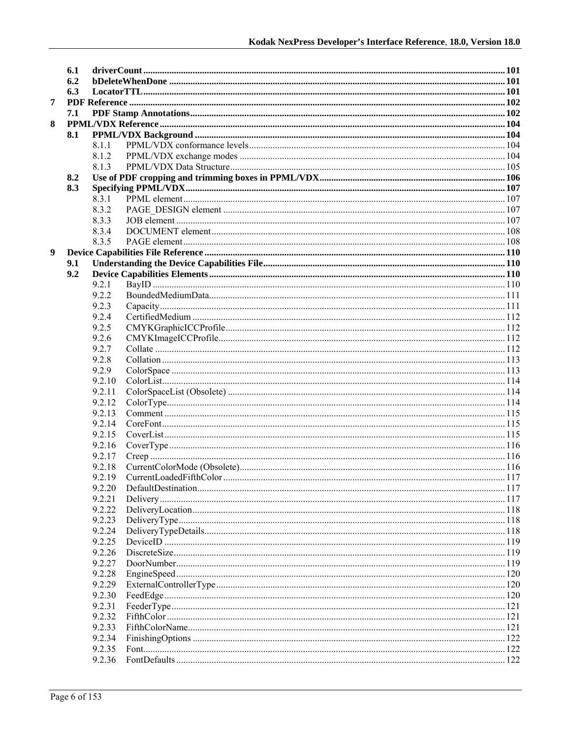6.1 **driverCount** .......... 101
6.2 **bDeleteWhenDone** .......... 101
6.3 **LocatorTTL** .......... 101

**7 PDF Reference** .......... 102

7.1 **PDF Stamp Annotations** .......... 102

**8 PPML/VDX Reference** .......... 104

8.1 **PPML/VDX Background** .......... 104
- 8.1.1 PPML/VDX conformance levels .......... 104
- 8.1.2 PPML/VDX exchange modes .......... 104
- 8.1.3 PPML/VDX Data Structure .......... 105

8.2 **Use of PDF cropping and trimming boxes in PPML/VDX** .......... 106
8.3 **Specifying PPML/VDX** .......... 107
- 8.3.1 PPML element .......... 107
- 8.3.2 PAGE_DESIGN element .......... 107
- 8.3.3 JOB element .......... 107
- 8.3.4 DOCUMENT element .......... 108
- 8.3.5 PAGE element .......... 108

**9 Device Capabilities File Reference** .......... 110

9.1 **Understanding the Device Capabilities File** .......... 110
9.2 **Device Capabilities Elements** .......... 110
- 9.2.1 BayID .......... 110
- 9.2.2 BoundedMediumData .......... 111
- 9.2.3 Capacity .......... 111
- 9.2.4 CertifiedMedium .......... 112
- 9.2.5 CMYKGraphicICCProfile .......... 112
- 9.2.6 CMYKImageICCProfile .......... 112
- 9.2.7 Collate .......... 112
- 9.2.8 Collation .......... 113
- 9.2.9 ColorSpace .......... 113
- 9.2.10 ColorList .......... 114
- 9.2.11 ColorSpaceList (Obsolete) .......... 114
- 9.2.12 ColorType .......... 114
- 9.2.13 Comment .......... 115
- 9.2.14 CoreFont .......... 115
- 9.2.15 CoverList .......... 115
- 9.2.16 CoverType .......... 116
- 9.2.17 Creep .......... 116
- 9.2.18 CurrentColorMode (Obsolete) .......... 116
- 9.2.19 CurrentLoadedFifthColor .......... 117
- 9.2.20 DefaultDestination .......... 117
- 9.2.21 Delivery .......... 117
- 9.2.22 DeliveryLocation .......... 118
- 9.2.23 DeliveryType .......... 118
- 9.2.24 DeliveryTypeDetails .......... 118
- 9.2.25 DeviceID .......... 119
- 9.2.26 DiscreteSize .......... 119
- 9.2.27 DoorNumber .......... 119
- 9.2.28 EngineSpeed .......... 120
- 9.2.29 ExternalControllerType .......... 120
- 9.2.30 FeedEdge .......... 120
- 9.2.31 FeederType .......... 121
- 9.2.32 FifthColor .......... 121
- 9.2.33 FifthColorName .......... 121
- 9.2.34 FinishingOptions .......... 122
- 9.2.35 Font .......... 122
- 9.2.36 FontDefaults .......... 122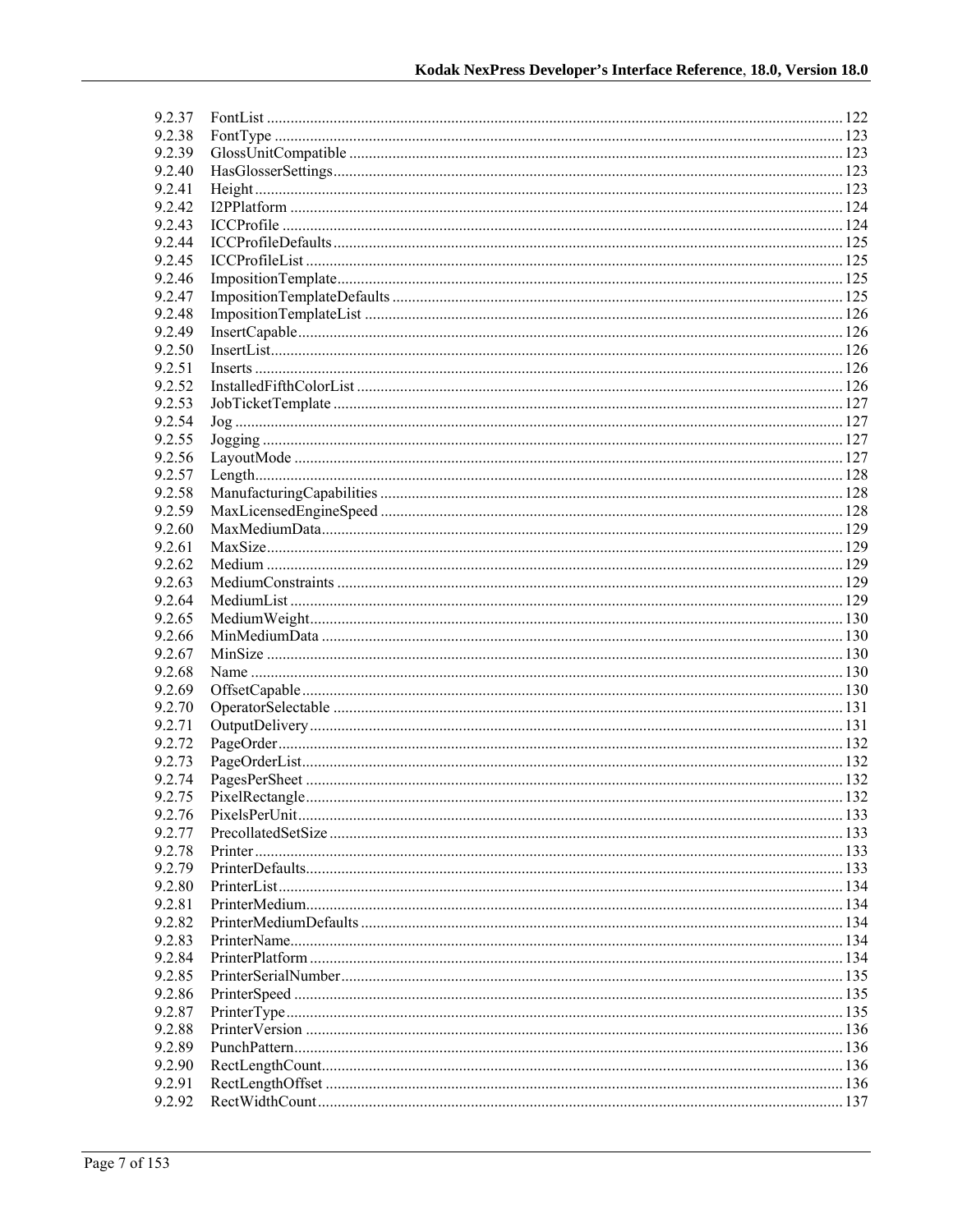9.2.37 FontList ... 122
9.2.38 FontType ... 123
9.2.39 GlossUnitCompatible ... 123
9.2.40 HasGlosserSettings ... 123
9.2.41 Height ... 123
9.2.42 I2PPlatform ... 124
9.2.43 ICCProfile ... 124
9.2.44 ICCProfileDefaults ... 125
9.2.45 ICCProfileList ... 125
9.2.46 ImpositionTemplate ... 125
9.2.47 ImpositionTemplateDefaults ... 125
9.2.48 ImpositionTemplateList ... 126
9.2.49 InsertCapable ... 126
9.2.50 InsertList ... 126
9.2.51 Inserts ... 126
9.2.52 InstalledFifthColorList ... 126
9.2.53 JobTicketTemplate ... 127
9.2.54 Jog ... 127
9.2.55 Jogging ... 127
9.2.56 LayoutMode ... 127
9.2.57 Length ... 128
9.2.58 ManufacturingCapabilities ... 128
9.2.59 MaxLicensedEngineSpeed ... 128
9.2.60 MaxMediumData ... 129
9.2.61 MaxSize ... 129
9.2.62 Medium ... 129
9.2.63 MediumConstraints ... 129
9.2.64 MediumList ... 129
9.2.65 MediumWeight ... 130
9.2.66 MinMediumData ... 130
9.2.67 MinSize ... 130
9.2.68 Name ... 130
9.2.69 OffsetCapable ... 130
9.2.70 OperatorSelectable ... 131
9.2.71 OutputDelivery ... 131
9.2.72 PageOrder ... 132
9.2.73 PageOrderList ... 132
9.2.74 PagesPerSheet ... 132
9.2.75 PixelRectangle ... 132
9.2.76 PixelsPerUnit ... 133
9.2.77 PrecollatedSetSize ... 133
9.2.78 Printer ... 133
9.2.79 PrinterDefaults ... 133
9.2.80 PrinterList ... 134
9.2.81 PrinterMedium ... 134
9.2.82 PrinterMediumDefaults ... 134
9.2.83 PrinterName ... 134
9.2.84 PrinterPlatform ... 134
9.2.85 PrinterSerialNumber ... 135
9.2.86 PrinterSpeed ... 135
9.2.87 PrinterType ... 135
9.2.88 PrinterVersion ... 136
9.2.89 PunchPattern ... 136
9.2.90 RectLengthCount ... 136
9.2.91 RectLengthOffset ... 136
9.2.92 RectWidthCount ... 137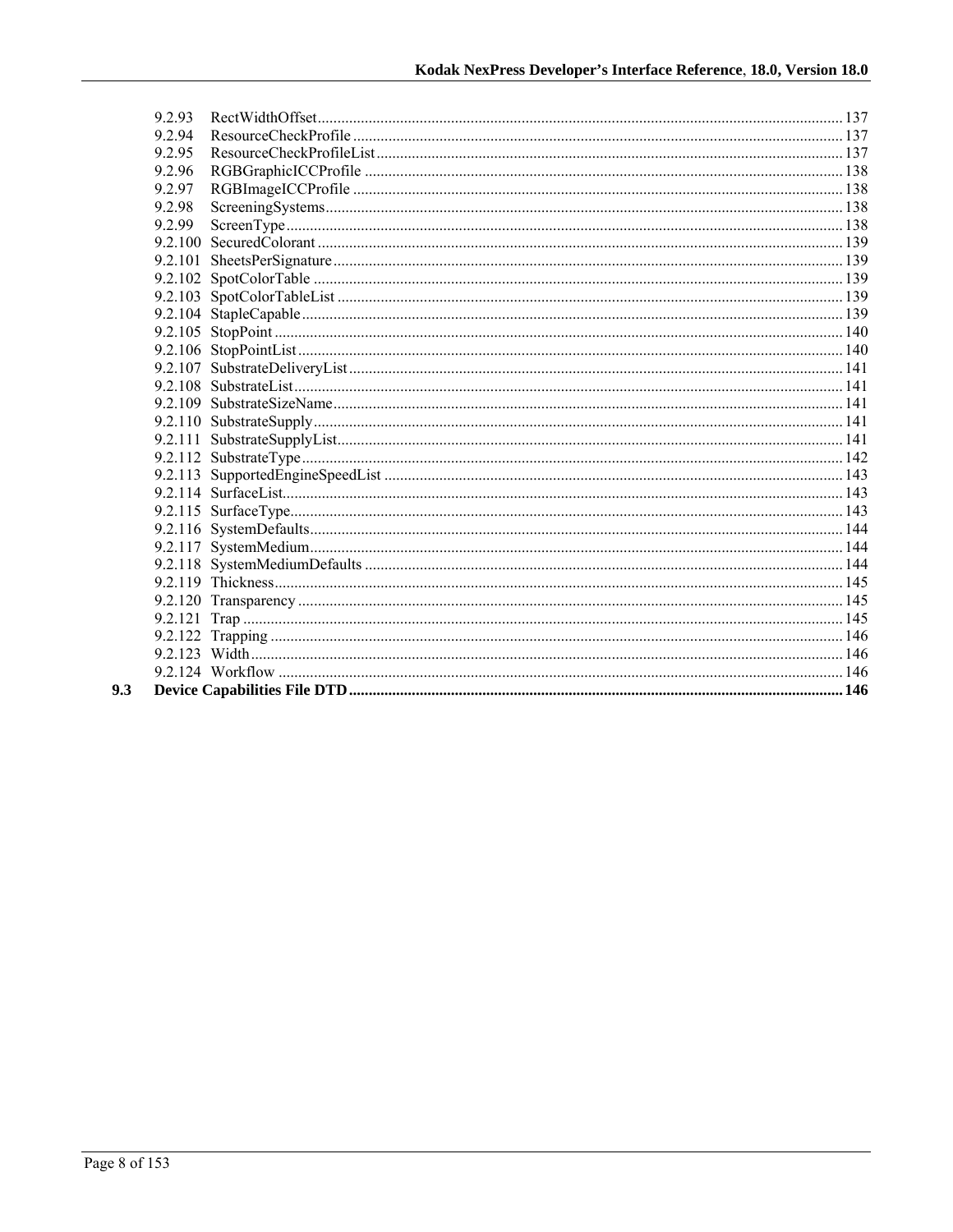9.2.93 RectWidthOffset .......... 137
9.2.94 ResourceCheckProfile .......... 137
9.2.95 ResourceCheckProfileList .......... 137
9.2.96 RGBGraphicICCProfile .......... 138
9.2.97 RGBImageICCProfile .......... 138
9.2.98 ScreeningSystems .......... 138
9.2.99 ScreenType .......... 138
9.2.100 SecuredColorant .......... 139
9.2.101 SheetsPerSignature .......... 139
9.2.102 SpotColorTable .......... 139
9.2.103 SpotColorTableList .......... 139
9.2.104 StapleCapable .......... 139
9.2.105 StopPoint .......... 140
9.2.106 StopPointList .......... 140
9.2.107 SubstrateDeliveryList .......... 141
9.2.108 SubstrateList .......... 141
9.2.109 SubstrateSizeName .......... 141
9.2.110 SubstrateSupply .......... 141
9.2.111 SubstrateSupplyList .......... 141
9.2.112 SubstrateType .......... 142
9.2.113 SupportedEngineSpeedList .......... 143
9.2.114 SurfaceList .......... 143
9.2.115 SurfaceType .......... 143
9.2.116 SystemDefaults .......... 144
9.2.117 SystemMedium .......... 144
9.2.118 SystemMediumDefaults .......... 144
9.2.119 Thickness .......... 145
9.2.120 Transparency .......... 145
9.2.121 Trap .......... 145
9.2.122 Trapping .......... 146
9.2.123 Width .......... 146
9.2.124 Workflow .......... 146

**9.3 Device Capabilities File DTD .......... 146**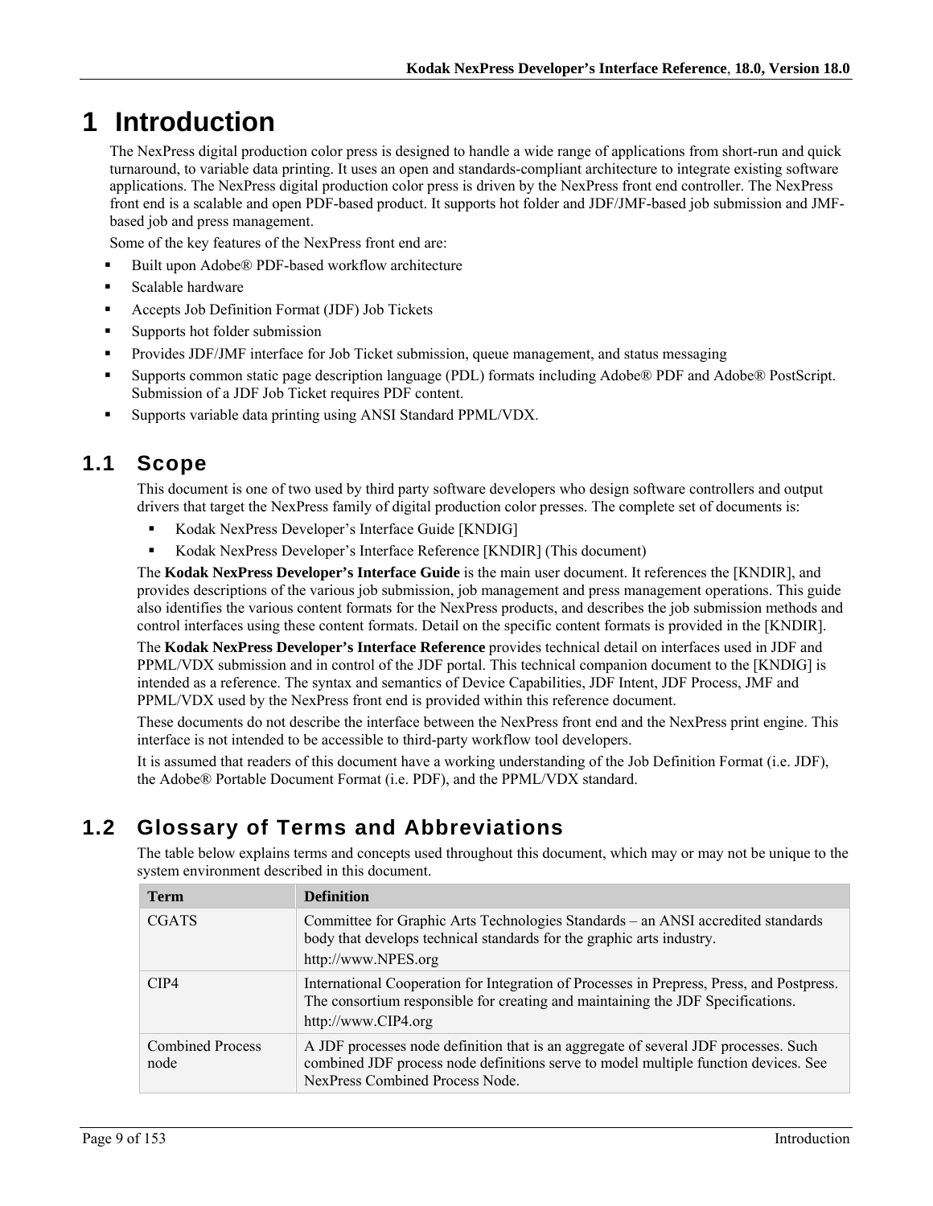# 1 Introduction

The NexPress digital production color press is designed to handle a wide range of applications from short-run and quick turnaround, to variable data printing. It uses an open and standards-compliant architecture to integrate existing software applications. The NexPress digital production color press is driven by the NexPress front end controller. The NexPress front end is a scalable and open PDF-based product. It supports hot folder and JDF/JMF-based job submission and JMF-based job and press management.

Some of the key features of the NexPress front end are:

- Built upon Adobe® PDF-based workflow architecture
- Scalable hardware
- Accepts Job Definition Format (JDF) Job Tickets
- Supports hot folder submission
- Provides JDF/JMF interface for Job Ticket submission, queue management, and status messaging
- Supports common static page description language (PDL) formats including Adobe® PDF and Adobe® PostScript. Submission of a JDF Job Ticket requires PDF content.
- Supports variable data printing using ANSI Standard PPML/VDX.

## 1.1 Scope

This document is one of two used by third party software developers who design software controllers and output drivers that target the NexPress family of digital production color presses. The complete set of documents is:

- Kodak NexPress Developer's Interface Guide [KNDIG]
- Kodak NexPress Developer's Interface Reference [KNDIR] (This document)

The **Kodak NexPress Developer's Interface Guide** is the main user document. It references the [KNDIR], and provides descriptions of the various job submission, job management and press management operations. This guide also identifies the various content formats for the NexPress products, and describes the job submission methods and control interfaces using these content formats. Detail on the specific content formats is provided in the [KNDIR].

The **Kodak NexPress Developer's Interface Reference** provides technical detail on interfaces used in JDF and PPML/VDX submission and in control of the JDF portal. This technical companion document to the [KNDIG] is intended as a reference. The syntax and semantics of Device Capabilities, JDF Intent, JDF Process, JMF and PPML/VDX used by the NexPress front end is provided within this reference document.

These documents do not describe the interface between the NexPress front end and the NexPress print engine. This interface is not intended to be accessible to third-party workflow tool developers.

It is assumed that readers of this document have a working understanding of the Job Definition Format (i.e. JDF), the Adobe® Portable Document Format (i.e. PDF), and the PPML/VDX standard.

## 1.2 Glossary of Terms and Abbreviations

The table below explains terms and concepts used throughout this document, which may or may not be unique to the system environment described in this document.

| Term | Definition |
|---|---|
| CGATS | Committee for Graphic Arts Technologies Standards – an ANSI accredited standards body that develops technical standards for the graphic arts industry.<br>http://www.NPES.org |
| CIP4 | International Cooperation for Integration of Processes in Prepress, Press, and Postpress. The consortium responsible for creating and maintaining the JDF Specifications.<br>http://www.CIP4.org |
| Combined Process node | A JDF processes node definition that is an aggregate of several JDF processes. Such combined JDF process node definitions serve to model multiple function devices. See NexPress Combined Process Node. |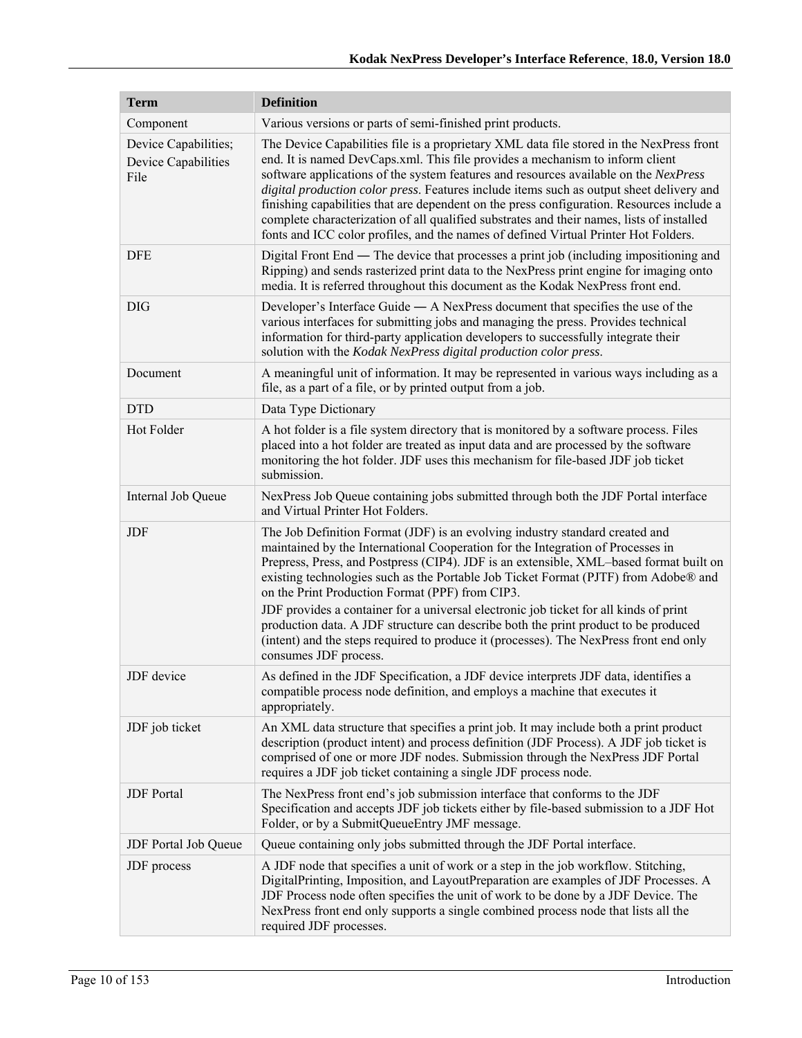| Term | Definition |
| --- | --- |
| Component | Various versions or parts of semi-finished print products. |
| Device Capabilities; Device Capabilities File | The Device Capabilities file is a proprietary XML data file stored in the NexPress front end. It is named DevCaps.xml. This file provides a mechanism to inform client software applications of the system features and resources available on the *NexPress digital production color press*. Features include items such as output sheet delivery and finishing capabilities that are dependent on the press configuration. Resources include a complete characterization of all qualified substrates and their names, lists of installed fonts and ICC color profiles, and the names of defined Virtual Printer Hot Folders. |
| DFE | Digital Front End — The device that processes a print job (including impositioning and Ripping) and sends rasterized print data to the NexPress print engine for imaging onto media. It is referred throughout this document as the Kodak NexPress front end. |
| DIG | Developer's Interface Guide — A NexPress document that specifies the use of the various interfaces for submitting jobs and managing the press. Provides technical information for third-party application developers to successfully integrate their solution with the *Kodak NexPress digital production color press*. |
| Document | A meaningful unit of information. It may be represented in various ways including as a file, as a part of a file, or by printed output from a job. |
| DTD | Data Type Dictionary |
| Hot Folder | A hot folder is a file system directory that is monitored by a software process. Files placed into a hot folder are treated as input data and are processed by the software monitoring the hot folder. JDF uses this mechanism for file-based JDF job ticket submission. |
| Internal Job Queue | NexPress Job Queue containing jobs submitted through both the JDF Portal interface and Virtual Printer Hot Folders. |
| JDF | The Job Definition Format (JDF) is an evolving industry standard created and maintained by the International Cooperation for the Integration of Processes in Prepress, Press, and Postpress (CIP4). JDF is an extensible, XML–based format built on existing technologies such as the Portable Job Ticket Format (PJTF) from Adobe® and on the Print Production Format (PPF) from CIP3.<br>JDF provides a container for a universal electronic job ticket for all kinds of print production data. A JDF structure can describe both the print product to be produced (intent) and the steps required to produce it (processes). The NexPress front end only consumes JDF process. |
| JDF device | As defined in the JDF Specification, a JDF device interprets JDF data, identifies a compatible process node definition, and employs a machine that executes it appropriately. |
| JDF job ticket | An XML data structure that specifies a print job. It may include both a print product description (product intent) and process definition (JDF Process). A JDF job ticket is comprised of one or more JDF nodes. Submission through the NexPress JDF Portal requires a JDF job ticket containing a single JDF process node. |
| JDF Portal | The NexPress front end's job submission interface that conforms to the JDF Specification and accepts JDF job tickets either by file-based submission to a JDF Hot Folder, or by a SubmitQueueEntry JMF message. |
| JDF Portal Job Queue | Queue containing only jobs submitted through the JDF Portal interface. |
| JDF process | A JDF node that specifies a unit of work or a step in the job workflow. Stitching, DigitalPrinting, Imposition, and LayoutPreparation are examples of JDF Processes. A JDF Process node often specifies the unit of work to be done by a JDF Device. The NexPress front end only supports a single combined process node that lists all the required JDF processes. |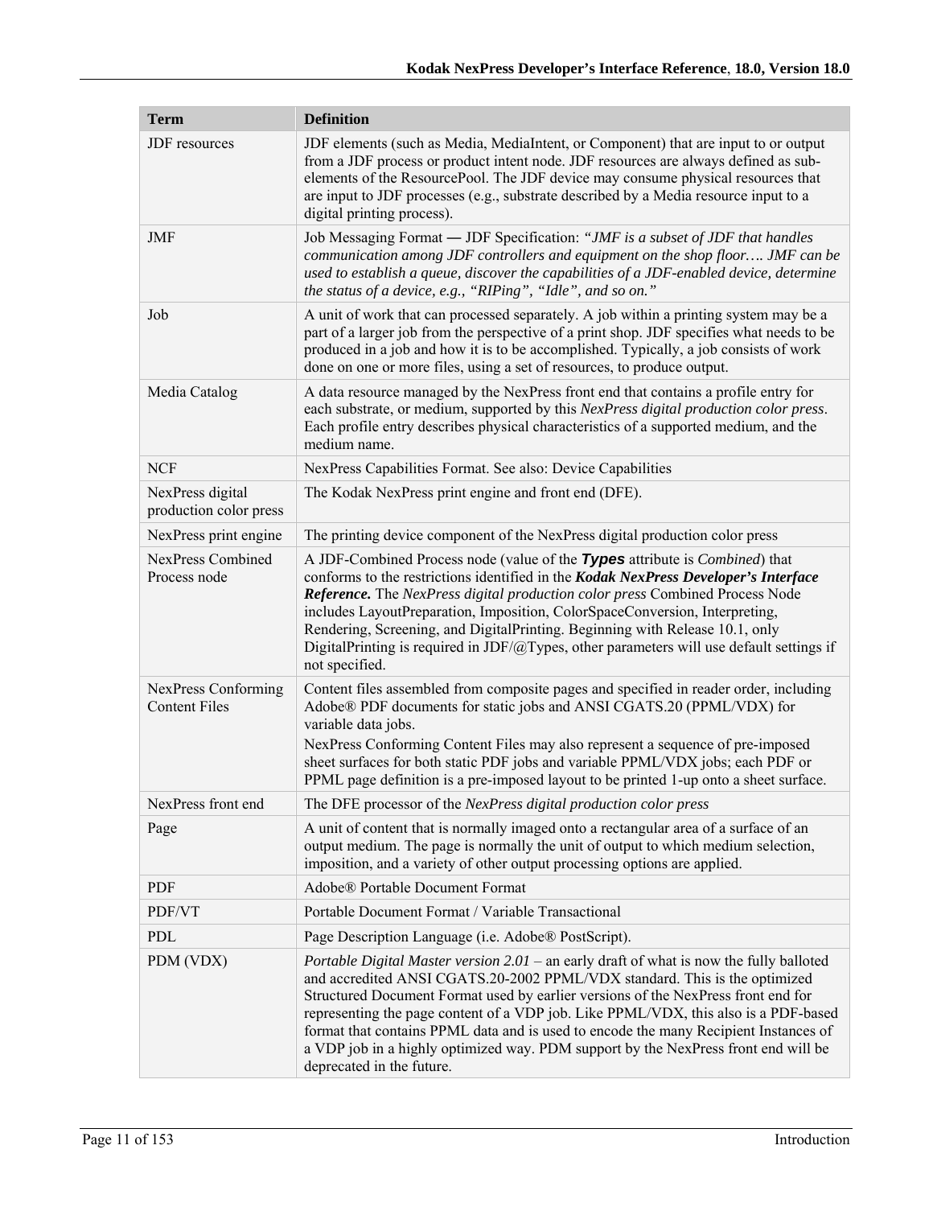| Term | Definition |
|---|---|
| JDF resources | JDF elements (such as Media, MediaIntent, or Component) that are input to or output from a JDF process or product intent node. JDF resources are always defined as sub-elements of the ResourcePool. The JDF device may consume physical resources that are input to JDF processes (e.g., substrate described by a Media resource input to a digital printing process). |
| JMF | Job Messaging Format — JDF Specification: *"JMF is a subset of JDF that handles communication among JDF controllers and equipment on the shop floor…. JMF can be used to establish a queue, discover the capabilities of a JDF-enabled device, determine the status of a device, e.g., "RIPing", "Idle", and so on."* |
| Job | A unit of work that can processed separately. A job within a printing system may be a part of a larger job from the perspective of a print shop. JDF specifies what needs to be produced in a job and how it is to be accomplished. Typically, a job consists of work done on one or more files, using a set of resources, to produce output. |
| Media Catalog | A data resource managed by the NexPress front end that contains a profile entry for each substrate, or medium, supported by this *NexPress digital production color press*. Each profile entry describes physical characteristics of a supported medium, and the medium name. |
| NCF | NexPress Capabilities Format. See also: Device Capabilities |
| NexPress digital production color press | The Kodak NexPress print engine and front end (DFE). |
| NexPress print engine | The printing device component of the NexPress digital production color press |
| NexPress Combined Process node | A JDF-Combined Process node (value of the ***Types*** attribute is *Combined*) that conforms to the restrictions identified in the ***Kodak NexPress Developer's Interface Reference.*** The *NexPress digital production color press* Combined Process Node includes LayoutPreparation, Imposition, ColorSpaceConversion, Interpreting, Rendering, Screening, and DigitalPrinting. Beginning with Release 10.1, only DigitalPrinting is required in JDF/@Types, other parameters will use default settings if not specified. |
| NexPress Conforming Content Files | Content files assembled from composite pages and specified in reader order, including Adobe® PDF documents for static jobs and ANSI CGATS.20 (PPML/VDX) for variable data jobs.<br>NexPress Conforming Content Files may also represent a sequence of pre-imposed sheet surfaces for both static PDF jobs and variable PPML/VDX jobs; each PDF or PPML page definition is a pre-imposed layout to be printed 1-up onto a sheet surface. |
| NexPress front end | The DFE processor of the *NexPress digital production color press* |
| Page | A unit of content that is normally imaged onto a rectangular area of a surface of an output medium. The page is normally the unit of output to which medium selection, imposition, and a variety of other output processing options are applied. |
| PDF | Adobe® Portable Document Format |
| PDF/VT | Portable Document Format / Variable Transactional |
| PDL | Page Description Language (i.e. Adobe® PostScript). |
| PDM (VDX) | *Portable Digital Master version 2.01* – an early draft of what is now the fully balloted and accredited ANSI CGATS.20-2002 PPML/VDX standard. This is the optimized Structured Document Format used by earlier versions of the NexPress front end for representing the page content of a VDP job. Like PPML/VDX, this also is a PDF-based format that contains PPML data and is used to encode the many Recipient Instances of a VDP job in a highly optimized way. PDM support by the NexPress front end will be deprecated in the future. |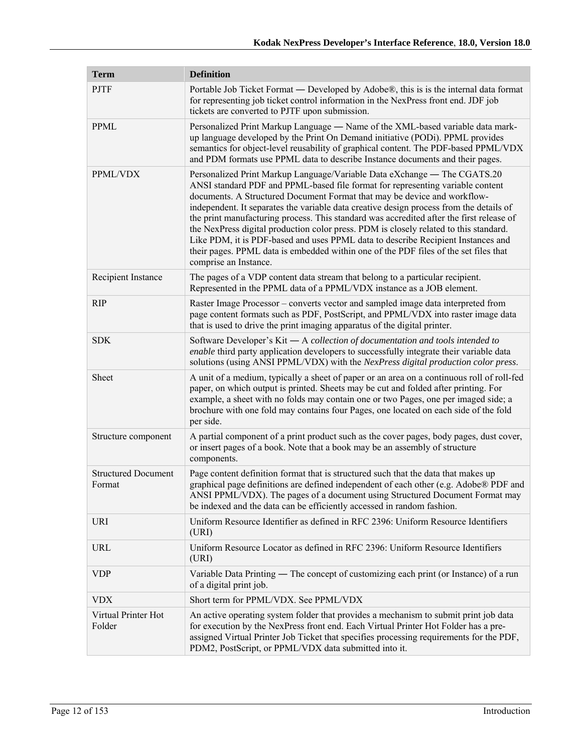| Term | Definition |
| --- | --- |
| PJTF | Portable Job Ticket Format ― Developed by Adobe®, this is is the internal data format for representing job ticket control information in the NexPress front end. JDF job tickets are converted to PJTF upon submission. |
| PPML | Personalized Print Markup Language ― Name of the XML-based variable data mark-up language developed by the Print On Demand initiative (PODi). PPML provides semantics for object-level reusability of graphical content. The PDF-based PPML/VDX and PDM formats use PPML data to describe Instance documents and their pages. |
| PPML/VDX | Personalized Print Markup Language/Variable Data eXchange ― The CGATS.20 ANSI standard PDF and PPML-based file format for representing variable content documents. A Structured Document Format that may be device and workflow-independent. It separates the variable data creative design process from the details of the print manufacturing process. This standard was accredited after the first release of the NexPress digital production color press. PDM is closely related to this standard. Like PDM, it is PDF-based and uses PPML data to describe Recipient Instances and their pages. PPML data is embedded within one of the PDF files of the set files that comprise an Instance. |
| Recipient Instance | The pages of a VDP content data stream that belong to a particular recipient. Represented in the PPML data of a PPML/VDX instance as a JOB element. |
| RIP | Raster Image Processor – converts vector and sampled image data interpreted from page content formats such as PDF, PostScript, and PPML/VDX into raster image data that is used to drive the print imaging apparatus of the digital printer. |
| SDK | Software Developer's Kit ― A *collection of documentation and tools intended to enable* third party application developers to successfully integrate their variable data solutions (using ANSI PPML/VDX) with the *NexPress digital production color press*. |
| Sheet | A unit of a medium, typically a sheet of paper or an area on a continuous roll of roll-fed paper, on which output is printed. Sheets may be cut and folded after printing. For example, a sheet with no folds may contain one or two Pages, one per imaged side; a brochure with one fold may contains four Pages, one located on each side of the fold per side. |
| Structure component | A partial component of a print product such as the cover pages, body pages, dust cover, or insert pages of a book. Note that a book may be an assembly of structure components. |
| Structured Document Format | Page content definition format that is structured such that the data that makes up graphical page definitions are defined independent of each other (e.g. Adobe® PDF and ANSI PPML/VDX). The pages of a document using Structured Document Format may be indexed and the data can be efficiently accessed in random fashion. |
| URI | Uniform Resource Identifier as defined in RFC 2396: Uniform Resource Identifiers (URI) |
| URL | Uniform Resource Locator as defined in RFC 2396: Uniform Resource Identifiers (URI) |
| VDP | Variable Data Printing ― The concept of customizing each print (or Instance) of a run of a digital print job. |
| VDX | Short term for PPML/VDX. See PPML/VDX |
| Virtual Printer Hot Folder | An active operating system folder that provides a mechanism to submit print job data for execution by the NexPress front end. Each Virtual Printer Hot Folder has a pre-assigned Virtual Printer Job Ticket that specifies processing requirements for the PDF, PDM2, PostScript, or PPML/VDX data submitted into it. |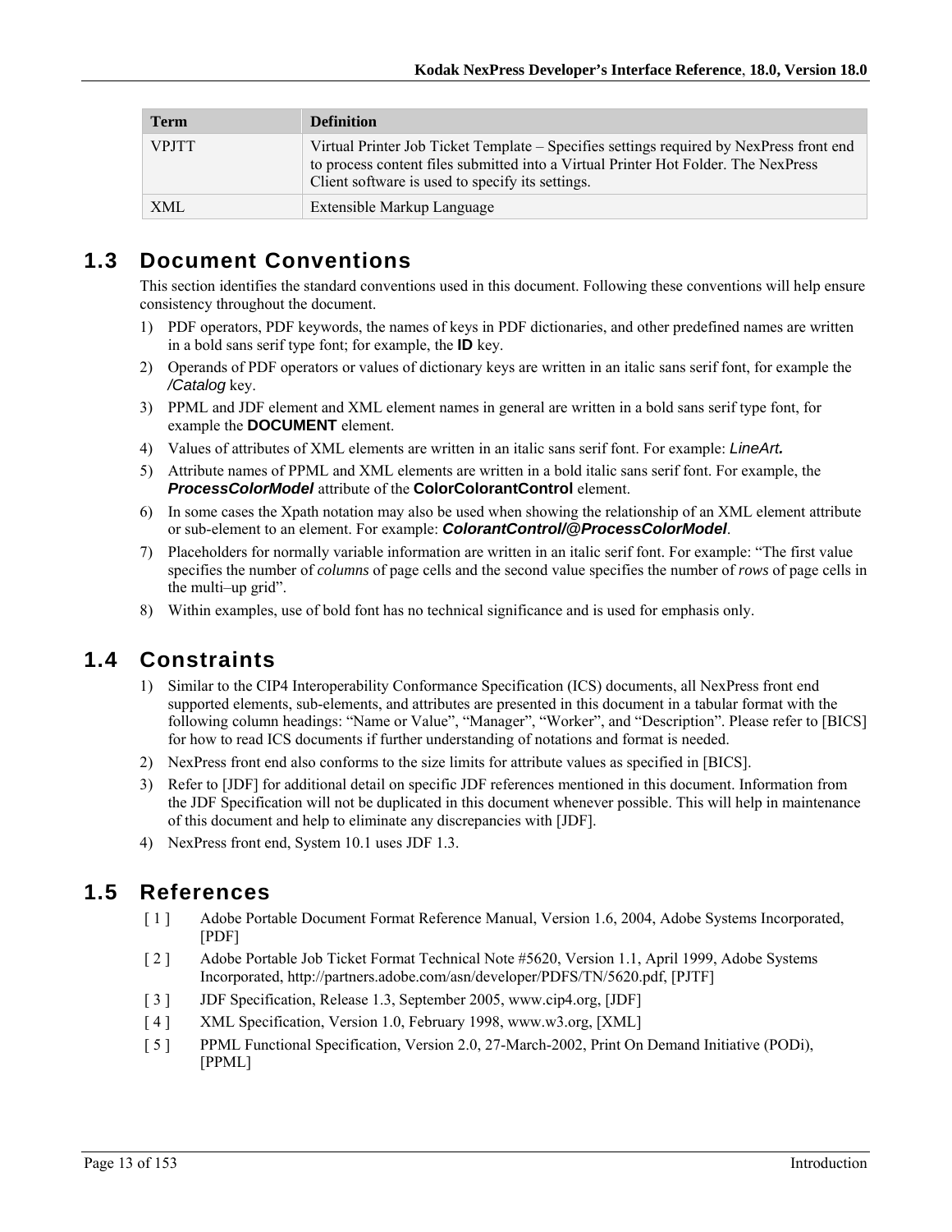| Term | Definition |
|---|---|
| VPJTT | Virtual Printer Job Ticket Template – Specifies settings required by NexPress front end to process content files submitted into a Virtual Printer Hot Folder. The NexPress Client software is used to specify its settings. |
| XML | Extensible Markup Language |

## 1.3 Document Conventions

This section identifies the standard conventions used in this document. Following these conventions will help ensure consistency throughout the document.

1) PDF operators, PDF keywords, the names of keys in PDF dictionaries, and other predefined names are written in a bold sans serif type font; for example, the **ID** key.
2) Operands of PDF operators or values of dictionary keys are written in an italic sans serif font, for example the */Catalog* key.
3) PPML and JDF element and XML element names in general are written in a bold sans serif type font, for example the **DOCUMENT** element.
4) Values of attributes of XML elements are written in an italic sans serif font. For example: *LineArt***.**
5) Attribute names of PPML and XML elements are written in a bold italic sans serif font. For example, the ***ProcessColorModel*** attribute of the **ColorColorantControl** element.
6) In some cases the Xpath notation may also be used when showing the relationship of an XML element attribute or sub-element to an element. For example: ***ColorantControl/@ProcessColorModel***.
7) Placeholders for normally variable information are written in an italic serif font. For example: "The first value specifies the number of *columns* of page cells and the second value specifies the number of *rows* of page cells in the multi–up grid".
8) Within examples, use of bold font has no technical significance and is used for emphasis only.

## 1.4 Constraints

1) Similar to the CIP4 Interoperability Conformance Specification (ICS) documents, all NexPress front end supported elements, sub-elements, and attributes are presented in this document in a tabular format with the following column headings: "Name or Value", "Manager", "Worker", and "Description". Please refer to [BICS] for how to read ICS documents if further understanding of notations and format is needed.
2) NexPress front end also conforms to the size limits for attribute values as specified in [BICS].
3) Refer to [JDF] for additional detail on specific JDF references mentioned in this document. Information from the JDF Specification will not be duplicated in this document whenever possible. This will help in maintenance of this document and help to eliminate any discrepancies with [JDF].
4) NexPress front end, System 10.1 uses JDF 1.3.

## 1.5 References

[ 1 ] Adobe Portable Document Format Reference Manual, Version 1.6, 2004, Adobe Systems Incorporated, [PDF]

[ 2 ] Adobe Portable Job Ticket Format Technical Note #5620, Version 1.1, April 1999, Adobe Systems Incorporated, http://partners.adobe.com/asn/developer/PDFS/TN/5620.pdf, [PJTF]

[ 3 ] JDF Specification, Release 1.3, September 2005, www.cip4.org, [JDF]

[ 4 ] XML Specification, Version 1.0, February 1998, www.w3.org, [XML]

[ 5 ] PPML Functional Specification, Version 2.0, 27-March-2002, Print On Demand Initiative (PODi), [PPML]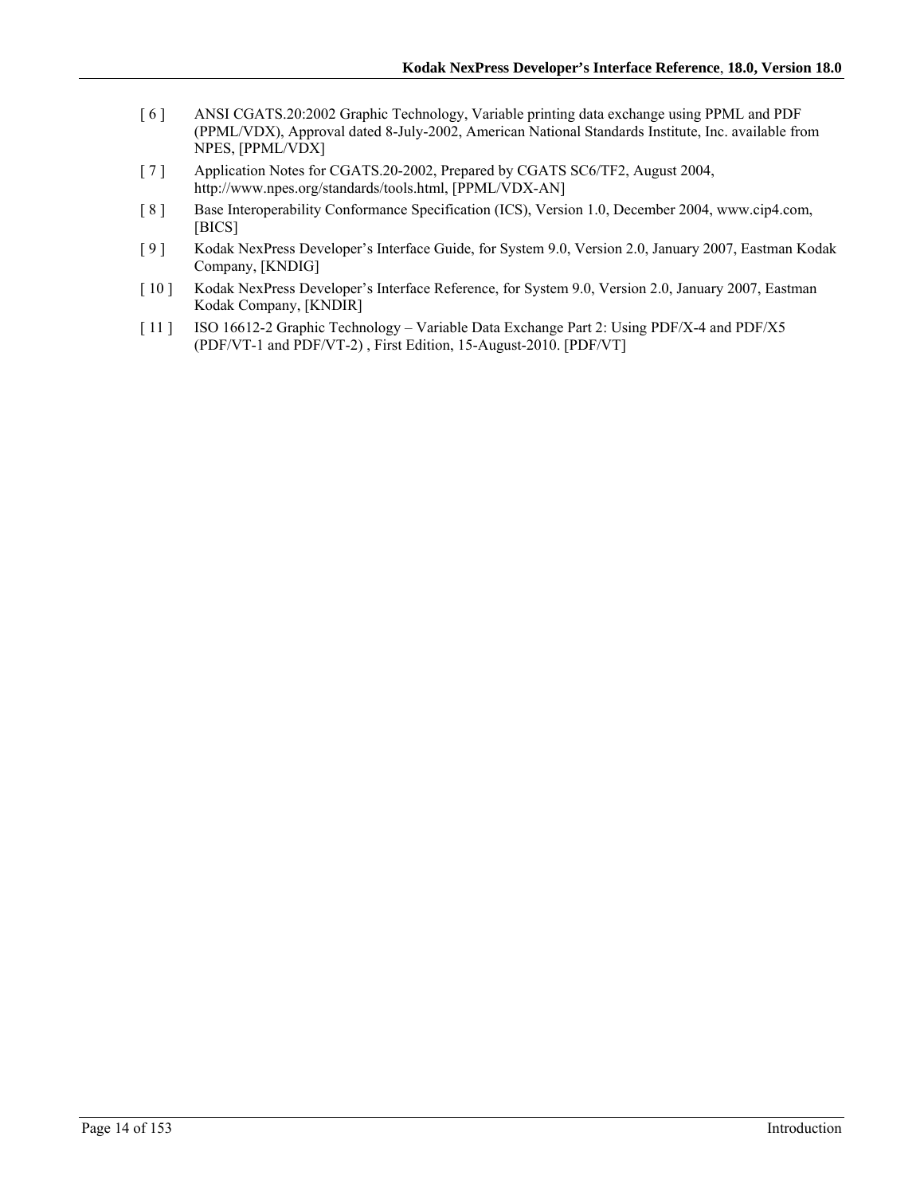[ 6 ] ANSI CGATS.20:2002 Graphic Technology, Variable printing data exchange using PPML and PDF (PPML/VDX), Approval dated 8-July-2002, American National Standards Institute, Inc. available from NPES, [PPML/VDX]

[ 7 ] Application Notes for CGATS.20-2002, Prepared by CGATS SC6/TF2, August 2004, http://www.npes.org/standards/tools.html, [PPML/VDX-AN]

[ 8 ] Base Interoperability Conformance Specification (ICS), Version 1.0, December 2004, www.cip4.com, [BICS]

[ 9 ] Kodak NexPress Developer's Interface Guide, for System 9.0, Version 2.0, January 2007, Eastman Kodak Company, [KNDIG]

[ 10 ] Kodak NexPress Developer's Interface Reference, for System 9.0, Version 2.0, January 2007, Eastman Kodak Company, [KNDIR]

[ 11 ] ISO 16612-2 Graphic Technology – Variable Data Exchange Part 2: Using PDF/X-4 and PDF/X5 (PDF/VT-1 and PDF/VT-2) , First Edition, 15-August-2010. [PDF/VT]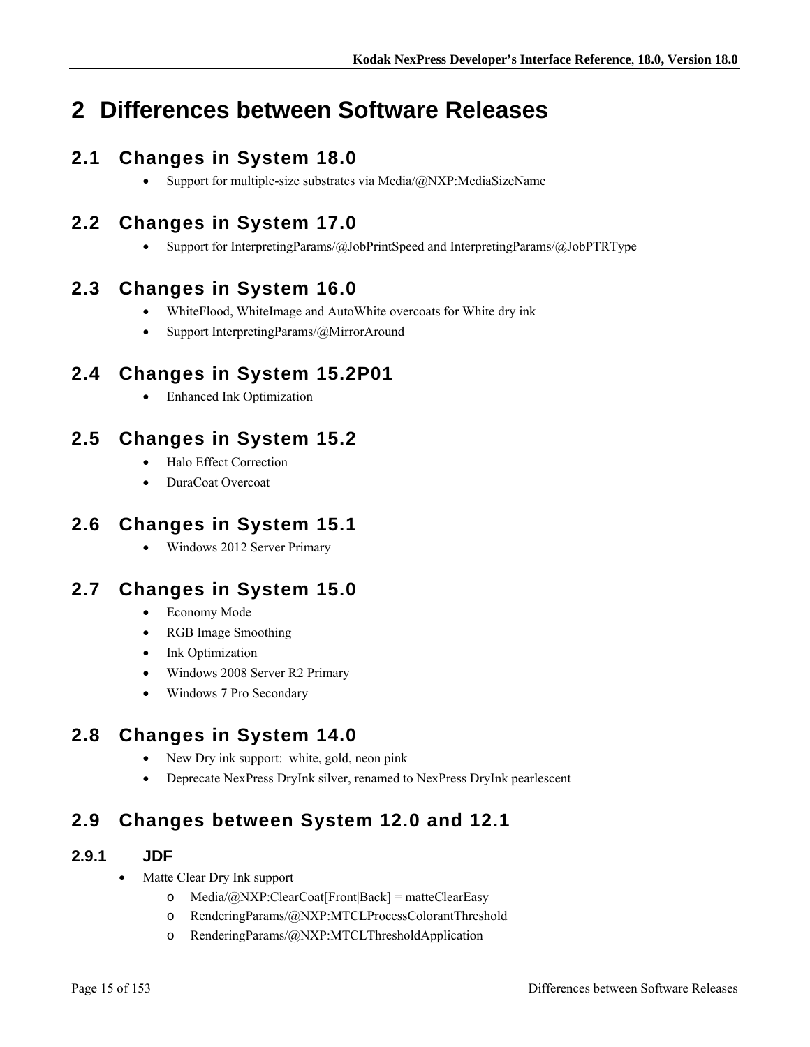# 2 Differences between Software Releases

## 2.1 Changes in System 18.0

- Support for multiple-size substrates via Media/@NXP:MediaSizeName

## 2.2 Changes in System 17.0

- Support for InterpretingParams/@JobPrintSpeed and InterpretingParams/@JobPTRType

## 2.3 Changes in System 16.0

- WhiteFlood, WhiteImage and AutoWhite overcoats for White dry ink
- Support InterpretingParams/@MirrorAround

## 2.4 Changes in System 15.2P01

- Enhanced Ink Optimization

## 2.5 Changes in System 15.2

- Halo Effect Correction
- DuraCoat Overcoat

## 2.6 Changes in System 15.1

- Windows 2012 Server Primary

## 2.7 Changes in System 15.0

- Economy Mode
- RGB Image Smoothing
- Ink Optimization
- Windows 2008 Server R2 Primary
- Windows 7 Pro Secondary

## 2.8 Changes in System 14.0

- New Dry ink support: white, gold, neon pink
- Deprecate NexPress DryInk silver, renamed to NexPress DryInk pearlescent

## 2.9 Changes between System 12.0 and 12.1

### 2.9.1 JDF

- Matte Clear Dry Ink support
  - Media/@NXP:ClearCoat[Front|Back] = matteClearEasy
  - RenderingParams/@NXP:MTCLProcessColorantThreshold
  - RenderingParams/@NXP:MTCLThresholdApplication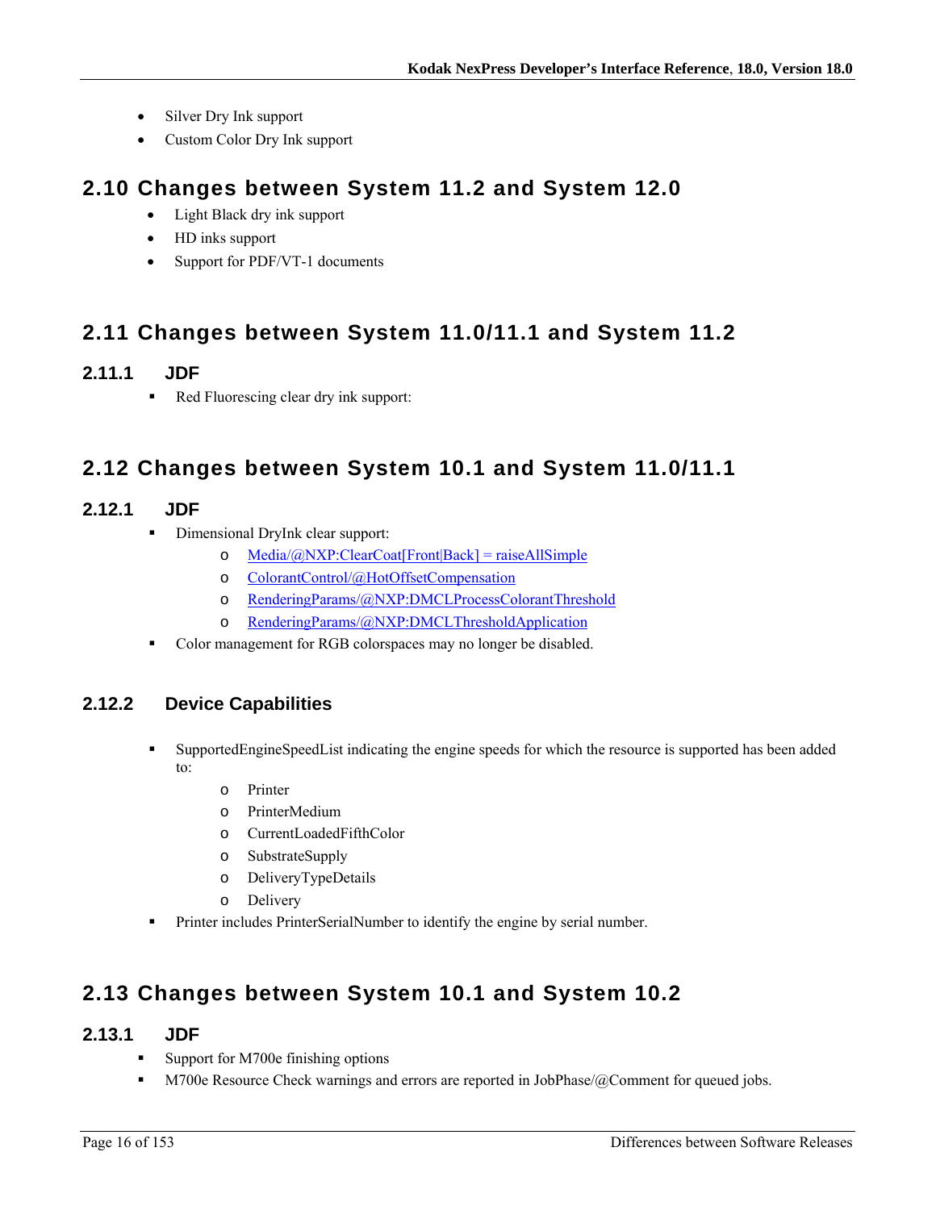- Silver Dry Ink support
- Custom Color Dry Ink support

## 2.10 Changes between System 11.2 and System 12.0

- Light Black dry ink support
- HD inks support
- Support for PDF/VT-1 documents

## 2.11 Changes between System 11.0/11.1 and System 11.2

### 2.11.1 JDF

- Red Fluorescing clear dry ink support:

## 2.12 Changes between System 10.1 and System 11.0/11.1

### 2.12.1 JDF

- Dimensional DryInk clear support:
  - Media/@NXP:ClearCoat[Front|Back] = raiseAllSimple
  - ColorantControl/@HotOffsetCompensation
  - RenderingParams/@NXP:DMCLProcessColorantThreshold
  - RenderingParams/@NXP:DMCLThresholdApplication
- Color management for RGB colorspaces may no longer be disabled.

### 2.12.2 Device Capabilities

- SupportedEngineSpeedList indicating the engine speeds for which the resource is supported has been added to:
  - Printer
  - PrinterMedium
  - CurrentLoadedFifthColor
  - SubstrateSupply
  - DeliveryTypeDetails
  - Delivery
- Printer includes PrinterSerialNumber to identify the engine by serial number.

## 2.13 Changes between System 10.1 and System 10.2

### 2.13.1 JDF

- Support for M700e finishing options
- M700e Resource Check warnings and errors are reported in JobPhase/@Comment for queued jobs.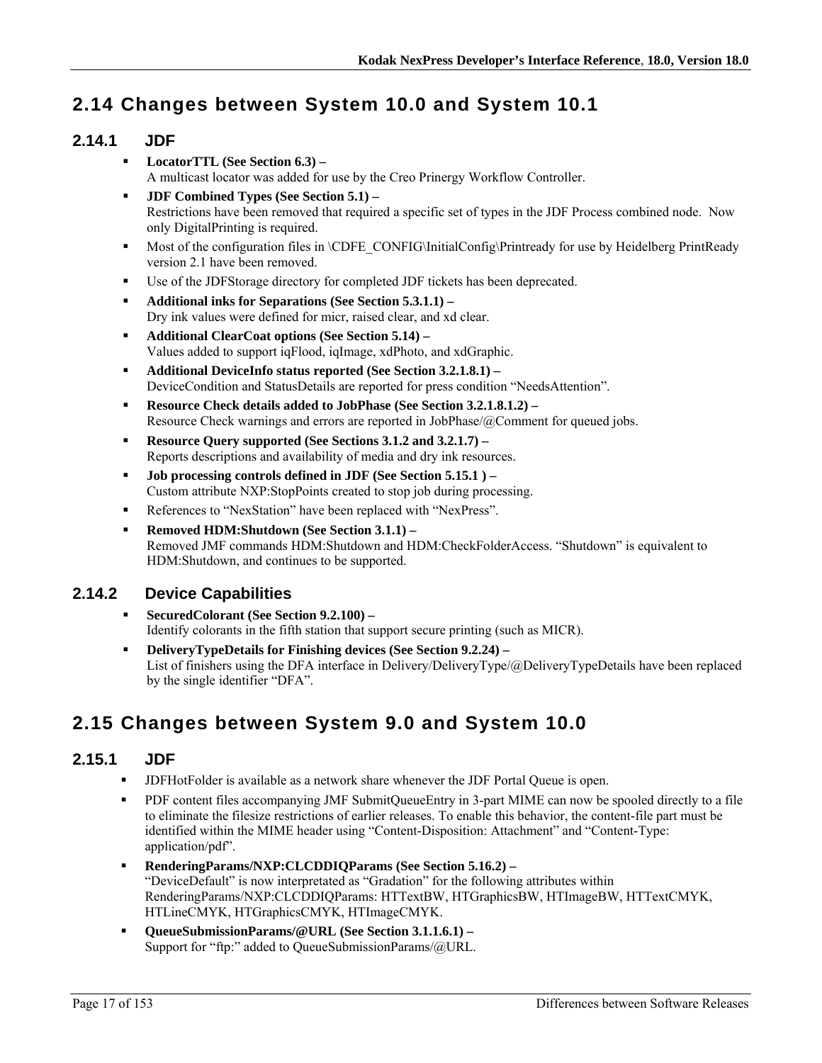## 2.14 Changes between System 10.0 and System 10.1

### 2.14.1 JDF

- **LocatorTTL (See Section 6.3) –**
  A multicast locator was added for use by the Creo Prinergy Workflow Controller.
- **JDF Combined Types (See Section 5.1) –**
  Restrictions have been removed that required a specific set of types in the JDF Process combined node. Now only DigitalPrinting is required.
- Most of the configuration files in \CDFE_CONFIG\InitialConfig\Printready for use by Heidelberg PrintReady version 2.1 have been removed.
- Use of the JDFStorage directory for completed JDF tickets has been deprecated.
- **Additional inks for Separations (See Section 5.3.1.1) –**
  Dry ink values were defined for micr, raised clear, and xd clear.
- **Additional ClearCoat options (See Section 5.14) –**
  Values added to support iqFlood, iqImage, xdPhoto, and xdGraphic.
- **Additional DeviceInfo status reported (See Section 3.2.1.8.1) –**
  DeviceCondition and StatusDetails are reported for press condition "NeedsAttention".
- **Resource Check details added to JobPhase (See Section 3.2.1.8.1.2) –**
  Resource Check warnings and errors are reported in JobPhase/@Comment for queued jobs.
- **Resource Query supported (See Sections 3.1.2 and 3.2.1.7) –**
  Reports descriptions and availability of media and dry ink resources.
- **Job processing controls defined in JDF (See Section 5.15.1 ) –**
  Custom attribute NXP:StopPoints created to stop job during processing.
- References to "NexStation" have been replaced with "NexPress".
- **Removed HDM:Shutdown (See Section 3.1.1) –**
  Removed JMF commands HDM:Shutdown and HDM:CheckFolderAccess. "Shutdown" is equivalent to HDM:Shutdown, and continues to be supported.

### 2.14.2 Device Capabilities

- **SecuredColorant (See Section 9.2.100) –**
  Identify colorants in the fifth station that support secure printing (such as MICR).
- **DeliveryTypeDetails for Finishing devices (See Section 9.2.24) –**
  List of finishers using the DFA interface in Delivery/DeliveryType/@DeliveryTypeDetails have been replaced by the single identifier "DFA".

## 2.15 Changes between System 9.0 and System 10.0

### 2.15.1 JDF

- JDFHotFolder is available as a network share whenever the JDF Portal Queue is open.
- PDF content files accompanying JMF SubmitQueueEntry in 3-part MIME can now be spooled directly to a file to eliminate the filesize restrictions of earlier releases. To enable this behavior, the content-file part must be identified within the MIME header using "Content-Disposition: Attachment" and "Content-Type: application/pdf".
- **RenderingParams/NXP:CLCDDIQParams (See Section 5.16.2) –**
  "DeviceDefault" is now interpretated as "Gradation" for the following attributes within RenderingParams/NXP:CLCDDIQParams: HTTextBW, HTGraphicsBW, HTImageBW, HTTextCMYK, HTLineCMYK, HTGraphicsCMYK, HTImageCMYK.
- **QueueSubmissionParams/@URL (See Section 3.1.1.6.1) –**
  Support for "ftp:" added to QueueSubmissionParams/@URL.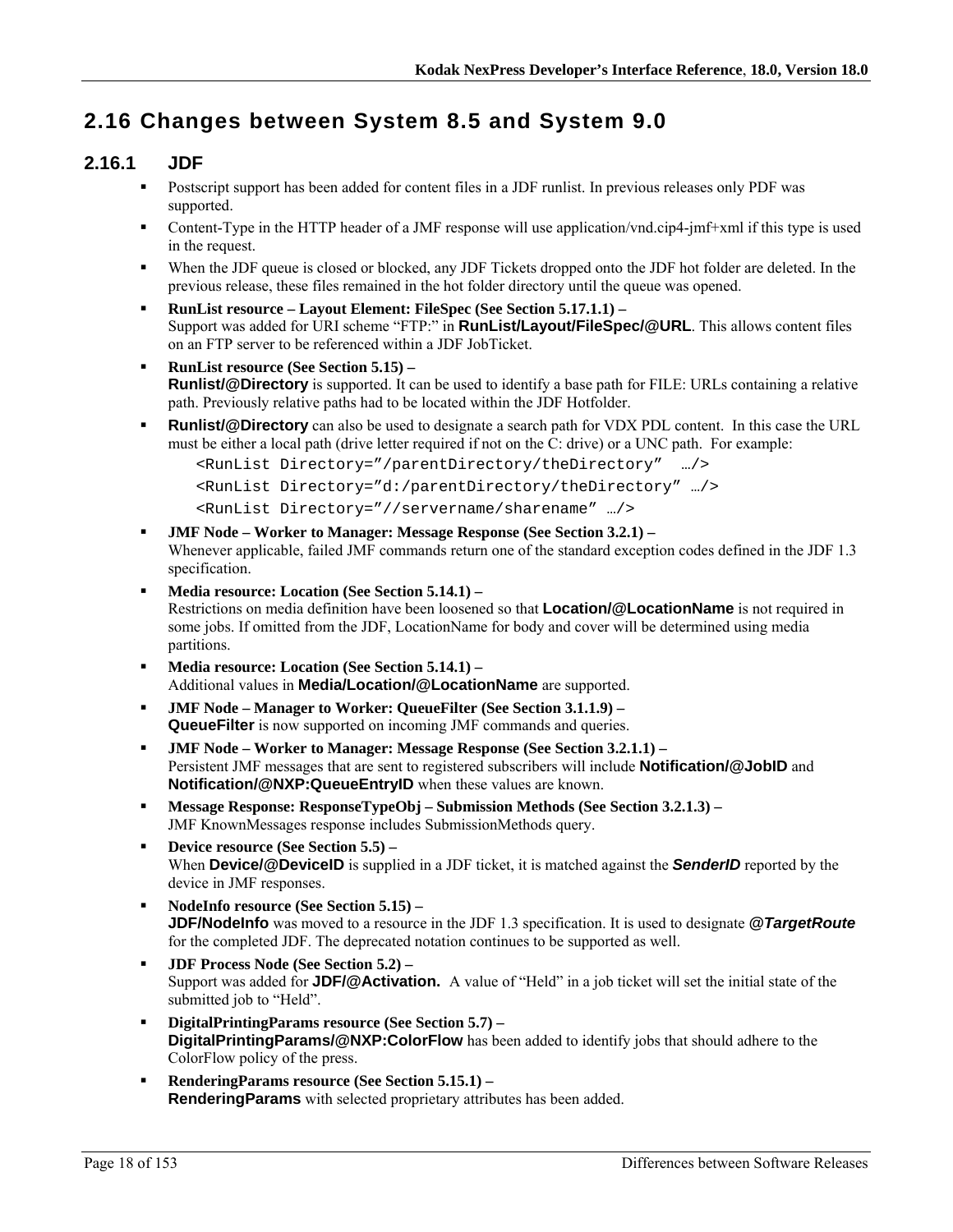## 2.16 Changes between System 8.5 and System 9.0

### 2.16.1 JDF

- Postscript support has been added for content files in a JDF runlist. In previous releases only PDF was supported.
- Content-Type in the HTTP header of a JMF response will use application/vnd.cip4-jmf+xml if this type is used in the request.
- When the JDF queue is closed or blocked, any JDF Tickets dropped onto the JDF hot folder are deleted. In the previous release, these files remained in the hot folder directory until the queue was opened.
- **RunList resource – Layout Element: FileSpec (See Section 5.17.1.1) –**
  Support was added for URI scheme "FTP:" in **RunList/Layout/FileSpec/@URL**. This allows content files on an FTP server to be referenced within a JDF JobTicket.
- **RunList resource (See Section 5.15) –**
  **Runlist/@Directory** is supported. It can be used to identify a base path for FILE: URLs containing a relative path. Previously relative paths had to be located within the JDF Hotfolder.
- **Runlist/@Directory** can also be used to designate a search path for VDX PDL content. In this case the URL must be either a local path (drive letter required if not on the C: drive) or a UNC path. For example:

```
<RunList Directory="/parentDirectory/theDirectory"  …/>
<RunList Directory="d:/parentDirectory/theDirectory" …/>
<RunList Directory="//servername/sharename" …/>
```

- **JMF Node – Worker to Manager: Message Response (See Section 3.2.1) –**
  Whenever applicable, failed JMF commands return one of the standard exception codes defined in the JDF 1.3 specification.
- **Media resource: Location (See Section 5.14.1) –**
  Restrictions on media definition have been loosened so that **Location/@LocationName** is not required in some jobs. If omitted from the JDF, LocationName for body and cover will be determined using media partitions.
- **Media resource: Location (See Section 5.14.1) –**
  Additional values in **Media/Location/@LocationName** are supported.
- **JMF Node – Manager to Worker: QueueFilter (See Section 3.1.1.9) –**
  **QueueFilter** is now supported on incoming JMF commands and queries.
- **JMF Node – Worker to Manager: Message Response (See Section 3.2.1.1) –**
  Persistent JMF messages that are sent to registered subscribers will include **Notification/@JobID** and **Notification/@NXP:QueueEntryID** when these values are known.
- **Message Response: ResponseTypeObj – Submission Methods (See Section 3.2.1.3) –**
  JMF KnownMessages response includes SubmissionMethods query.
- **Device resource (See Section 5.5) –**
  When **Device/@DeviceID** is supplied in a JDF ticket, it is matched against the ***SenderID*** reported by the device in JMF responses.
- **NodeInfo resource (See Section 5.15) –**
  **JDF/NodeInfo** was moved to a resource in the JDF 1.3 specification. It is used to designate ***@TargetRoute*** for the completed JDF. The deprecated notation continues to be supported as well.
- **JDF Process Node (See Section 5.2) –**
  Support was added for **JDF/@Activation.** A value of "Held" in a job ticket will set the initial state of the submitted job to "Held".
- **DigitalPrintingParams resource (See Section 5.7) –**
  **DigitalPrintingParams/@NXP:ColorFlow** has been added to identify jobs that should adhere to the ColorFlow policy of the press.
- **RenderingParams resource (See Section 5.15.1) –**
  **RenderingParams** with selected proprietary attributes has been added.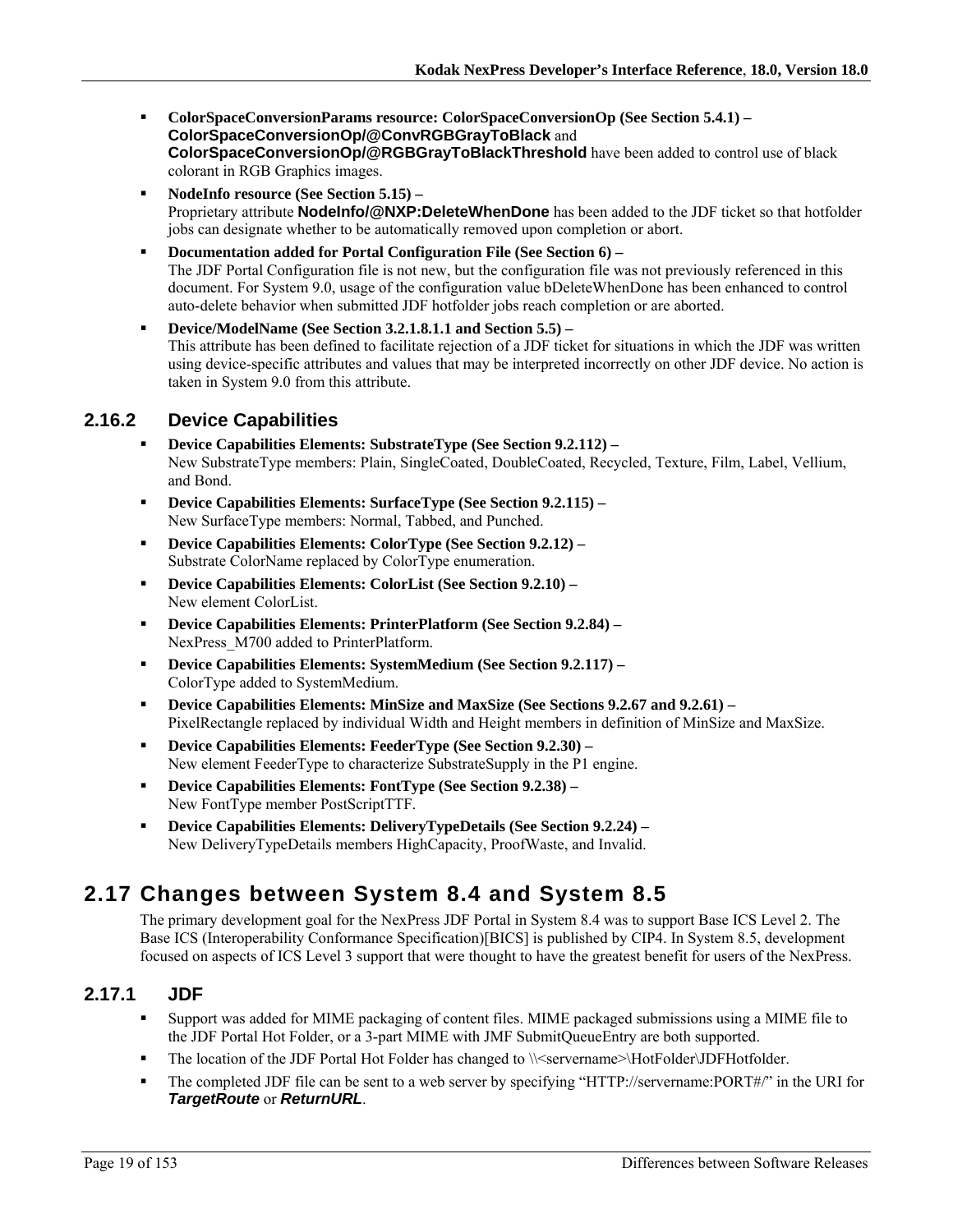- **ColorSpaceConversionParams resource: ColorSpaceConversionOp (See Section 5.4.1) – ColorSpaceConversionOp/@ConvRGBGrayToBlack** and **ColorSpaceConversionOp/@RGBGrayToBlackThreshold** have been added to control use of black colorant in RGB Graphics images.
- **NodeInfo resource (See Section 5.15) –**
  Proprietary attribute **NodeInfo/@NXP:DeleteWhenDone** has been added to the JDF ticket so that hotfolder jobs can designate whether to be automatically removed upon completion or abort.
- **Documentation added for Portal Configuration File (See Section 6) –**
  The JDF Portal Configuration file is not new, but the configuration file was not previously referenced in this document. For System 9.0, usage of the configuration value bDeleteWhenDone has been enhanced to control auto-delete behavior when submitted JDF hotfolder jobs reach completion or are aborted.
- **Device/ModelName (See Section 3.2.1.8.1.1 and Section 5.5) –**
  This attribute has been defined to facilitate rejection of a JDF ticket for situations in which the JDF was written using device-specific attributes and values that may be interpreted incorrectly on other JDF device. No action is taken in System 9.0 from this attribute.

### 2.16.2 Device Capabilities

- **Device Capabilities Elements: SubstrateType (See Section 9.2.112) –**
  New SubstrateType members: Plain, SingleCoated, DoubleCoated, Recycled, Texture, Film, Label, Vellium, and Bond.
- **Device Capabilities Elements: SurfaceType (See Section 9.2.115) –**
  New SurfaceType members: Normal, Tabbed, and Punched.
- **Device Capabilities Elements: ColorType (See Section 9.2.12) –**
  Substrate ColorName replaced by ColorType enumeration.
- **Device Capabilities Elements: ColorList (See Section 9.2.10) –**
  New element ColorList.
- **Device Capabilities Elements: PrinterPlatform (See Section 9.2.84) –**
  NexPress_M700 added to PrinterPlatform.
- **Device Capabilities Elements: SystemMedium (See Section 9.2.117) –**
  ColorType added to SystemMedium.
- **Device Capabilities Elements: MinSize and MaxSize (See Sections 9.2.67 and 9.2.61) –**
  PixelRectangle replaced by individual Width and Height members in definition of MinSize and MaxSize.
- **Device Capabilities Elements: FeederType (See Section 9.2.30) –**
  New element FeederType to characterize SubstrateSupply in the P1 engine.
- **Device Capabilities Elements: FontType (See Section 9.2.38) –**
  New FontType member PostScriptTTF.
- **Device Capabilities Elements: DeliveryTypeDetails (See Section 9.2.24) –**
  New DeliveryTypeDetails members HighCapacity, ProofWaste, and Invalid.

## 2.17 Changes between System 8.4 and System 8.5

The primary development goal for the NexPress JDF Portal in System 8.4 was to support Base ICS Level 2. The Base ICS (Interoperability Conformance Specification)[BICS] is published by CIP4. In System 8.5, development focused on aspects of ICS Level 3 support that were thought to have the greatest benefit for users of the NexPress.

### 2.17.1 JDF

- Support was added for MIME packaging of content files. MIME packaged submissions using a MIME file to the JDF Portal Hot Folder, or a 3-part MIME with JMF SubmitQueueEntry are both supported.
- The location of the JDF Portal Hot Folder has changed to \\<servername>\HotFolder\JDFHotfolder.
- The completed JDF file can be sent to a web server by specifying "HTTP://servername:PORT#/" in the URI for ***TargetRoute*** or ***ReturnURL***.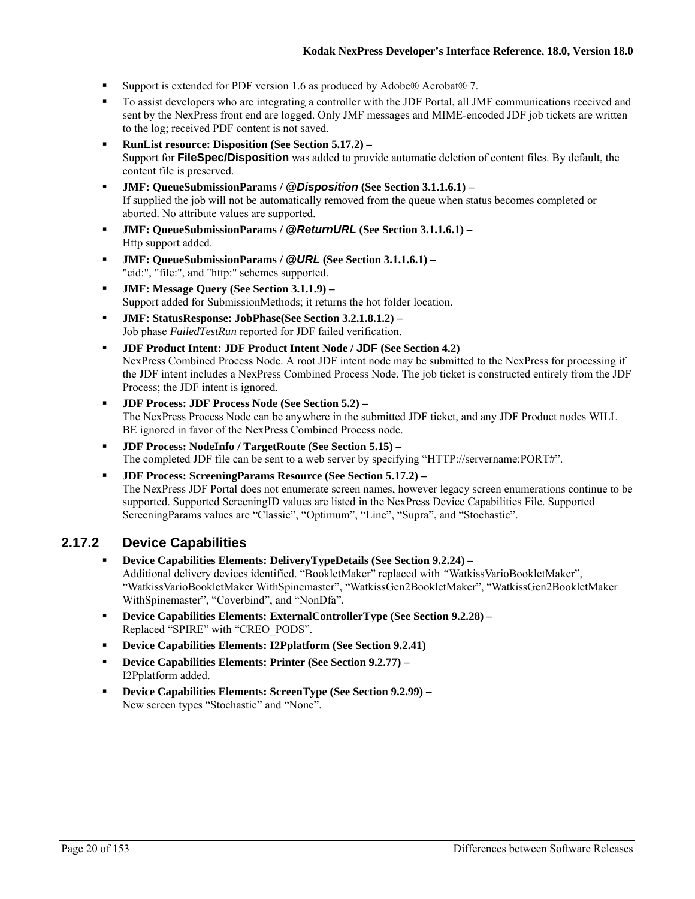- Support is extended for PDF version 1.6 as produced by Adobe® Acrobat® 7.
- To assist developers who are integrating a controller with the JDF Portal, all JMF communications received and sent by the NexPress front end are logged. Only JMF messages and MIME-encoded JDF job tickets are written to the log; received PDF content is not saved.
- **RunList resource: Disposition (See Section 5.17.2) –**
  Support for **FileSpec/Disposition** was added to provide automatic deletion of content files. By default, the content file is preserved.
- **JMF: QueueSubmissionParams / *@Disposition* (See Section 3.1.1.6.1) –**
  If supplied the job will not be automatically removed from the queue when status becomes completed or aborted. No attribute values are supported.
- **JMF: QueueSubmissionParams / *@ReturnURL* (See Section 3.1.1.6.1) –**
  Http support added.
- **JMF: QueueSubmissionParams / *@URL* (See Section 3.1.1.6.1) –**
  "cid:", "file:", and "http:" schemes supported.
- **JMF: Message Query (See Section 3.1.1.9) –**
  Support added for SubmissionMethods; it returns the hot folder location.
- **JMF: StatusResponse: JobPhase(See Section 3.2.1.8.1.2) –**
  Job phase *FailedTestRun* reported for JDF failed verification.
- **JDF Product Intent: JDF Product Intent Node / JDF (See Section 4.2)** –
  NexPress Combined Process Node. A root JDF intent node may be submitted to the NexPress for processing if the JDF intent includes a NexPress Combined Process Node. The job ticket is constructed entirely from the JDF Process; the JDF intent is ignored.
- **JDF Process: JDF Process Node (See Section 5.2) –**
  The NexPress Process Node can be anywhere in the submitted JDF ticket, and any JDF Product nodes WILL BE ignored in favor of the NexPress Combined Process node.
- **JDF Process: NodeInfo / TargetRoute (See Section 5.15) –**
  The completed JDF file can be sent to a web server by specifying "HTTP://servername:PORT#".
- **JDF Process: ScreeningParams Resource (See Section 5.17.2) –**
  The NexPress JDF Portal does not enumerate screen names, however legacy screen enumerations continue to be supported. Supported ScreeningID values are listed in the NexPress Device Capabilities File. Supported ScreeningParams values are "Classic", "Optimum", "Line", "Supra", and "Stochastic".

### 2.17.2 Device Capabilities

- **Device Capabilities Elements: DeliveryTypeDetails (See Section 9.2.24) –**
  Additional delivery devices identified. "BookletMaker" replaced with "WatkissVarioBookletMaker", "WatkissVarioBookletMaker WithSpinemaster", "WatkissGen2BookletMaker", "WatkissGen2BookletMaker WithSpinemaster", "Coverbind", and "NonDfa".
- **Device Capabilities Elements: ExternalControllerType (See Section 9.2.28) –**
  Replaced "SPIRE" with "CREO_PODS".
- **Device Capabilities Elements: I2Pplatform (See Section 9.2.41)**
- **Device Capabilities Elements: Printer (See Section 9.2.77) –**
  I2Pplatform added.
- **Device Capabilities Elements: ScreenType (See Section 9.2.99) –**
  New screen types "Stochastic" and "None".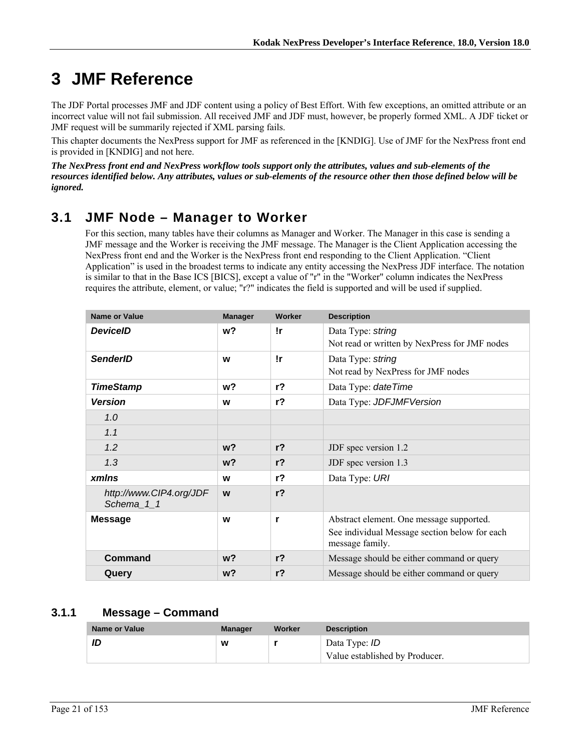# 3 JMF Reference

The JDF Portal processes JMF and JDF content using a policy of Best Effort. With few exceptions, an omitted attribute or an incorrect value will not fail submission. All received JMF and JDF must, however, be properly formed XML. A JDF ticket or JMF request will be summarily rejected if XML parsing fails.

This chapter documents the NexPress support for JMF as referenced in the [KNDIG]. Use of JMF for the NexPress front end is provided in [KNDIG] and not here.

***The NexPress front end and NexPress workflow tools support only the attributes, values and sub-elements of the resources identified below. Any attributes, values or sub-elements of the resource other then those defined below will be ignored.***

## 3.1 JMF Node – Manager to Worker

For this section, many tables have their columns as Manager and Worker. The Manager in this case is sending a JMF message and the Worker is receiving the JMF message. The Manager is the Client Application accessing the NexPress front end and the Worker is the NexPress front end responding to the Client Application. "Client Application" is used in the broadest terms to indicate any entity accessing the NexPress JDF interface. The notation is similar to that in the Base ICS [BICS], except a value of "r" in the "Worker" column indicates the NexPress requires the attribute, element, or value; "r?" indicates the field is supported and will be used if supplied.

| Name or Value | Manager | Worker | Description |
|---|---|---|---|
| ***DeviceID*** | **w?** | **!r** | Data Type: *string*<br>Not read or written by NexPress for JMF nodes |
| ***SenderID*** | **w** | **!r** | Data Type: *string*<br>Not read by NexPress for JMF nodes |
| ***TimeStamp*** | **w?** | **r?** | Data Type: *dateTime* |
| ***Version*** | **w** | **r?** | Data Type: *JDFJMFVersion* |
| *1.0* | | | |
| *1.1* | | | |
| *1.2* | **w?** | **r?** | JDF spec version 1.2 |
| *1.3* | **w?** | **r?** | JDF spec version 1.3 |
| ***xmlns*** | **w** | **r?** | Data Type: *URI* |
| *http://www.CIP4.org/JDFSchema_1_1* | **w** | **r?** | |
| **Message** | **w** | **r** | Abstract element. One message supported.<br>See individual Message section below for each message family. |
| **Command** | **w?** | **r?** | Message should be either command or query |
| **Query** | **w?** | **r?** | Message should be either command or query |

### 3.1.1 Message – Command

| Name or Value | Manager | Worker | Description |
|---|---|---|---|
| ***ID*** | **w** | **r** | Data Type: *ID*<br>Value established by Producer. |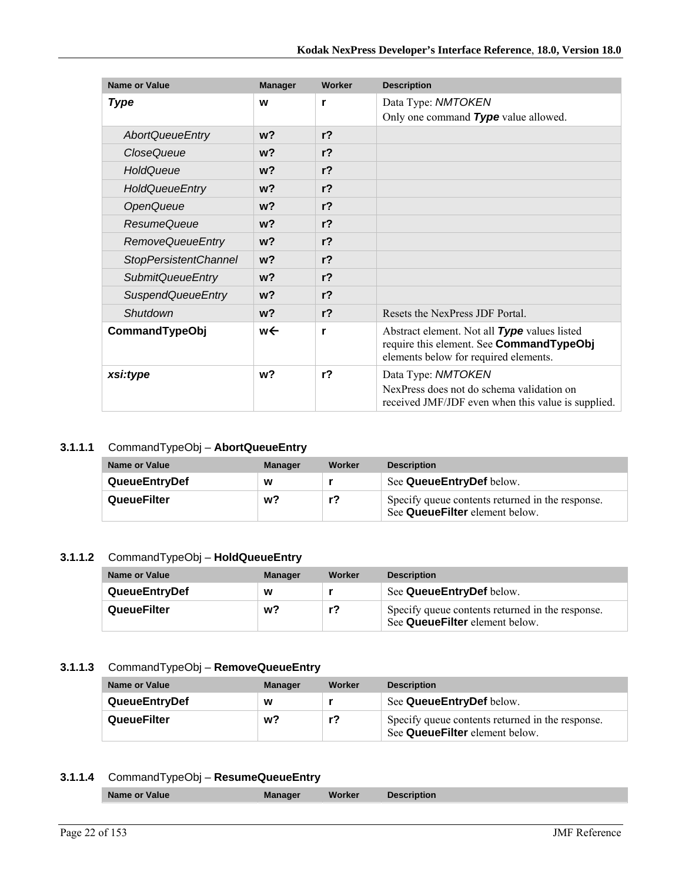| Name or Value | Manager | Worker | Description |
|---|---|---|---|
| ***Type*** | **w** | **r** | Data Type: *NMTOKEN*<br>Only one command ***Type*** value allowed. |
| *AbortQueueEntry* | **w?** | **r?** | |
| *CloseQueue* | **w?** | **r?** | |
| *HoldQueue* | **w?** | **r?** | |
| *HoldQueueEntry* | **w?** | **r?** | |
| *OpenQueue* | **w?** | **r?** | |
| *ResumeQueue* | **w?** | **r?** | |
| *RemoveQueueEntry* | **w?** | **r?** | |
| *StopPersistentChannel* | **w?** | **r?** | |
| *SubmitQueueEntry* | **w?** | **r?** | |
| *SuspendQueueEntry* | **w?** | **r?** | |
| *Shutdown* | **w?** | **r?** | Resets the NexPress JDF Portal. |
| **CommandTypeObj** | **w←** | **r** | Abstract element. Not all ***Type*** values listed require this element. See **CommandTypeObj** elements below for required elements. |
| ***xsi:type*** | **w?** | **r?** | Data Type: *NMTOKEN*<br>NexPress does not do schema validation on received JMF/JDF even when this value is supplied. |

#### 3.1.1.1 CommandTypeObj – **AbortQueueEntry**

| Name or Value | Manager | Worker | Description |
|---|---|---|---|
| **QueueEntryDef** | **w** | **r** | See **QueueEntryDef** below. |
| **QueueFilter** | **w?** | **r?** | Specify queue contents returned in the response. See **QueueFilter** element below. |

#### 3.1.1.2 CommandTypeObj – **HoldQueueEntry**

| Name or Value | Manager | Worker | Description |
|---|---|---|---|
| **QueueEntryDef** | **w** | **r** | See **QueueEntryDef** below. |
| **QueueFilter** | **w?** | **r?** | Specify queue contents returned in the response. See **QueueFilter** element below. |

#### 3.1.1.3 CommandTypeObj – **RemoveQueueEntry**

| Name or Value | Manager | Worker | Description |
|---|---|---|---|
| **QueueEntryDef** | **w** | **r** | See **QueueEntryDef** below. |
| **QueueFilter** | **w?** | **r?** | Specify queue contents returned in the response. See **QueueFilter** element below. |

#### 3.1.1.4 CommandTypeObj – **ResumeQueueEntry**

| Name or Value | Manager | Worker | Description |
|---|---|---|---|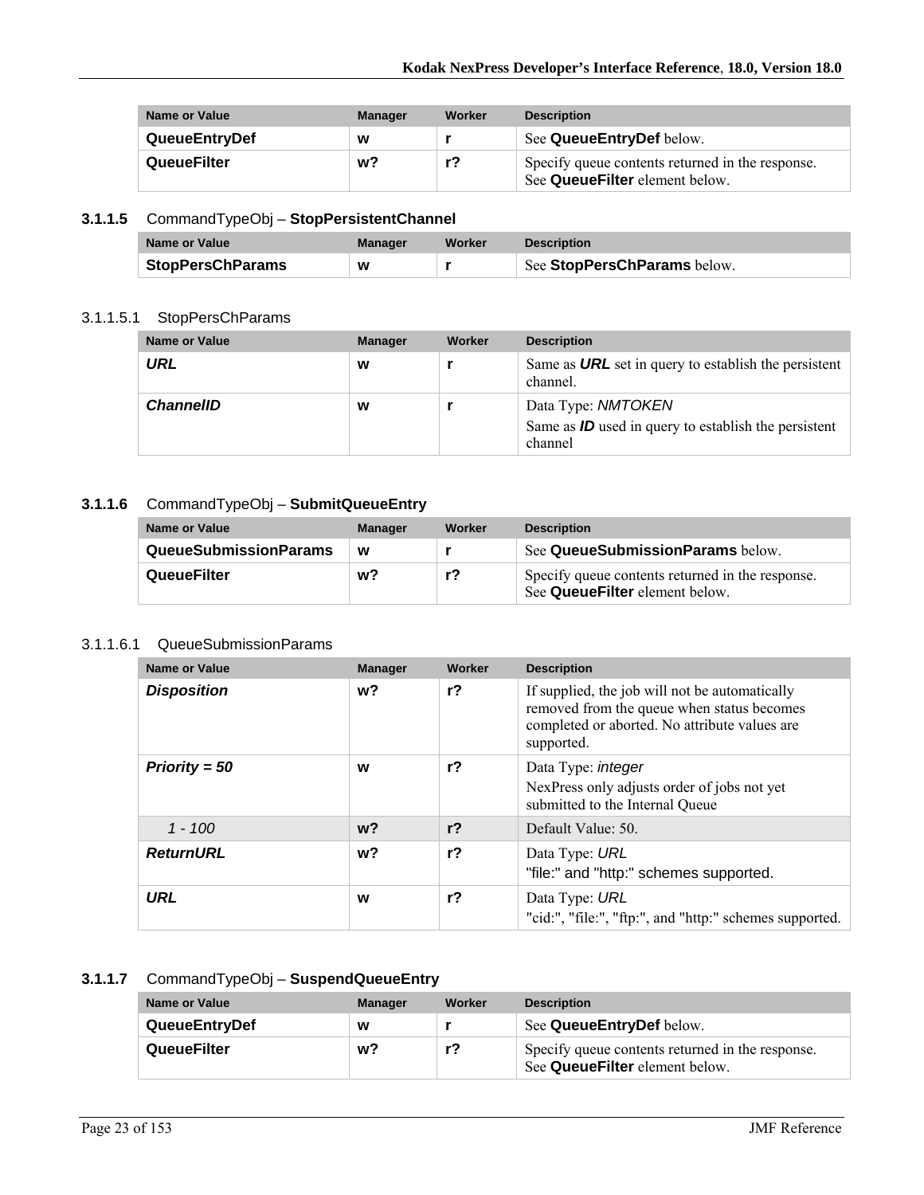| Name or Value | Manager | Worker | Description |
| --- | --- | --- | --- |
| **QueueEntryDef** | **w** | **r** | See **QueueEntryDef** below. |
| **QueueFilter** | **w?** | **r?** | Specify queue contents returned in the response. See **QueueFilter** element below. |

### 3.1.1.5 CommandTypeObj – **StopPersistentChannel**

| Name or Value | Manager | Worker | Description |
| --- | --- | --- | --- |
| **StopPersChParams** | **w** | **r** | See **StopPersChParams** below. |

#### 3.1.1.5.1 StopPersChParams

| Name or Value | Manager | Worker | Description |
| --- | --- | --- | --- |
| ***URL*** | **w** | **r** | Same as ***URL*** set in query to establish the persistent channel. |
| ***ChannelID*** | **w** | **r** | Data Type: *NMTOKEN*<br>Same as ***ID*** used in query to establish the persistent channel |

### 3.1.1.6 CommandTypeObj – **SubmitQueueEntry**

| Name or Value | Manager | Worker | Description |
| --- | --- | --- | --- |
| **QueueSubmissionParams** | **w** | **r** | See **QueueSubmissionParams** below. |
| **QueueFilter** | **w?** | **r?** | Specify queue contents returned in the response. See **QueueFilter** element below. |

#### 3.1.1.6.1 QueueSubmissionParams

| Name or Value | Manager | Worker | Description |
| --- | --- | --- | --- |
| ***Disposition*** | **w?** | **r?** | If supplied, the job will not be automatically removed from the queue when status becomes completed or aborted. No attribute values are supported. |
| ***Priority = 50*** | **w** | **r?** | Data Type: *integer*<br>NexPress only adjusts order of jobs not yet submitted to the Internal Queue |
| *1 - 100* | **w?** | **r?** | Default Value: 50. |
| ***ReturnURL*** | **w?** | **r?** | Data Type: *URL*<br>"file:" and "http:" schemes supported. |
| ***URL*** | **w** | **r?** | Data Type: *URL*<br>"cid:", "file:", "ftp:", and "http:" schemes supported. |

### 3.1.1.7 CommandTypeObj – **SuspendQueueEntry**

| Name or Value | Manager | Worker | Description |
| --- | --- | --- | --- |
| **QueueEntryDef** | **w** | **r** | See **QueueEntryDef** below. |
| **QueueFilter** | **w?** | **r?** | Specify queue contents returned in the response. See **QueueFilter** element below. |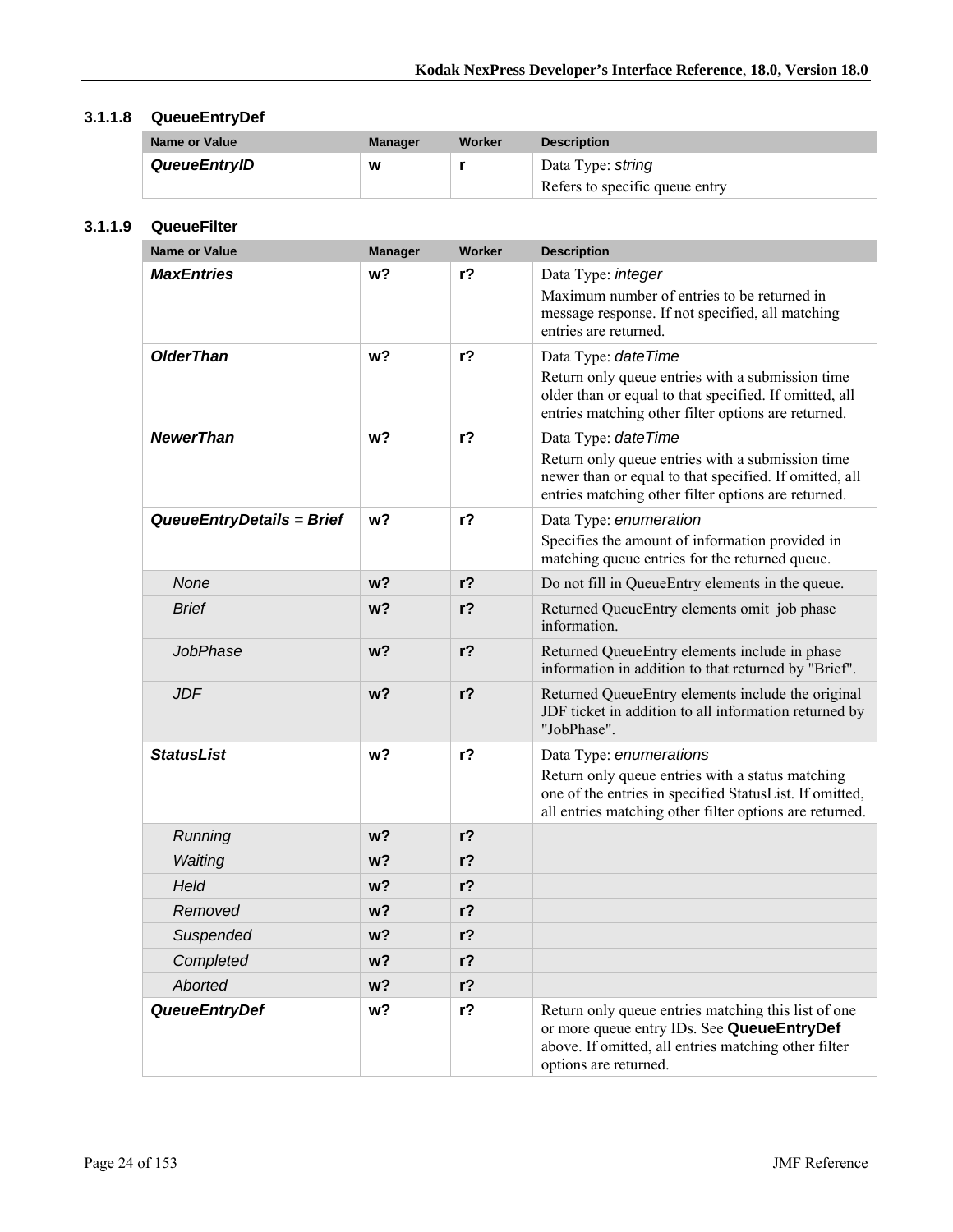### 3.1.1.8 QueueEntryDef

| Name or Value | Manager | Worker | Description |
|---|---|---|---|
| ***QueueEntryID*** | **w** | **r** | Data Type: *string*<br>Refers to specific queue entry |

### 3.1.1.9 QueueFilter

| Name or Value | Manager | Worker | Description |
|---|---|---|---|
| ***MaxEntries*** | **w?** | **r?** | Data Type: *integer*<br>Maximum number of entries to be returned in message response. If not specified, all matching entries are returned. |
| ***OlderThan*** | **w?** | **r?** | Data Type: *dateTime*<br>Return only queue entries with a submission time older than or equal to that specified. If omitted, all entries matching other filter options are returned. |
| ***NewerThan*** | **w?** | **r?** | Data Type: *dateTime*<br>Return only queue entries with a submission time newer than or equal to that specified. If omitted, all entries matching other filter options are returned. |
| ***QueueEntryDetails = Brief*** | **w?** | **r?** | Data Type: *enumeration*<br>Specifies the amount of information provided in matching queue entries for the returned queue. |
| *None* | **w?** | **r?** | Do not fill in QueueEntry elements in the queue. |
| *Brief* | **w?** | **r?** | Returned QueueEntry elements omit job phase information. |
| *JobPhase* | **w?** | **r?** | Returned QueueEntry elements include in phase information in addition to that returned by "Brief". |
| *JDF* | **w?** | **r?** | Returned QueueEntry elements include the original JDF ticket in addition to all information returned by "JobPhase". |
| ***StatusList*** | **w?** | **r?** | Data Type: *enumerations*<br>Return only queue entries with a status matching one of the entries in specified StatusList. If omitted, all entries matching other filter options are returned. |
| *Running* | **w?** | **r?** | |
| *Waiting* | **w?** | **r?** | |
| *Held* | **w?** | **r?** | |
| *Removed* | **w?** | **r?** | |
| *Suspended* | **w?** | **r?** | |
| *Completed* | **w?** | **r?** | |
| *Aborted* | **w?** | **r?** | |
| ***QueueEntryDef*** | **w?** | **r?** | Return only queue entries matching this list of one or more queue entry IDs. See **QueueEntryDef** above. If omitted, all entries matching other filter options are returned. |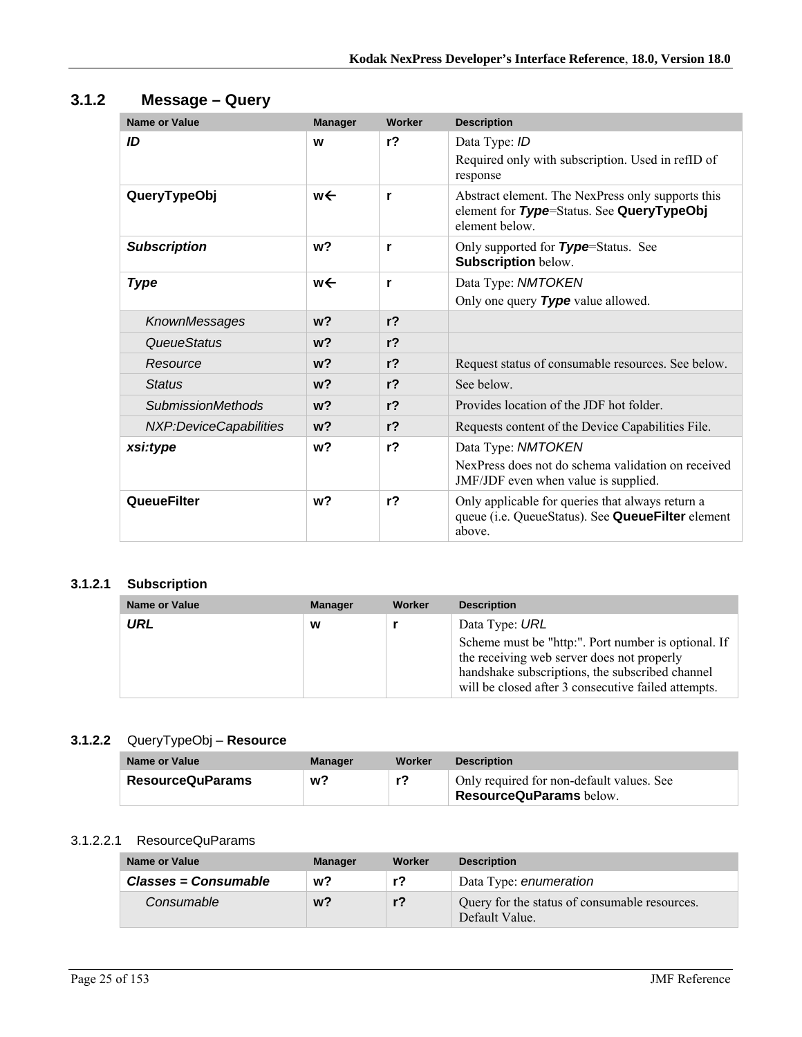## 3.1.2 Message – Query

| Name or Value | Manager | Worker | Description |
|---|---|---|---|
| ***ID*** | **w** | **r?** | Data Type: *ID*<br>Required only with subscription. Used in refID of response |
| **QueryTypeObj** | **w←** | **r** | Abstract element. The NexPress only supports this element for ***Type***=Status. See **QueryTypeObj** element below. |
| ***Subscription*** | **w?** | **r** | Only supported for ***Type***=Status. See **Subscription** below. |
| ***Type*** | **w←** | **r** | Data Type: *NMTOKEN*<br>Only one query ***Type*** value allowed. |
| *KnownMessages* | **w?** | **r?** | |
| *QueueStatus* | **w?** | **r?** | |
| *Resource* | **w?** | **r?** | Request status of consumable resources. See below. |
| *Status* | **w?** | **r?** | See below. |
| *SubmissionMethods* | **w?** | **r?** | Provides location of the JDF hot folder. |
| *NXP:DeviceCapabilities* | **w?** | **r?** | Requests content of the Device Capabilities File. |
| ***xsi:type*** | **w?** | **r?** | Data Type: *NMTOKEN*<br>NexPress does not do schema validation on received JMF/JDF even when value is supplied. |
| **QueueFilter** | **w?** | **r?** | Only applicable for queries that always return a queue (i.e. QueueStatus). See **QueueFilter** element above. |

### 3.1.2.1 Subscription

| Name or Value | Manager | Worker | Description |
|---|---|---|---|
| ***URL*** | **w** | **r** | Data Type: *URL*<br>Scheme must be "http:". Port number is optional. If the receiving web server does not properly handshake subscriptions, the subscribed channel will be closed after 3 consecutive failed attempts. |

### 3.1.2.2 QueryTypeObj – Resource

| Name or Value | Manager | Worker | Description |
|---|---|---|---|
| **ResourceQuParams** | **w?** | **r?** | Only required for non-default values. See **ResourceQuParams** below. |

#### 3.1.2.2.1 ResourceQuParams

| Name or Value | Manager | Worker | Description |
|---|---|---|---|
| ***Classes = Consumable*** | **w?** | **r?** | Data Type: *enumeration* |
| *Consumable* | **w?** | **r?** | Query for the status of consumable resources. Default Value. |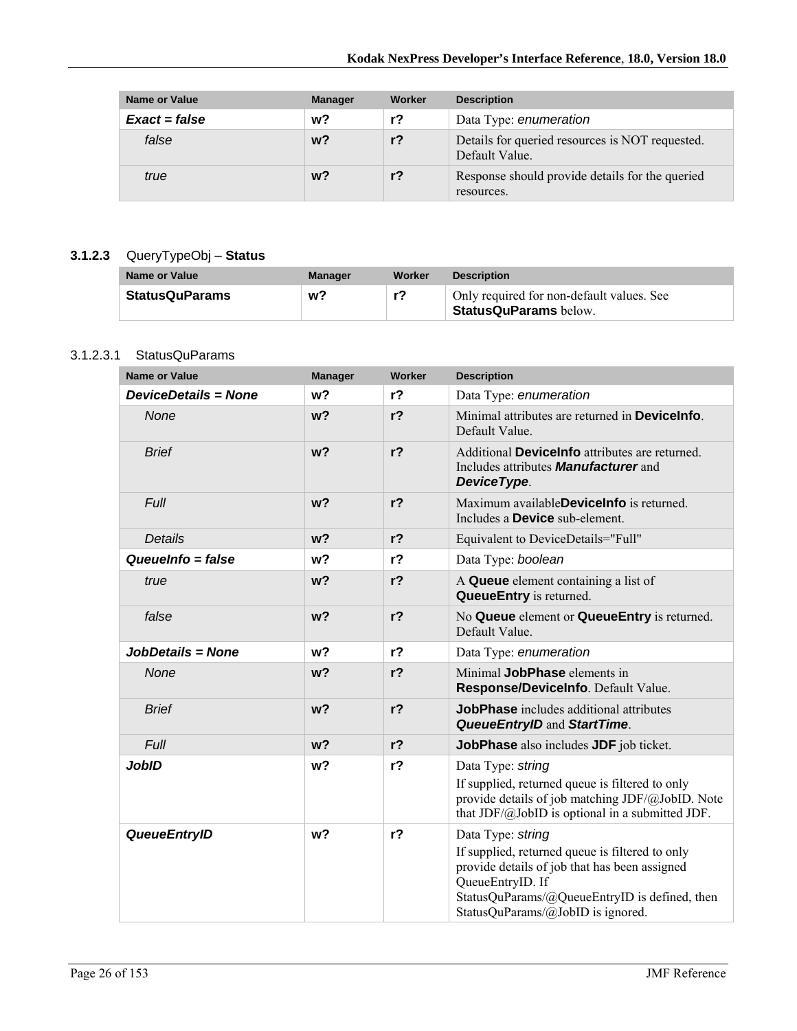| Name or Value | Manager | Worker | Description |
|---|---|---|---|
| ***Exact = false*** | **w?** | **r?** | Data Type: *enumeration* |
| *false* | **w?** | **r?** | Details for queried resources is NOT requested. Default Value. |
| *true* | **w?** | **r?** | Response should provide details for the queried resources. |

### 3.1.2.3 QueryTypeObj – **Status**

| Name or Value | Manager | Worker | Description |
|---|---|---|---|
| **StatusQuParams** | **w?** | **r?** | Only required for non-default values. See **StatusQuParams** below. |

#### 3.1.2.3.1 StatusQuParams

| Name or Value | Manager | Worker | Description |
|---|---|---|---|
| ***DeviceDetails = None*** | **w?** | **r?** | Data Type: *enumeration* |
| *None* | **w?** | **r?** | Minimal attributes are returned in **DeviceInfo**. Default Value. |
| *Brief* | **w?** | **r?** | Additional **DeviceInfo** attributes are returned. Includes attributes ***Manufacturer*** and ***DeviceType***. |
| *Full* | **w?** | **r?** | Maximum available**DeviceInfo** is returned. Includes a **Device** sub-element. |
| *Details* | **w?** | **r?** | Equivalent to DeviceDetails="Full" |
| ***QueueInfo = false*** | **w?** | **r?** | Data Type: *boolean* |
| *true* | **w?** | **r?** | A **Queue** element containing a list of **QueueEntry** is returned. |
| *false* | **w?** | **r?** | No **Queue** element or **QueueEntry** is returned. Default Value. |
| ***JobDetails = None*** | **w?** | **r?** | Data Type: *enumeration* |
| *None* | **w?** | **r?** | Minimal **JobPhase** elements in **Response/DeviceInfo**. Default Value. |
| *Brief* | **w?** | **r?** | **JobPhase** includes additional attributes ***QueueEntryID*** and ***StartTime***. |
| *Full* | **w?** | **r?** | **JobPhase** also includes **JDF** job ticket. |
| ***JobID*** | **w?** | **r?** | Data Type: *string*<br>If supplied, returned queue is filtered to only provide details of job matching JDF/@JobID. Note that JDF/@JobID is optional in a submitted JDF. |
| ***QueueEntryID*** | **w?** | **r?** | Data Type: *string*<br>If supplied, returned queue is filtered to only provide details of job that has been assigned QueueEntryID. If StatusQuParams/@QueueEntryID is defined, then StatusQuParams/@JobID is ignored. |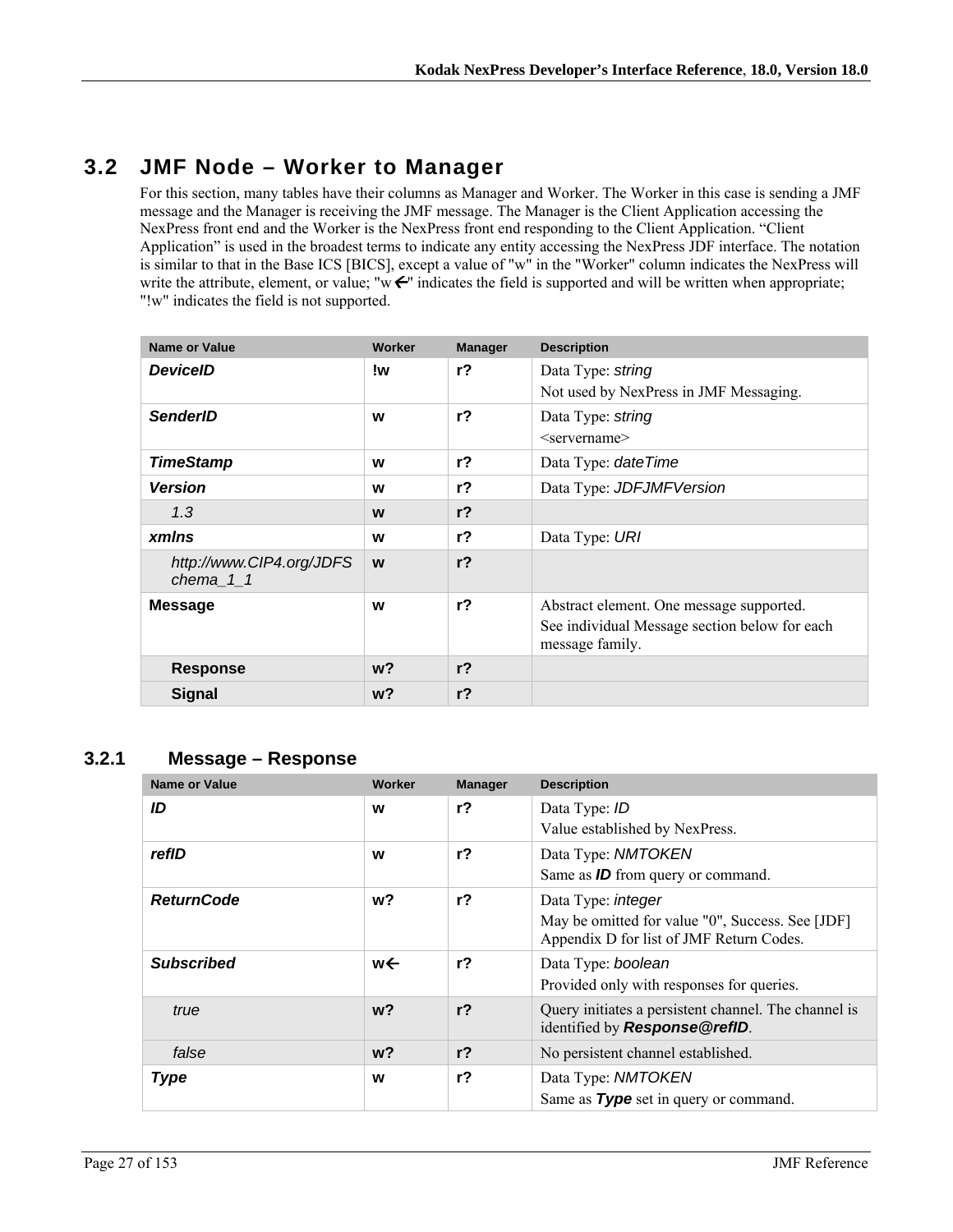## 3.2 JMF Node – Worker to Manager

For this section, many tables have their columns as Manager and Worker. The Worker in this case is sending a JMF message and the Manager is receiving the JMF message. The Manager is the Client Application accessing the NexPress front end and the Worker is the NexPress front end responding to the Client Application. "Client Application" is used in the broadest terms to indicate any entity accessing the NexPress JDF interface. The notation is similar to that in the Base ICS [BICS], except a value of "w" in the "Worker" column indicates the NexPress will write the attribute, element, or value; "w🡐" indicates the field is supported and will be written when appropriate; "!w" indicates the field is not supported.

| Name or Value | Worker | Manager | Description |
|---|---|---|---|
| ***DeviceID*** | **!w** | **r?** | Data Type: *string*<br>Not used by NexPress in JMF Messaging. |
| ***SenderID*** | **w** | **r?** | Data Type: *string*<br><servername> |
| ***TimeStamp*** | **w** | **r?** | Data Type: *dateTime* |
| ***Version*** | **w** | **r?** | Data Type: *JDFJMFVersion* |
| *1.3* | **w** | **r?** | |
| ***xmlns*** | **w** | **r?** | Data Type: *URI* |
| *http://www.CIP4.org/JDFSchema_1_1* | **w** | **r?** | |
| **Message** | **w** | **r?** | Abstract element. One message supported.<br>See individual Message section below for each message family. |
| **Response** | **w?** | **r?** | |
| **Signal** | **w?** | **r?** | |

### 3.2.1 Message – Response

| Name or Value | Worker | Manager | Description |
|---|---|---|---|
| ***ID*** | **w** | **r?** | Data Type: *ID*<br>Value established by NexPress. |
| ***refID*** | **w** | **r?** | Data Type: *NMTOKEN*<br>Same as ***ID*** from query or command. |
| ***ReturnCode*** | **w?** | **r?** | Data Type: *integer*<br>May be omitted for value "0", Success. See [JDF] Appendix D for list of JMF Return Codes. |
| ***Subscribed*** | **w🡐** | **r?** | Data Type: *boolean*<br>Provided only with responses for queries. |
| *true* | **w?** | **r?** | Query initiates a persistent channel. The channel is identified by ***Response@refID***. |
| *false* | **w?** | **r?** | No persistent channel established. |
| ***Type*** | **w** | **r?** | Data Type: *NMTOKEN*<br>Same as ***Type*** set in query or command. |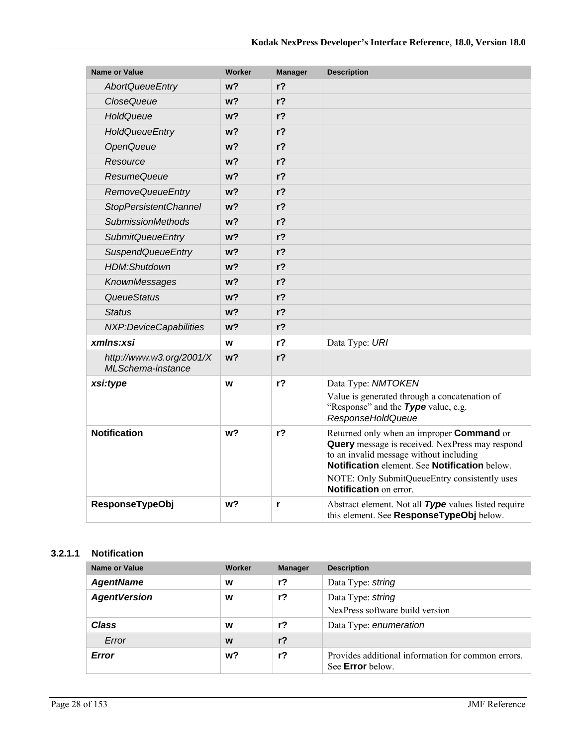| Name or Value | Worker | Manager | Description |
|---|---|---|---|
| *AbortQueueEntry* | **w?** | **r?** | |
| *CloseQueue* | **w?** | **r?** | |
| *HoldQueue* | **w?** | **r?** | |
| *HoldQueueEntry* | **w?** | **r?** | |
| *OpenQueue* | **w?** | **r?** | |
| *Resource* | **w?** | **r?** | |
| *ResumeQueue* | **w?** | **r?** | |
| *RemoveQueueEntry* | **w?** | **r?** | |
| *StopPersistentChannel* | **w?** | **r?** | |
| *SubmissionMethods* | **w?** | **r?** | |
| *SubmitQueueEntry* | **w?** | **r?** | |
| *SuspendQueueEntry* | **w?** | **r?** | |
| *HDM:Shutdown* | **w?** | **r?** | |
| *KnownMessages* | **w?** | **r?** | |
| *QueueStatus* | **w?** | **r?** | |
| *Status* | **w?** | **r?** | |
| *NXP:DeviceCapabilities* | **w?** | **r?** | |
| ***xmlns:xsi*** | **w** | **r?** | Data Type: *URI* |
| *http://www.w3.org/2001/XMLSchema-instance* | **w?** | **r?** | |
| ***xsi:type*** | **w** | **r?** | Data Type: *NMTOKEN*<br>Value is generated through a concatenation of "Response" and the ***Type*** value, e.g. *ResponseHoldQueue* |
| **Notification** | **w?** | **r?** | Returned only when an improper **Command** or **Query** message is received. NexPress may respond to an invalid message without including **Notification** element. See **Notification** below.<br>NOTE: Only SubmitQueueEntry consistently uses **Notification** on error. |
| **ResponseTypeObj** | **w?** | **r** | Abstract element. Not all ***Type*** values listed require this element. See **ResponseTypeObj** below. |

#### 3.2.1.1 Notification

| Name or Value | Worker | Manager | Description |
|---|---|---|---|
| ***AgentName*** | **w** | **r?** | Data Type: *string* |
| ***AgentVersion*** | **w** | **r?** | Data Type: *string*<br>NexPress software build version |
| ***Class*** | **w** | **r?** | Data Type: *enumeration* |
| *Error* | **w** | **r?** | |
| ***Error*** | **w?** | **r?** | Provides additional information for common errors. See **Error** below. |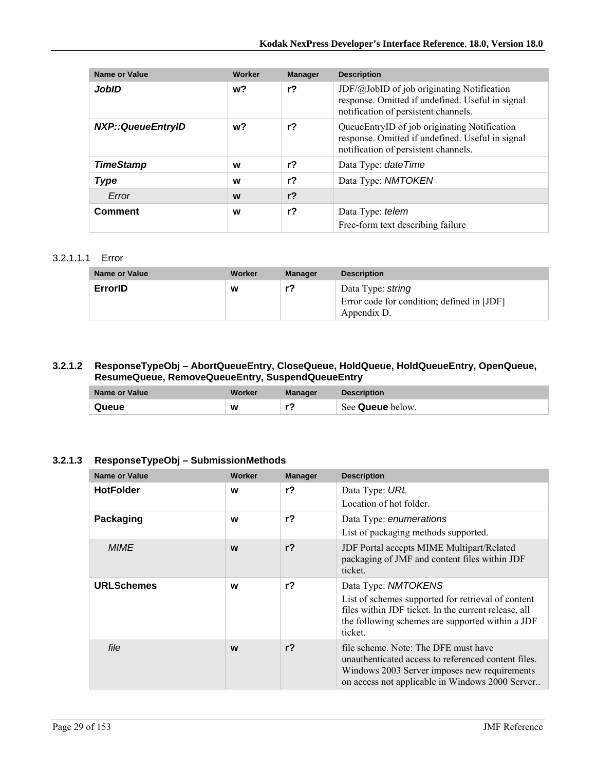| Name or Value | Worker | Manager | Description |
|---|---|---|---|
| ***JobID*** | **w?** | **r?** | JDF/@JobID of job originating Notification response. Omitted if undefined. Useful in signal notification of persistent channels. |
| ***NXP::QueueEntryID*** | **w?** | **r?** | QueueEntryID of job originating Notification response. Omitted if undefined. Useful in signal notification of persistent channels. |
| ***TimeStamp*** | **w** | **r?** | Data Type: *dateTime* |
| ***Type*** | **w** | **r?** | Data Type: *NMTOKEN* |
| *Error* | **w** | **r?** | |
| **Comment** | **w** | **r?** | Data Type: *telem*<br>Free-form text describing failure |

#### 3.2.1.1.1 Error

| Name or Value | Worker | Manager | Description |
|---|---|---|---|
| **ErrorID** | **w** | **r?** | Data Type: *string*<br>Error code for condition; defined in [JDF] Appendix D. |

### 3.2.1.2 ResponseTypeObj – AbortQueueEntry, CloseQueue, HoldQueue, HoldQueueEntry, OpenQueue, ResumeQueue, RemoveQueueEntry, SuspendQueueEntry

| Name or Value | Worker | Manager | Description |
|---|---|---|---|
| **Queue** | **w** | **r?** | See **Queue** below. |

### 3.2.1.3 ResponseTypeObj – SubmissionMethods

| Name or Value | Worker | Manager | Description |
|---|---|---|---|
| **HotFolder** | **w** | **r?** | Data Type: *URL*<br>Location of hot folder. |
| **Packaging** | **w** | **r?** | Data Type: *enumerations*<br>List of packaging methods supported. |
| *MIME* | **w** | **r?** | JDF Portal accepts MIME Multipart/Related packaging of JMF and content files within JDF ticket. |
| **URLSchemes** | **w** | **r?** | Data Type: *NMTOKENS*<br>List of schemes supported for retrieval of content files within JDF ticket. In the current release, all the following schemes are supported within a JDF ticket. |
| *file* | **w** | **r?** | file scheme. Note: The DFE must have unauthenticated access to referenced content files. Windows 2003 Server imposes new requirements on access not applicable in Windows 2000 Server.. |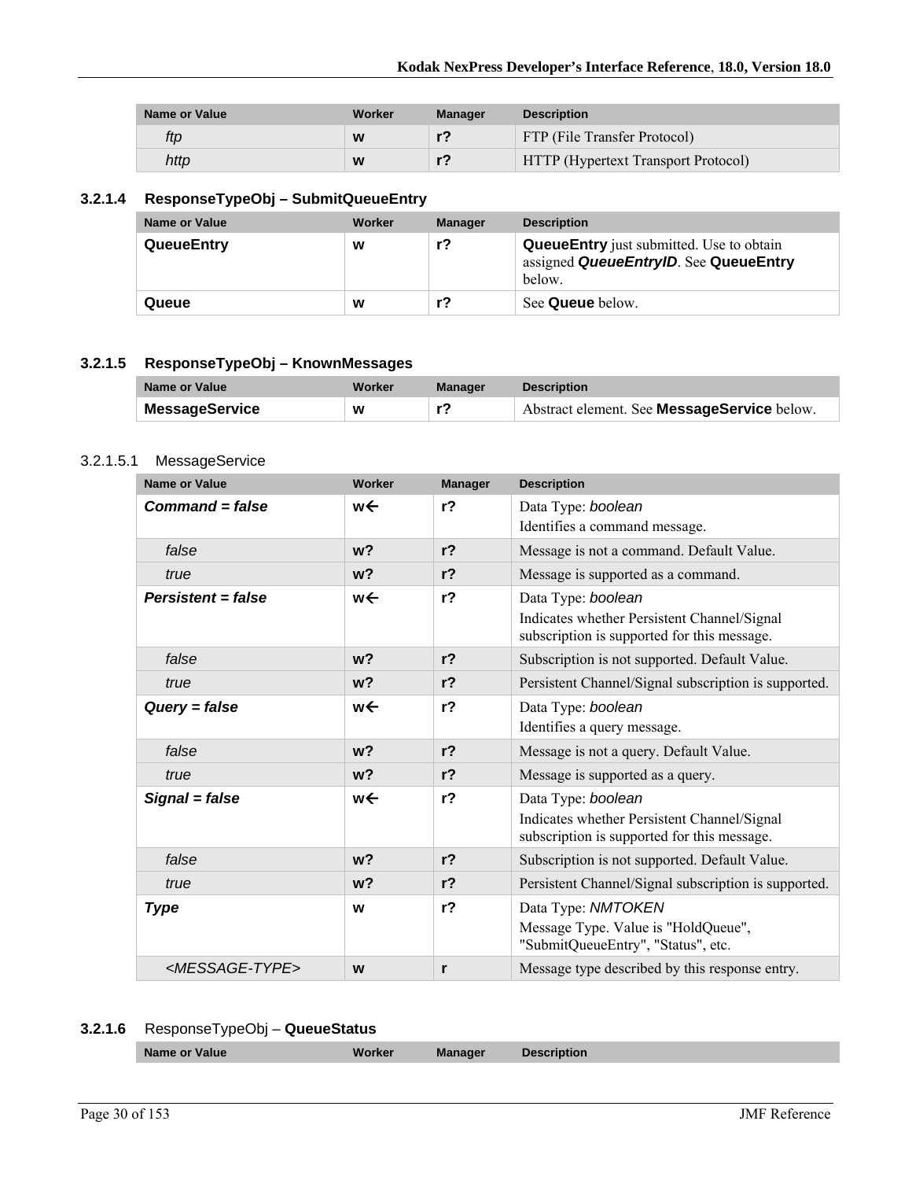| Name or Value | Worker | Manager | Description |
|---|---|---|---|
| *ftp* | **w** | **r?** | FTP (File Transfer Protocol) |
| *http* | **w** | **r?** | HTTP (Hypertext Transport Protocol) |

### 3.2.1.4 ResponseTypeObj – SubmitQueueEntry

| Name or Value | Worker | Manager | Description |
|---|---|---|---|
| **QueueEntry** | **w** | **r?** | **QueueEntry** just submitted. Use to obtain assigned ***QueueEntryID***. See **QueueEntry** below. |
| **Queue** | **w** | **r?** | See **Queue** below. |

### 3.2.1.5 ResponseTypeObj – KnownMessages

| Name or Value | Worker | Manager | Description |
|---|---|---|---|
| **MessageService** | **w** | **r?** | Abstract element. See **MessageService** below. |

#### 3.2.1.5.1 MessageService

| Name or Value | Worker | Manager | Description |
|---|---|---|---|
| ***Command = false*** | **w←** | **r?** | Data Type: *boolean*<br>Identifies a command message. |
| *false* | **w?** | **r?** | Message is not a command. Default Value. |
| *true* | **w?** | **r?** | Message is supported as a command. |
| ***Persistent = false*** | **w←** | **r?** | Data Type: *boolean*<br>Indicates whether Persistent Channel/Signal subscription is supported for this message. |
| *false* | **w?** | **r?** | Subscription is not supported. Default Value. |
| *true* | **w?** | **r?** | Persistent Channel/Signal subscription is supported. |
| ***Query = false*** | **w←** | **r?** | Data Type: *boolean*<br>Identifies a query message. |
| *false* | **w?** | **r?** | Message is not a query. Default Value. |
| *true* | **w?** | **r?** | Message is supported as a query. |
| ***Signal = false*** | **w←** | **r?** | Data Type: *boolean*<br>Indicates whether Persistent Channel/Signal subscription is supported for this message. |
| *false* | **w?** | **r?** | Subscription is not supported. Default Value. |
| *true* | **w?** | **r?** | Persistent Channel/Signal subscription is supported. |
| ***Type*** | **w** | **r?** | Data Type: *NMTOKEN*<br>Message Type. Value is "HoldQueue", "SubmitQueueEntry", "Status", etc. |
| *<MESSAGE-TYPE>* | **w** | **r** | Message type described by this response entry. |

### 3.2.1.6 ResponseTypeObj – QueueStatus

| Name or Value | Worker | Manager | Description |
|---|---|---|---|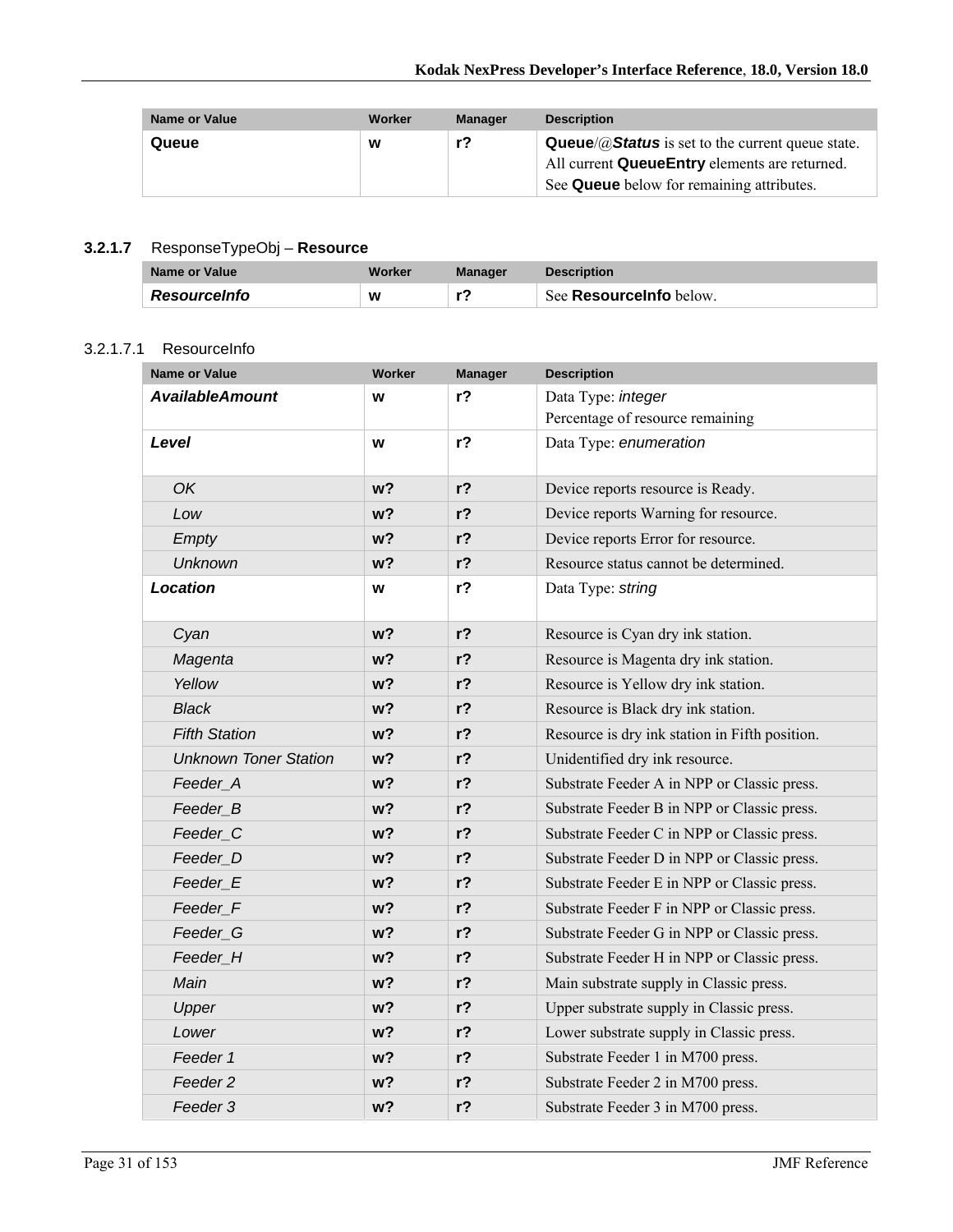| Name or Value | Worker | Manager | Description |
| --- | --- | --- | --- |
| **Queue** | **w** | **r?** | **Queue**/@***Status*** is set to the current queue state. All current **QueueEntry** elements are returned. See **Queue** below for remaining attributes. |

### 3.2.1.7 ResponseTypeObj – **Resource**

| Name or Value | Worker | Manager | Description |
| --- | --- | --- | --- |
| ***ResourceInfo*** | **w** | **r?** | See **ResourceInfo** below. |

#### 3.2.1.7.1 ResourceInfo

| Name or Value | Worker | Manager | Description |
| --- | --- | --- | --- |
| ***AvailableAmount*** | **w** | **r?** | Data Type: *integer*<br>Percentage of resource remaining |
| ***Level*** | **w** | **r?** | Data Type: *enumeration* |
| *OK* | **w?** | **r?** | Device reports resource is Ready. |
| *Low* | **w?** | **r?** | Device reports Warning for resource. |
| *Empty* | **w?** | **r?** | Device reports Error for resource. |
| *Unknown* | **w?** | **r?** | Resource status cannot be determined. |
| ***Location*** | **w** | **r?** | Data Type: *string* |
| *Cyan* | **w?** | **r?** | Resource is Cyan dry ink station. |
| *Magenta* | **w?** | **r?** | Resource is Magenta dry ink station. |
| *Yellow* | **w?** | **r?** | Resource is Yellow dry ink station. |
| *Black* | **w?** | **r?** | Resource is Black dry ink station. |
| *Fifth Station* | **w?** | **r?** | Resource is dry ink station in Fifth position. |
| *Unknown Toner Station* | **w?** | **r?** | Unidentified dry ink resource. |
| *Feeder_A* | **w?** | **r?** | Substrate Feeder A in NPP or Classic press. |
| *Feeder_B* | **w?** | **r?** | Substrate Feeder B in NPP or Classic press. |
| *Feeder_C* | **w?** | **r?** | Substrate Feeder C in NPP or Classic press. |
| *Feeder_D* | **w?** | **r?** | Substrate Feeder D in NPP or Classic press. |
| *Feeder_E* | **w?** | **r?** | Substrate Feeder E in NPP or Classic press. |
| *Feeder_F* | **w?** | **r?** | Substrate Feeder F in NPP or Classic press. |
| *Feeder_G* | **w?** | **r?** | Substrate Feeder G in NPP or Classic press. |
| *Feeder_H* | **w?** | **r?** | Substrate Feeder H in NPP or Classic press. |
| *Main* | **w?** | **r?** | Main substrate supply in Classic press. |
| *Upper* | **w?** | **r?** | Upper substrate supply in Classic press. |
| *Lower* | **w?** | **r?** | Lower substrate supply in Classic press. |
| *Feeder 1* | **w?** | **r?** | Substrate Feeder 1 in M700 press. |
| *Feeder 2* | **w?** | **r?** | Substrate Feeder 2 in M700 press. |
| *Feeder 3* | **w?** | **r?** | Substrate Feeder 3 in M700 press. |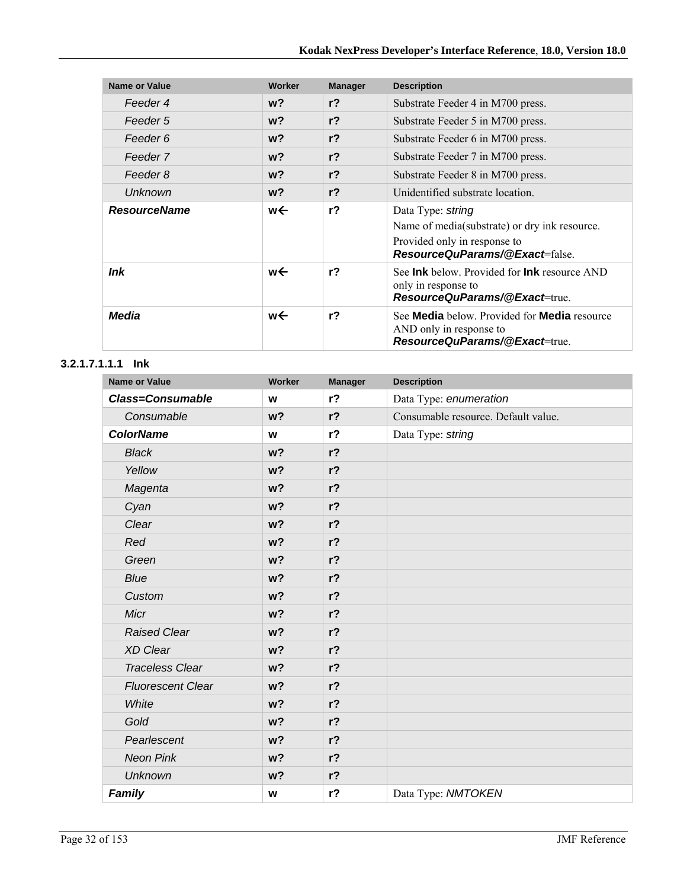| Name or Value | Worker | Manager | Description |
| --- | --- | --- | --- |
| *Feeder 4* | **w?** | **r?** | Substrate Feeder 4 in M700 press. |
| *Feeder 5* | **w?** | **r?** | Substrate Feeder 5 in M700 press. |
| *Feeder 6* | **w?** | **r?** | Substrate Feeder 6 in M700 press. |
| *Feeder 7* | **w?** | **r?** | Substrate Feeder 7 in M700 press. |
| *Feeder 8* | **w?** | **r?** | Substrate Feeder 8 in M700 press. |
| *Unknown* | **w?** | **r?** | Unidentified substrate location. |
| ***ResourceName*** | **w←** | **r?** | Data Type: *string*<br>Name of media(substrate) or dry ink resource.<br>Provided only in response to ***ResourceQuParams/@Exact***=false. |
| ***Ink*** | **w←** | **r?** | See **Ink** below. Provided for **Ink** resource AND only in response to ***ResourceQuParams/@Exact***=true. |
| ***Media*** | **w←** | **r?** | See **Media** below. Provided for **Media** resource AND only in response to ***ResourceQuParams/@Exact***=true. |

#### 3.2.1.7.1.1.1 Ink

| Name or Value | Worker | Manager | Description |
| --- | --- | --- | --- |
| ***Class=Consumable*** | **w** | **r?** | Data Type: *enumeration* |
| *Consumable* | **w?** | **r?** | Consumable resource. Default value. |
| ***ColorName*** | **w** | **r?** | Data Type: *string* |
| *Black* | **w?** | **r?** | |
| *Yellow* | **w?** | **r?** | |
| *Magenta* | **w?** | **r?** | |
| *Cyan* | **w?** | **r?** | |
| *Clear* | **w?** | **r?** | |
| *Red* | **w?** | **r?** | |
| *Green* | **w?** | **r?** | |
| *Blue* | **w?** | **r?** | |
| *Custom* | **w?** | **r?** | |
| *Micr* | **w?** | **r?** | |
| *Raised Clear* | **w?** | **r?** | |
| *XD Clear* | **w?** | **r?** | |
| *Traceless Clear* | **w?** | **r?** | |
| *Fluorescent Clear* | **w?** | **r?** | |
| *White* | **w?** | **r?** | |
| *Gold* | **w?** | **r?** | |
| *Pearlescent* | **w?** | **r?** | |
| *Neon Pink* | **w?** | **r?** | |
| *Unknown* | **w?** | **r?** | |
| ***Family*** | **w** | **r?** | Data Type: *NMTOKEN* |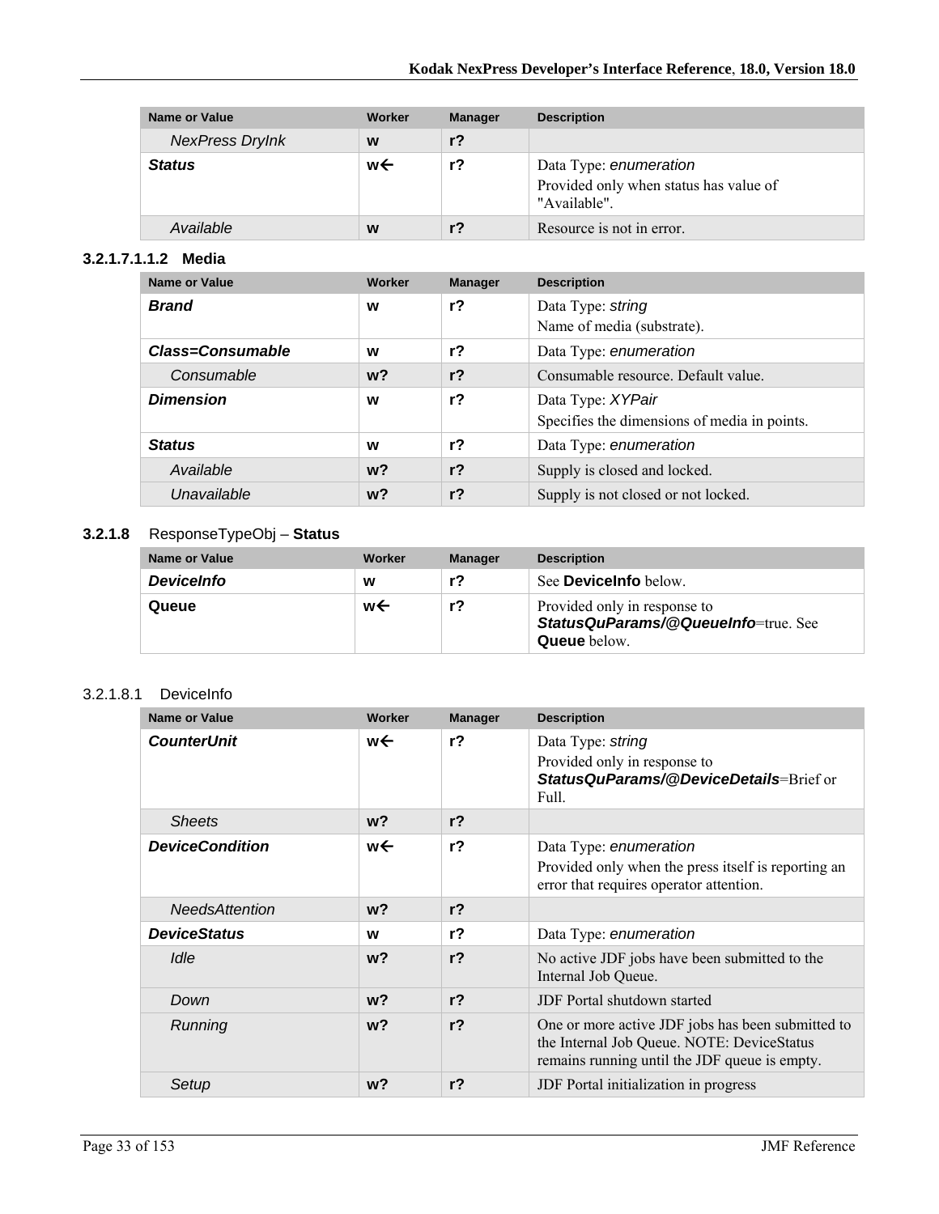| Name or Value | Worker | Manager | Description |
|---|---|---|---|
| *NexPress DryInk* | w | r? | |
| ***Status*** | w← | r? | Data Type: *enumeration*<br>Provided only when status has value of "Available". |
| *Available* | w | r? | Resource is not in error. |

##### 3.2.1.7.1.1.2 Media

| Name or Value | Worker | Manager | Description |
|---|---|---|---|
| ***Brand*** | w | r? | Data Type: *string*<br>Name of media (substrate). |
| ***Class=Consumable*** | w | r? | Data Type: *enumeration* |
| *Consumable* | w? | r? | Consumable resource. Default value. |
| ***Dimension*** | w | r? | Data Type: *XYPair*<br>Specifies the dimensions of media in points. |
| ***Status*** | w | r? | Data Type: *enumeration* |
| *Available* | w? | r? | Supply is closed and locked. |
| *Unavailable* | w? | r? | Supply is not closed or not locked. |

### 3.2.1.8 ResponseTypeObj – **Status**

| Name or Value | Worker | Manager | Description |
|---|---|---|---|
| ***DeviceInfo*** | w | r? | See **DeviceInfo** below. |
| **Queue** | w← | r? | Provided only in response to ***StatusQuParams/@QueueInfo***=true. See **Queue** below. |

#### 3.2.1.8.1 DeviceInfo

| Name or Value | Worker | Manager | Description |
|---|---|---|---|
| ***CounterUnit*** | w← | r? | Data Type: *string*<br>Provided only in response to ***StatusQuParams/@DeviceDetails***=Brief or Full. |
| *Sheets* | w? | r? | |
| ***DeviceCondition*** | w← | r? | Data Type: *enumeration*<br>Provided only when the press itself is reporting an error that requires operator attention. |
| *NeedsAttention* | w? | r? | |
| ***DeviceStatus*** | w | r? | Data Type: *enumeration* |
| *Idle* | w? | r? | No active JDF jobs have been submitted to the Internal Job Queue. |
| *Down* | w? | r? | JDF Portal shutdown started |
| *Running* | w? | r? | One or more active JDF jobs has been submitted to the Internal Job Queue. NOTE: DeviceStatus remains running until the JDF queue is empty. |
| *Setup* | w? | r? | JDF Portal initialization in progress |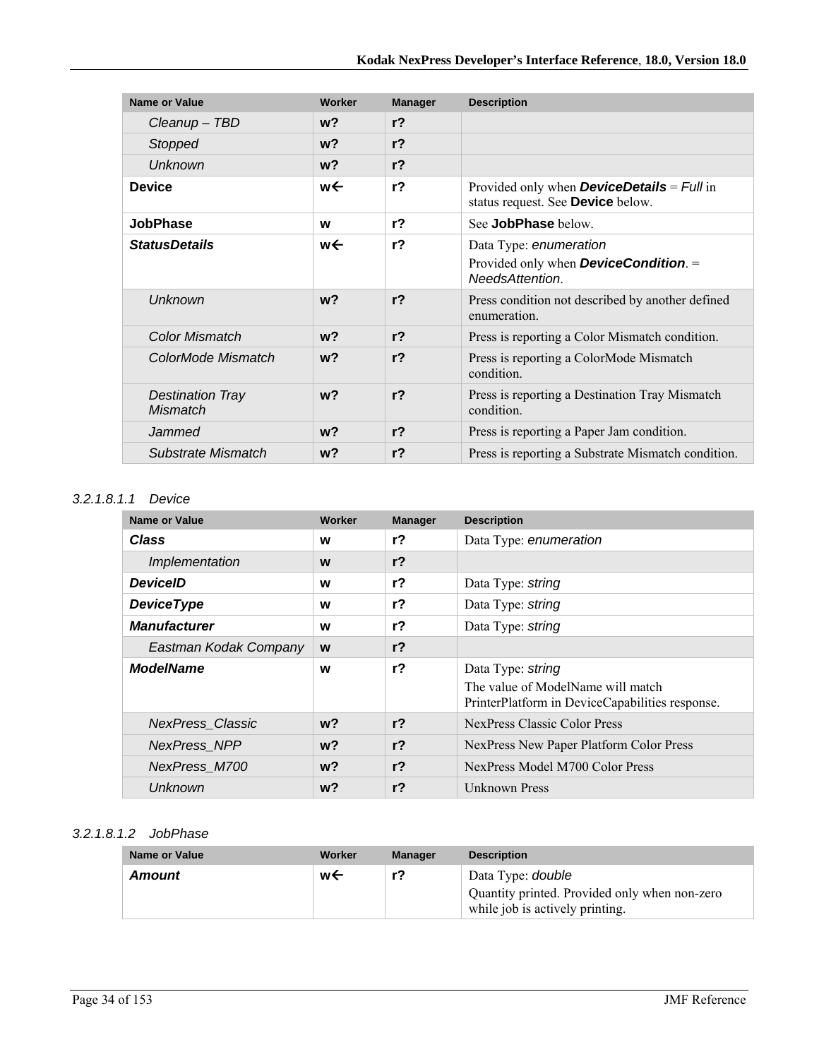| Name or Value | Worker | Manager | Description |
| --- | --- | --- | --- |
| *Cleanup – TBD* | **w?** | **r?** | |
| *Stopped* | **w?** | **r?** | |
| *Unknown* | **w?** | **r?** | |
| **Device** | **w←** | **r?** | Provided only when ***DeviceDetails*** = *Full* in status request. See **Device** below. |
| **JobPhase** | **w** | **r?** | See **JobPhase** below. |
| ***StatusDetails*** | **w←** | **r?** | Data Type: *enumeration* Provided only when ***DeviceCondition***. = *NeedsAttention*. |
| *Unknown* | **w?** | **r?** | Press condition not described by another defined enumeration. |
| *Color Mismatch* | **w?** | **r?** | Press is reporting a Color Mismatch condition. |
| *ColorMode Mismatch* | **w?** | **r?** | Press is reporting a ColorMode Mismatch condition. |
| *Destination Tray Mismatch* | **w?** | **r?** | Press is reporting a Destination Tray Mismatch condition. |
| *Jammed* | **w?** | **r?** | Press is reporting a Paper Jam condition. |
| *Substrate Mismatch* | **w?** | **r?** | Press is reporting a Substrate Mismatch condition. |

##### 3.2.1.8.1.1 Device

| Name or Value | Worker | Manager | Description |
| --- | --- | --- | --- |
| ***Class*** | **w** | **r?** | Data Type: *enumeration* |
| *Implementation* | **w** | **r?** | |
| ***DeviceID*** | **w** | **r?** | Data Type: *string* |
| ***DeviceType*** | **w** | **r?** | Data Type: *string* |
| ***Manufacturer*** | **w** | **r?** | Data Type: *string* |
| *Eastman Kodak Company* | **w** | **r?** | |
| ***ModelName*** | **w** | **r?** | Data Type: *string* The value of ModelName will match PrinterPlatform in DeviceCapabilities response. |
| *NexPress_Classic* | **w?** | **r?** | NexPress Classic Color Press |
| *NexPress_NPP* | **w?** | **r?** | NexPress New Paper Platform Color Press |
| *NexPress_M700* | **w?** | **r?** | NexPress Model M700 Color Press |
| *Unknown* | **w?** | **r?** | Unknown Press |

##### 3.2.1.8.1.2 JobPhase

| Name or Value | Worker | Manager | Description |
| --- | --- | --- | --- |
| ***Amount*** | **w←** | **r?** | Data Type: *double* Quantity printed. Provided only when non-zero while job is actively printing. |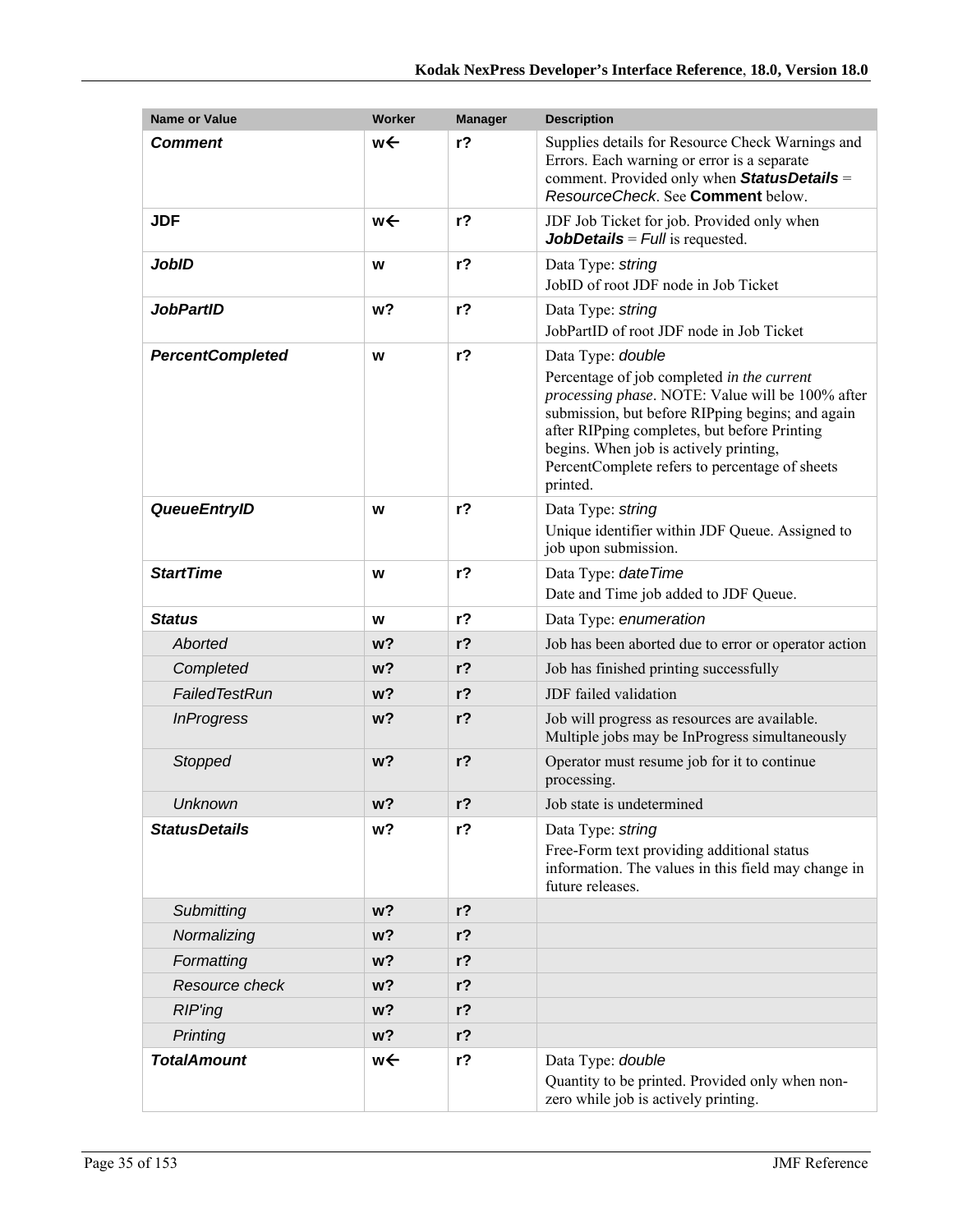| Name or Value | Worker | Manager | Description |
| --- | --- | --- | --- |
| ***Comment*** | **w←** | **r?** | Supplies details for Resource Check Warnings and Errors. Each warning or error is a separate comment. Provided only when ***StatusDetails*** = *ResourceCheck*. See **Comment** below. |
| **JDF** | **w←** | **r?** | JDF Job Ticket for job. Provided only when ***JobDetails*** = *Full* is requested. |
| ***JobID*** | **w** | **r?** | Data Type: *string*<br>JobID of root JDF node in Job Ticket |
| ***JobPartID*** | **w?** | **r?** | Data Type: *string*<br>JobPartID of root JDF node in Job Ticket |
| ***PercentCompleted*** | **w** | **r?** | Data Type: *double*<br>Percentage of job completed *in the current processing phase*. NOTE: Value will be 100% after submission, but before RIPping begins; and again after RIPping completes, but before Printing begins. When job is actively printing, PercentComplete refers to percentage of sheets printed. |
| ***QueueEntryID*** | **w** | **r?** | Data Type: *string*<br>Unique identifier within JDF Queue. Assigned to job upon submission. |
| ***StartTime*** | **w** | **r?** | Data Type: *dateTime*<br>Date and Time job added to JDF Queue. |
| ***Status*** | **w** | **r?** | Data Type: *enumeration* |
| *Aborted* | **w?** | **r?** | Job has been aborted due to error or operator action |
| *Completed* | **w?** | **r?** | Job has finished printing successfully |
| *FailedTestRun* | **w?** | **r?** | JDF failed validation |
| *InProgress* | **w?** | **r?** | Job will progress as resources are available. Multiple jobs may be InProgress simultaneously |
| *Stopped* | **w?** | **r?** | Operator must resume job for it to continue processing. |
| *Unknown* | **w?** | **r?** | Job state is undetermined |
| ***StatusDetails*** | **w?** | **r?** | Data Type: *string*<br>Free-Form text providing additional status information. The values in this field may change in future releases. |
| *Submitting* | **w?** | **r?** | |
| *Normalizing* | **w?** | **r?** | |
| *Formatting* | **w?** | **r?** | |
| *Resource check* | **w?** | **r?** | |
| *RIP'ing* | **w?** | **r?** | |
| *Printing* | **w?** | **r?** | |
| ***TotalAmount*** | **w←** | **r?** | Data Type: *double*<br>Quantity to be printed. Provided only when non-zero while job is actively printing. |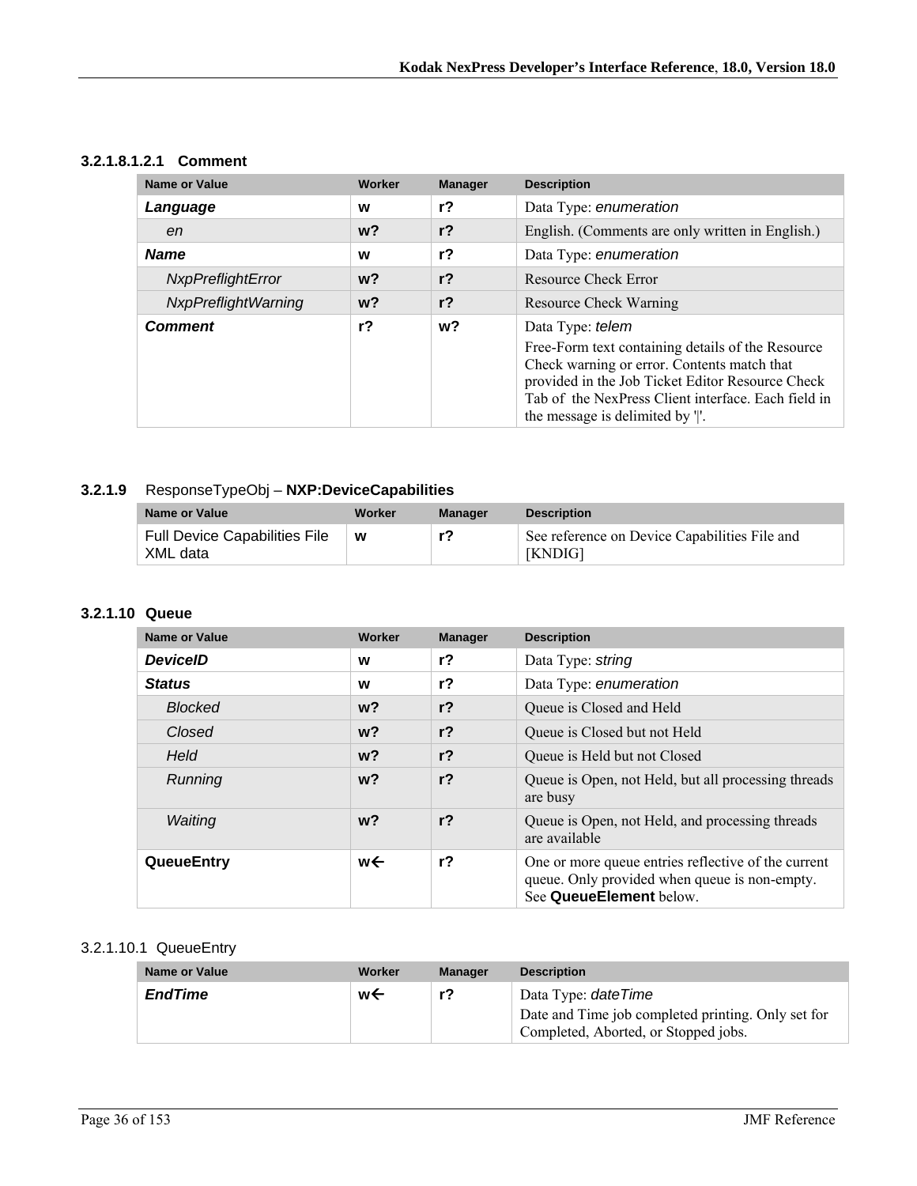#### 3.2.1.8.1.2.1 Comment

| Name or Value | Worker | Manager | Description |
| --- | --- | --- | --- |
| ***Language*** | **w** | **r?** | Data Type: *enumeration* |
| *en* | **w?** | **r?** | English. (Comments are only written in English.) |
| ***Name*** | **w** | **r?** | Data Type: *enumeration* |
| *NxpPreflightError* | **w?** | **r?** | Resource Check Error |
| *NxpPreflightWarning* | **w?** | **r?** | Resource Check Warning |
| ***Comment*** | **r?** | **w?** | Data Type: *telem*<br>Free-Form text containing details of the Resource Check warning or error. Contents match that provided in the Job Ticket Editor Resource Check Tab of the NexPress Client interface. Each field in the message is delimited by '\|'. |

### 3.2.1.9 ResponseTypeObj – **NXP:DeviceCapabilities**

| Name or Value | Worker | Manager | Description |
| --- | --- | --- | --- |
| Full Device Capabilities File XML data | **w** | **r?** | See reference on Device Capabilities File and [KNDIG] |

### 3.2.1.10 Queue

| Name or Value | Worker | Manager | Description |
| --- | --- | --- | --- |
| ***DeviceID*** | **w** | **r?** | Data Type: *string* |
| ***Status*** | **w** | **r?** | Data Type: *enumeration* |
| *Blocked* | **w?** | **r?** | Queue is Closed and Held |
| *Closed* | **w?** | **r?** | Queue is Closed but not Held |
| *Held* | **w?** | **r?** | Queue is Held but not Closed |
| *Running* | **w?** | **r?** | Queue is Open, not Held, but all processing threads are busy |
| *Waiting* | **w?** | **r?** | Queue is Open, not Held, and processing threads are available |
| **QueueEntry** | **w←** | **r?** | One or more queue entries reflective of the current queue. Only provided when queue is non-empty. See **QueueElement** below. |

#### 3.2.1.10.1 QueueEntry

| Name or Value | Worker | Manager | Description |
| --- | --- | --- | --- |
| ***EndTime*** | **w←** | **r?** | Data Type: *dateTime*<br>Date and Time job completed printing. Only set for Completed, Aborted, or Stopped jobs. |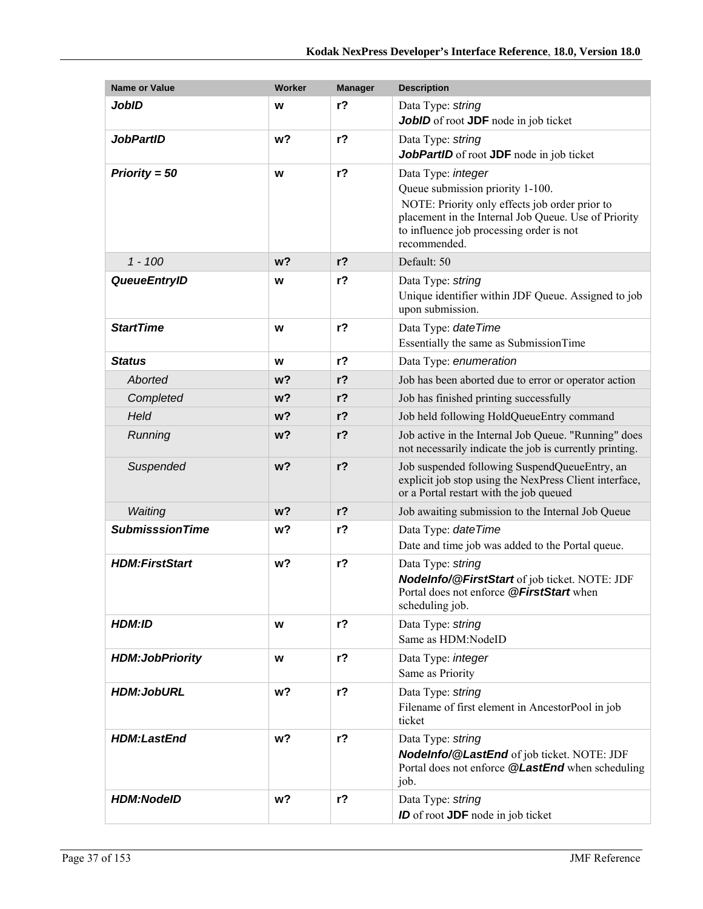| Name or Value | Worker | Manager | Description |
|---|---|---|---|
| ***JobID*** | **w** | **r?** | Data Type: *string*<br>***JobID*** of root **JDF** node in job ticket |
| ***JobPartID*** | **w?** | **r?** | Data Type: *string*<br>***JobPartID*** of root **JDF** node in job ticket |
| ***Priority = 50*** | **w** | **r?** | Data Type: *integer*<br>Queue submission priority 1-100.<br>NOTE: Priority only effects job order prior to placement in the Internal Job Queue. Use of Priority to influence job processing order is not recommended. |
| *1 - 100* | **w?** | **r?** | Default: 50 |
| ***QueueEntryID*** | **w** | **r?** | Data Type: *string*<br>Unique identifier within JDF Queue. Assigned to job upon submission. |
| ***StartTime*** | **w** | **r?** | Data Type: *dateTime*<br>Essentially the same as SubmissionTime |
| ***Status*** | **w** | **r?** | Data Type: *enumeration* |
| *Aborted* | **w?** | **r?** | Job has been aborted due to error or operator action |
| *Completed* | **w?** | **r?** | Job has finished printing successfully |
| *Held* | **w?** | **r?** | Job held following HoldQueueEntry command |
| *Running* | **w?** | **r?** | Job active in the Internal Job Queue. "Running" does not necessarily indicate the job is currently printing. |
| *Suspended* | **w?** | **r?** | Job suspended following SuspendQueueEntry, an explicit job stop using the NexPress Client interface, or a Portal restart with the job queued |
| *Waiting* | **w?** | **r?** | Job awaiting submission to the Internal Job Queue |
| ***SubmisssionTime*** | **w?** | **r?** | Data Type: *dateTime*<br>Date and time job was added to the Portal queue. |
| ***HDM:FirstStart*** | **w?** | **r?** | Data Type: *string*<br>***NodeInfo/@FirstStart*** of job ticket. NOTE: JDF Portal does not enforce ***@FirstStart*** when scheduling job. |
| ***HDM:ID*** | **w** | **r?** | Data Type: *string*<br>Same as HDM:NodeID |
| ***HDM:JobPriority*** | **w** | **r?** | Data Type: *integer*<br>Same as Priority |
| ***HDM:JobURL*** | **w?** | **r?** | Data Type: *string*<br>Filename of first element in AncestorPool in job ticket |
| ***HDM:LastEnd*** | **w?** | **r?** | Data Type: *string*<br>***NodeInfo/@LastEnd*** of job ticket. NOTE: JDF Portal does not enforce ***@LastEnd*** when scheduling job. |
| ***HDM:NodeID*** | **w?** | **r?** | Data Type: *string*<br>***ID*** of root **JDF** node in job ticket |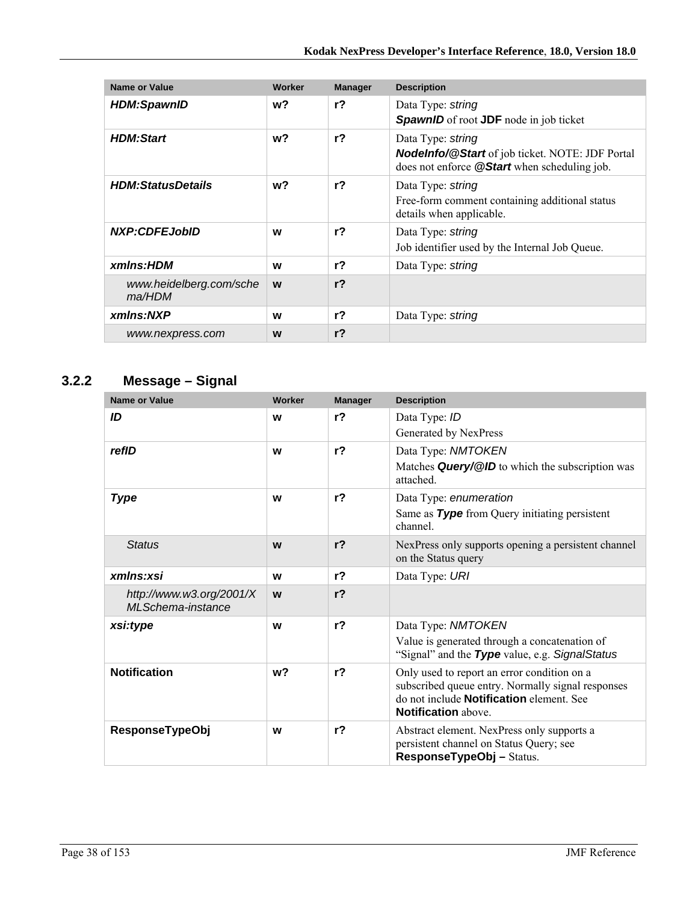| Name or Value | Worker | Manager | Description |
|---|---|---|---|
| ***HDM:SpawnID*** | **w?** | **r?** | Data Type: *string*<br>***SpawnID*** of root **JDF** node in job ticket |
| ***HDM:Start*** | **w?** | **r?** | Data Type: *string*<br>***NodeInfo/@Start*** of job ticket. NOTE: JDF Portal does not enforce ***@Start*** when scheduling job. |
| ***HDM:StatusDetails*** | **w?** | **r?** | Data Type: *string*<br>Free-form comment containing additional status details when applicable. |
| ***NXP:CDFEJobID*** | **w** | **r?** | Data Type: *string*<br>Job identifier used by the Internal Job Queue. |
| ***xmlns:HDM*** | **w** | **r?** | Data Type: *string* |
| *www.heidelberg.com/schema/HDM* | **w** | **r?** | |
| ***xmlns:NXP*** | **w** | **r?** | Data Type: *string* |
| *www.nexpress.com* | **w** | **r?** | |

### 3.2.2 Message – Signal

| Name or Value | Worker | Manager | Description |
|---|---|---|---|
| ***ID*** | **w** | **r?** | Data Type: *ID*<br>Generated by NexPress |
| ***refID*** | **w** | **r?** | Data Type: *NMTOKEN*<br>Matches ***Query/@ID*** to which the subscription was attached. |
| ***Type*** | **w** | **r?** | Data Type: *enumeration*<br>Same as ***Type*** from Query initiating persistent channel. |
| *Status* | **w** | **r?** | NexPress only supports opening a persistent channel on the Status query |
| ***xmlns:xsi*** | **w** | **r?** | Data Type: *URI* |
| *http://www.w3.org/2001/XMLSchema-instance* | **w** | **r?** | |
| ***xsi:type*** | **w** | **r?** | Data Type: *NMTOKEN*<br>Value is generated through a concatenation of “Signal” and the ***Type*** value, e.g. *SignalStatus* |
| **Notification** | **w?** | **r?** | Only used to report an error condition on a subscribed queue entry. Normally signal responses do not include **Notification** element. See **Notification** above. |
| **ResponseTypeObj** | **w** | **r?** | Abstract element. NexPress only supports a persistent channel on Status Query; see **ResponseTypeObj –** Status. |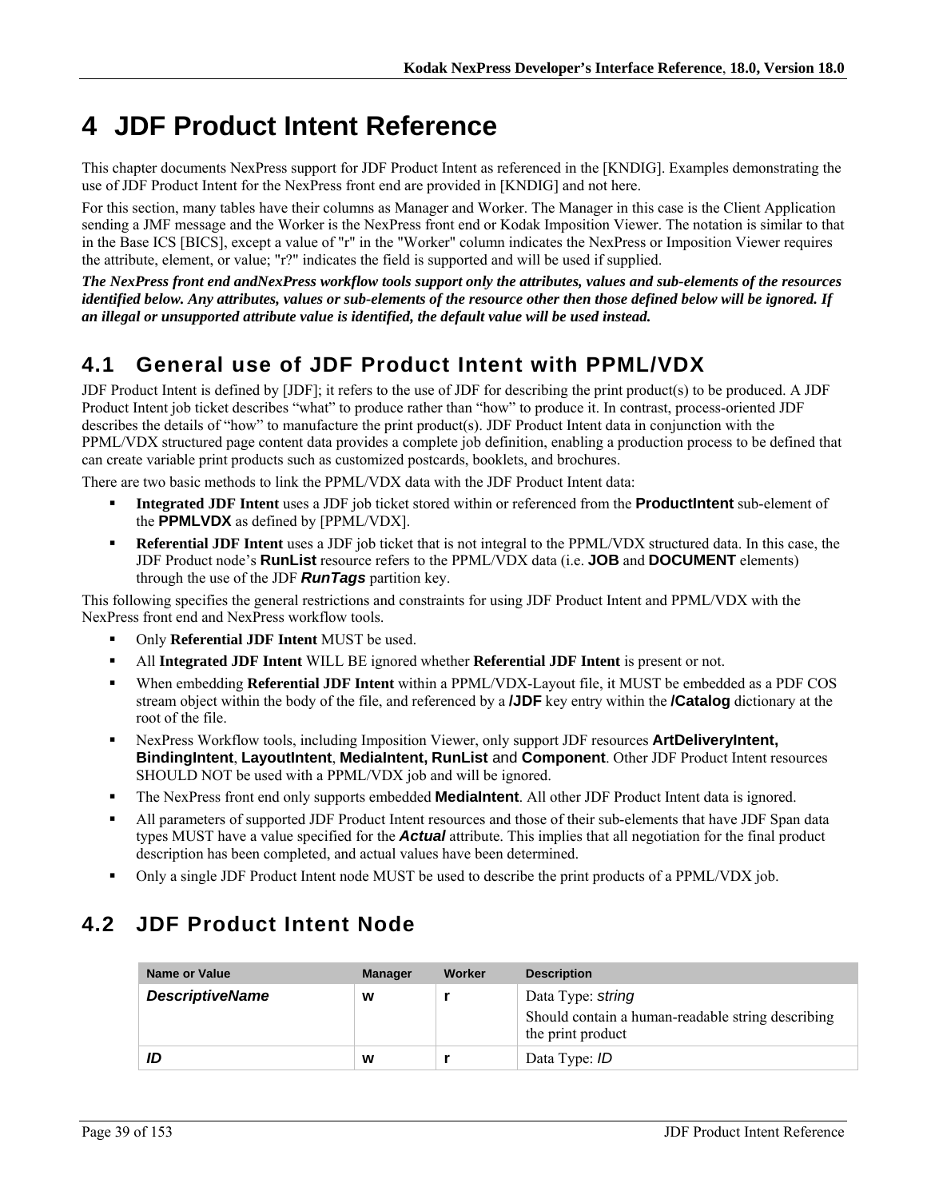# 4 JDF Product Intent Reference

This chapter documents NexPress support for JDF Product Intent as referenced in the [KNDIG]. Examples demonstrating the use of JDF Product Intent for the NexPress front end are provided in [KNDIG] and not here.

For this section, many tables have their columns as Manager and Worker. The Manager in this case is the Client Application sending a JMF message and the Worker is the NexPress front end or Kodak Imposition Viewer. The notation is similar to that in the Base ICS [BICS], except a value of "r" in the "Worker" column indicates the NexPress or Imposition Viewer requires the attribute, element, or value; "r?" indicates the field is supported and will be used if supplied.

***The NexPress front end andNexPress workflow tools support only the attributes, values and sub-elements of the resources identified below. Any attributes, values or sub-elements of the resource other then those defined below will be ignored. If an illegal or unsupported attribute value is identified, the default value will be used instead.***

## 4.1 General use of JDF Product Intent with PPML/VDX

JDF Product Intent is defined by [JDF]; it refers to the use of JDF for describing the print product(s) to be produced. A JDF Product Intent job ticket describes "what" to produce rather than "how" to produce it. In contrast, process-oriented JDF describes the details of "how" to manufacture the print product(s). JDF Product Intent data in conjunction with the PPML/VDX structured page content data provides a complete job definition, enabling a production process to be defined that can create variable print products such as customized postcards, booklets, and brochures.

There are two basic methods to link the PPML/VDX data with the JDF Product Intent data:

- **Integrated JDF Intent** uses a JDF job ticket stored within or referenced from the **ProductIntent** sub-element of the **PPMLVDX** as defined by [PPML/VDX].
- **Referential JDF Intent** uses a JDF job ticket that is not integral to the PPML/VDX structured data. In this case, the JDF Product node's **RunList** resource refers to the PPML/VDX data (i.e. **JOB** and **DOCUMENT** elements) through the use of the JDF ***RunTags*** partition key.

This following specifies the general restrictions and constraints for using JDF Product Intent and PPML/VDX with the NexPress front end and NexPress workflow tools.

- Only **Referential JDF Intent** MUST be used.
- All **Integrated JDF Intent** WILL BE ignored whether **Referential JDF Intent** is present or not.
- When embedding **Referential JDF Intent** within a PPML/VDX-Layout file, it MUST be embedded as a PDF COS stream object within the body of the file, and referenced by a **/JDF** key entry within the **/Catalog** dictionary at the root of the file.
- NexPress Workflow tools, including Imposition Viewer, only support JDF resources **ArtDeliveryIntent, BindingIntent**, **LayoutIntent**, **MediaIntent, RunList** and **Component**. Other JDF Product Intent resources SHOULD NOT be used with a PPML/VDX job and will be ignored.
- The NexPress front end only supports embedded **MediaIntent**. All other JDF Product Intent data is ignored.
- All parameters of supported JDF Product Intent resources and those of their sub-elements that have JDF Span data types MUST have a value specified for the ***Actual*** attribute. This implies that all negotiation for the final product description has been completed, and actual values have been determined.
- Only a single JDF Product Intent node MUST be used to describe the print products of a PPML/VDX job.

## 4.2 JDF Product Intent Node

| Name or Value | Manager | Worker | Description |
|---|---|---|---|
| ***DescriptiveName*** | **w** | **r** | Data Type: *string*<br>Should contain a human-readable string describing the print product |
| ***ID*** | **w** | **r** | Data Type: *ID* |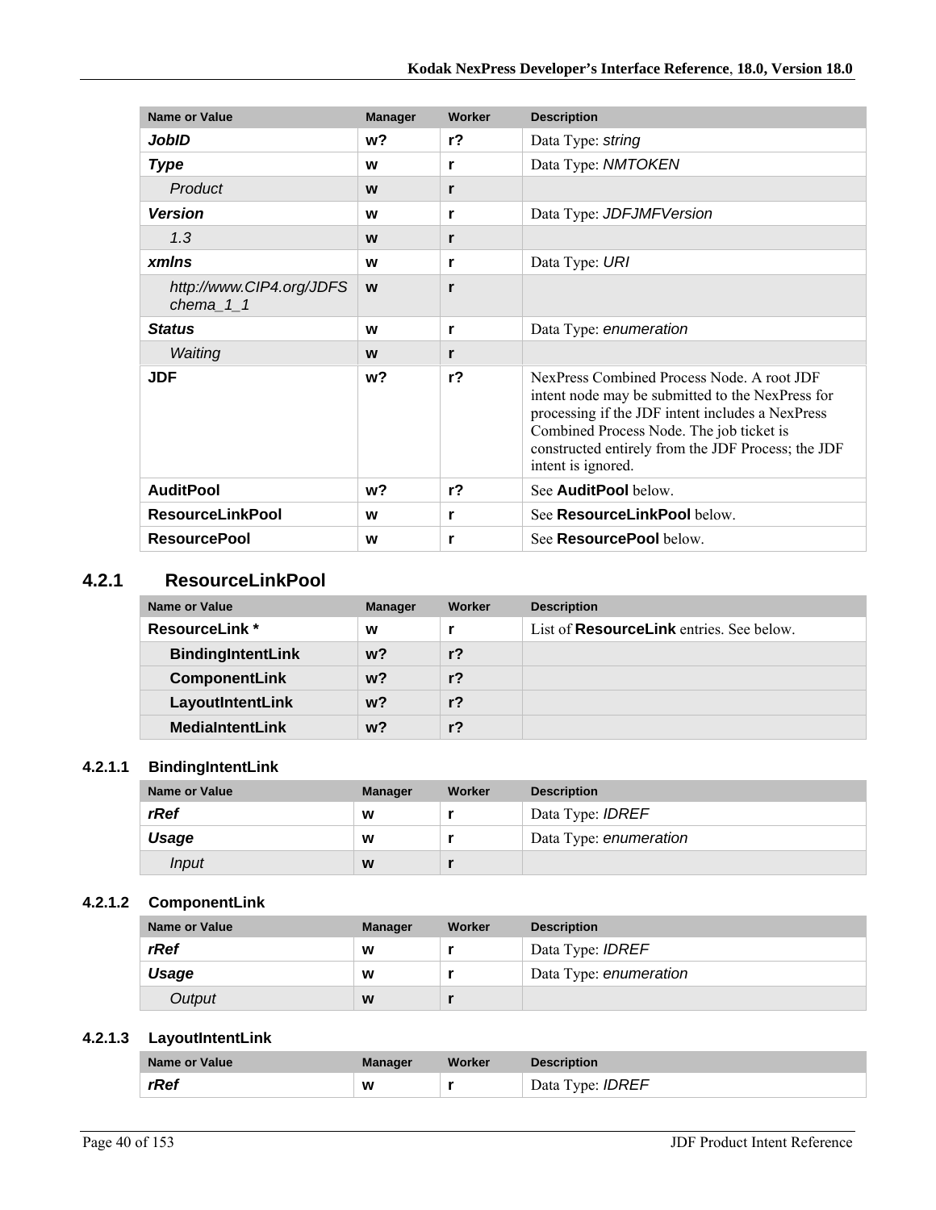| Name or Value | Manager | Worker | Description |
|---|---|---|---|
| ***JobID*** | **w?** | **r?** | Data Type: *string* |
| ***Type*** | **w** | **r** | Data Type: *NMTOKEN* |
| *Product* | **w** | **r** | |
| ***Version*** | **w** | **r** | Data Type: *JDFJMFVersion* |
| *1.3* | **w** | **r** | |
| ***xmlns*** | **w** | **r** | Data Type: *URI* |
| *http://www.CIP4.org/JDFSchema_1_1* | **w** | **r** | |
| ***Status*** | **w** | **r** | Data Type: *enumeration* |
| *Waiting* | **w** | **r** | |
| **JDF** | **w?** | **r?** | NexPress Combined Process Node. A root JDF intent node may be submitted to the NexPress for processing if the JDF intent includes a NexPress Combined Process Node. The job ticket is constructed entirely from the JDF Process; the JDF intent is ignored. |
| **AuditPool** | **w?** | **r?** | See **AuditPool** below. |
| **ResourceLinkPool** | **w** | **r** | See **ResourceLinkPool** below. |
| **ResourcePool** | **w** | **r** | See **ResourcePool** below. |

## 4.2.1 ResourceLinkPool

| Name or Value | Manager | Worker | Description |
|---|---|---|---|
| **ResourceLink *** | **w** | **r** | List of **ResourceLink** entries. See below. |
| **BindingIntentLink** | **w?** | **r?** | |
| **ComponentLink** | **w?** | **r?** | |
| **LayoutIntentLink** | **w?** | **r?** | |
| **MediaIntentLink** | **w?** | **r?** | |

### 4.2.1.1 BindingIntentLink

| Name or Value | Manager | Worker | Description |
|---|---|---|---|
| ***rRef*** | **w** | **r** | Data Type: *IDREF* |
| ***Usage*** | **w** | **r** | Data Type: *enumeration* |
| *Input* | **w** | **r** | |

### 4.2.1.2 ComponentLink

| Name or Value | Manager | Worker | Description |
|---|---|---|---|
| ***rRef*** | **w** | **r** | Data Type: *IDREF* |
| ***Usage*** | **w** | **r** | Data Type: *enumeration* |
| *Output* | **w** | **r** | |

### 4.2.1.3 LayoutIntentLink

| Name or Value | Manager | Worker | Description |
|---|---|---|---|
| ***rRef*** | **w** | **r** | Data Type: *IDREF* |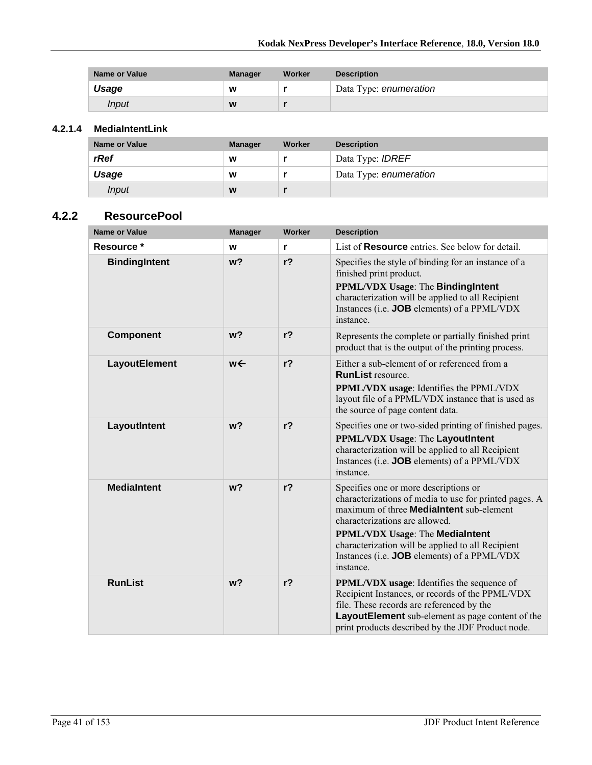| Name or Value | Manager | Worker | Description |
|---|---|---|---|
| ***Usage*** | w | r | Data Type: *enumeration* |
| *Input* | w | r | |

#### 4.2.1.4 MediaIntentLink

| Name or Value | Manager | Worker | Description |
|---|---|---|---|
| ***rRef*** | w | r | Data Type: *IDREF* |
| ***Usage*** | w | r | Data Type: *enumeration* |
| *Input* | w | r | |

### 4.2.2 ResourcePool

| Name or Value | Manager | Worker | Description |
|---|---|---|---|
| **Resource** * | w | r | List of **Resource** entries. See below for detail. |
| **BindingIntent** | w? | r? | Specifies the style of binding for an instance of a finished print product.<br>**PPML/VDX Usage**: The **BindingIntent** characterization will be applied to all Recipient Instances (i.e. **JOB** elements) of a PPML/VDX instance. |
| **Component** | w? | r? | Represents the complete or partially finished print product that is the output of the printing process. |
| **LayoutElement** | w← | r? | Either a sub-element of or referenced from a **RunList** resource.<br>**PPML/VDX usage**: Identifies the PPML/VDX layout file of a PPML/VDX instance that is used as the source of page content data. |
| **LayoutIntent** | w? | r? | Specifies one or two-sided printing of finished pages.<br>**PPML/VDX Usage**: The **LayoutIntent** characterization will be applied to all Recipient Instances (i.e. **JOB** elements) of a PPML/VDX instance. |
| **MediaIntent** | w? | r? | Specifies one or more descriptions or characterizations of media to use for printed pages. A maximum of three **MediaIntent** sub-element characterizations are allowed.<br>**PPML/VDX Usage**: The **MediaIntent** characterization will be applied to all Recipient Instances (i.e. **JOB** elements) of a PPML/VDX instance. |
| **RunList** | w? | r? | **PPML/VDX usage**: Identifies the sequence of Recipient Instances, or records of the PPML/VDX file. These records are referenced by the **LayoutElement** sub-element as page content of the print products described by the JDF Product node. |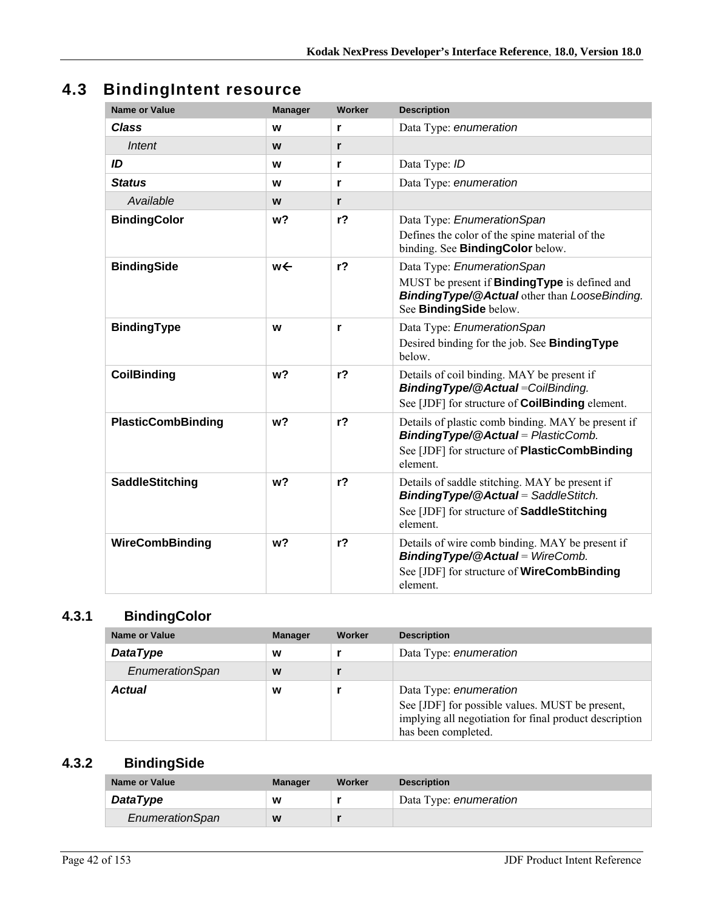## 4.3 BindingIntent resource

| Name or Value | Manager | Worker | Description |
|---|---|---|---|
| ***Class*** | **w** | **r** | Data Type: *enumeration* |
| *Intent* | **w** | **r** | |
| ***ID*** | **w** | **r** | Data Type: *ID* |
| ***Status*** | **w** | **r** | Data Type: *enumeration* |
| *Available* | **w** | **r** | |
| **BindingColor** | **w?** | **r?** | Data Type: *EnumerationSpan*<br>Defines the color of the spine material of the binding. See **BindingColor** below. |
| **BindingSide** | **w←** | **r?** | Data Type: *EnumerationSpan*<br>MUST be present if **BindingType** is defined and ***BindingType/@Actual*** other than *LooseBinding.* See **BindingSide** below. |
| **BindingType** | **w** | **r** | Data Type: *EnumerationSpan*<br>Desired binding for the job. See **BindingType** below. |
| **CoilBinding** | **w?** | **r?** | Details of coil binding. MAY be present if ***BindingType/@Actual*** =*CoilBinding.*<br>See [JDF] for structure of **CoilBinding** element. |
| **PlasticCombBinding** | **w?** | **r?** | Details of plastic comb binding. MAY be present if ***BindingType/@Actual*** = *PlasticComb.*<br>See [JDF] for structure of **PlasticCombBinding** element. |
| **SaddleStitching** | **w?** | **r?** | Details of saddle stitching. MAY be present if ***BindingType/@Actual*** = *SaddleStitch.*<br>See [JDF] for structure of **SaddleStitching** element. |
| **WireCombBinding** | **w?** | **r?** | Details of wire comb binding. MAY be present if ***BindingType/@Actual*** = *WireComb.*<br>See [JDF] for structure of **WireCombBinding** element. |

### 4.3.1 BindingColor

| Name or Value | Manager | Worker | Description |
|---|---|---|---|
| ***DataType*** | **w** | **r** | Data Type: *enumeration* |
| *EnumerationSpan* | **w** | **r** | |
| ***Actual*** | **w** | **r** | Data Type: *enumeration*<br>See [JDF] for possible values. MUST be present, implying all negotiation for final product description has been completed. |

### 4.3.2 BindingSide

| Name or Value | Manager | Worker | Description |
|---|---|---|---|
| ***DataType*** | **w** | **r** | Data Type: *enumeration* |
| *EnumerationSpan* | **w** | **r** | |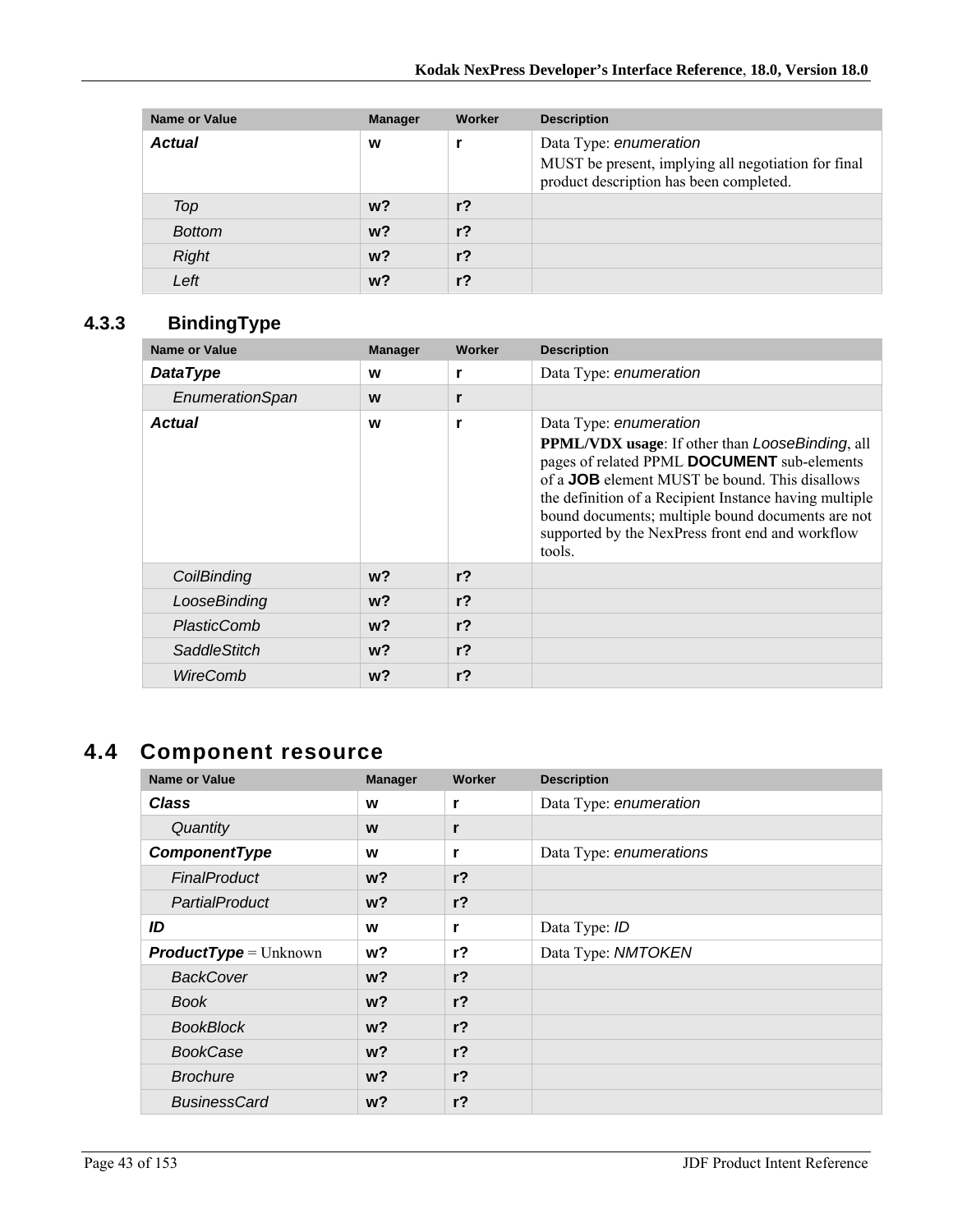| Name or Value | Manager | Worker | Description |
|---|---|---|---|
| ***Actual*** | **w** | **r** | Data Type: *enumeration*<br>MUST be present, implying all negotiation for final product description has been completed. |
| *Top* | **w?** | **r?** | |
| *Bottom* | **w?** | **r?** | |
| *Right* | **w?** | **r?** | |
| *Left* | **w?** | **r?** | |

### 4.3.3 BindingType

| Name or Value | Manager | Worker | Description |
|---|---|---|---|
| ***DataType*** | **w** | **r** | Data Type: *enumeration* |
| *EnumerationSpan* | **w** | **r** | |
| ***Actual*** | **w** | **r** | Data Type: *enumeration*<br>**PPML/VDX usage**: If other than *LooseBinding*, all pages of related PPML **DOCUMENT** sub-elements of a **JOB** element MUST be bound. This disallows the definition of a Recipient Instance having multiple bound documents; multiple bound documents are not supported by the NexPress front end and workflow tools. |
| *CoilBinding* | **w?** | **r?** | |
| *LooseBinding* | **w?** | **r?** | |
| *PlasticComb* | **w?** | **r?** | |
| *SaddleStitch* | **w?** | **r?** | |
| *WireComb* | **w?** | **r?** | |

## 4.4 Component resource

| Name or Value | Manager | Worker | Description |
|---|---|---|---|
| ***Class*** | **w** | **r** | Data Type: *enumeration* |
| *Quantity* | **w** | **r** | |
| ***ComponentType*** | **w** | **r** | Data Type: *enumerations* |
| *FinalProduct* | **w?** | **r?** | |
| *PartialProduct* | **w?** | **r?** | |
| ***ID*** | **w** | **r** | Data Type: *ID* |
| ***ProductType*** = Unknown | **w?** | **r?** | Data Type: *NMTOKEN* |
| *BackCover* | **w?** | **r?** | |
| *Book* | **w?** | **r?** | |
| *BookBlock* | **w?** | **r?** | |
| *BookCase* | **w?** | **r?** | |
| *Brochure* | **w?** | **r?** | |
| *BusinessCard* | **w?** | **r?** | |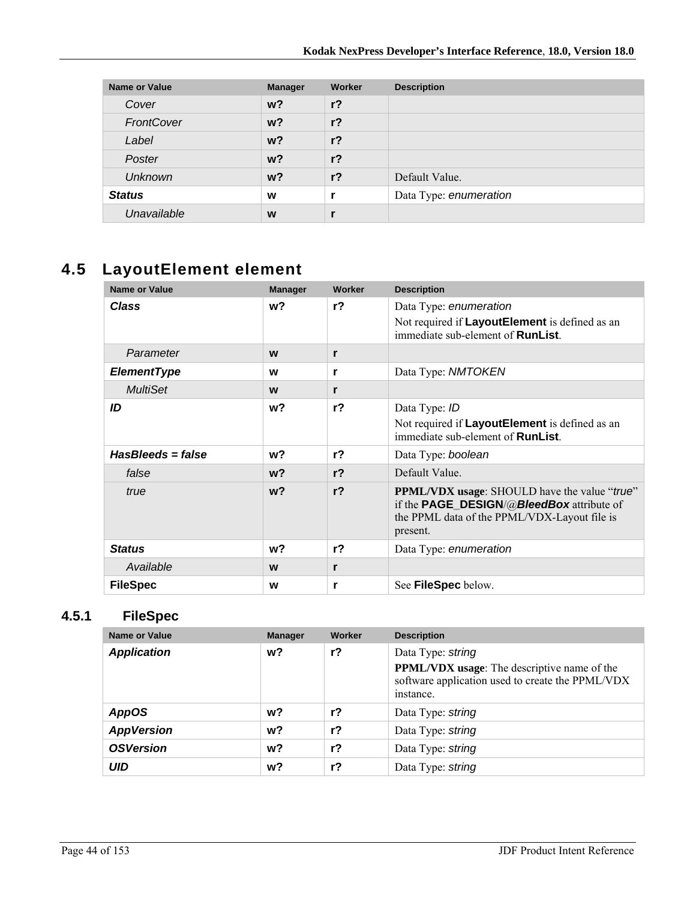| Name or Value | Manager | Worker | Description |
|---|---|---|---|
| *Cover* | **w?** | **r?** | |
| *FrontCover* | **w?** | **r?** | |
| *Label* | **w?** | **r?** | |
| *Poster* | **w?** | **r?** | |
| *Unknown* | **w?** | **r?** | Default Value. |
| ***Status*** | **w** | **r** | Data Type: *enumeration* |
| *Unavailable* | **w** | **r** | |

## 4.5 LayoutElement element

| Name or Value | Manager | Worker | Description |
|---|---|---|---|
| ***Class*** | **w?** | **r?** | Data Type: *enumeration*<br>Not required if **LayoutElement** is defined as an immediate sub-element of **RunList**. |
| *Parameter* | **w** | **r** | |
| ***ElementType*** | **w** | **r** | Data Type: *NMTOKEN* |
| *MultiSet* | **w** | **r** | |
| ***ID*** | **w?** | **r?** | Data Type: *ID*<br>Not required if **LayoutElement** is defined as an immediate sub-element of **RunList**. |
| ***HasBleeds = false*** | **w?** | **r?** | Data Type: *boolean* |
| *false* | **w?** | **r?** | Default Value. |
| *true* | **w?** | **r?** | **PPML/VDX usage**: SHOULD have the value "*true*" if the **PAGE_DESIGN**/@***BleedBox*** attribute of the PPML data of the PPML/VDX-Layout file is present. |
| ***Status*** | **w?** | **r?** | Data Type: *enumeration* |
| *Available* | **w** | **r** | |
| **FileSpec** | **w** | **r** | See **FileSpec** below. |

### 4.5.1 FileSpec

| Name or Value | Manager | Worker | Description |
|---|---|---|---|
| ***Application*** | **w?** | **r?** | Data Type: *string*<br>**PPML/VDX usage**: The descriptive name of the software application used to create the PPML/VDX instance. |
| ***AppOS*** | **w?** | **r?** | Data Type: *string* |
| ***AppVersion*** | **w?** | **r?** | Data Type: *string* |
| ***OSVersion*** | **w?** | **r?** | Data Type: *string* |
| ***UID*** | **w?** | **r?** | Data Type: *string* |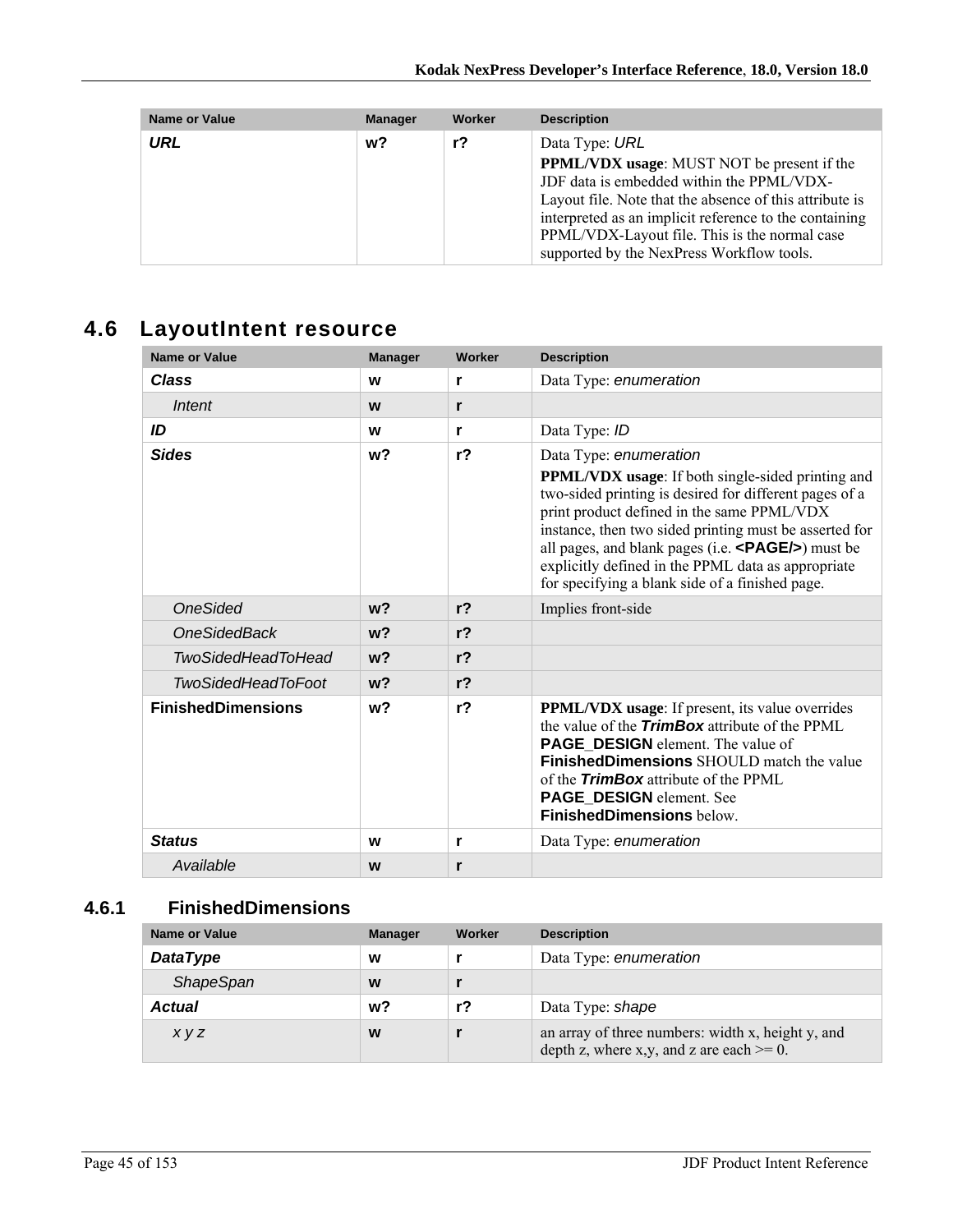| Name or Value | Manager | Worker | Description |
|---|---|---|---|
| ***URL*** | **w?** | **r?** | Data Type: *URL*<br>**PPML/VDX usage**: MUST NOT be present if the JDF data is embedded within the PPML/VDX-Layout file. Note that the absence of this attribute is interpreted as an implicit reference to the containing PPML/VDX-Layout file. This is the normal case supported by the NexPress Workflow tools. |

## 4.6 LayoutIntent resource

| Name or Value | Manager | Worker | Description |
|---|---|---|---|
| ***Class*** | **w** | **r** | Data Type: *enumeration* |
| *Intent* | **w** | **r** | |
| ***ID*** | **w** | **r** | Data Type: *ID* |
| ***Sides*** | **w?** | **r?** | Data Type: *enumeration*<br>**PPML/VDX usage**: If both single-sided printing and two-sided printing is desired for different pages of a print product defined in the same PPML/VDX instance, then two sided printing must be asserted for all pages, and blank pages (i.e. **<PAGE/>**) must be explicitly defined in the PPML data as appropriate for specifying a blank side of a finished page. |
| *OneSided* | **w?** | **r?** | Implies front-side |
| *OneSidedBack* | **w?** | **r?** | |
| *TwoSidedHeadToHead* | **w?** | **r?** | |
| *TwoSidedHeadToFoot* | **w?** | **r?** | |
| **FinishedDimensions** | **w?** | **r?** | **PPML/VDX usage**: If present, its value overrides the value of the ***TrimBox*** attribute of the PPML **PAGE_DESIGN** element. The value of **FinishedDimensions** SHOULD match the value of the ***TrimBox*** attribute of the PPML **PAGE_DESIGN** element. See **FinishedDimensions** below. |
| ***Status*** | **w** | **r** | Data Type: *enumeration* |
| *Available* | **w** | **r** | |

### 4.6.1 FinishedDimensions

| Name or Value | Manager | Worker | Description |
|---|---|---|---|
| ***DataType*** | **w** | **r** | Data Type: *enumeration* |
| *ShapeSpan* | **w** | **r** | |
| ***Actual*** | **w?** | **r?** | Data Type: *shape* |
| *x y z* | **w** | **r** | an array of three numbers: width x, height y, and depth z, where x,y, and z are each >= 0. |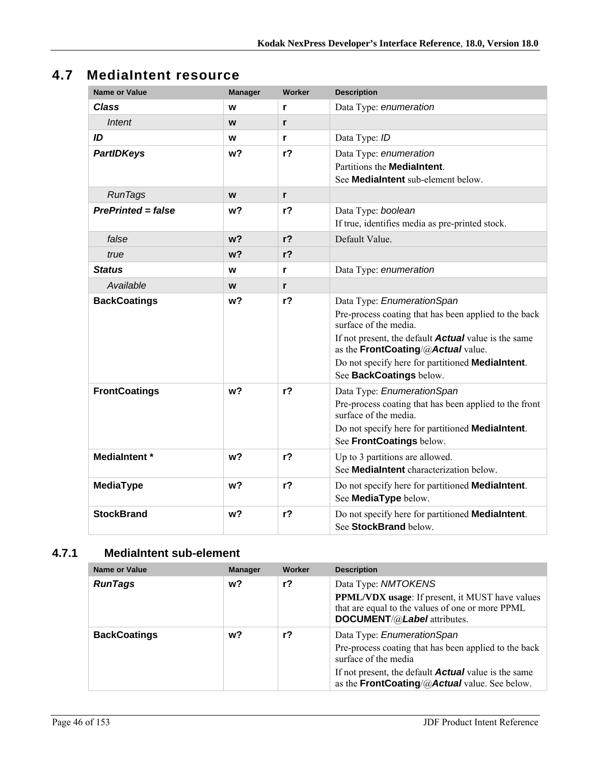## 4.7 MediaIntent resource

| Name or Value | Manager | Worker | Description |
|---|---|---|---|
| ***Class*** | **w** | **r** | Data Type: *enumeration* |
| *Intent* | **w** | **r** | |
| ***ID*** | **w** | **r** | Data Type: *ID* |
| ***PartIDKeys*** | **w?** | **r?** | Data Type: *enumeration*<br>Partitions the **MediaIntent**.<br>See **MediaIntent** sub-element below. |
| *RunTags* | **w** | **r** | |
| ***PrePrinted = false*** | **w?** | **r?** | Data Type: *boolean*<br>If true, identifies media as pre-printed stock. |
| *false* | **w?** | **r?** | Default Value. |
| *true* | **w?** | **r?** | |
| ***Status*** | **w** | **r** | Data Type: *enumeration* |
| *Available* | **w** | **r** | |
| **BackCoatings** | **w?** | **r?** | Data Type: *EnumerationSpan*<br>Pre-process coating that has been applied to the back surface of the media.<br>If not present, the default ***Actual*** value is the same as the **FrontCoating**/@***Actual*** value.<br>Do not specify here for partitioned **MediaIntent**.<br>See **BackCoatings** below. |
| **FrontCoatings** | **w?** | **r?** | Data Type: *EnumerationSpan*<br>Pre-process coating that has been applied to the front surface of the media.<br>Do not specify here for partitioned **MediaIntent**.<br>See **FrontCoatings** below. |
| **MediaIntent *** | **w?** | **r?** | Up to 3 partitions are allowed.<br>See **MediaIntent** characterization below. |
| **MediaType** | **w?** | **r?** | Do not specify here for partitioned **MediaIntent**.<br>See **MediaType** below. |
| **StockBrand** | **w?** | **r?** | Do not specify here for partitioned **MediaIntent**.<br>See **StockBrand** below. |

### 4.7.1 MediaIntent sub-element

| Name or Value | Manager | Worker | Description |
|---|---|---|---|
| ***RunTags*** | **w?** | **r?** | Data Type: *NMTOKENS*<br>**PPML/VDX usage**: If present, it MUST have values that are equal to the values of one or more PPML **DOCUMENT**/@***Label*** attributes. |
| **BackCoatings** | **w?** | **r?** | Data Type: *EnumerationSpan*<br>Pre-process coating that has been applied to the back surface of the media<br>If not present, the default ***Actual*** value is the same as the **FrontCoating**/@***Actual*** value. See below. |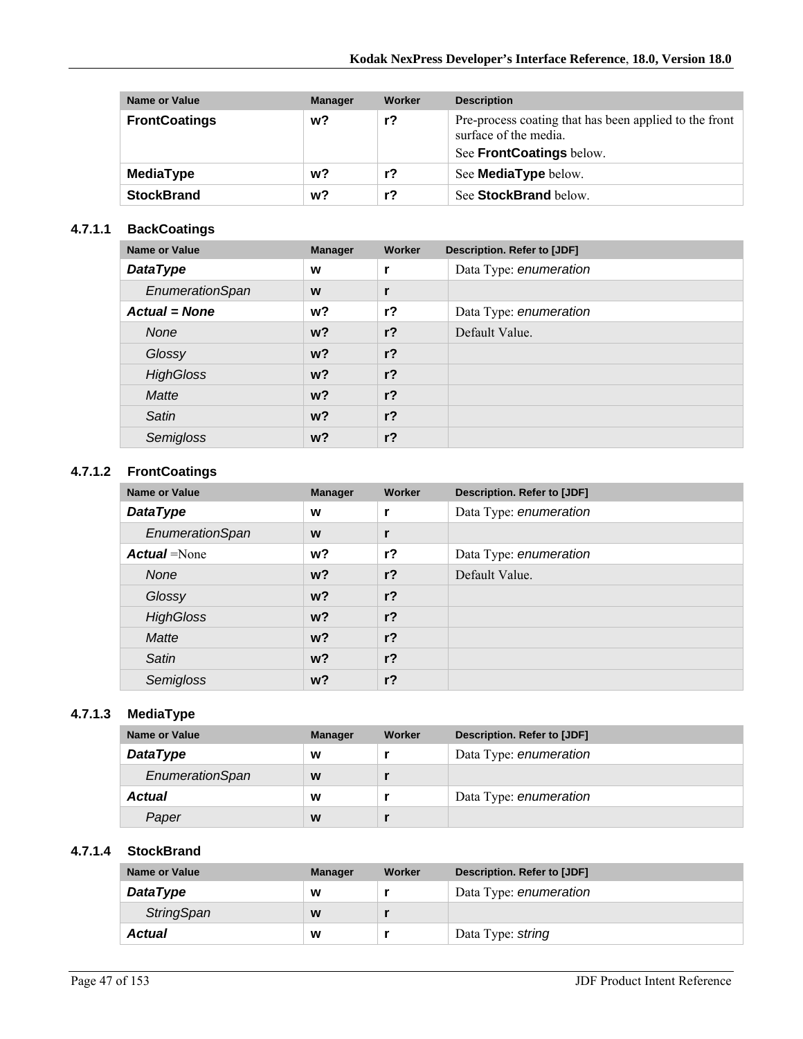| Name or Value | Manager | Worker | Description |
|---|---|---|---|
| **FrontCoatings** | **w?** | **r?** | Pre-process coating that has been applied to the front surface of the media.<br>See **FrontCoatings** below. |
| **MediaType** | **w?** | **r?** | See **MediaType** below. |
| **StockBrand** | **w?** | **r?** | See **StockBrand** below. |

#### 4.7.1.1 BackCoatings

| Name or Value | Manager | Worker | Description. Refer to [JDF] |
|---|---|---|---|
| ***DataType*** | **w** | **r** | Data Type: *enumeration* |
| *EnumerationSpan* | **w** | **r** | |
| ***Actual = None*** | **w?** | **r?** | Data Type: *enumeration* |
| *None* | **w?** | **r?** | Default Value. |
| *Glossy* | **w?** | **r?** | |
| *HighGloss* | **w?** | **r?** | |
| *Matte* | **w?** | **r?** | |
| *Satin* | **w?** | **r?** | |
| *Semigloss* | **w?** | **r?** | |

#### 4.7.1.2 FrontCoatings

| Name or Value | Manager | Worker | Description. Refer to [JDF] |
|---|---|---|---|
| ***Actual*** =None | **w?** | **r?** | Data Type: *enumeration* |
| ***DataType*** | **w** | **r** | Data Type: *enumeration* |
| *EnumerationSpan* | **w** | **r** | |
| *None* | **w?** | **r?** | Default Value. |
| *Glossy* | **w?** | **r?** | |
| *HighGloss* | **w?** | **r?** | |
| *Matte* | **w?** | **r?** | |
| *Satin* | **w?** | **r?** | |
| *Semigloss* | **w?** | **r?** | |

#### 4.7.1.3 MediaType

| Name or Value | Manager | Worker | Description. Refer to [JDF] |
|---|---|---|---|
| ***DataType*** | **w** | **r** | Data Type: *enumeration* |
| *EnumerationSpan* | **w** | **r** | |
| ***Actual*** | **w** | **r** | Data Type: *enumeration* |
| *Paper* | **w** | **r** | |

#### 4.7.1.4 StockBrand

| Name or Value | Manager | Worker | Description. Refer to [JDF] |
|---|---|---|---|
| ***DataType*** | **w** | **r** | Data Type: *enumeration* |
| *StringSpan* | **w** | **r** | |
| ***Actual*** | **w** | **r** | Data Type: *string* |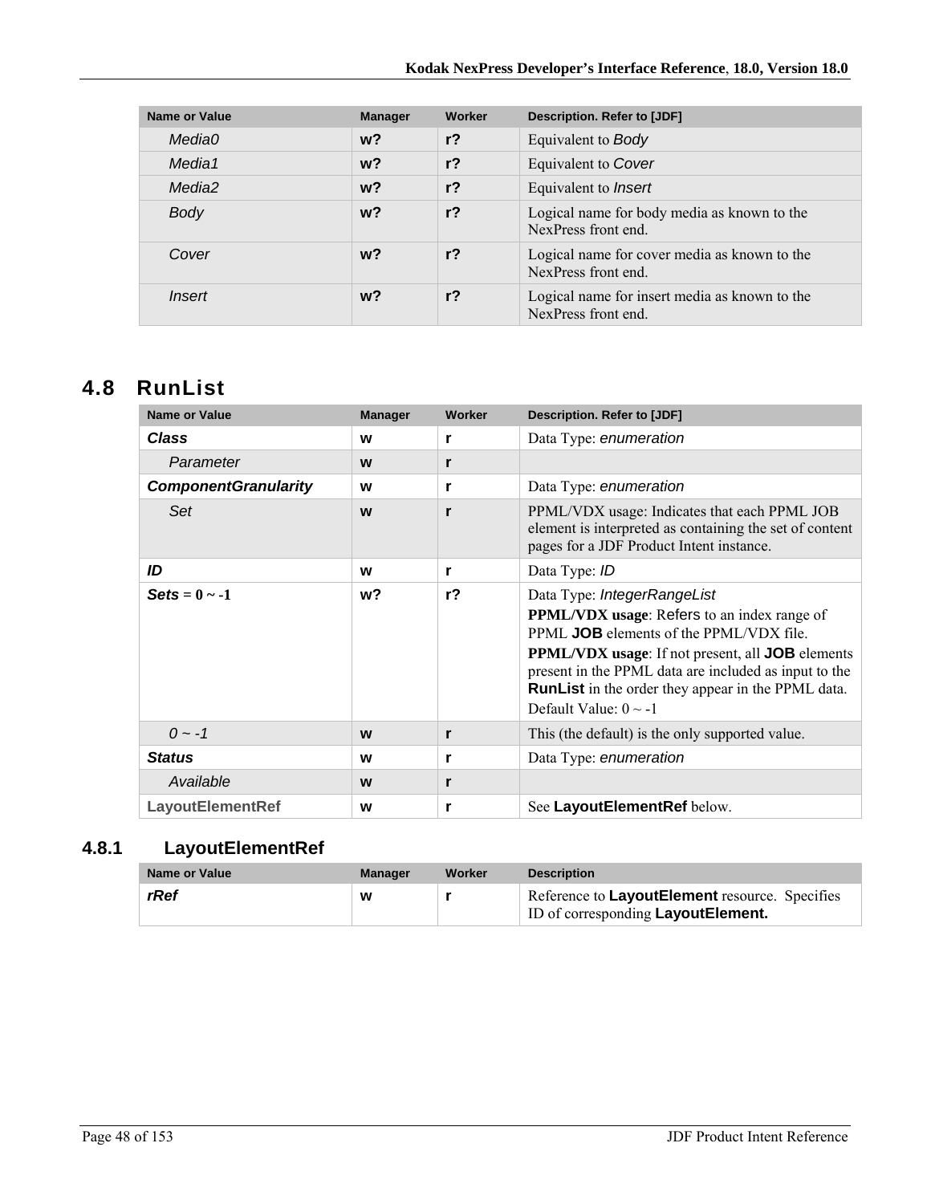| Name or Value | Manager | Worker | Description. Refer to [JDF] |
|---|---|---|---|
| *Media0* | **w?** | **r?** | Equivalent to *Body* |
| *Media1* | **w?** | **r?** | Equivalent to *Cover* |
| *Media2* | **w?** | **r?** | Equivalent to *Insert* |
| *Body* | **w?** | **r?** | Logical name for body media as known to the NexPress front end. |
| *Cover* | **w?** | **r?** | Logical name for cover media as known to the NexPress front end. |
| *Insert* | **w?** | **r?** | Logical name for insert media as known to the NexPress front end. |

## 4.8 RunList

| Name or Value | Manager | Worker | Description. Refer to [JDF] |
|---|---|---|---|
| ***Class*** | **w** | **r** | Data Type: *enumeration* |
| *Parameter* | **w** | **r** | |
| ***ComponentGranularity*** | **w** | **r** | Data Type: *enumeration* |
| *Set* | **w** | **r** | PPML/VDX usage: Indicates that each PPML JOB element is interpreted as containing the set of content pages for a JDF Product Intent instance. |
| ***ID*** | **w** | **r** | Data Type: *ID* |
| ***Sets*** **= 0 ~ -1** | **w?** | **r?** | Data Type: *IntegerRangeList*<br>**PPML/VDX usage**: Refers to an index range of PPML **JOB** elements of the PPML/VDX file.<br>**PPML/VDX usage**: If not present, all **JOB** elements present in the PPML data are included as input to the **RunList** in the order they appear in the PPML data.<br>Default Value: 0 ~ -1 |
| *0 ~ -1* | **w** | **r** | This (the default) is the only supported value. |
| ***Status*** | **w** | **r** | Data Type: *enumeration* |
| *Available* | **w** | **r** | |
| **LayoutElementRef** | **w** | **r** | See **LayoutElementRef** below. |

### 4.8.1 LayoutElementRef

| Name or Value | Manager | Worker | Description |
|---|---|---|---|
| ***rRef*** | **w** | **r** | Reference to **LayoutElement** resource. Specifies ID of corresponding **LayoutElement.** |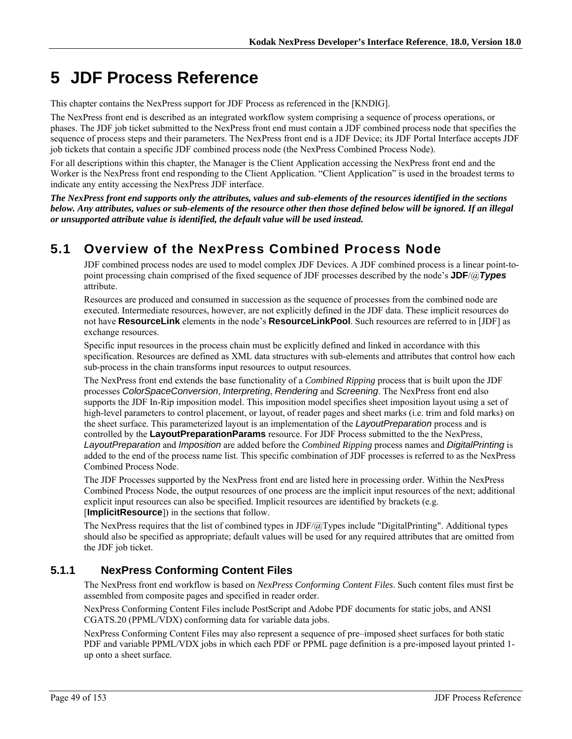# 5 JDF Process Reference

This chapter contains the NexPress support for JDF Process as referenced in the [KNDIG].

The NexPress front end is described as an integrated workflow system comprising a sequence of process operations, or phases. The JDF job ticket submitted to the NexPress front end must contain a JDF combined process node that specifies the sequence of process steps and their parameters. The NexPress front end is a JDF Device; its JDF Portal Interface accepts JDF job tickets that contain a specific JDF combined process node (the NexPress Combined Process Node).

For all descriptions within this chapter, the Manager is the Client Application accessing the NexPress front end and the Worker is the NexPress front end responding to the Client Application. "Client Application" is used in the broadest terms to indicate any entity accessing the NexPress JDF interface.

***The NexPress front end supports only the attributes, values and sub-elements of the resources identified in the sections below. Any attributes, values or sub-elements of the resource other then those defined below will be ignored. If an illegal or unsupported attribute value is identified, the default value will be used instead.***

## 5.1 Overview of the NexPress Combined Process Node

JDF combined process nodes are used to model complex JDF Devices. A JDF combined process is a linear point-to-point processing chain comprised of the fixed sequence of JDF processes described by the node's **JDF**/@***Types*** attribute.

Resources are produced and consumed in succession as the sequence of processes from the combined node are executed. Intermediate resources, however, are not explicitly defined in the JDF data. These implicit resources do not have **ResourceLink** elements in the node's **ResourceLinkPool**. Such resources are referred to in [JDF] as exchange resources.

Specific input resources in the process chain must be explicitly defined and linked in accordance with this specification. Resources are defined as XML data structures with sub-elements and attributes that control how each sub-process in the chain transforms input resources to output resources.

The NexPress front end extends the base functionality of a *Combined Ripping* process that is built upon the JDF processes *ColorSpaceConversion*, *Interpreting*, *Rendering* and *Screening*. The NexPress front end also supports the JDF In-Rip imposition model. This imposition model specifies sheet imposition layout using a set of high-level parameters to control placement, or layout, of reader pages and sheet marks (i.e. trim and fold marks) on the sheet surface. This parameterized layout is an implementation of the *LayoutPreparation* process and is controlled by the **LayoutPreparationParams** resource. For JDF Process submitted to the the NexPress, *LayoutPreparation* and *Imposition* are added before the *Combined Ripping* process names and *DigitalPrinting* is added to the end of the process name list. This specific combination of JDF processes is referred to as the NexPress Combined Process Node.

The JDF Processes supported by the NexPress front end are listed here in processing order. Within the NexPress Combined Process Node, the output resources of one process are the implicit input resources of the next; additional explicit input resources can also be specified. Implicit resources are identified by brackets (e.g. [**ImplicitResource**]) in the sections that follow.

The NexPress requires that the list of combined types in JDF/@Types include "DigitalPrinting". Additional types should also be specified as appropriate; default values will be used for any required attributes that are omitted from the JDF job ticket.

### 5.1.1 NexPress Conforming Content Files

The NexPress front end workflow is based on *NexPress Conforming Content Files*. Such content files must first be assembled from composite pages and specified in reader order.

NexPress Conforming Content Files include PostScript and Adobe PDF documents for static jobs, and ANSI CGATS.20 (PPML/VDX) conforming data for variable data jobs.

NexPress Conforming Content Files may also represent a sequence of pre–imposed sheet surfaces for both static PDF and variable PPML/VDX jobs in which each PDF or PPML page definition is a pre-imposed layout printed 1-up onto a sheet surface.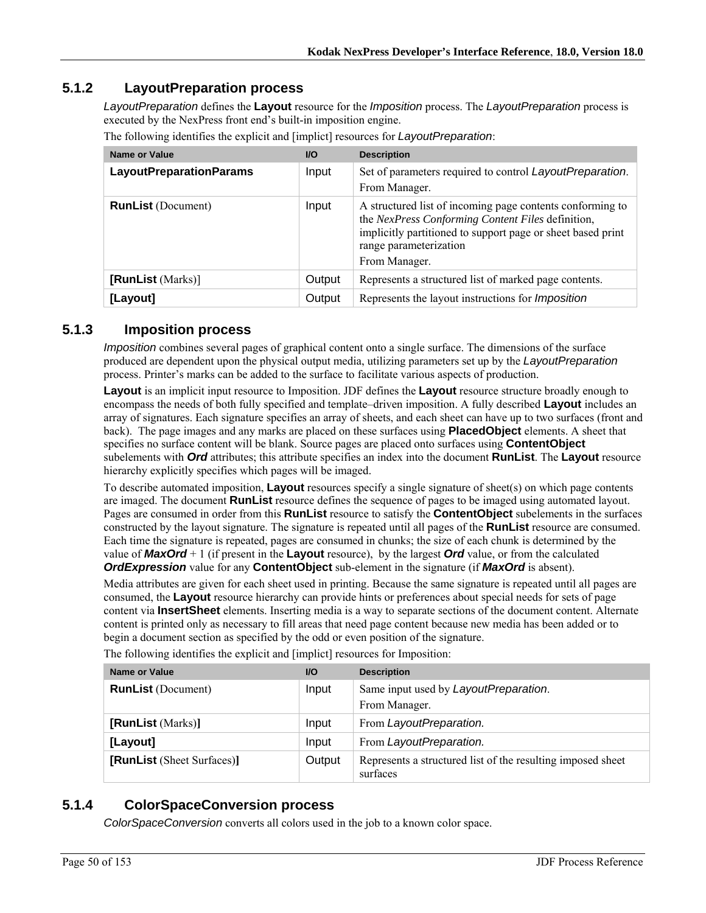### 5.1.2 LayoutPreparation process

*LayoutPreparation* defines the **Layout** resource for the *Imposition* process. The *LayoutPreparation* process is executed by the NexPress front end's built-in imposition engine.

The following identifies the explicit and [implict] resources for *LayoutPreparation*:

| Name or Value | I/O | Description |
|---|---|---|
| **LayoutPreparationParams** | Input | Set of parameters required to control *LayoutPreparation*.<br>From Manager. |
| **RunList** (Document) | Input | A structured list of incoming page contents conforming to the *NexPress Conforming Content Files* definition, implicitly partitioned to support page or sheet based print range parameterization<br>From Manager. |
| **[RunList** (Marks)] | Output | Represents a structured list of marked page contents. |
| **[Layout]** | Output | Represents the layout instructions for *Imposition* |

### 5.1.3 Imposition process

*Imposition* combines several pages of graphical content onto a single surface. The dimensions of the surface produced are dependent upon the physical output media, utilizing parameters set up by the *LayoutPreparation* process. Printer's marks can be added to the surface to facilitate various aspects of production.

**Layout** is an implicit input resource to Imposition. JDF defines the **Layout** resource structure broadly enough to encompass the needs of both fully specified and template–driven imposition. A fully described **Layout** includes an array of signatures. Each signature specifies an array of sheets, and each sheet can have up to two surfaces (front and back). The page images and any marks are placed on these surfaces using **PlacedObject** elements. A sheet that specifies no surface content will be blank. Source pages are placed onto surfaces using **ContentObject** subelements with ***Ord*** attributes; this attribute specifies an index into the document **RunList**. The **Layout** resource hierarchy explicitly specifies which pages will be imaged.

To describe automated imposition, **Layout** resources specify a single signature of sheet(s) on which page contents are imaged. The document **RunList** resource defines the sequence of pages to be imaged using automated layout. Pages are consumed in order from this **RunList** resource to satisfy the **ContentObject** subelements in the surfaces constructed by the layout signature. The signature is repeated until all pages of the **RunList** resource are consumed. Each time the signature is repeated, pages are consumed in chunks; the size of each chunk is determined by the value of ***MaxOrd*** + 1 (if present in the **Layout** resource), by the largest ***Ord*** value, or from the calculated ***OrdExpression*** value for any **ContentObject** sub-element in the signature (if ***MaxOrd*** is absent).

Media attributes are given for each sheet used in printing. Because the same signature is repeated until all pages are consumed, the **Layout** resource hierarchy can provide hints or preferences about special needs for sets of page content via **InsertSheet** elements. Inserting media is a way to separate sections of the document content. Alternate content is printed only as necessary to fill areas that need page content because new media has been added or to begin a document section as specified by the odd or even position of the signature.

The following identifies the explicit and [implict] resources for Imposition:

| Name or Value | I/O | Description |
|---|---|---|
| **RunList** (Document) | Input | Same input used by *LayoutPreparation*.<br>From Manager. |
| **[RunList** (Marks)**]** | Input | From *LayoutPreparation.* |
| **[Layout]** | Input | From *LayoutPreparation.* |
| **[RunList** (Sheet Surfaces)**]** | Output | Represents a structured list of the resulting imposed sheet surfaces |

### 5.1.4 ColorSpaceConversion process

*ColorSpaceConversion* converts all colors used in the job to a known color space.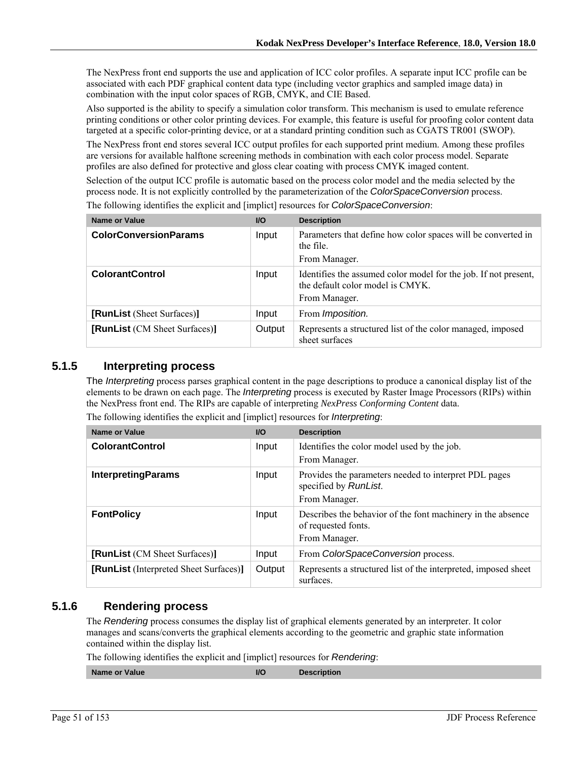The NexPress front end supports the use and application of ICC color profiles. A separate input ICC profile can be associated with each PDF graphical content data type (including vector graphics and sampled image data) in combination with the input color spaces of RGB, CMYK, and CIE Based.

Also supported is the ability to specify a simulation color transform. This mechanism is used to emulate reference printing conditions or other color printing devices. For example, this feature is useful for proofing color content data targeted at a specific color-printing device, or at a standard printing condition such as CGATS TR001 (SWOP).

The NexPress front end stores several ICC output profiles for each supported print medium. Among these profiles are versions for available halftone screening methods in combination with each color process model. Separate profiles are also defined for protective and gloss clear coating with process CMYK imaged content.

Selection of the output ICC profile is automatic based on the process color model and the media selected by the process node. It is not explicitly controlled by the parameterization of the *ColorSpaceConversion* process.

The following identifies the explicit and [implict] resources for *ColorSpaceConversion*:

| Name or Value | I/O | Description |
|---|---|---|
| **ColorConversionParams** | Input | Parameters that define how color spaces will be converted in the file.<br>From Manager. |
| **ColorantControl** | Input | Identifies the assumed color model for the job. If not present, the default color model is CMYK.<br>From Manager. |
| **[RunList** (Sheet Surfaces)**]** | Input | From *Imposition.* |
| **[RunList** (CM Sheet Surfaces)**]** | Output | Represents a structured list of the color managed, imposed sheet surfaces |

## 5.1.5 Interpreting process

The *Interpreting* process parses graphical content in the page descriptions to produce a canonical display list of the elements to be drawn on each page. The *Interpreting* process is executed by Raster Image Processors (RIPs) within the NexPress front end. The RIPs are capable of interpreting *NexPress Conforming Content* data.

The following identifies the explicit and [implict] resources for *Interpreting*:

| Name or Value | I/O | Description |
|---|---|---|
| **ColorantControl** | Input | Identifies the color model used by the job.<br>From Manager. |
| **InterpretingParams** | Input | Provides the parameters needed to interpret PDL pages specified by *RunList*.<br>From Manager. |
| **FontPolicy** | Input | Describes the behavior of the font machinery in the absence of requested fonts.<br>From Manager. |
| **[RunList** (CM Sheet Surfaces)**]** | Input | From *ColorSpaceConversion* process. |
| **[RunList** (Interpreted Sheet Surfaces)**]** | Output | Represents a structured list of the interpreted, imposed sheet surfaces. |

## 5.1.6 Rendering process

The *Rendering* process consumes the display list of graphical elements generated by an interpreter. It color manages and scans/converts the graphical elements according to the geometric and graphic state information contained within the display list.

The following identifies the explicit and [implict] resources for *Rendering*:

| Name or Value | I/O | Description |
|---|---|---|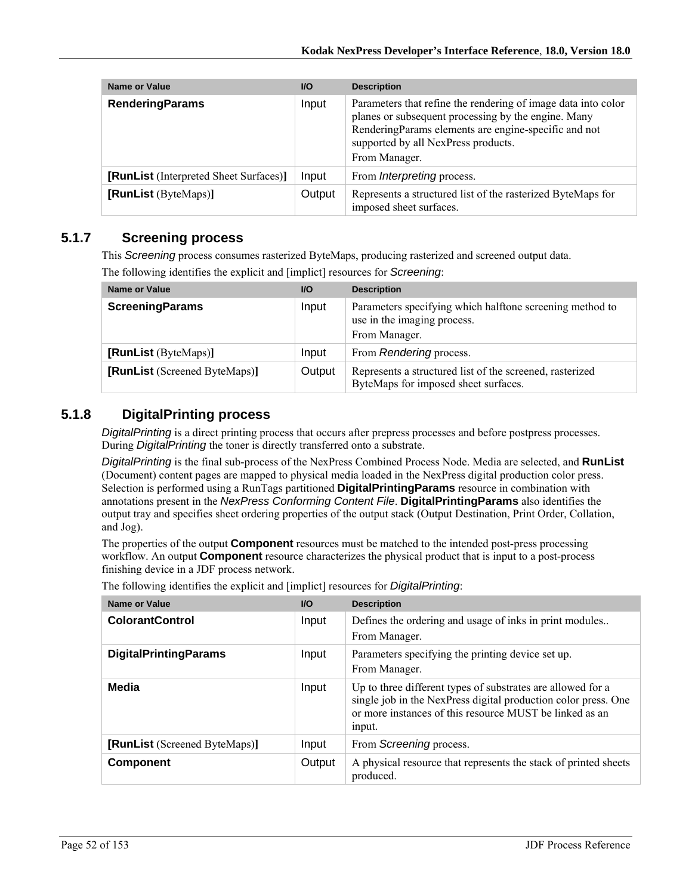| Name or Value | I/O | Description |
| --- | --- | --- |
| **RenderingParams** | Input | Parameters that refine the rendering of image data into color planes or subsequent processing by the engine. Many RenderingParams elements are engine-specific and not supported by all NexPress products.<br>From Manager. |
| **[RunList** (Interpreted Sheet Surfaces)**]** | Input | From *Interpreting* process. |
| **[RunList** (ByteMaps)**]** | Output | Represents a structured list of the rasterized ByteMaps for imposed sheet surfaces. |

### 5.1.7 Screening process

This *Screening* process consumes rasterized ByteMaps, producing rasterized and screened output data.

The following identifies the explicit and [implict] resources for *Screening*:

| Name or Value | I/O | Description |
| --- | --- | --- |
| **ScreeningParams** | Input | Parameters specifying which halftone screening method to use in the imaging process.<br>From Manager. |
| **[RunList** (ByteMaps)**]** | Input | From *Rendering* process. |
| **[RunList** (Screened ByteMaps)**]** | Output | Represents a structured list of the screened, rasterized ByteMaps for imposed sheet surfaces. |

### 5.1.8 DigitalPrinting process

*DigitalPrinting* is a direct printing process that occurs after prepress processes and before postpress processes. During *DigitalPrinting* the toner is directly transferred onto a substrate.

*DigitalPrinting* is the final sub-process of the NexPress Combined Process Node. Media are selected, and **RunList** (Document) content pages are mapped to physical media loaded in the NexPress digital production color press. Selection is performed using a RunTags partitioned **DigitalPrintingParams** resource in combination with annotations present in the *NexPress Conforming Content File*. **DigitalPrintingParams** also identifies the output tray and specifies sheet ordering properties of the output stack (Output Destination, Print Order, Collation, and Jog).

The properties of the output **Component** resources must be matched to the intended post-press processing workflow. An output **Component** resource characterizes the physical product that is input to a post-process finishing device in a JDF process network.

The following identifies the explicit and [implict] resources for *DigitalPrinting*:

| Name or Value | I/O | Description |
| --- | --- | --- |
| **ColorantControl** | Input | Defines the ordering and usage of inks in print modules..<br>From Manager. |
| **DigitalPrintingParams** | Input | Parameters specifying the printing device set up.<br>From Manager. |
| **Media** | Input | Up to three different types of substrates are allowed for a single job in the NexPress digital production color press. One or more instances of this resource MUST be linked as an input. |
| **[RunList** (Screened ByteMaps)**]** | Input | From *Screening* process. |
| **Component** | Output | A physical resource that represents the stack of printed sheets produced. |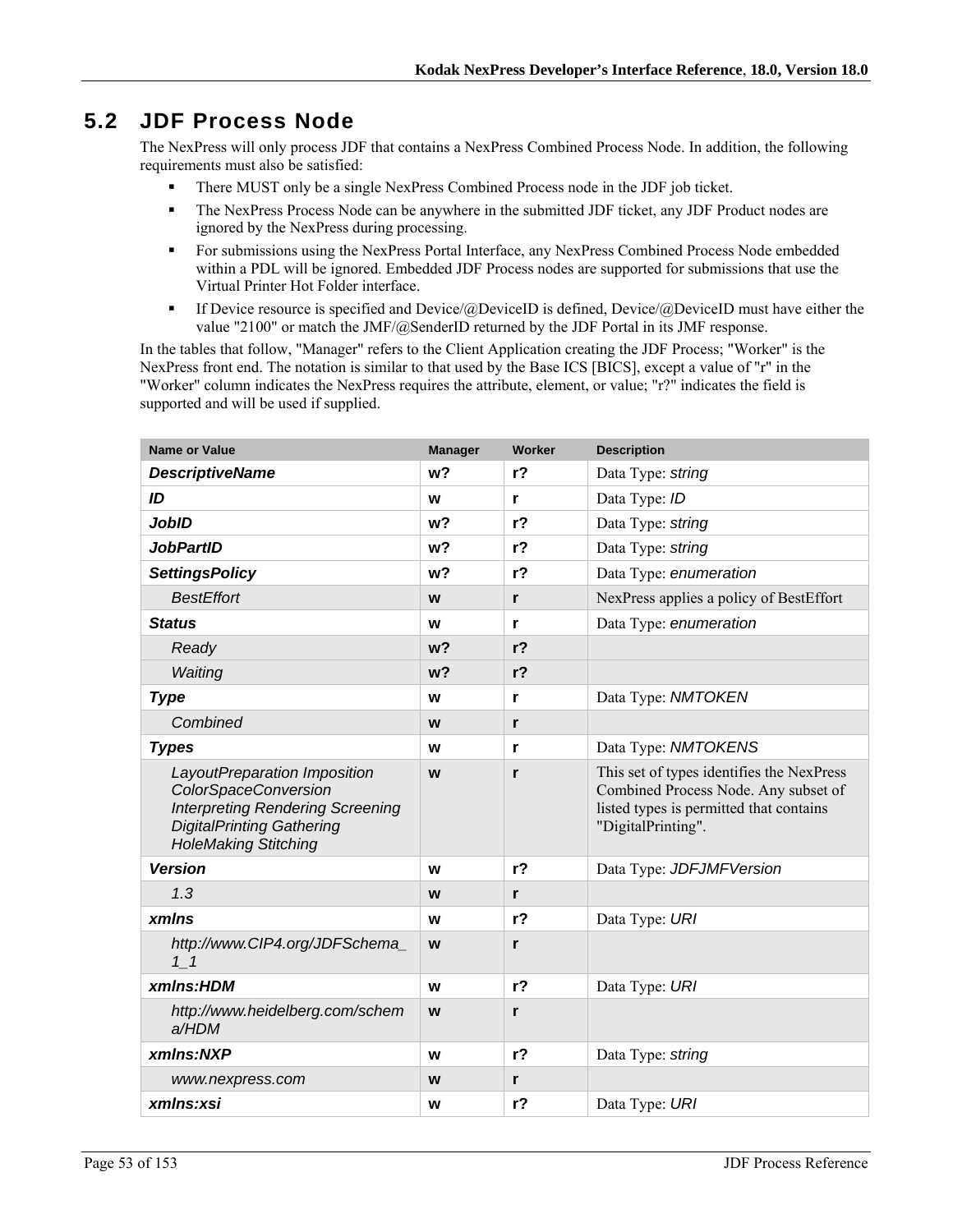## 5.2 JDF Process Node

The NexPress will only process JDF that contains a NexPress Combined Process Node. In addition, the following requirements must also be satisfied:

- There MUST only be a single NexPress Combined Process node in the JDF job ticket.
- The NexPress Process Node can be anywhere in the submitted JDF ticket, any JDF Product nodes are ignored by the NexPress during processing.
- For submissions using the NexPress Portal Interface, any NexPress Combined Process Node embedded within a PDL will be ignored. Embedded JDF Process nodes are supported for submissions that use the Virtual Printer Hot Folder interface.
- If Device resource is specified and Device/@DeviceID is defined, Device/@DeviceID must have either the value "2100" or match the JMF/@SenderID returned by the JDF Portal in its JMF response.

In the tables that follow, "Manager" refers to the Client Application creating the JDF Process; "Worker" is the NexPress front end. The notation is similar to that used by the Base ICS [BICS], except a value of "r" in the "Worker" column indicates the NexPress requires the attribute, element, or value; "r?" indicates the field is supported and will be used if supplied.

| Name or Value | Manager | Worker | Description |
|---|---|---|---|
| ***DescriptiveName*** | **w?** | **r?** | Data Type: *string* |
| ***ID*** | **w** | **r** | Data Type: *ID* |
| ***JobID*** | **w?** | **r?** | Data Type: *string* |
| ***JobPartID*** | **w?** | **r?** | Data Type: *string* |
| ***SettingsPolicy*** | **w?** | **r?** | Data Type: *enumeration* |
| *BestEffort* | **w** | **r** | NexPress applies a policy of BestEffort |
| ***Status*** | **w** | **r** | Data Type: *enumeration* |
| *Ready* | **w?** | **r?** | |
| *Waiting* | **w?** | **r?** | |
| ***Type*** | **w** | **r** | Data Type: *NMTOKEN* |
| *Combined* | **w** | **r** | |
| ***Types*** | **w** | **r** | Data Type: *NMTOKENS* |
| *LayoutPreparation Imposition ColorSpaceConversion Interpreting Rendering Screening DigitalPrinting Gathering HoleMaking Stitching* | **w** | **r** | This set of types identifies the NexPress Combined Process Node. Any subset of listed types is permitted that contains "DigitalPrinting". |
| ***Version*** | **w** | **r?** | Data Type: *JDFJMFVersion* |
| *1.3* | **w** | **r** | |
| ***xmlns*** | **w** | **r?** | Data Type: *URI* |
| *http://www.CIP4.org/JDFSchema_1_1* | **w** | **r** | |
| ***xmlns:HDM*** | **w** | **r?** | Data Type: *URI* |
| *http://www.heidelberg.com/schema/HDM* | **w** | **r** | |
| ***xmlns:NXP*** | **w** | **r?** | Data Type: *string* |
| *www.nexpress.com* | **w** | **r** | |
| ***xmlns:xsi*** | **w** | **r?** | Data Type: *URI* |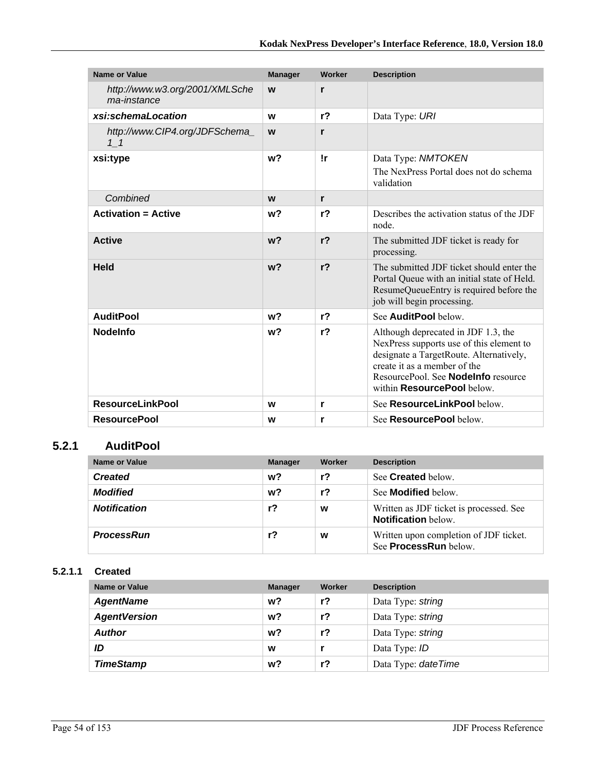| Name or Value | Manager | Worker | Description |
|---|---|---|---|
| *http://www.w3.org/2001/XMLSchema-instance* | **w** | **r** | |
| ***xsi:schemaLocation*** | **w** | **r?** | Data Type: *URI* |
| *http://www.CIP4.org/JDFSchema_1_1* | **w** | **r** | |
| **xsi:type** | **w?** | **!r** | Data Type: *NMTOKEN*<br>The NexPress Portal does not do schema validation |
| *Combined* | **w** | **r** | |
| **Activation = Active** | **w?** | **r?** | Describes the activation status of the JDF node. |
| **Active** | **w?** | **r?** | The submitted JDF ticket is ready for processing. |
| **Held** | **w?** | **r?** | The submitted JDF ticket should enter the Portal Queue with an initial state of Held. ResumeQueueEntry is required before the job will begin processing. |
| **AuditPool** | **w?** | **r?** | See **AuditPool** below. |
| **NodeInfo** | **w?** | **r?** | Although deprecated in JDF 1.3, the NexPress supports use of this element to designate a TargetRoute. Alternatively, create it as a member of the ResourcePool. See **NodeInfo** resource within **ResourcePool** below. |
| **ResourceLinkPool** | **w** | **r** | See **ResourceLinkPool** below. |
| **ResourcePool** | **w** | **r** | See **ResourcePool** below. |

## 5.2.1 AuditPool

| Name or Value | Manager | Worker | Description |
|---|---|---|---|
| ***Created*** | **w?** | **r?** | See **Created** below. |
| ***Modified*** | **w?** | **r?** | See **Modified** below. |
| ***Notification*** | **r?** | **w** | Written as JDF ticket is processed. See **Notification** below. |
| ***ProcessRun*** | **r?** | **w** | Written upon completion of JDF ticket. See **ProcessRun** below. |

### 5.2.1.1 Created

| Name or Value | Manager | Worker | Description |
|---|---|---|---|
| ***AgentName*** | **w?** | **r?** | Data Type: *string* |
| ***AgentVersion*** | **w?** | **r?** | Data Type: *string* |
| ***Author*** | **w?** | **r?** | Data Type: *string* |
| ***ID*** | **w** | **r** | Data Type: *ID* |
| ***TimeStamp*** | **w?** | **r?** | Data Type: *dateTime* |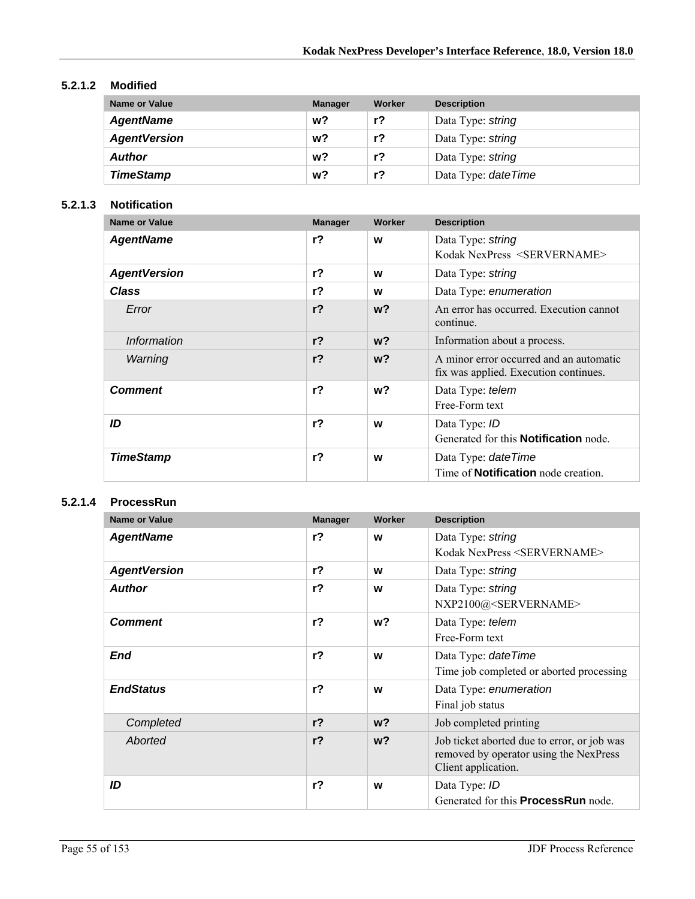#### 5.2.1.2 Modified

| Name or Value | Manager | Worker | Description |
|---|---|---|---|
| ***AgentName*** | **w?** | **r?** | Data Type: *string* |
| ***AgentVersion*** | **w?** | **r?** | Data Type: *string* |
| ***Author*** | **w?** | **r?** | Data Type: *string* |
| ***TimeStamp*** | **w?** | **r?** | Data Type: *dateTime* |

#### 5.2.1.3 Notification

| Name or Value | Manager | Worker | Description |
|---|---|---|---|
| ***AgentName*** | **r?** | **w** | Data Type: *string*<br>Kodak NexPress <SERVERNAME> |
| ***AgentVersion*** | **r?** | **w** | Data Type: *string* |
| ***Class*** | **r?** | **w** | Data Type: *enumeration* |
| *Error* | **r?** | **w?** | An error has occurred. Execution cannot continue. |
| *Information* | **r?** | **w?** | Information about a process. |
| *Warning* | **r?** | **w?** | A minor error occurred and an automatic fix was applied. Execution continues. |
| ***Comment*** | **r?** | **w?** | Data Type: *telem*<br>Free-Form text |
| ***ID*** | **r?** | **w** | Data Type: *ID*<br>Generated for this **Notification** node. |
| ***TimeStamp*** | **r?** | **w** | Data Type: *dateTime*<br>Time of **Notification** node creation. |

#### 5.2.1.4 ProcessRun

| Name or Value | Manager | Worker | Description |
|---|---|---|---|
| ***AgentName*** | **r?** | **w** | Data Type: *string*<br>Kodak NexPress <SERVERNAME> |
| ***AgentVersion*** | **r?** | **w** | Data Type: *string* |
| ***Author*** | **r?** | **w** | Data Type: *string*<br>NXP2100@<SERVERNAME> |
| ***Comment*** | **r?** | **w?** | Data Type: *telem*<br>Free-Form text |
| ***End*** | **r?** | **w** | Data Type: *dateTime*<br>Time job completed or aborted processing |
| ***EndStatus*** | **r?** | **w** | Data Type: *enumeration*<br>Final job status |
| *Completed* | **r?** | **w?** | Job completed printing |
| *Aborted* | **r?** | **w?** | Job ticket aborted due to error, or job was removed by operator using the NexPress Client application. |
| ***ID*** | **r?** | **w** | Data Type: *ID*<br>Generated for this **ProcessRun** node. |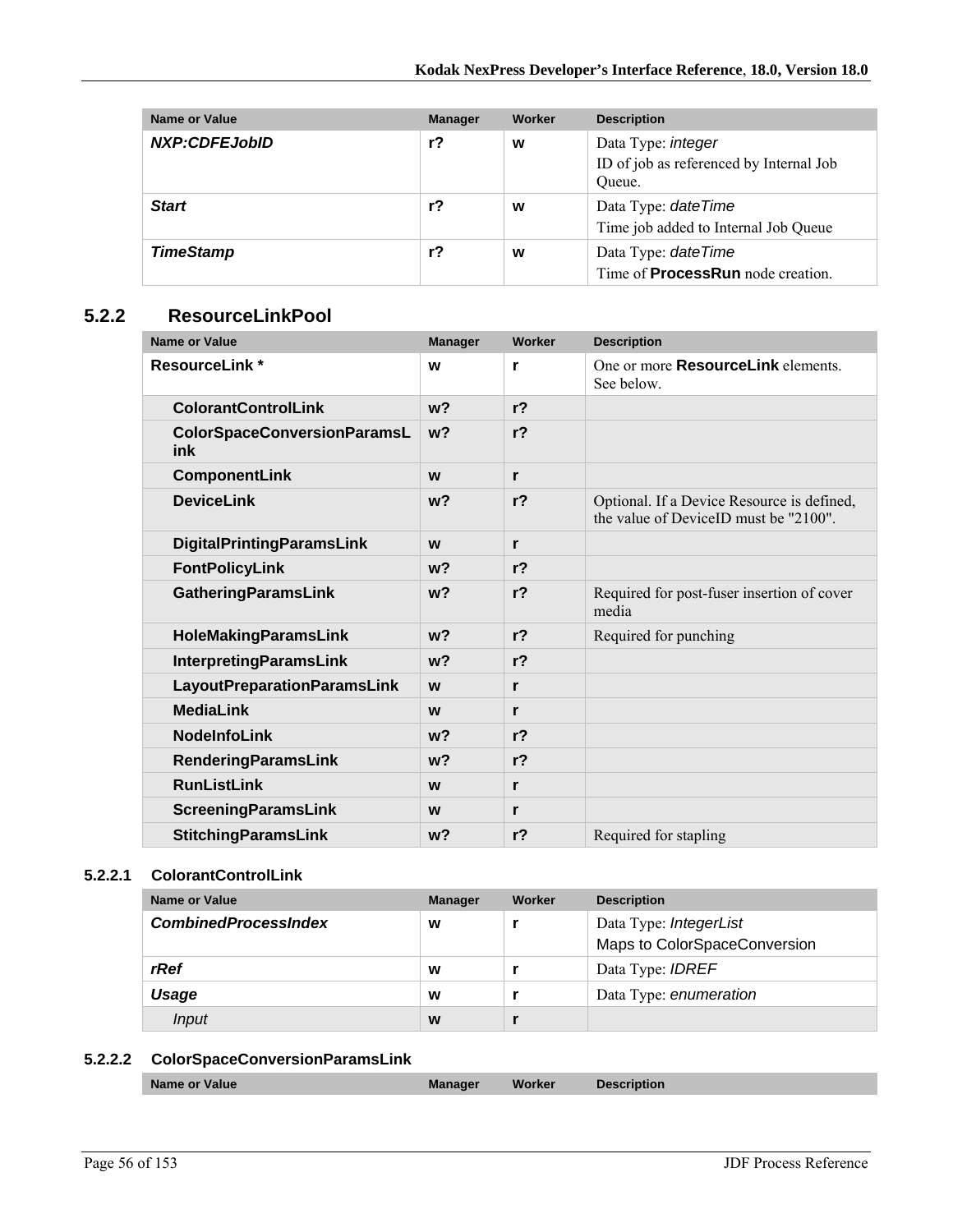| Name or Value | Manager | Worker | Description |
| --- | --- | --- | --- |
| ***NXP:CDFEJobID*** | **r?** | **w** | Data Type: *integer*<br>ID of job as referenced by Internal Job Queue. |
| ***Start*** | **r?** | **w** | Data Type: *dateTime*<br>Time job added to Internal Job Queue |
| ***TimeStamp*** | **r?** | **w** | Data Type: *dateTime*<br>Time of **ProcessRun** node creation. |

## 5.2.2 ResourceLinkPool

| Name or Value | Manager | Worker | Description |
| --- | --- | --- | --- |
| **ResourceLink *** | **w** | **r** | One or more **ResourceLink** elements. See below. |
| **ColorantControlLink** | **w?** | **r?** | |
| **ColorSpaceConversionParamsLink** | **w?** | **r?** | |
| **ComponentLink** | **w** | **r** | |
| **DeviceLink** | **w?** | **r?** | Optional. If a Device Resource is defined, the value of DeviceID must be "2100". |
| **DigitalPrintingParamsLink** | **w** | **r** | |
| **FontPolicyLink** | **w?** | **r?** | |
| **GatheringParamsLink** | **w?** | **r?** | Required for post-fuser insertion of cover media |
| **HoleMakingParamsLink** | **w?** | **r?** | Required for punching |
| **InterpretingParamsLink** | **w?** | **r?** | |
| **LayoutPreparationParamsLink** | **w** | **r** | |
| **MediaLink** | **w** | **r** | |
| **NodeInfoLink** | **w?** | **r?** | |
| **RenderingParamsLink** | **w?** | **r?** | |
| **RunListLink** | **w** | **r** | |
| **ScreeningParamsLink** | **w** | **r** | |
| **StitchingParamsLink** | **w?** | **r?** | Required for stapling |

### 5.2.2.1 ColorantControlLink

| Name or Value | Manager | Worker | Description |
| --- | --- | --- | --- |
| ***CombinedProcessIndex*** | **w** | **r** | Data Type: *IntegerList*<br>Maps to ColorSpaceConversion |
| ***rRef*** | **w** | **r** | Data Type: *IDREF* |
| ***Usage*** | **w** | **r** | Data Type: *enumeration* |
| *Input* | **w** | **r** | |

### 5.2.2.2 ColorSpaceConversionParamsLink

| Name or Value | Manager | Worker | Description |
| --- | --- | --- | --- |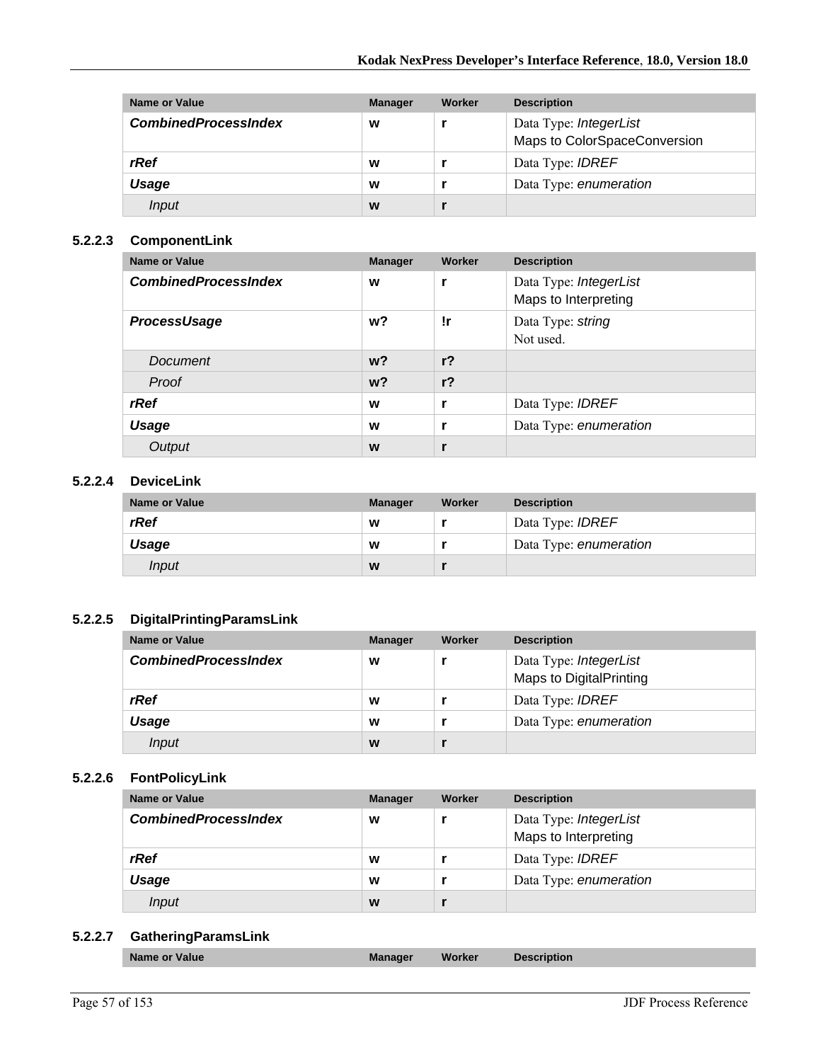| Name or Value | Manager | Worker | Description |
|---|---|---|---|
| ***CombinedProcessIndex*** | **w** | **r** | Data Type: *IntegerList*<br>Maps to ColorSpaceConversion |
| ***rRef*** | **w** | **r** | Data Type: *IDREF* |
| ***Usage*** | **w** | **r** | Data Type: *enumeration* |
| *Input* | **w** | **r** | |

#### 5.2.2.3 ComponentLink

| Name or Value | Manager | Worker | Description |
|---|---|---|---|
| ***CombinedProcessIndex*** | **w** | **r** | Data Type: *IntegerList*<br>Maps to Interpreting |
| ***ProcessUsage*** | **w?** | **!r** | Data Type: *string*<br>Not used. |
| *Document* | **w?** | **r?** | |
| *Proof* | **w?** | **r?** | |
| ***rRef*** | **w** | **r** | Data Type: *IDREF* |
| ***Usage*** | **w** | **r** | Data Type: *enumeration* |
| *Output* | **w** | **r** | |

#### 5.2.2.4 DeviceLink

| Name or Value | Manager | Worker | Description |
|---|---|---|---|
| ***rRef*** | **w** | **r** | Data Type: *IDREF* |
| ***Usage*** | **w** | **r** | Data Type: *enumeration* |
| *Input* | **w** | **r** | |

#### 5.2.2.5 DigitalPrintingParamsLink

| Name or Value | Manager | Worker | Description |
|---|---|---|---|
| ***CombinedProcessIndex*** | **w** | **r** | Data Type: *IntegerList*<br>Maps to DigitalPrinting |
| ***rRef*** | **w** | **r** | Data Type: *IDREF* |
| ***Usage*** | **w** | **r** | Data Type: *enumeration* |
| *Input* | **w** | **r** | |

#### 5.2.2.6 FontPolicyLink

| Name or Value | Manager | Worker | Description |
|---|---|---|---|
| ***CombinedProcessIndex*** | **w** | **r** | Data Type: *IntegerList*<br>Maps to Interpreting |
| ***rRef*** | **w** | **r** | Data Type: *IDREF* |
| ***Usage*** | **w** | **r** | Data Type: *enumeration* |
| *Input* | **w** | **r** | |

#### 5.2.2.7 GatheringParamsLink

| Name or Value | Manager | Worker | Description |
|---|---|---|---|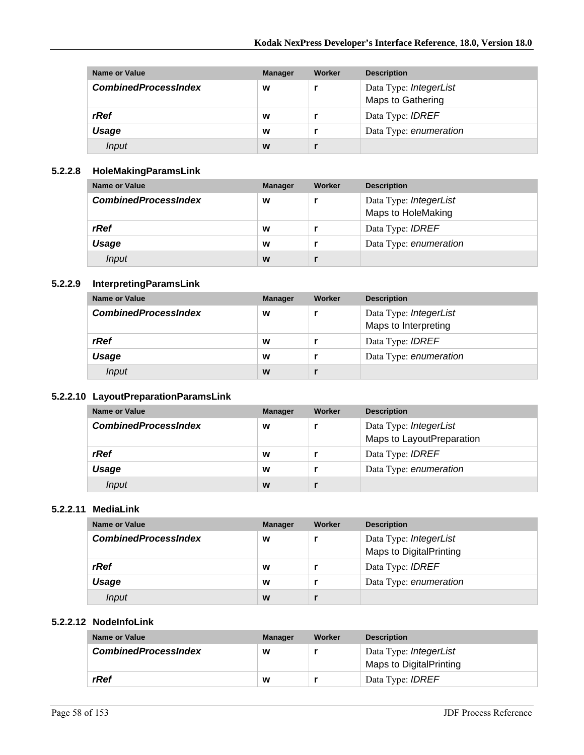| Name or Value | Manager | Worker | Description |
|---|---|---|---|
| ***CombinedProcessIndex*** | **w** | **r** | Data Type: *IntegerList*<br>Maps to Gathering |
| ***rRef*** | **w** | **r** | Data Type: *IDREF* |
| ***Usage*** | **w** | **r** | Data Type: *enumeration* |
| *Input* | **w** | **r** | |

### 5.2.2.8 HoleMakingParamsLink

| Name or Value | Manager | Worker | Description |
|---|---|---|---|
| ***CombinedProcessIndex*** | **w** | **r** | Data Type: *IntegerList*<br>Maps to HoleMaking |
| ***rRef*** | **w** | **r** | Data Type: *IDREF* |
| ***Usage*** | **w** | **r** | Data Type: *enumeration* |
| *Input* | **w** | **r** | |

### 5.2.2.9 InterpretingParamsLink

| Name or Value | Manager | Worker | Description |
|---|---|---|---|
| ***CombinedProcessIndex*** | **w** | **r** | Data Type: *IntegerList*<br>Maps to Interpreting |
| ***rRef*** | **w** | **r** | Data Type: *IDREF* |
| ***Usage*** | **w** | **r** | Data Type: *enumeration* |
| *Input* | **w** | **r** | |

### 5.2.2.10 LayoutPreparationParamsLink

| Name or Value | Manager | Worker | Description |
|---|---|---|---|
| ***CombinedProcessIndex*** | **w** | **r** | Data Type: *IntegerList*<br>Maps to LayoutPreparation |
| ***rRef*** | **w** | **r** | Data Type: *IDREF* |
| ***Usage*** | **w** | **r** | Data Type: *enumeration* |
| *Input* | **w** | **r** | |

### 5.2.2.11 MediaLink

| Name or Value | Manager | Worker | Description |
|---|---|---|---|
| ***CombinedProcessIndex*** | **w** | **r** | Data Type: *IntegerList*<br>Maps to DigitalPrinting |
| ***rRef*** | **w** | **r** | Data Type: *IDREF* |
| ***Usage*** | **w** | **r** | Data Type: *enumeration* |
| *Input* | **w** | **r** | |

### 5.2.2.12 NodeInfoLink

| Name or Value | Manager | Worker | Description |
|---|---|---|---|
| ***CombinedProcessIndex*** | **w** | **r** | Data Type: *IntegerList*<br>Maps to DigitalPrinting |
| ***rRef*** | **w** | **r** | Data Type: *IDREF* |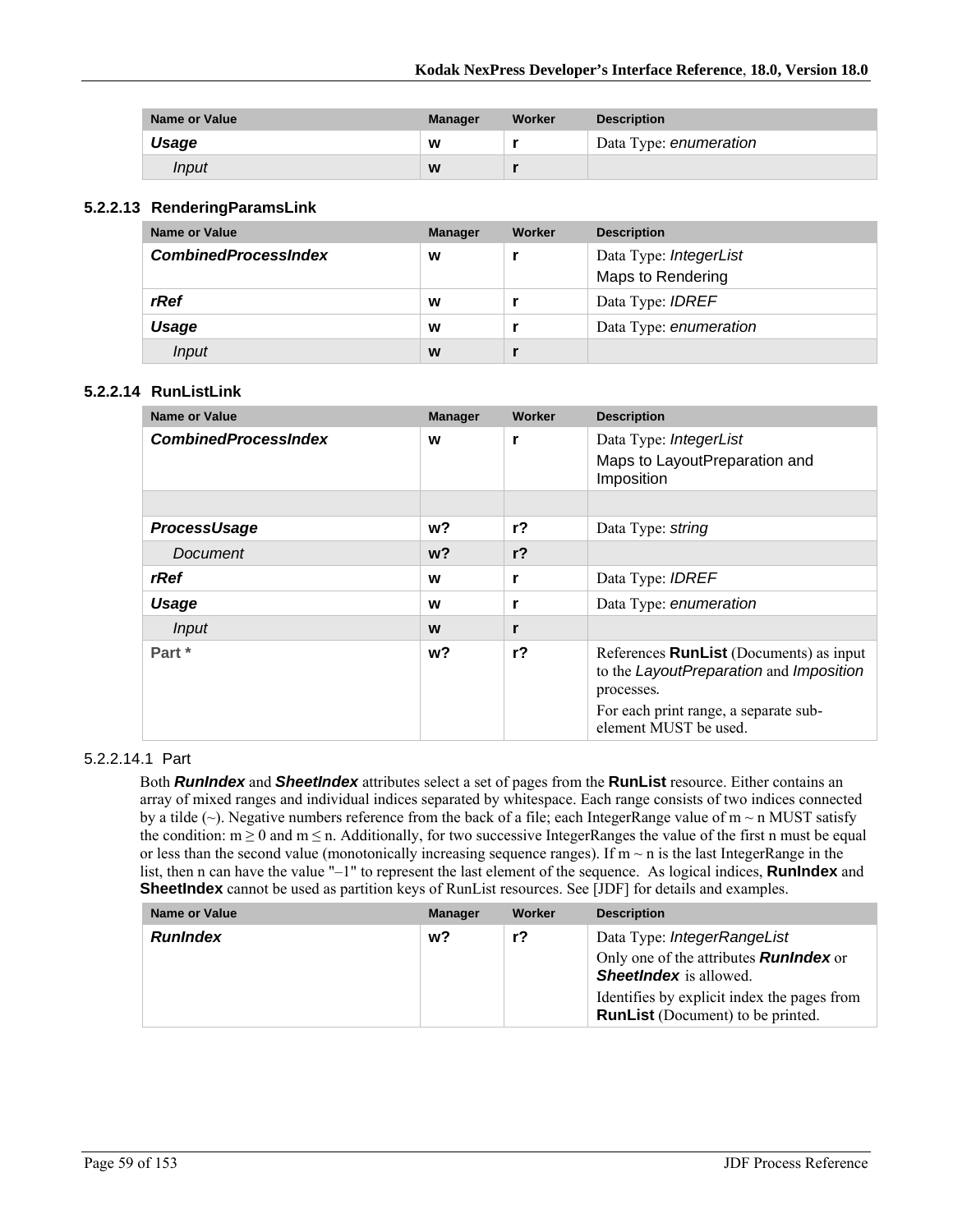| Name or Value | Manager | Worker | Description |
|---|---|---|---|
| ***Usage*** | **w** | **r** | Data Type: *enumeration* |
| *Input* | **w** | **r** | |

### 5.2.2.13 RenderingParamsLink

| Name or Value | Manager | Worker | Description |
|---|---|---|---|
| ***CombinedProcessIndex*** | **w** | **r** | Data Type: *IntegerList*<br>Maps to Rendering |
| ***rRef*** | **w** | **r** | Data Type: *IDREF* |
| ***Usage*** | **w** | **r** | Data Type: *enumeration* |
| *Input* | **w** | **r** | |

### 5.2.2.14 RunListLink

| Name or Value | Manager | Worker | Description |
|---|---|---|---|
| ***CombinedProcessIndex*** | **w** | **r** | Data Type: *IntegerList*<br>Maps to LayoutPreparation and Imposition |
| | | | |
| ***ProcessUsage*** | **w?** | **r?** | Data Type: *string* |
| *Document* | **w?** | **r?** | |
| ***rRef*** | **w** | **r** | Data Type: *IDREF* |
| ***Usage*** | **w** | **r** | Data Type: *enumeration* |
| *Input* | **w** | **r** | |
| **Part *** | **w?** | **r?** | References **RunList** (Documents) as input to the *LayoutPreparation* and *Imposition* processes.<br>For each print range, a separate sub-element MUST be used. |

#### 5.2.2.14.1 Part

Both ***RunIndex*** and ***SheetIndex*** attributes select a set of pages from the **RunList** resource. Either contains an array of mixed ranges and individual indices separated by whitespace. Each range consists of two indices connected by a tilde (~). Negative numbers reference from the back of a file; each IntegerRange value of m ~ n MUST satisfy the condition: $m \geq 0$ and $m \leq n$. Additionally, for two successive IntegerRanges the value of the first n must be equal or less than the second value (monotonically increasing sequence ranges). If m ~ n is the last IntegerRange in the list, then n can have the value "–1" to represent the last element of the sequence. As logical indices, **RunIndex** and **SheetIndex** cannot be used as partition keys of RunList resources. See [JDF] for details and examples.

| Name or Value | Manager | Worker | Description |
|---|---|---|---|
| ***RunIndex*** | **w?** | **r?** | Data Type: *IntegerRangeList*<br>Only one of the attributes ***RunIndex*** or ***SheetIndex*** is allowed.<br>Identifies by explicit index the pages from **RunList** (Document) to be printed. |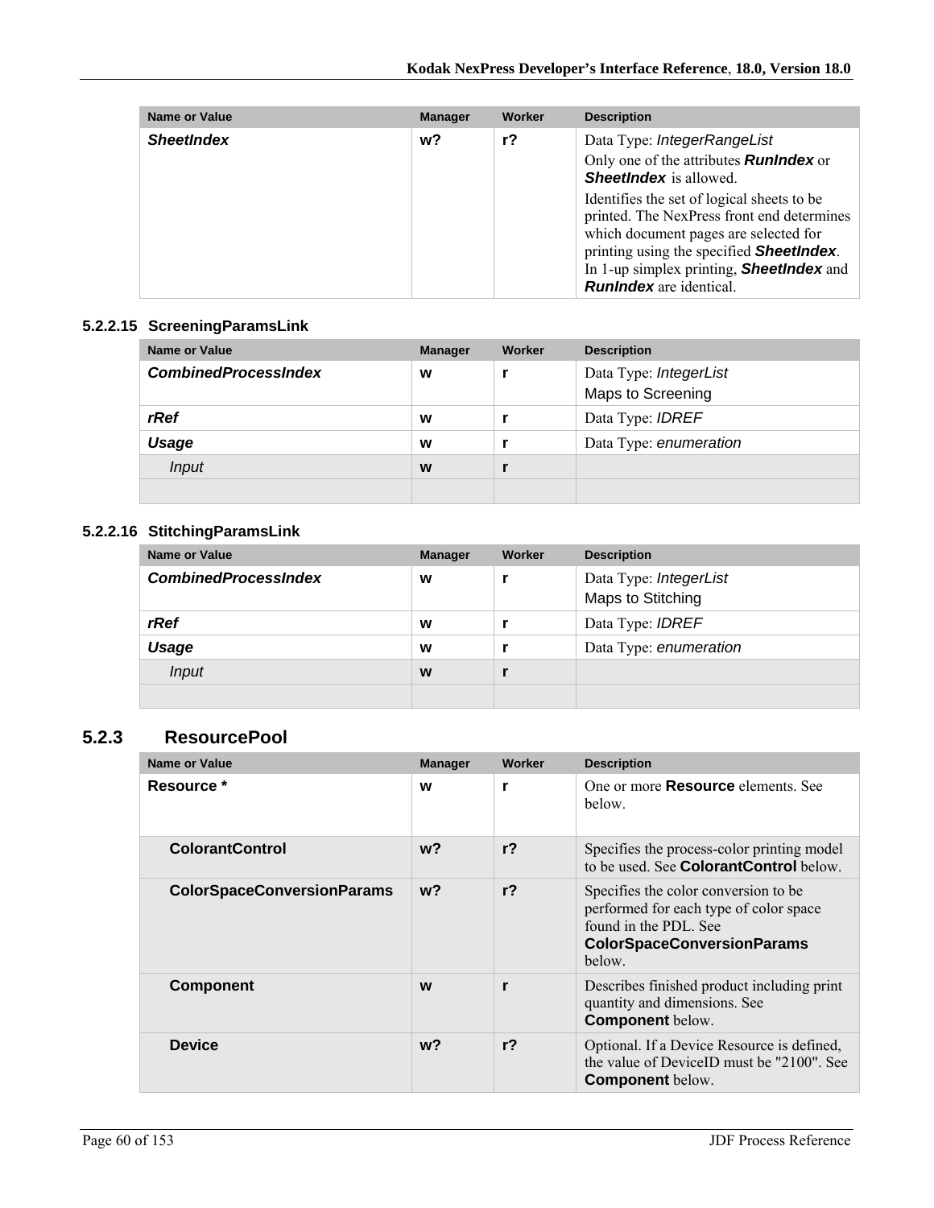| Name or Value | Manager | Worker | Description |
|---|---|---|---|
| ***SheetIndex*** | **w?** | **r?** | Data Type: *IntegerRangeList*<br>Only one of the attributes ***RunIndex*** or ***SheetIndex*** is allowed.<br>Identifies the set of logical sheets to be printed. The NexPress front end determines which document pages are selected for printing using the specified ***SheetIndex***. In 1-up simplex printing, ***SheetIndex*** and ***RunIndex*** are identical. |

#### 5.2.2.15 ScreeningParamsLink

| Name or Value | Manager | Worker | Description |
|---|---|---|---|
| ***CombinedProcessIndex*** | **w** | **r** | Data Type: *IntegerList*<br>Maps to Screening |
| ***rRef*** | **w** | **r** | Data Type: *IDREF* |
| ***Usage*** | **w** | **r** | Data Type: *enumeration* |
| *Input* | **w** | **r** | |
| | | | |

#### 5.2.2.16 StitchingParamsLink

| Name or Value | Manager | Worker | Description |
|---|---|---|---|
| ***CombinedProcessIndex*** | **w** | **r** | Data Type: *IntegerList*<br>Maps to Stitching |
| ***rRef*** | **w** | **r** | Data Type: *IDREF* |
| ***Usage*** | **w** | **r** | Data Type: *enumeration* |
| *Input* | **w** | **r** | |
| | | | |

### 5.2.3 ResourcePool

| Name or Value | Manager | Worker | Description |
|---|---|---|---|
| **Resource *** | **w** | **r** | One or more **Resource** elements. See below. |
| **ColorantControl** | **w?** | **r?** | Specifies the process-color printing model to be used. See **ColorantControl** below. |
| **ColorSpaceConversionParams** | **w?** | **r?** | Specifies the color conversion to be performed for each type of color space found in the PDL. See **ColorSpaceConversionParams** below. |
| **Component** | **w** | **r** | Describes finished product including print quantity and dimensions. See **Component** below. |
| **Device** | **w?** | **r?** | Optional. If a Device Resource is defined, the value of DeviceID must be "2100". See **Component** below. |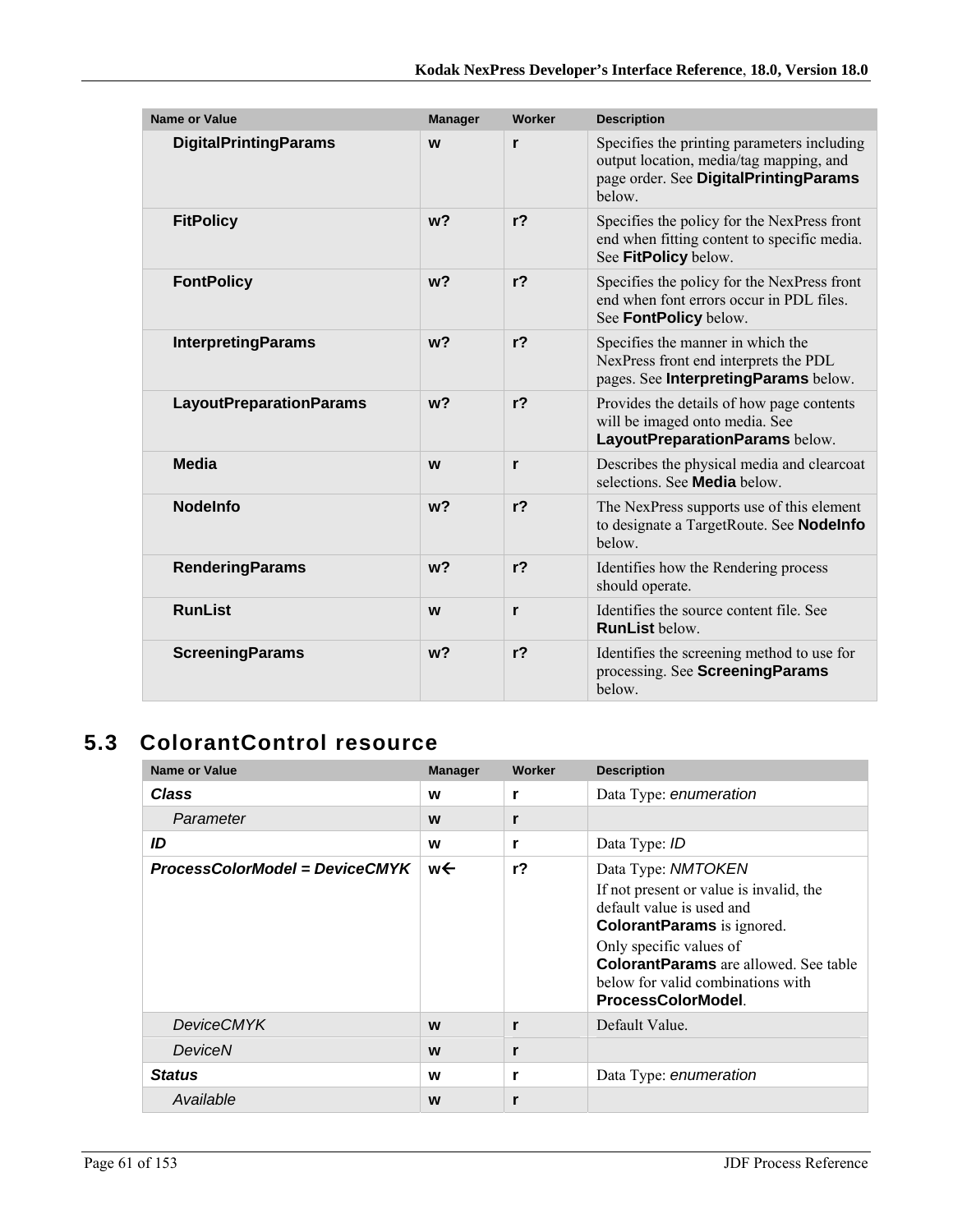| Name or Value | Manager | Worker | Description |
|---|---|---|---|
| **DigitalPrintingParams** | **w** | **r** | Specifies the printing parameters including output location, media/tag mapping, and page order. See **DigitalPrintingParams** below. |
| **FitPolicy** | **w?** | **r?** | Specifies the policy for the NexPress front end when fitting content to specific media. See **FitPolicy** below. |
| **FontPolicy** | **w?** | **r?** | Specifies the policy for the NexPress front end when font errors occur in PDL files. See **FontPolicy** below. |
| **InterpretingParams** | **w?** | **r?** | Specifies the manner in which the NexPress front end interprets the PDL pages. See **InterpretingParams** below. |
| **LayoutPreparationParams** | **w?** | **r?** | Provides the details of how page contents will be imaged onto media. See **LayoutPreparationParams** below. |
| **Media** | **w** | **r** | Describes the physical media and clearcoat selections. See **Media** below. |
| **NodeInfo** | **w?** | **r?** | The NexPress supports use of this element to designate a TargetRoute. See **NodeInfo** below. |
| **RenderingParams** | **w?** | **r?** | Identifies how the Rendering process should operate. |
| **RunList** | **w** | **r** | Identifies the source content file. See **RunList** below. |
| **ScreeningParams** | **w?** | **r?** | Identifies the screening method to use for processing. See **ScreeningParams** below. |

## 5.3 ColorantControl resource

| Name or Value | Manager | Worker | Description |
|---|---|---|---|
| ***Class*** | **w** | **r** | Data Type: *enumeration* |
| *Parameter* | **w** | **r** | |
| ***ID*** | **w** | **r** | Data Type: *ID* |
| ***ProcessColorModel = DeviceCMYK*** | **w←** | **r?** | Data Type: *NMTOKEN*<br>If not present or value is invalid, the default value is used and **ColorantParams** is ignored.<br>Only specific values of **ColorantParams** are allowed. See table below for valid combinations with **ProcessColorModel**. |
| *DeviceCMYK* | **w** | **r** | Default Value. |
| *DeviceN* | **w** | **r** | |
| ***Status*** | **w** | **r** | Data Type: *enumeration* |
| *Available* | **w** | **r** | |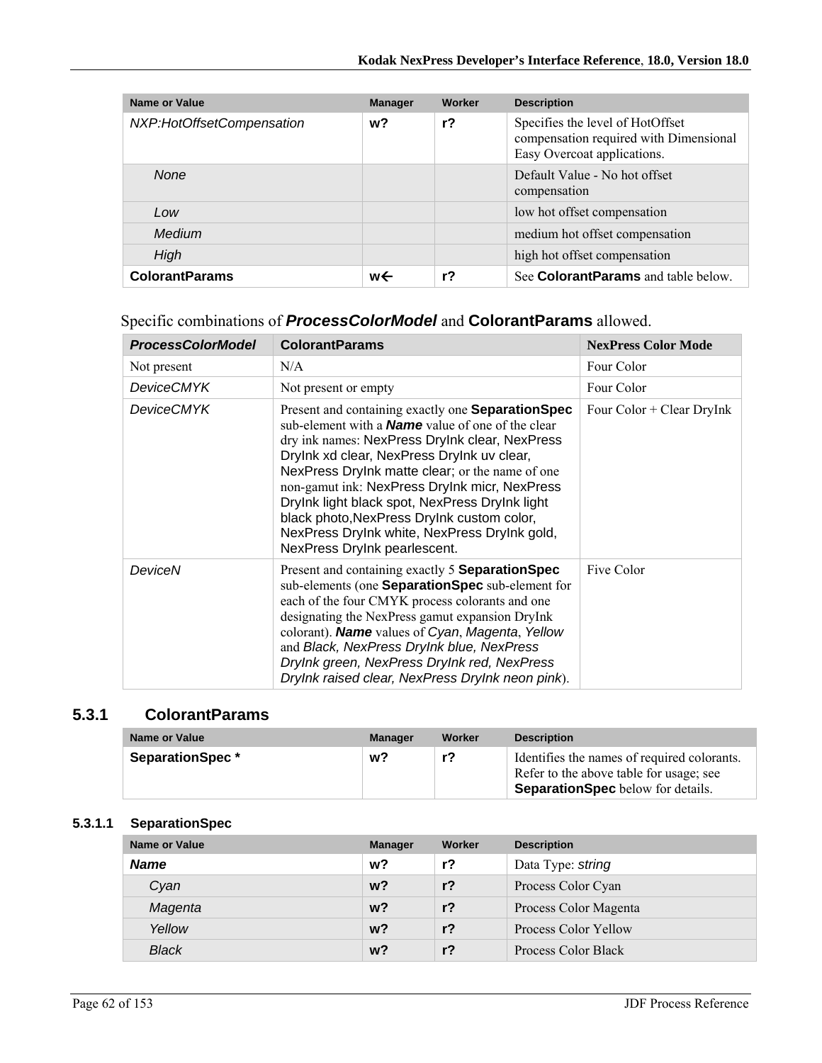| Name or Value | Manager | Worker | Description |
|---|---|---|---|
| *NXP:HotOffsetCompensation* | **w?** | **r?** | Specifies the level of HotOffset compensation required with Dimensional Easy Overcoat applications. |
| *None* | | | Default Value - No hot offset compensation |
| *Low* | | | low hot offset compensation |
| *Medium* | | | medium hot offset compensation |
| *High* | | | high hot offset compensation |
| **ColorantParams** | **w←** | **r?** | See **ColorantParams** and table below. |

Specific combinations of ***ProcessColorModel*** and **ColorantParams** allowed.

| *ProcessColorModel* | ColorantParams | NexPress Color Mode |
|---|---|---|
| Not present | N/A | Four Color |
| *DeviceCMYK* | Not present or empty | Four Color |
| *DeviceCMYK* | Present and containing exactly one **SeparationSpec** sub-element with a ***Name*** value of one of the clear dry ink names: NexPress DryInk clear, NexPress DryInk xd clear, NexPress DryInk uv clear, NexPress DryInk matte clear; or the name of one non-gamut ink: NexPress DryInk micr, NexPress DryInk light black spot, NexPress DryInk light black photo,NexPress DryInk custom color, NexPress DryInk white, NexPress DryInk gold, NexPress DryInk pearlescent. | Four Color + Clear DryInk |
| *DeviceN* | Present and containing exactly 5 **SeparationSpec** sub-elements (one **SeparationSpec** sub-element for each of the four CMYK process colorants and one designating the NexPress gamut expansion DryInk colorant). ***Name*** values of *Cyan*, *Magenta*, *Yellow* and *Black, NexPress DryInk blue, NexPress DryInk green, NexPress DryInk red, NexPress DryInk raised clear, NexPress DryInk neon pink*). | Five Color |

## 5.3.1 ColorantParams

| Name or Value | Manager | Worker | Description |
|---|---|---|---|
| **SeparationSpec \*** | **w?** | **r?** | Identifies the names of required colorants. Refer to the above table for usage; see **SeparationSpec** below for details. |

### 5.3.1.1 SeparationSpec

| Name or Value | Manager | Worker | Description |
|---|---|---|---|
| ***Name*** | **w?** | **r?** | Data Type: *string* |
| *Cyan* | **w?** | **r?** | Process Color Cyan |
| *Magenta* | **w?** | **r?** | Process Color Magenta |
| *Yellow* | **w?** | **r?** | Process Color Yellow |
| *Black* | **w?** | **r?** | Process Color Black |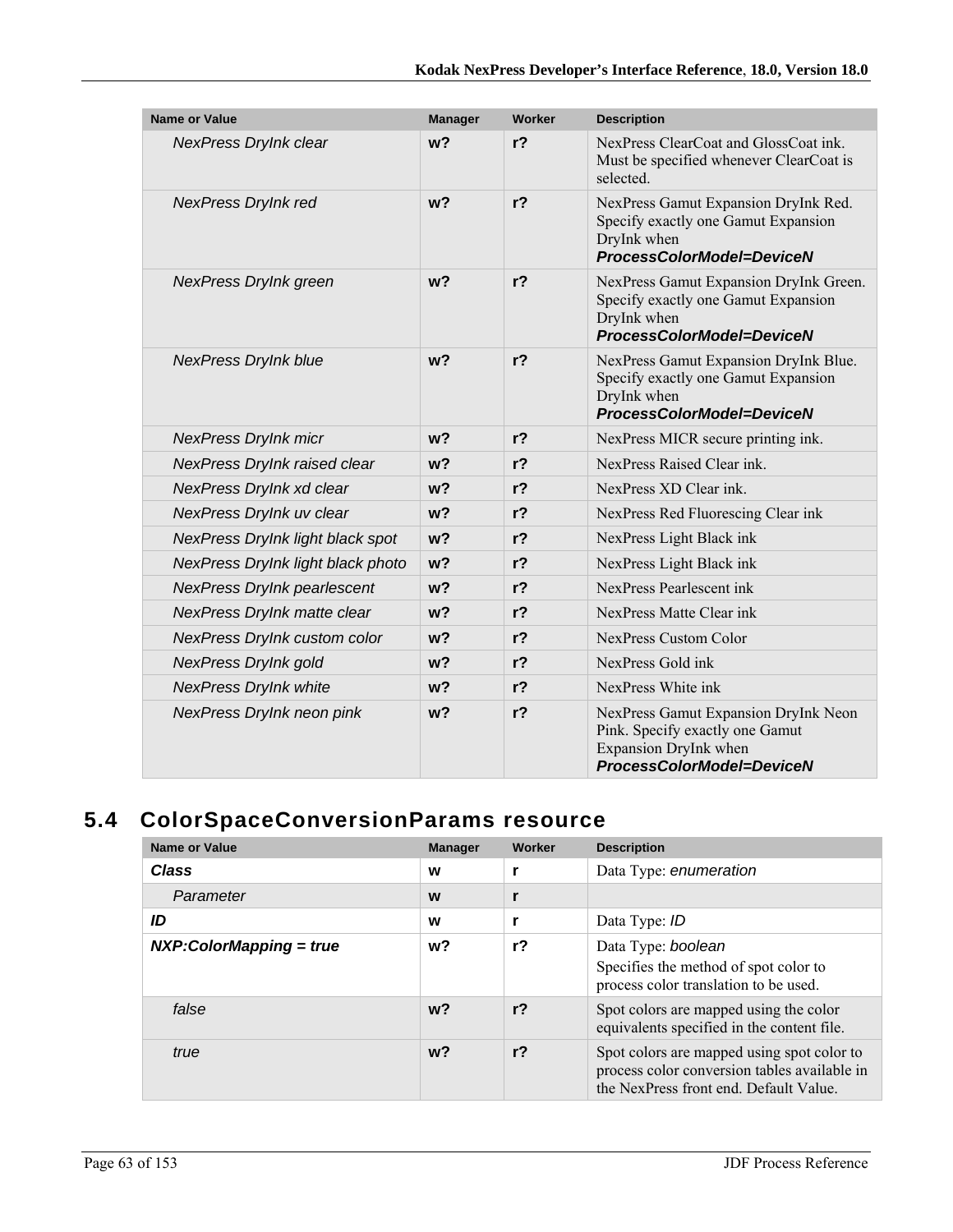| Name or Value | Manager | Worker | Description |
|---|---|---|---|
| *NexPress DryInk clear* | **w?** | **r?** | NexPress ClearCoat and GlossCoat ink. Must be specified whenever ClearCoat is selected. |
| *NexPress DryInk red* | **w?** | **r?** | NexPress Gamut Expansion DryInk Red. Specify exactly one Gamut Expansion DryInk when ***ProcessColorModel=DeviceN*** |
| *NexPress DryInk green* | **w?** | **r?** | NexPress Gamut Expansion DryInk Green. Specify exactly one Gamut Expansion DryInk when ***ProcessColorModel=DeviceN*** |
| *NexPress DryInk blue* | **w?** | **r?** | NexPress Gamut Expansion DryInk Blue. Specify exactly one Gamut Expansion DryInk when ***ProcessColorModel=DeviceN*** |
| *NexPress DryInk micr* | **w?** | **r?** | NexPress MICR secure printing ink. |
| *NexPress DryInk raised clear* | **w?** | **r?** | NexPress Raised Clear ink. |
| *NexPress DryInk xd clear* | **w?** | **r?** | NexPress XD Clear ink. |
| *NexPress DryInk uv clear* | **w?** | **r?** | NexPress Red Fluorescing Clear ink |
| *NexPress DryInk light black spot* | **w?** | **r?** | NexPress Light Black ink |
| *NexPress DryInk light black photo* | **w?** | **r?** | NexPress Light Black ink |
| *NexPress DryInk pearlescent* | **w?** | **r?** | NexPress Pearlescent ink |
| *NexPress DryInk matte clear* | **w?** | **r?** | NexPress Matte Clear ink |
| *NexPress DryInk custom color* | **w?** | **r?** | NexPress Custom Color |
| *NexPress DryInk gold* | **w?** | **r?** | NexPress Gold ink |
| *NexPress DryInk white* | **w?** | **r?** | NexPress White ink |
| *NexPress DryInk neon pink* | **w?** | **r?** | NexPress Gamut Expansion DryInk Neon Pink. Specify exactly one Gamut Expansion DryInk when ***ProcessColorModel=DeviceN*** |

## 5.4 ColorSpaceConversionParams resource

| Name or Value | Manager | Worker | Description |
|---|---|---|---|
| ***Class*** | **w** | **r** | Data Type: *enumeration* |
| *Parameter* | **w** | **r** | |
| ***ID*** | **w** | **r** | Data Type: *ID* |
| ***NXP:ColorMapping = true*** | **w?** | **r?** | Data Type: *boolean*<br>Specifies the method of spot color to process color translation to be used. |
| *false* | **w?** | **r?** | Spot colors are mapped using the color equivalents specified in the content file. |
| *true* | **w?** | **r?** | Spot colors are mapped using spot color to process color conversion tables available in the NexPress front end. Default Value. |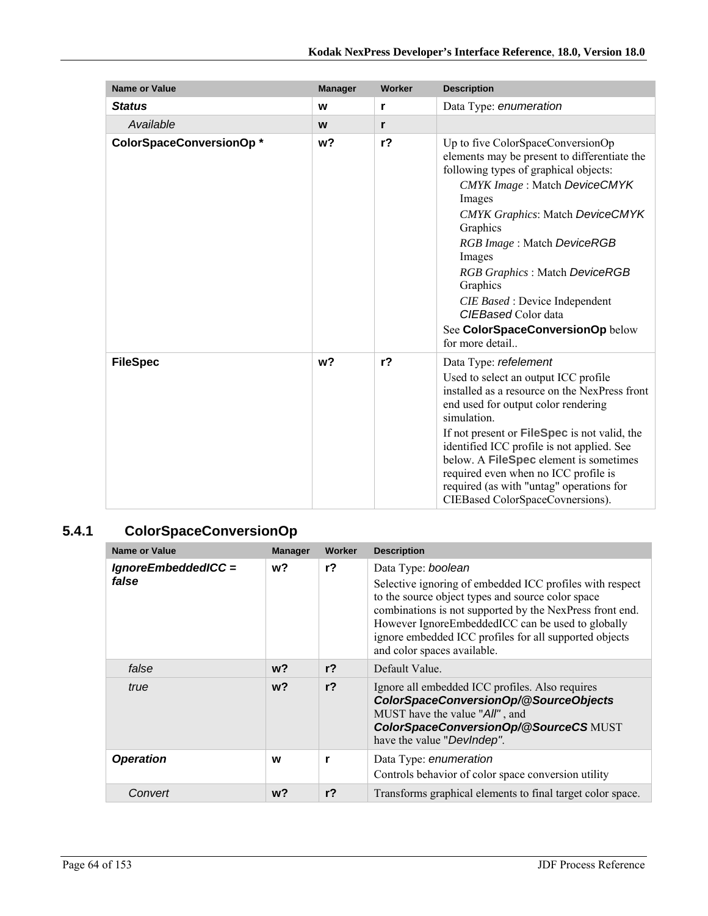| Name or Value | Manager | Worker | Description |
|---|---|---|---|
| ***Status*** | **w** | **r** | Data Type: *enumeration* |
| *Available* | **w** | **r** | |
| **ColorSpaceConversionOp \*** | **w?** | **r?** | Up to five ColorSpaceConversionOp elements may be present to differentiate the following types of graphical objects:<br>*CMYK Image* : Match *DeviceCMYK* Images<br>*CMYK Graphics*: Match *DeviceCMYK* Graphics<br>*RGB Image* : Match *DeviceRGB* Images<br>*RGB Graphics* : Match *DeviceRGB* Graphics<br>*CIE Based* : Device Independent *CIEBased* Color data<br>See **ColorSpaceConversionOp** below for more detail.. |
| **FileSpec** | **w?** | **r?** | Data Type: *refelement*<br>Used to select an output ICC profile installed as a resource on the NexPress front end used for output color rendering simulation.<br>If not present or **FileSpec** is not valid, the identified ICC profile is not applied. See below. A **FileSpec** element is sometimes required even when no ICC profile is required (as with "untag" operations for CIEBased ColorSpaceCovnersions). |

## 5.4.1 ColorSpaceConversionOp

| Name or Value | Manager | Worker | Description |
|---|---|---|---|
| ***IgnoreEmbeddedICC = false*** | **w?** | **r?** | Data Type: *boolean*<br>Selective ignoring of embedded ICC profiles with respect to the source object types and source color space combinations is not supported by the NexPress front end. However IgnoreEmbeddedICC can be used to globally ignore embedded ICC profiles for all supported objects and color spaces available. |
| *false* | **w?** | **r?** | Default Value. |
| *true* | **w?** | **r?** | Ignore all embedded ICC profiles. Also requires ***ColorSpaceConversionOp/@SourceObjects*** MUST have the value "*All*" , and ***ColorSpaceConversionOp/@SourceCS*** MUST have the value "*DevIndep"*. |
| ***Operation*** | **w** | **r** | Data Type: *enumeration*<br>Controls behavior of color space conversion utility |
| *Convert* | **w?** | **r?** | Transforms graphical elements to final target color space. |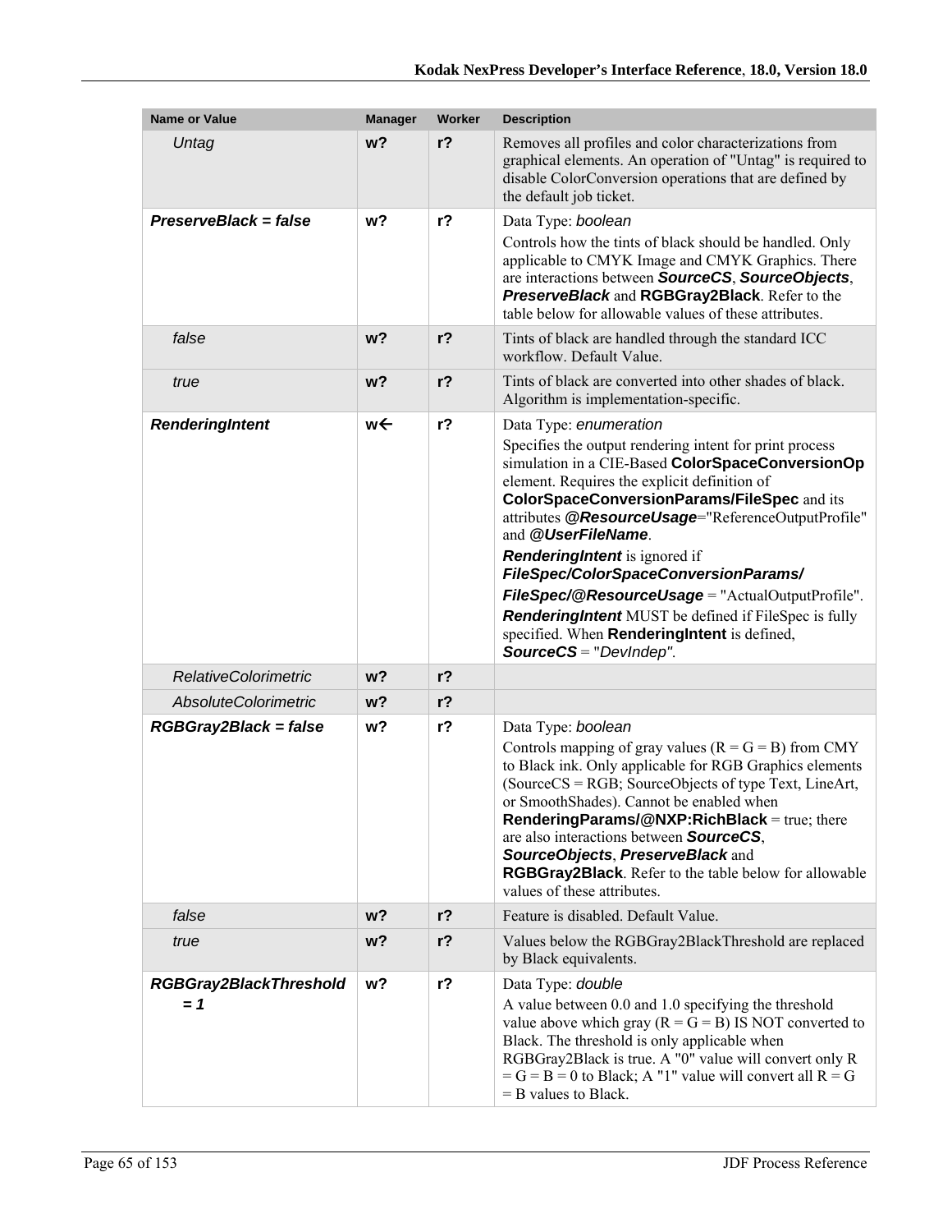| Name or Value | Manager | Worker | Description |
|---|---|---|---|
| *Untag* | **w?** | **r?** | Removes all profiles and color characterizations from graphical elements. An operation of "Untag" is required to disable ColorConversion operations that are defined by the default job ticket. |
| ***PreserveBlack = false*** | **w?** | **r?** | Data Type: *boolean*<br>Controls how the tints of black should be handled. Only applicable to CMYK Image and CMYK Graphics. There are interactions between ***SourceCS***, ***SourceObjects***, ***PreserveBlack*** and **RGBGray2Black**. Refer to the table below for allowable values of these attributes. |
| *false* | **w?** | **r?** | Tints of black are handled through the standard ICC workflow. Default Value. |
| *true* | **w?** | **r?** | Tints of black are converted into other shades of black. Algorithm is implementation-specific. |
| ***RenderingIntent*** | **w←** | **r?** | Data Type: *enumeration*<br>Specifies the output rendering intent for print process simulation in a CIE-Based **ColorSpaceConversionOp** element. Requires the explicit definition of **ColorSpaceConversionParams/FileSpec** and its attributes ***@ResourceUsage***="ReferenceOutputProfile" and ***@UserFileName***.<br>***RenderingIntent*** is ignored if ***FileSpec/ColorSpaceConversionParams/ FileSpec/@ResourceUsage*** = "ActualOutputProfile". ***RenderingIntent*** MUST be defined if FileSpec is fully specified. When **RenderingIntent** is defined, ***SourceCS*** = "*DevIndep"*. |
| *RelativeColorimetric* | **w?** | **r?** | |
| *AbsoluteColorimetric* | **w?** | **r?** | |
| ***RGBGray2Black = false*** | **w?** | **r?** | Data Type: *boolean*<br>Controls mapping of gray values (R = G = B) from CMY to Black ink. Only applicable for RGB Graphics elements (SourceCS = RGB; SourceObjects of type Text, LineArt, or SmoothShades). Cannot be enabled when **RenderingParams/@NXP:RichBlack** = true; there are also interactions between ***SourceCS***, ***SourceObjects***, ***PreserveBlack*** and **RGBGray2Black**. Refer to the table below for allowable values of these attributes. |
| *false* | **w?** | **r?** | Feature is disabled. Default Value. |
| *true* | **w?** | **r?** | Values below the RGBGray2BlackThreshold are replaced by Black equivalents. |
| ***RGBGray2BlackThreshold = 1*** | **w?** | **r?** | Data Type: *double*<br>A value between 0.0 and 1.0 specifying the threshold value above which gray (R = G = B) IS NOT converted to Black. The threshold is only applicable when RGBGray2Black is true. A "0" value will convert only R = G = B = 0 to Black; A "1" value will convert all R = G = B values to Black. |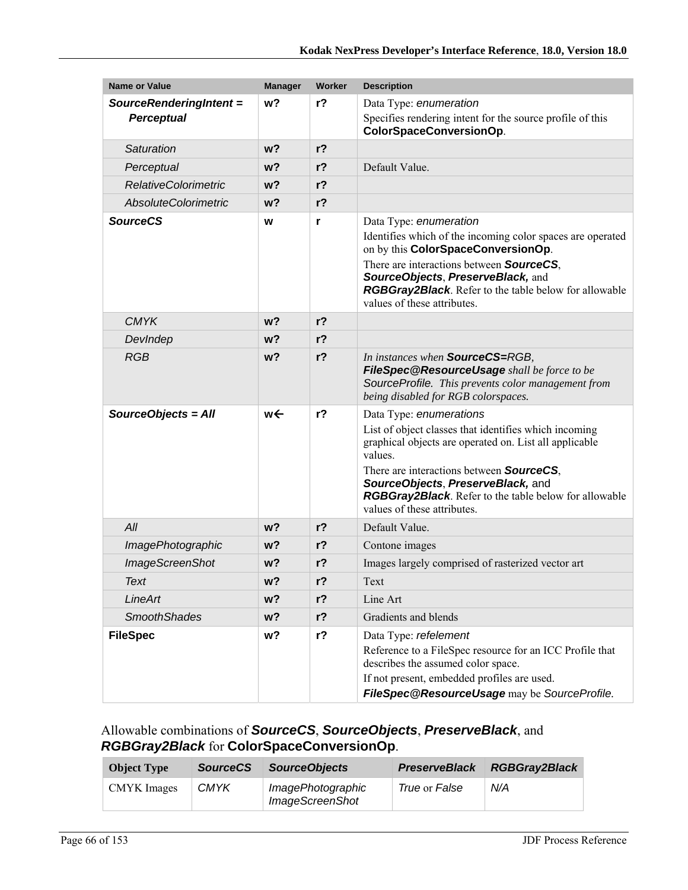| Name or Value | Manager | Worker | Description |
| --- | --- | --- | --- |
| ***SourceRenderingIntent = Perceptual*** | **w?** | **r?** | Data Type: *enumeration*<br>Specifies rendering intent for the source profile of this **ColorSpaceConversionOp**. |
| *Saturation* | **w?** | **r?** | |
| *Perceptual* | **w?** | **r?** | Default Value. |
| *RelativeColorimetric* | **w?** | **r?** | |
| *AbsoluteColorimetric* | **w?** | **r?** | |
| ***SourceCS*** | **w** | **r** | Data Type: *enumeration*<br>Identifies which of the incoming color spaces are operated on by this **ColorSpaceConversionOp**.<br>There are interactions between ***SourceCS***, ***SourceObjects***, ***PreserveBlack,*** and ***RGBGray2Black***. Refer to the table below for allowable values of these attributes. |
| *CMYK* | **w?** | **r?** | |
| *DevIndep* | **w?** | **r?** | |
| *RGB* | **w?** | **r?** | *In instances when **SourceCS=**RGB, **FileSpec@ResourceUsage** shall be force to be SourceProfile. This prevents color management from being disabled for RGB colorspaces.* |
| ***SourceObjects = All*** | **w←** | **r?** | Data Type: *enumerations*<br>List of object classes that identifies which incoming graphical objects are operated on. List all applicable values.<br>There are interactions between ***SourceCS***, ***SourceObjects***, ***PreserveBlack,*** and ***RGBGray2Black***. Refer to the table below for allowable values of these attributes. |
| *All* | **w?** | **r?** | Default Value. |
| *ImagePhotographic* | **w?** | **r?** | Contone images |
| *ImageScreenShot* | **w?** | **r?** | Images largely comprised of rasterized vector art |
| *Text* | **w?** | **r?** | Text |
| *LineArt* | **w?** | **r?** | Line Art |
| *SmoothShades* | **w?** | **r?** | Gradients and blends |
| **FileSpec** | **w?** | **r?** | Data Type: *refelement*<br>Reference to a FileSpec resource for an ICC Profile that describes the assumed color space.<br>If not present, embedded profiles are used.<br>***FileSpec@ResourceUsage*** may be *SourceProfile.* |

Allowable combinations of ***SourceCS***, ***SourceObjects***, ***PreserveBlack***, and ***RGBGray2Black*** for **ColorSpaceConversionOp**.

| Object Type | *SourceCS* | *SourceObjects* | *PreserveBlack* | *RGBGray2Black* |
| --- | --- | --- | --- | --- |
| CMYK Images | *CMYK* | *ImagePhotographic*<br>*ImageScreenShot* | *True* or *False* | *N/A* |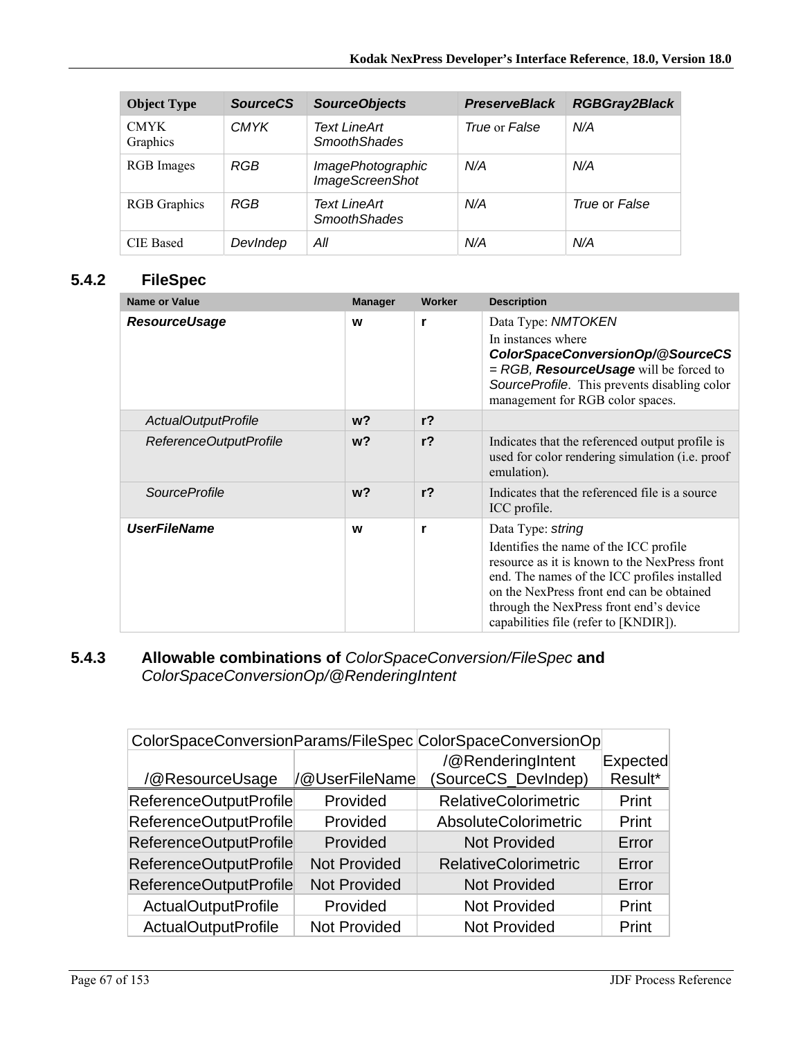| Object Type | *SourceCS* | *SourceObjects* | *PreserveBlack* | *RGBGray2Black* |
|---|---|---|---|---|
| CMYK Graphics | *CMYK* | *Text LineArt SmoothShades* | *True* or *False* | *N/A* |
| RGB Images | *RGB* | *ImagePhotographic ImageScreenShot* | *N/A* | *N/A* |
| RGB Graphics | *RGB* | *Text LineArt SmoothShades* | *N/A* | *True* or *False* |
| CIE Based | *DevIndep* | *All* | *N/A* | *N/A* |

### 5.4.2 FileSpec

| Name or Value | Manager | Worker | Description |
|---|---|---|---|
| ***ResourceUsage*** | **w** | **r** | Data Type: *NMTOKEN*<br>In instances where ***ColorSpaceConversionOp/@SourceCS*** *= RGB*, ***ResourceUsage*** will be forced to *SourceProfile*. This prevents disabling color management for RGB color spaces. |
| *ActualOutputProfile* | **w?** | **r?** | |
| *ReferenceOutputProfile* | **w?** | **r?** | Indicates that the referenced output profile is used for color rendering simulation (i.e. proof emulation). |
| *SourceProfile* | **w?** | **r?** | Indicates that the referenced file is a source ICC profile. |
| ***UserFileName*** | **w** | **r** | Data Type: *string*<br>Identifies the name of the ICC profile resource as it is known to the NexPress front end. The names of the ICC profiles installed on the NexPress front end can be obtained through the NexPress front end's device capabilities file (refer to [KNDIR]). |

### 5.4.3 Allowable combinations of *ColorSpaceConversion/FileSpec* and *ColorSpaceConversionOp/@RenderingIntent*

| ColorSpaceConversionParams/FileSpec | | ColorSpaceConversionOp | |
|---|---|---|---|
| /@ResourceUsage | /@UserFileName | /@RenderingIntent (SourceCS_DevIndep) | Expected Result* |
| ReferenceOutputProfile | Provided | RelativeColorimetric | Print |
| ReferenceOutputProfile | Provided | AbsoluteColorimetric | Print |
| ReferenceOutputProfile | Provided | Not Provided | Error |
| ReferenceOutputProfile | Not Provided | RelativeColorimetric | Error |
| ReferenceOutputProfile | Not Provided | Not Provided | Error |
| ActualOutputProfile | Provided | Not Provided | Print |
| ActualOutputProfile | Not Provided | Not Provided | Print |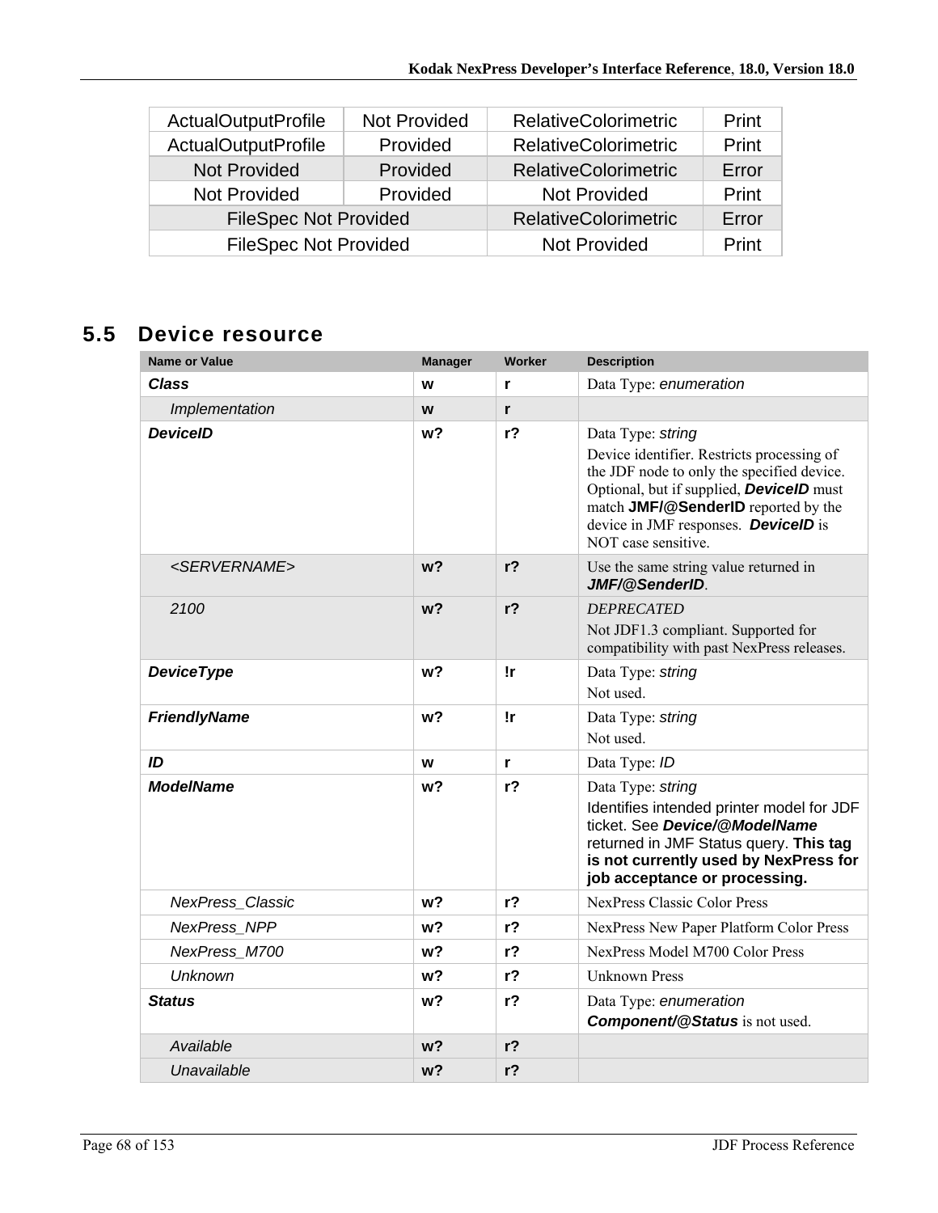| | | | |
|---|---|---|---|
| ActualOutputProfile | Not Provided | RelativeColorimetric | Print |
| ActualOutputProfile | Provided | RelativeColorimetric | Print |
| Not Provided | Provided | RelativeColorimetric | Error |
| Not Provided | Provided | Not Provided | Print |
| FileSpec Not Provided | | RelativeColorimetric | Error |
| FileSpec Not Provided | | Not Provided | Print |

## 5.5 Device resource

| Name or Value | Manager | Worker | Description |
|---|---|---|---|
| ***Class*** | **w** | **r** | Data Type: *enumeration* |
| *Implementation* | **w** | **r** | |
| ***DeviceID*** | **w?** | **r?** | Data Type: *string*<br>Device identifier. Restricts processing of the JDF node to only the specified device. Optional, but if supplied, ***DeviceID*** must match **JMF/@SenderID** reported by the device in JMF responses. ***DeviceID*** is NOT case sensitive. |
| *<SERVERNAME>* | **w?** | **r?** | Use the same string value returned in ***JMF/@SenderID***. |
| *2100* | **w?** | **r?** | *DEPRECATED*<br>Not JDF1.3 compliant. Supported for compatibility with past NexPress releases. |
| ***DeviceType*** | **w?** | **!r** | Data Type: *string*<br>Not used. |
| ***FriendlyName*** | **w?** | **!r** | Data Type: *string*<br>Not used. |
| ***ID*** | **w** | **r** | Data Type: *ID* |
| ***ModelName*** | **w?** | **r?** | Data Type: *string*<br>Identifies intended printer model for JDF ticket. See ***Device/@ModelName*** returned in JMF Status query. **This tag is not currently used by NexPress for job acceptance or processing.** |
| *NexPress_Classic* | **w?** | **r?** | NexPress Classic Color Press |
| *NexPress_NPP* | **w?** | **r?** | NexPress New Paper Platform Color Press |
| *NexPress_M700* | **w?** | **r?** | NexPress Model M700 Color Press |
| *Unknown* | **w?** | **r?** | Unknown Press |
| ***Status*** | **w?** | **r?** | Data Type: *enumeration*<br>***Component/@Status*** is not used. |
| *Available* | **w?** | **r?** | |
| *Unavailable* | **w?** | **r?** | |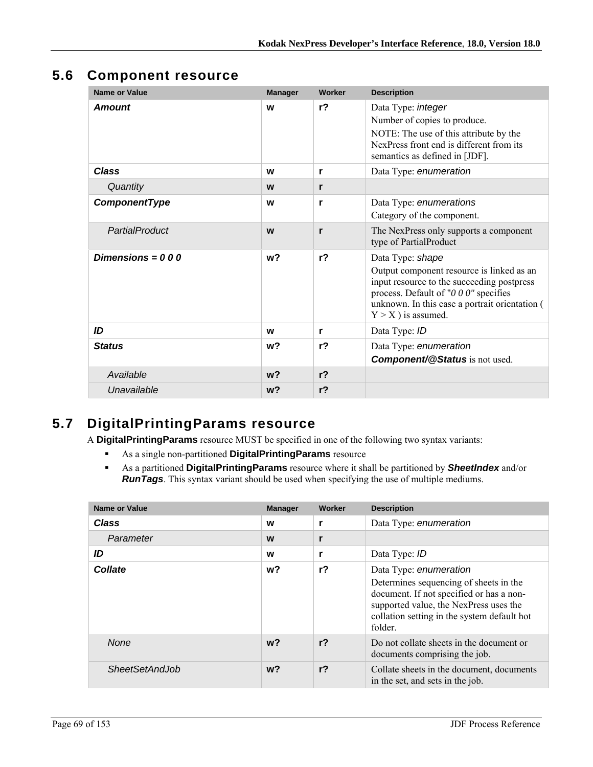## 5.6 Component resource

| Name or Value | Manager | Worker | Description |
|---|---|---|---|
| ***Amount*** | **w** | **r?** | Data Type: *integer*<br>Number of copies to produce.<br>NOTE: The use of this attribute by the NexPress front end is different from its semantics as defined in [JDF]. |
| ***Class*** | **w** | **r** | Data Type: *enumeration* |
| *Quantity* | **w** | **r** | |
| ***ComponentType*** | **w** | **r** | Data Type: *enumerations*<br>Category of the component. |
| *PartialProduct* | **w** | **r** | The NexPress only supports a component type of PartialProduct |
| ***Dimensions = 0 0 0*** | **w?** | **r?** | Data Type: *shape*<br>Output component resource is linked as an input resource to the succeeding postpress process. Default of "*0 0 0*" specifies unknown. In this case a portrait orientation ( Y > X ) is assumed. |
| ***ID*** | **w** | **r** | Data Type: *ID* |
| ***Status*** | **w?** | **r?** | Data Type: *enumeration*<br>***Component/@Status*** is not used. |
| *Available* | **w?** | **r?** | |
| *Unavailable* | **w?** | **r?** | |

## 5.7 DigitalPrintingParams resource

A **DigitalPrintingParams** resource MUST be specified in one of the following two syntax variants:

- As a single non-partitioned **DigitalPrintingParams** resource
- As a partitioned **DigitalPrintingParams** resource where it shall be partitioned by ***SheetIndex*** and/or ***RunTags***. This syntax variant should be used when specifying the use of multiple mediums.

| Name or Value | Manager | Worker | Description |
|---|---|---|---|
| ***Class*** | **w** | **r** | Data Type: *enumeration* |
| *Parameter* | **w** | **r** | |
| ***ID*** | **w** | **r** | Data Type: *ID* |
| ***Collate*** | **w?** | **r?** | Data Type: *enumeration*<br>Determines sequencing of sheets in the document. If not specified or has a non-supported value, the NexPress uses the collation setting in the system default hot folder. |
| *None* | **w?** | **r?** | Do not collate sheets in the document or documents comprising the job. |
| *SheetSetAndJob* | **w?** | **r?** | Collate sheets in the document, documents in the set, and sets in the job. |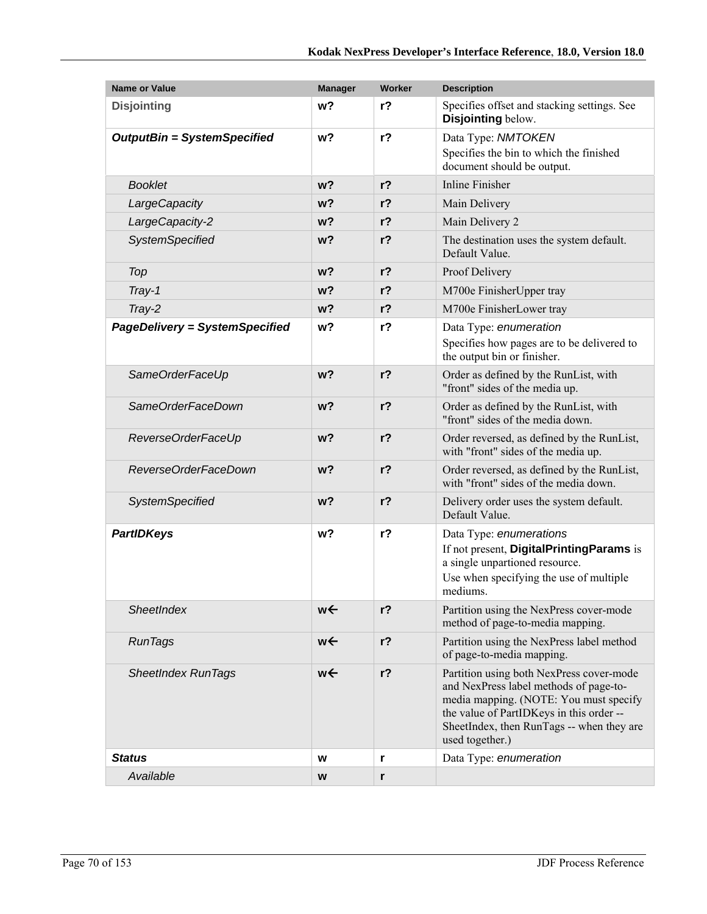| Name or Value | Manager | Worker | Description |
|---|---|---|---|
| Disjointing | w? | r? | Specifies offset and stacking settings. See **Disjointing** below. |
| ***OutputBin = SystemSpecified*** | **w?** | **r?** | Data Type: *NMTOKEN*<br>Specifies the bin to which the finished document should be output. |
| *Booklet* | **w?** | **r?** | Inline Finisher |
| *LargeCapacity* | **w?** | **r?** | Main Delivery |
| *LargeCapacity-2* | **w?** | **r?** | Main Delivery 2 |
| *SystemSpecified* | **w?** | **r?** | The destination uses the system default. Default Value. |
| *Top* | **w?** | **r?** | Proof Delivery |
| *Tray-1* | **w?** | **r?** | M700e FinisherUpper tray |
| *Tray-2* | **w?** | **r?** | M700e FinisherLower tray |
| ***PageDelivery = SystemSpecified*** | **w?** | **r?** | Data Type: *enumeration*<br>Specifies how pages are to be delivered to the output bin or finisher. |
| *SameOrderFaceUp* | **w?** | **r?** | Order as defined by the RunList, with "front" sides of the media up. |
| *SameOrderFaceDown* | **w?** | **r?** | Order as defined by the RunList, with "front" sides of the media down. |
| *ReverseOrderFaceUp* | **w?** | **r?** | Order reversed, as defined by the RunList, with "front" sides of the media up. |
| *ReverseOrderFaceDown* | **w?** | **r?** | Order reversed, as defined by the RunList, with "front" sides of the media down. |
| *SystemSpecified* | **w?** | **r?** | Delivery order uses the system default. Default Value. |
| ***PartIDKeys*** | **w?** | **r?** | Data Type: *enumerations*<br>If not present, **DigitalPrintingParams** is a single unpartioned resource.<br>Use when specifying the use of multiple mediums. |
| *SheetIndex* | **w←** | **r?** | Partition using the NexPress cover-mode method of page-to-media mapping. |
| *RunTags* | **w←** | **r?** | Partition using the NexPress label method of page-to-media mapping. |
| *SheetIndex RunTags* | **w←** | **r?** | Partition using both NexPress cover-mode and NexPress label methods of page-to-media mapping. (NOTE: You must specify the value of PartIDKeys in this order -- SheetIndex, then RunTags -- when they are used together.) |
| ***Status*** | **w** | **r** | Data Type: *enumeration* |
| *Available* | **w** | **r** | |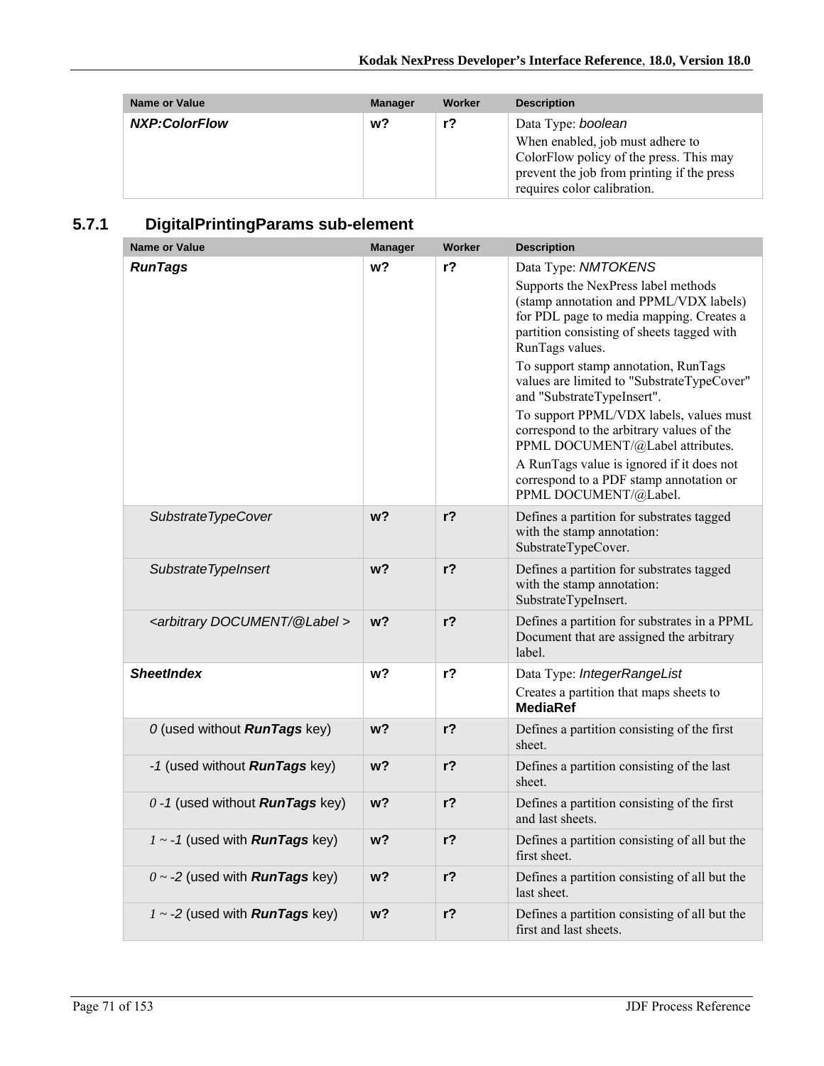| Name or Value | Manager | Worker | Description |
|---|---|---|---|
| ***NXP:ColorFlow*** | **w?** | **r?** | Data Type: *boolean*<br>When enabled, job must adhere to ColorFlow policy of the press. This may prevent the job from printing if the press requires color calibration. |

### 5.7.1 DigitalPrintingParams sub-element

| Name or Value | Manager | Worker | Description |
|---|---|---|---|
| ***RunTags*** | **w?** | **r?** | Data Type: *NMTOKENS*<br>Supports the NexPress label methods (stamp annotation and PPML/VDX labels) for PDL page to media mapping. Creates a partition consisting of sheets tagged with RunTags values.<br>To support stamp annotation, RunTags values are limited to "SubstrateTypeCover" and "SubstrateTypeInsert".<br>To support PPML/VDX labels, values must correspond to the arbitrary values of the PPML DOCUMENT/@Label attributes.<br>A RunTags value is ignored if it does not correspond to a PDF stamp annotation or PPML DOCUMENT/@Label. |
| *SubstrateTypeCover* | **w?** | **r?** | Defines a partition for substrates tagged with the stamp annotation: SubstrateTypeCover. |
| *SubstrateTypeInsert* | **w?** | **r?** | Defines a partition for substrates tagged with the stamp annotation: SubstrateTypeInsert. |
| *<arbitrary DOCUMENT/@Label >* | **w?** | **r?** | Defines a partition for substrates in a PPML Document that are assigned the arbitrary label. |
| ***SheetIndex*** | **w?** | **r?** | Data Type: *IntegerRangeList*<br>Creates a partition that maps sheets to **MediaRef** |
| *0* (used without ***RunTags*** key) | **w?** | **r?** | Defines a partition consisting of the first sheet. |
| *-1* (used without ***RunTags*** key) | **w?** | **r?** | Defines a partition consisting of the last sheet. |
| *0 -1* (used without ***RunTags*** key) | **w?** | **r?** | Defines a partition consisting of the first and last sheets. |
| *1 ~ -1* (used with ***RunTags*** key) | **w?** | **r?** | Defines a partition consisting of all but the first sheet. |
| *0 ~ -2* (used with ***RunTags*** key) | **w?** | **r?** | Defines a partition consisting of all but the last sheet. |
| *1 ~ -2* (used with ***RunTags*** key) | **w?** | **r?** | Defines a partition consisting of all but the first and last sheets. |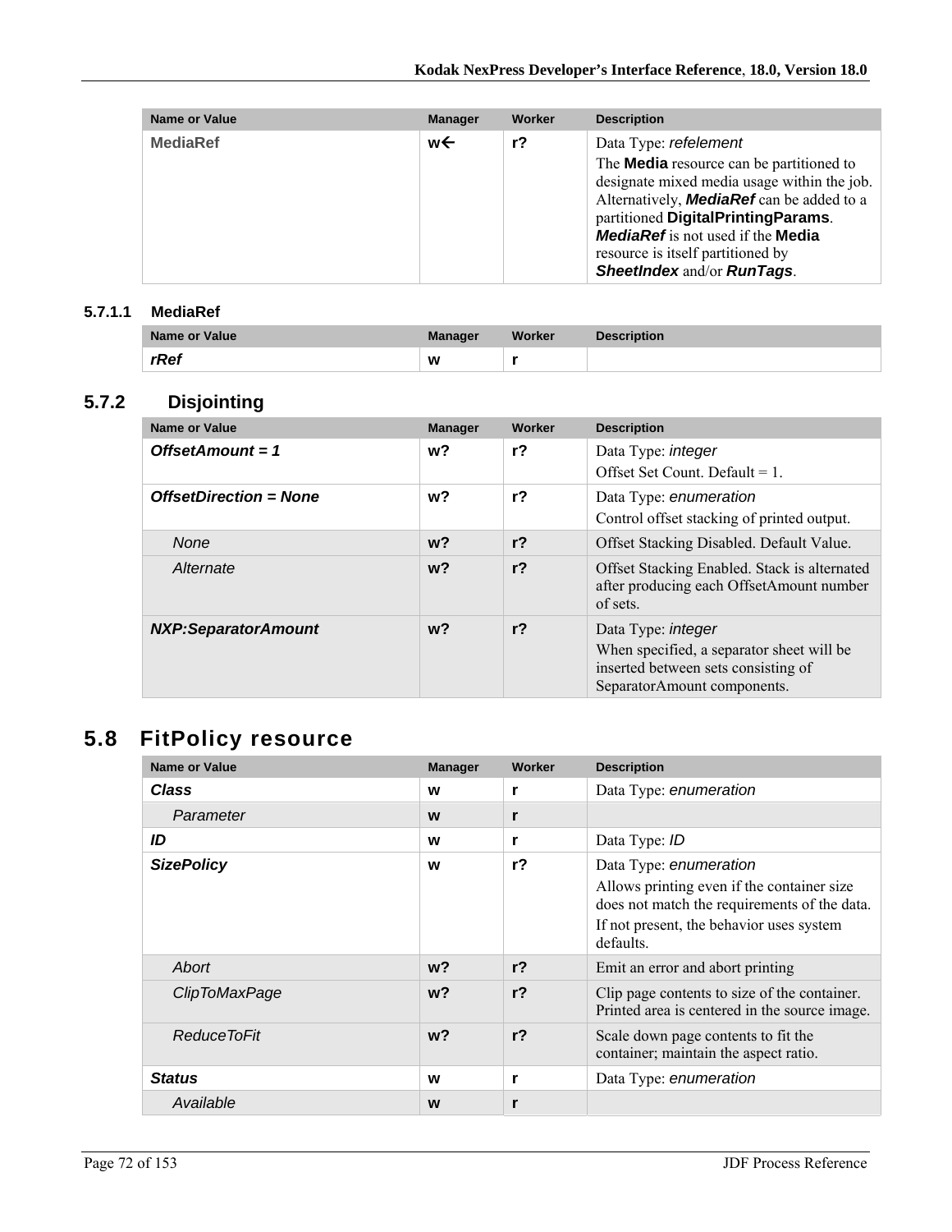| Name or Value | Manager | Worker | Description |
|---|---|---|---|
| **MediaRef** | w← | r? | Data Type: *refelement*<br>The **Media** resource can be partitioned to designate mixed media usage within the job. Alternatively, ***MediaRef*** can be added to a partitioned **DigitalPrintingParams**. ***MediaRef*** is not used if the **Media** resource is itself partitioned by ***SheetIndex*** and/or ***RunTags***. |

#### 5.7.1.1 MediaRef

| Name or Value | Manager | Worker | Description |
|---|---|---|---|
| ***rRef*** | w | r | |

### 5.7.2 Disjointing

| Name or Value | Manager | Worker | Description |
|---|---|---|---|
| ***OffsetAmount = 1*** | w? | r? | Data Type: *integer*<br>Offset Set Count. Default = 1. |
| ***OffsetDirection = None*** | w? | r? | Data Type: *enumeration*<br>Control offset stacking of printed output. |
| *None* | w? | r? | Offset Stacking Disabled. Default Value. |
| *Alternate* | w? | r? | Offset Stacking Enabled. Stack is alternated after producing each OffsetAmount number of sets. |
| ***NXP:SeparatorAmount*** | w? | r? | Data Type: *integer*<br>When specified, a separator sheet will be inserted between sets consisting of SeparatorAmount components. |

## 5.8 FitPolicy resource

| Name or Value | Manager | Worker | Description |
|---|---|---|---|
| ***Class*** | w | r | Data Type: *enumeration* |
| *Parameter* | w | r | |
| ***ID*** | w | r | Data Type: *ID* |
| ***SizePolicy*** | w | r? | Data Type: *enumeration*<br>Allows printing even if the container size does not match the requirements of the data.<br>If not present, the behavior uses system defaults. |
| *Abort* | w? | r? | Emit an error and abort printing |
| *ClipToMaxPage* | w? | r? | Clip page contents to size of the container. Printed area is centered in the source image. |
| *ReduceToFit* | w? | r? | Scale down page contents to fit the container; maintain the aspect ratio. |
| ***Status*** | w | r | Data Type: *enumeration* |
| *Available* | w | r | |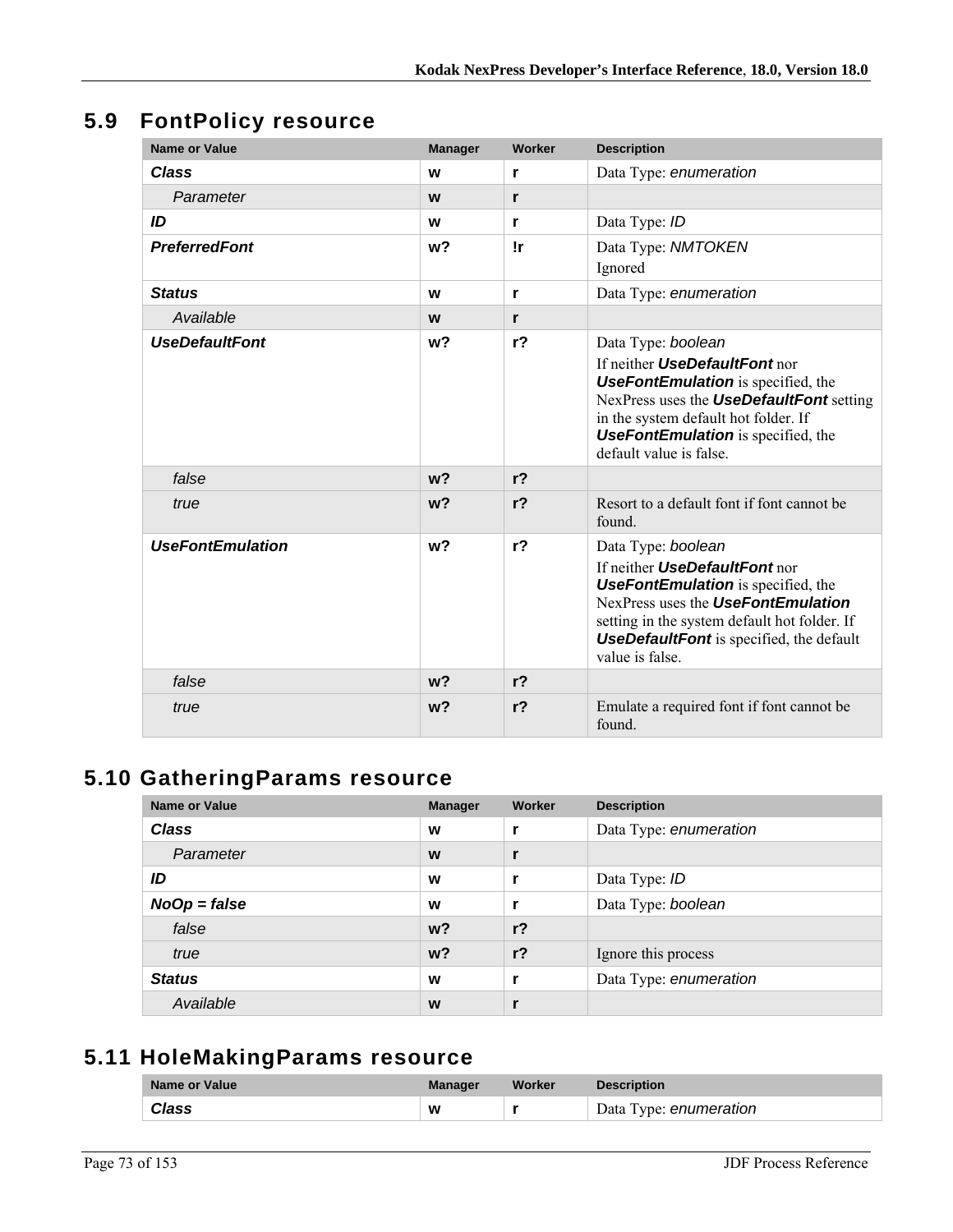## 5.9 FontPolicy resource

| Name or Value | Manager | Worker | Description |
|---|---|---|---|
| ***Class*** | w | r | Data Type: *enumeration* |
| *Parameter* | w | r | |
| ***ID*** | w | r | Data Type: *ID* |
| ***PreferredFont*** | w? | !r | Data Type: *NMTOKEN*<br>Ignored |
| ***Status*** | w | r | Data Type: *enumeration* |
| *Available* | w | r | |
| ***UseDefaultFont*** | w? | r? | Data Type: *boolean*<br>If neither ***UseDefaultFont*** nor ***UseFontEmulation*** is specified, the NexPress uses the ***UseDefaultFont*** setting in the system default hot folder. If ***UseFontEmulation*** is specified, the default value is false. |
| *false* | w? | r? | |
| *true* | w? | r? | Resort to a default font if font cannot be found. |
| ***UseFontEmulation*** | w? | r? | Data Type: *boolean*<br>If neither ***UseDefaultFont*** nor ***UseFontEmulation*** is specified, the NexPress uses the ***UseFontEmulation*** setting in the system default hot folder. If ***UseDefaultFont*** is specified, the default value is false. |
| *false* | w? | r? | |
| *true* | w? | r? | Emulate a required font if font cannot be found. |

## 5.10 GatheringParams resource

| Name or Value | Manager | Worker | Description |
|---|---|---|---|
| ***Class*** | w | r | Data Type: *enumeration* |
| *Parameter* | w | r | |
| ***ID*** | w | r | Data Type: *ID* |
| ***NoOp = false*** | w | r | Data Type: *boolean* |
| *false* | w? | r? | |
| *true* | w? | r? | Ignore this process |
| ***Status*** | w | r | Data Type: *enumeration* |
| *Available* | w | r | |

## 5.11 HoleMakingParams resource

| Name or Value | Manager | Worker | Description |
|---|---|---|---|
| ***Class*** | w | r | Data Type: *enumeration* |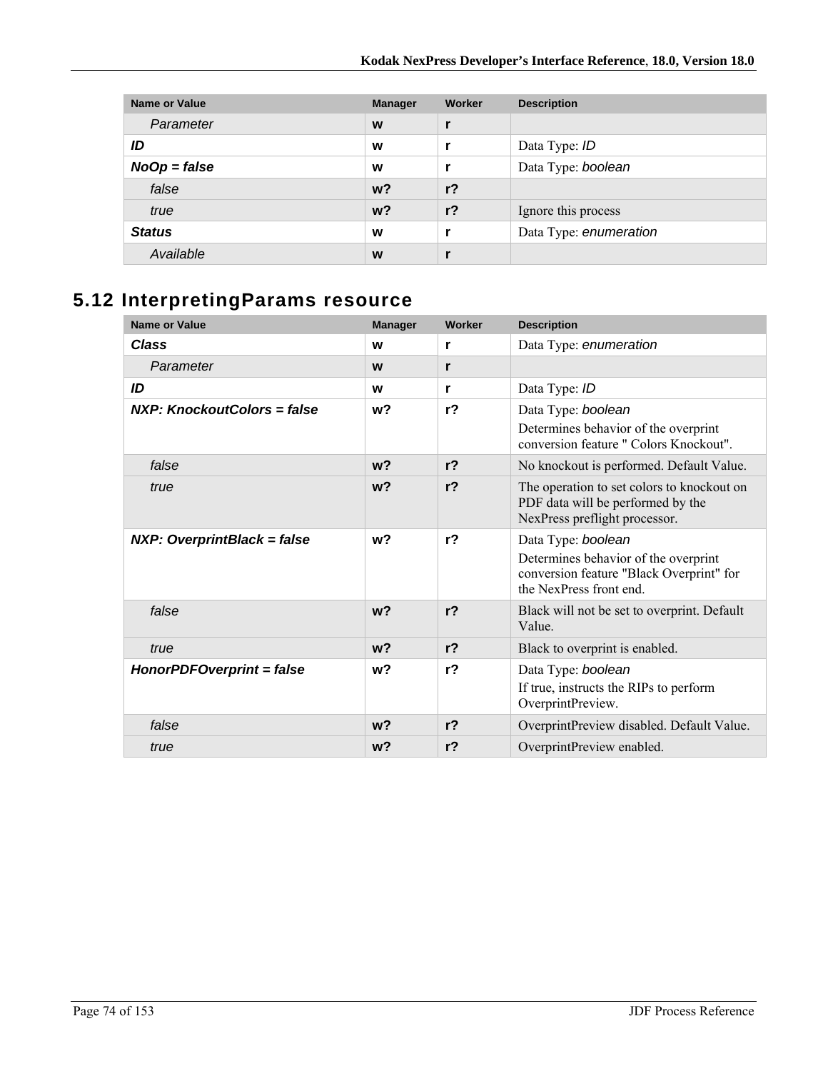| Name or Value | Manager | Worker | Description |
|---|---|---|---|
| *Parameter* | **w** | **r** | |
| ***ID*** | **w** | **r** | Data Type: *ID* |
| ***NoOp = false*** | **w** | **r** | Data Type: *boolean* |
| *false* | **w?** | **r?** | |
| *true* | **w?** | **r?** | Ignore this process |
| ***Status*** | **w** | **r** | Data Type: *enumeration* |
| *Available* | **w** | **r** | |

## 5.12 InterpretingParams resource

| Name or Value | Manager | Worker | Description |
|---|---|---|---|
| ***Class*** | **w** | **r** | Data Type: *enumeration* |
| *Parameter* | **w** | **r** | |
| ***ID*** | **w** | **r** | Data Type: *ID* |
| ***NXP: KnockoutColors = false*** | **w?** | **r?** | Data Type: *boolean*<br>Determines behavior of the overprint conversion feature " Colors Knockout". |
| *false* | **w?** | **r?** | No knockout is performed. Default Value. |
| *true* | **w?** | **r?** | The operation to set colors to knockout on PDF data will be performed by the NexPress preflight processor. |
| ***NXP: OverprintBlack = false*** | **w?** | **r?** | Data Type: *boolean*<br>Determines behavior of the overprint conversion feature "Black Overprint" for the NexPress front end. |
| *false* | **w?** | **r?** | Black will not be set to overprint. Default Value. |
| *true* | **w?** | **r?** | Black to overprint is enabled. |
| ***HonorPDFOverprint = false*** | **w?** | **r?** | Data Type: *boolean*<br>If true, instructs the RIPs to perform OverprintPreview. |
| *false* | **w?** | **r?** | OverprintPreview disabled. Default Value. |
| *true* | **w?** | **r?** | OverprintPreview enabled. |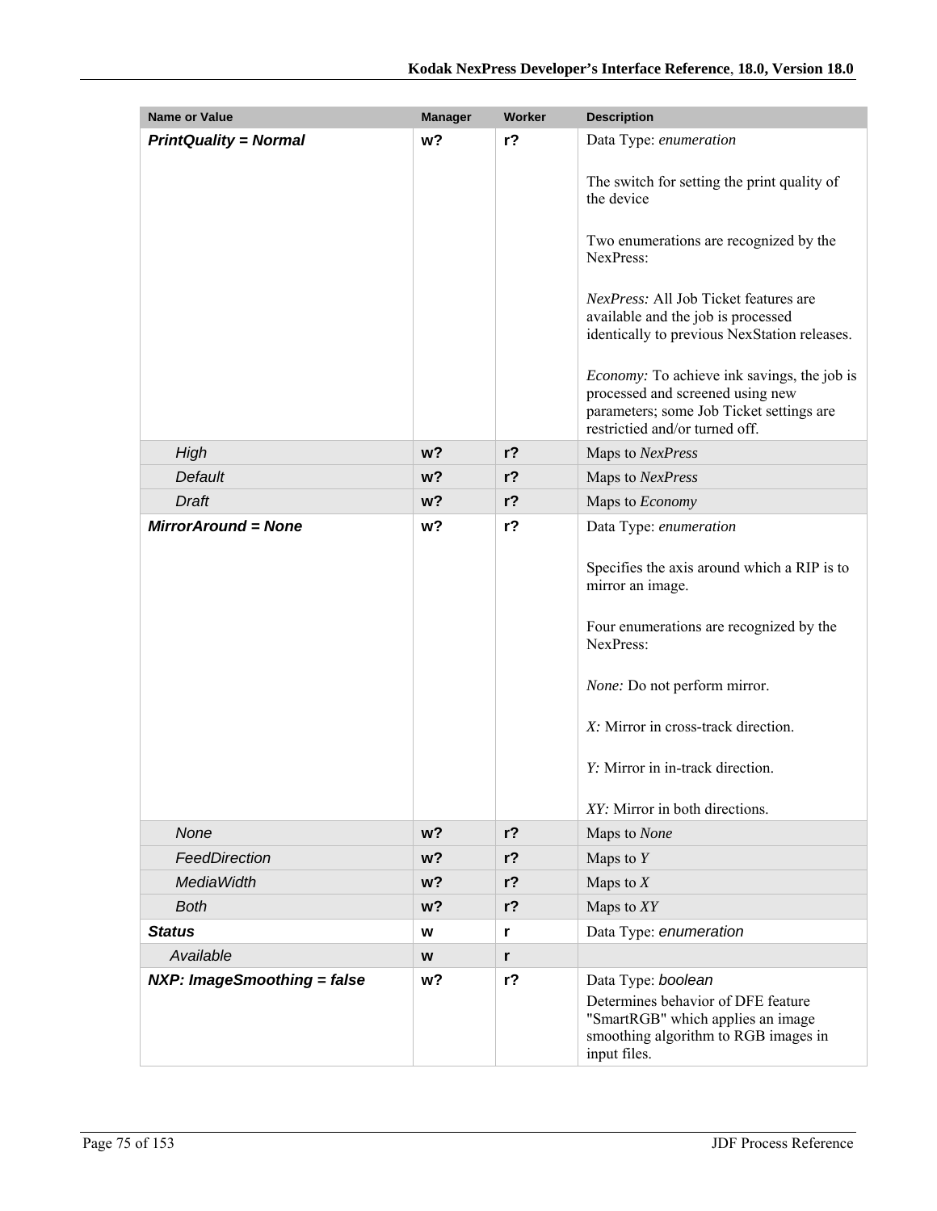| Name or Value | Manager | Worker | Description |
|---|---|---|---|
| ***PrintQuality = Normal*** | **w?** | **r?** | Data Type: *enumeration*<br><br>The switch for setting the print quality of the device<br><br>Two enumerations are recognized by the NexPress:<br><br>*NexPress:* All Job Ticket features are available and the job is processed identically to previous NexStation releases.<br><br>*Economy:* To achieve ink savings, the job is processed and screened using new parameters; some Job Ticket settings are restrictied and/or turned off. |
| *High* | **w?** | **r?** | Maps to *NexPress* |
| *Default* | **w?** | **r?** | Maps to *NexPress* |
| *Draft* | **w?** | **r?** | Maps to *Economy* |
| ***MirrorAround = None*** | **w?** | **r?** | Data Type: *enumeration*<br><br>Specifies the axis around which a RIP is to mirror an image.<br><br>Four enumerations are recognized by the NexPress:<br><br>*None:* Do not perform mirror.<br><br>*X:* Mirror in cross-track direction.<br><br>*Y:* Mirror in in-track direction.<br><br>*XY:* Mirror in both directions. |
| *None* | **w?** | **r?** | Maps to *None* |
| *FeedDirection* | **w?** | **r?** | Maps to *Y* |
| *MediaWidth* | **w?** | **r?** | Maps to *X* |
| *Both* | **w?** | **r?** | Maps to *XY* |
| ***Status*** | **w** | **r** | Data Type: *enumeration* |
| *Available* | **w** | **r** | |
| ***NXP: ImageSmoothing = false*** | **w?** | **r?** | Data Type: *boolean*<br>Determines behavior of DFE feature "SmartRGB" which applies an image smoothing algorithm to RGB images in input files. |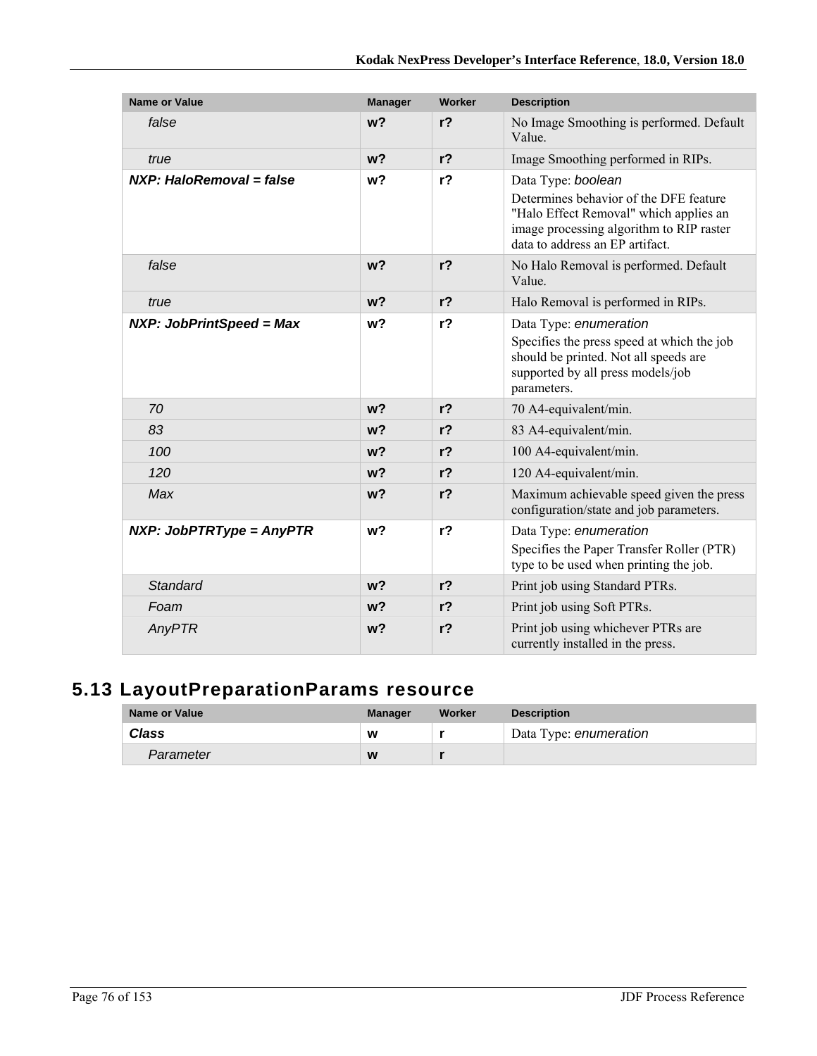| Name or Value | Manager | Worker | Description |
|---|---|---|---|
| *false* | **w?** | **r?** | No Image Smoothing is performed. Default Value. |
| *true* | **w?** | **r?** | Image Smoothing performed in RIPs. |
| ***NXP: HaloRemoval = false*** | **w?** | **r?** | Data Type: *boolean*<br>Determines behavior of the DFE feature "Halo Effect Removal" which applies an image processing algorithm to RIP raster data to address an EP artifact. |
| *false* | **w?** | **r?** | No Halo Removal is performed. Default Value. |
| *true* | **w?** | **r?** | Halo Removal is performed in RIPs. |
| ***NXP: JobPrintSpeed = Max*** | **w?** | **r?** | Data Type: *enumeration*<br>Specifies the press speed at which the job should be printed. Not all speeds are supported by all press models/job parameters. |
| *70* | **w?** | **r?** | 70 A4-equivalent/min. |
| *83* | **w?** | **r?** | 83 A4-equivalent/min. |
| *100* | **w?** | **r?** | 100 A4-equivalent/min. |
| *120* | **w?** | **r?** | 120 A4-equivalent/min. |
| *Max* | **w?** | **r?** | Maximum achievable speed given the press configuration/state and job parameters. |
| ***NXP: JobPTRType = AnyPTR*** | **w?** | **r?** | Data Type: *enumeration*<br>Specifies the Paper Transfer Roller (PTR) type to be used when printing the job. |
| *Standard* | **w?** | **r?** | Print job using Standard PTRs. |
| *Foam* | **w?** | **r?** | Print job using Soft PTRs. |
| *AnyPTR* | **w?** | **r?** | Print job using whichever PTRs are currently installed in the press. |

## 5.13 LayoutPreparationParams resource

| Name or Value | Manager | Worker | Description |
|---|---|---|---|
| ***Class*** | **w** | **r** | Data Type: *enumeration* |
| *Parameter* | **w** | **r** | |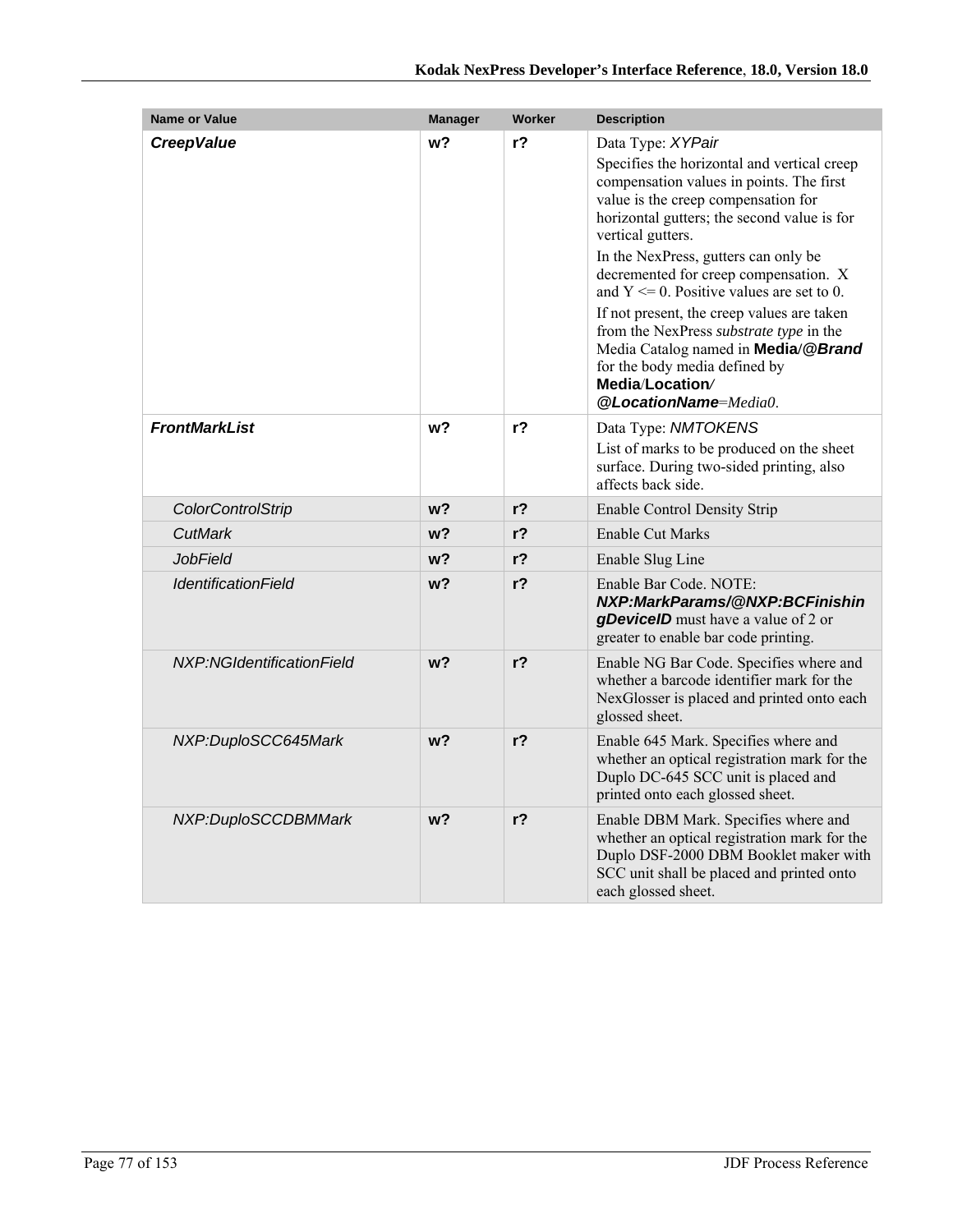| Name or Value | Manager | Worker | Description |
|---|---|---|---|
| ***CreepValue*** | **w?** | **r?** | Data Type: *XYPair*<br>Specifies the horizontal and vertical creep compensation values in points. The first value is the creep compensation for horizontal gutters; the second value is for vertical gutters.<br>In the NexPress, gutters can only be decremented for creep compensation. X and Y <= 0. Positive values are set to 0.<br>If not present, the creep values are taken from the NexPress *substrate type* in the Media Catalog named in **Media/@*Brand*** for the body media defined by **Media/Location/ @*LocationName***=*Media0*. |
| ***FrontMarkList*** | **w?** | **r?** | Data Type: *NMTOKENS*<br>List of marks to be produced on the sheet surface. During two-sided printing, also affects back side. |
| *ColorControlStrip* | **w?** | **r?** | Enable Control Density Strip |
| *CutMark* | **w?** | **r?** | Enable Cut Marks |
| *JobField* | **w?** | **r?** | Enable Slug Line |
| *IdentificationField* | **w?** | **r?** | Enable Bar Code. NOTE: ***NXP:MarkParams/@NXP:BCFinishingDeviceID*** must have a value of 2 or greater to enable bar code printing. |
| *NXP:NGIdentificationField* | **w?** | **r?** | Enable NG Bar Code. Specifies where and whether a barcode identifier mark for the NexGlosser is placed and printed onto each glossed sheet. |
| *NXP:DuploSCC645Mark* | **w?** | **r?** | Enable 645 Mark. Specifies where and whether an optical registration mark for the Duplo DC-645 SCC unit is placed and printed onto each glossed sheet. |
| *NXP:DuploSCCDBMMark* | **w?** | **r?** | Enable DBM Mark. Specifies where and whether an optical registration mark for the Duplo DSF-2000 DBM Booklet maker with SCC unit shall be placed and printed onto each glossed sheet. |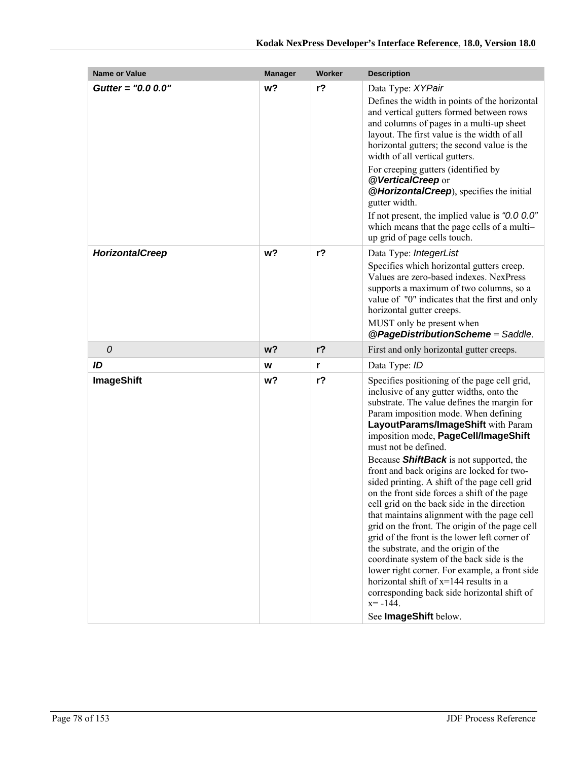| Name or Value | Manager | Worker | Description |
|---|---|---|---|
| ***Gutter = "0.0 0.0"*** | **w?** | **r?** | Data Type: *XYPair*<br>Defines the width in points of the horizontal and vertical gutters formed between rows and columns of pages in a multi-up sheet layout. The first value is the width of all horizontal gutters; the second value is the width of all vertical gutters.<br>For creeping gutters (identified by ***@VerticalCreep*** or ***@HorizontalCreep***), specifies the initial gutter width.<br>If not present, the implied value is *"0.0 0.0"* which means that the page cells of a multi–up grid of page cells touch. |
| ***HorizontalCreep*** | **w?** | **r?** | Data Type: *IntegerList*<br>Specifies which horizontal gutters creep. Values are zero-based indexes. NexPress supports a maximum of two columns, so a value of "0" indicates that the first and only horizontal gutter creeps.<br>MUST only be present when ***@PageDistributionScheme*** = *Saddle*. |
| *0* | **w?** | **r?** | First and only horizontal gutter creeps. |
| ***ID*** | **w** | **r** | Data Type: *ID* |
| **ImageShift** | **w?** | **r?** | Specifies positioning of the page cell grid, inclusive of any gutter widths, onto the substrate. The value defines the margin for Param imposition mode. When defining **LayoutParams/ImageShift** with Param imposition mode, **PageCell/ImageShift** must not be defined.<br>Because ***ShiftBack*** is not supported, the front and back origins are locked for two-sided printing. A shift of the page cell grid on the front side forces a shift of the page cell grid on the back side in the direction that maintains alignment with the page cell grid on the front. The origin of the page cell grid of the front is the lower left corner of the substrate, and the origin of the coordinate system of the back side is the lower right corner. For example, a front side horizontal shift of x=144 results in a corresponding back side horizontal shift of x= -144.<br>See **ImageShift** below. |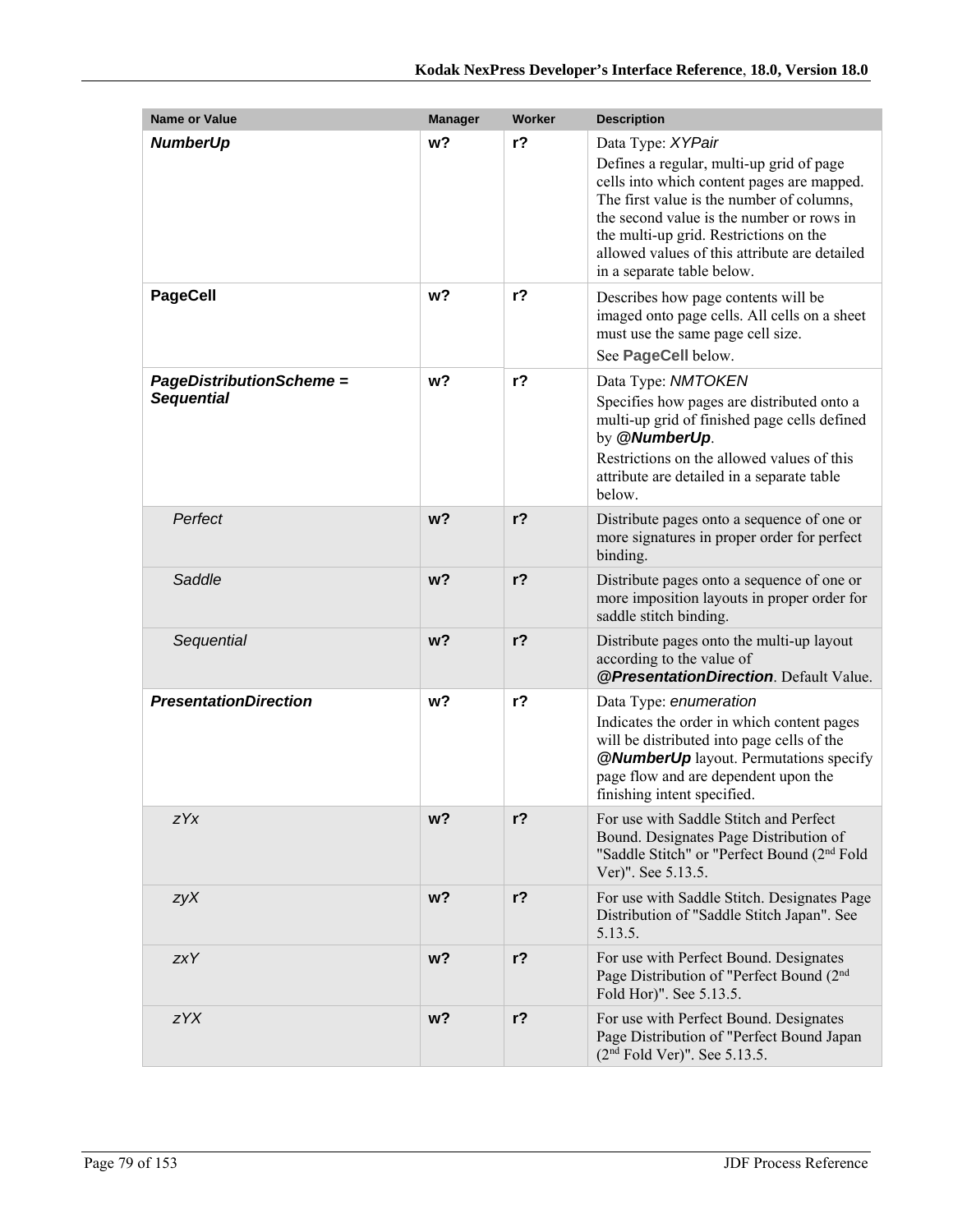| Name or Value | Manager | Worker | Description |
|---|---|---|---|
| ***NumberUp*** | **w?** | **r?** | Data Type: *XYPair*<br>Defines a regular, multi-up grid of page cells into which content pages are mapped. The first value is the number of columns, the second value is the number or rows in the multi-up grid. Restrictions on the allowed values of this attribute are detailed in a separate table below. |
| **PageCell** | **w?** | **r?** | Describes how page contents will be imaged onto page cells. All cells on a sheet must use the same page cell size.<br>See **PageCell** below. |
| ***PageDistributionScheme = Sequential*** | **w?** | **r?** | Data Type: *NMTOKEN*<br>Specifies how pages are distributed onto a multi-up grid of finished page cells defined by ***@NumberUp***.<br>Restrictions on the allowed values of this attribute are detailed in a separate table below. |
| *Perfect* | **w?** | **r?** | Distribute pages onto a sequence of one or more signatures in proper order for perfect binding. |
| *Saddle* | **w?** | **r?** | Distribute pages onto a sequence of one or more imposition layouts in proper order for saddle stitch binding. |
| *Sequential* | **w?** | **r?** | Distribute pages onto the multi-up layout according to the value of ***@PresentationDirection***. Default Value. |
| ***PresentationDirection*** | **w?** | **r?** | Data Type: *enumeration*<br>Indicates the order in which content pages will be distributed into page cells of the ***@NumberUp*** layout. Permutations specify page flow and are dependent upon the finishing intent specified. |
| *zYx* | **w?** | **r?** | For use with Saddle Stitch and Perfect Bound. Designates Page Distribution of "Saddle Stitch" or "Perfect Bound (2nd Fold Ver)". See 5.13.5. |
| *zyX* | **w?** | **r?** | For use with Saddle Stitch. Designates Page Distribution of "Saddle Stitch Japan". See 5.13.5. |
| *zxY* | **w?** | **r?** | For use with Perfect Bound. Designates Page Distribution of "Perfect Bound (2nd Fold Hor)". See 5.13.5. |
| *zYX* | **w?** | **r?** | For use with Perfect Bound. Designates Page Distribution of "Perfect Bound Japan (2nd Fold Ver)". See 5.13.5. |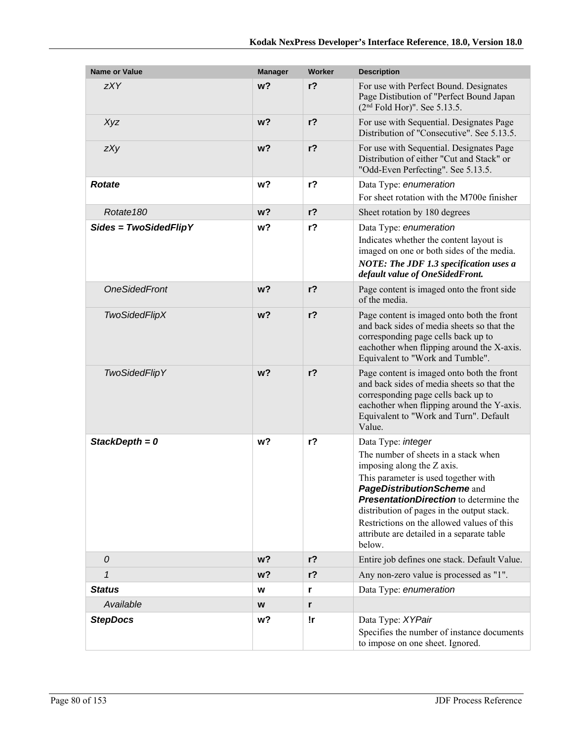| Name or Value | Manager | Worker | Description |
| --- | --- | --- | --- |
| *zXY* | **w?** | **r?** | For use with Perfect Bound. Designates Page Distibution of "Perfect Bound Japan (2nd Fold Hor)". See 5.13.5. |
| *Xyz* | **w?** | **r?** | For use with Sequential. Designates Page Distribution of "Consecutive". See 5.13.5. |
| *zXy* | **w?** | **r?** | For use with Sequential. Designates Page Distribution of either "Cut and Stack" or "Odd-Even Perfecting". See 5.13.5. |
| ***Rotate*** | **w?** | **r?** | Data Type: *enumeration*<br>For sheet rotation with the M700e finisher |
| *Rotate180* | **w?** | **r?** | Sheet rotation by 180 degrees |
| ***Sides = TwoSidedFlipY*** | **w?** | **r?** | Data Type: *enumeration*<br>Indicates whether the content layout is imaged on one or both sides of the media.<br>***NOTE: The JDF 1.3 specification uses a default value of OneSidedFront.*** |
| *OneSidedFront* | **w?** | **r?** | Page content is imaged onto the front side of the media. |
| *TwoSidedFlipX* | **w?** | **r?** | Page content is imaged onto both the front and back sides of media sheets so that the corresponding page cells back up to eachother when flipping around the X-axis. Equivalent to "Work and Tumble". |
| *TwoSidedFlipY* | **w?** | **r?** | Page content is imaged onto both the front and back sides of media sheets so that the corresponding page cells back up to eachother when flipping around the Y-axis. Equivalent to "Work and Turn". Default Value. |
| ***StackDepth = 0*** | **w?** | **r?** | Data Type: *integer*<br>The number of sheets in a stack when imposing along the Z axis.<br>This parameter is used together with ***PageDistributionScheme*** and ***PresentationDirection*** to determine the distribution of pages in the output stack.<br>Restrictions on the allowed values of this attribute are detailed in a separate table below. |
| *0* | **w?** | **r?** | Entire job defines one stack. Default Value. |
| *1* | **w?** | **r?** | Any non-zero value is processed as "1". |
| ***Status*** | **w** | **r** | Data Type: *enumeration* |
| *Available* | **w** | **r** | |
| ***StepDocs*** | **w?** | **!r** | Data Type: *XYPair*<br>Specifies the number of instance documents to impose on one sheet. Ignored. |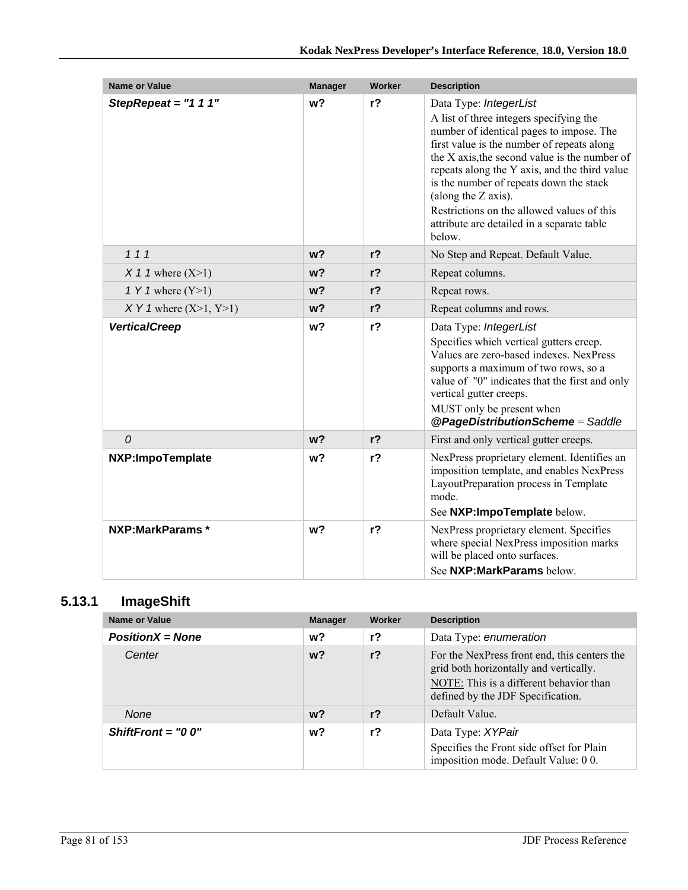| Name or Value | Manager | Worker | Description |
|---|---|---|---|
| ***StepRepeat = "1 1 1"*** | **w?** | **r?** | Data Type: *IntegerList*<br>A list of three integers specifying the number of identical pages to impose. The first value is the number of repeats along the X axis,the second value is the number of repeats along the Y axis, and the third value is the number of repeats down the stack (along the Z axis).<br>Restrictions on the allowed values of this attribute are detailed in a separate table below. |
| *1 1 1* | **w?** | **r?** | No Step and Repeat. Default Value. |
| *X 1 1* where (X>1) | **w?** | **r?** | Repeat columns. |
| *1 Y 1* where (Y>1) | **w?** | **r?** | Repeat rows. |
| *X Y 1* where (X>1, Y>1) | **w?** | **r?** | Repeat columns and rows. |
| ***VerticalCreep*** | **w?** | **r?** | Data Type: *IntegerList*<br>Specifies which vertical gutters creep. Values are zero-based indexes. NexPress supports a maximum of two rows, so a value of "0" indicates that the first and only vertical gutter creeps.<br>MUST only be present when ***@PageDistributionScheme*** = *Saddle* |
| *0* | **w?** | **r?** | First and only vertical gutter creeps. |
| **NXP:ImpoTemplate** | **w?** | **r?** | NexPress proprietary element. Identifies an imposition template, and enables NexPress LayoutPreparation process in Template mode.<br>See **NXP:ImpoTemplate** below. |
| **NXP:MarkParams *** | **w?** | **r?** | NexPress proprietary element. Specifies where special NexPress imposition marks will be placed onto surfaces.<br>See **NXP:MarkParams** below. |

### 5.13.1 ImageShift

| Name or Value | Manager | Worker | Description |
|---|---|---|---|
| ***PositionX = None*** | **w?** | **r?** | Data Type: *enumeration* |
| *Center* | **w?** | **r?** | For the NexPress front end, this centers the grid both horizontally and vertically.<br>NOTE: This is a different behavior than defined by the JDF Specification. |
| *None* | **w?** | **r?** | Default Value. |
| ***ShiftFront = "0 0"*** | **w?** | **r?** | Data Type: *XYPair*<br>Specifies the Front side offset for Plain imposition mode. Default Value: 0 0. |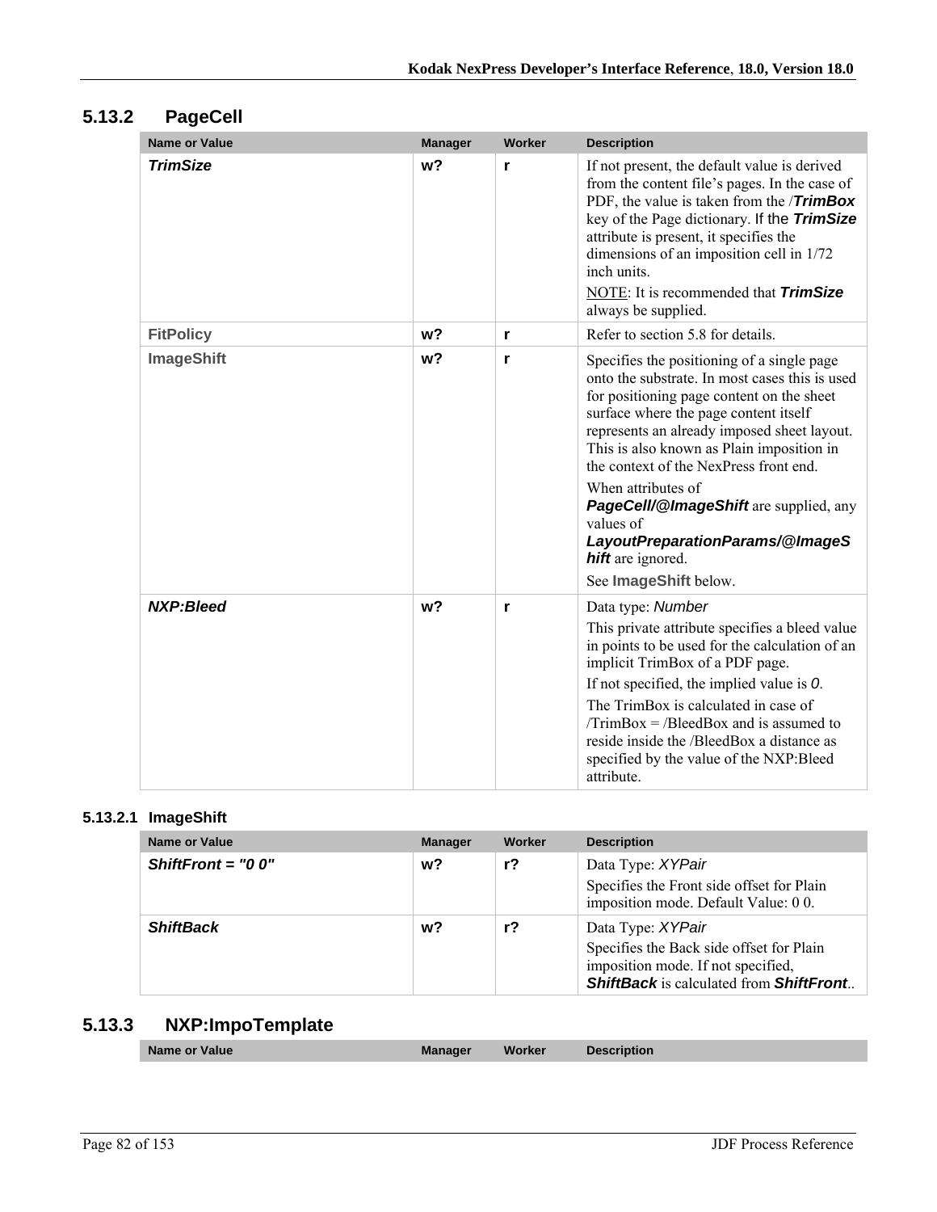## 5.13.2 PageCell

| Name or Value | Manager | Worker | Description |
|---|---|---|---|
| ***TrimSize*** | **w?** | **r** | If not present, the default value is derived from the content file's pages. In the case of PDF, the value is taken from the /***TrimBox*** key of the Page dictionary. If the ***TrimSize*** attribute is present, it specifies the dimensions of an imposition cell in 1/72 inch units.<br>NOTE: It is recommended that ***TrimSize*** always be supplied. |
| **FitPolicy** | **w?** | **r** | Refer to section 5.8 for details. |
| **ImageShift** | **w?** | **r** | Specifies the positioning of a single page onto the substrate. In most cases this is used for positioning page content on the sheet surface where the page content itself represents an already imposed sheet layout. This is also known as Plain imposition in the context of the NexPress front end.<br>When attributes of ***PageCell/@ImageShift*** are supplied, any values of ***LayoutPreparationParams/@ImageShift*** are ignored.<br>See **ImageShift** below. |
| ***NXP:Bleed*** | **w?** | **r** | Data type: *Number*<br>This private attribute specifies a bleed value in points to be used for the calculation of an implicit TrimBox of a PDF page.<br>If not specified, the implied value is *0*.<br>The TrimBox is calculated in case of /TrimBox = /BleedBox and is assumed to reside inside the /BleedBox a distance as specified by the value of the NXP:Bleed attribute. |

### 5.13.2.1 ImageShift

| Name or Value | Manager | Worker | Description |
|---|---|---|---|
| ***ShiftFront = "0 0"*** | **w?** | **r?** | Data Type: *XYPair*<br>Specifies the Front side offset for Plain imposition mode. Default Value: 0 0. |
| ***ShiftBack*** | **w?** | **r?** | Data Type: *XYPair*<br>Specifies the Back side offset for Plain imposition mode. If not specified, ***ShiftBack*** is calculated from ***ShiftFront***.. |

## 5.13.3 NXP:ImpoTemplate

| Name or Value | Manager | Worker | Description |
|---|---|---|---|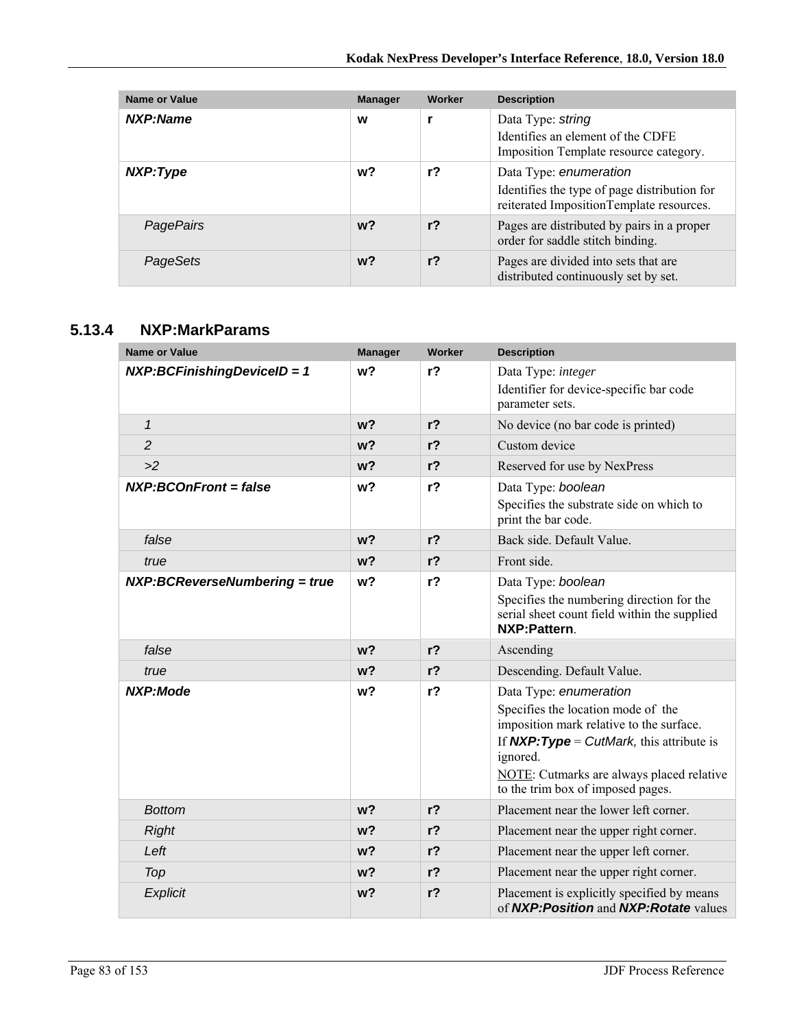| Name or Value | Manager | Worker | Description |
|---|---|---|---|
| ***NXP:Name*** | **w** | **r** | Data Type: *string*<br>Identifies an element of the CDFE Imposition Template resource category. |
| ***NXP:Type*** | **w?** | **r?** | Data Type: *enumeration*<br>Identifies the type of page distribution for reiterated ImpositionTemplate resources. |
| *PagePairs* | **w?** | **r?** | Pages are distributed by pairs in a proper order for saddle stitch binding. |
| *PageSets* | **w?** | **r?** | Pages are divided into sets that are distributed continuously set by set. |

## 5.13.4 NXP:MarkParams

| Name or Value | Manager | Worker | Description |
|---|---|---|---|
| ***NXP:BCFinishingDeviceID = 1*** | **w?** | **r?** | Data Type: *integer*<br>Identifier for device-specific bar code parameter sets. |
| *1* | **w?** | **r?** | No device (no bar code is printed) |
| *2* | **w?** | **r?** | Custom device |
| *>2* | **w?** | **r?** | Reserved for use by NexPress |
| ***NXP:BCOnFront = false*** | **w?** | **r?** | Data Type: *boolean*<br>Specifies the substrate side on which to print the bar code. |
| *false* | **w?** | **r?** | Back side. Default Value. |
| *true* | **w?** | **r?** | Front side. |
| ***NXP:BCReverseNumbering = true*** | **w?** | **r?** | Data Type: *boolean*<br>Specifies the numbering direction for the serial sheet count field within the supplied **NXP:Pattern**. |
| *false* | **w?** | **r?** | Ascending |
| *true* | **w?** | **r?** | Descending. Default Value. |
| ***NXP:Mode*** | **w?** | **r?** | Data Type: *enumeration*<br>Specifies the location mode of the imposition mark relative to the surface.<br>If ***NXP:Type*** = *CutMark,* this attribute is ignored.<br>NOTE: Cutmarks are always placed relative to the trim box of imposed pages. |
| *Bottom* | **w?** | **r?** | Placement near the lower left corner. |
| *Right* | **w?** | **r?** | Placement near the upper right corner. |
| *Left* | **w?** | **r?** | Placement near the upper left corner. |
| *Top* | **w?** | **r?** | Placement near the upper right corner. |
| *Explicit* | **w?** | **r?** | Placement is explicitly specified by means of ***NXP:Position*** and ***NXP:Rotate*** values |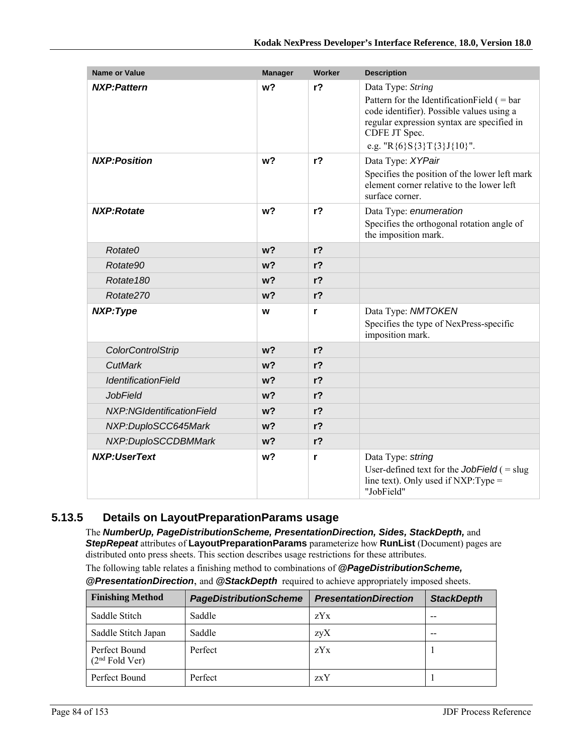| Name or Value | Manager | Worker | Description |
|---|---|---|---|
| ***NXP:Pattern*** | **w?** | **r?** | Data Type: *String*<br>Pattern for the IdentificationField ( = bar code identifier). Possible values using a regular expression syntax are specified in CDFE JT Spec.<br>e.g. "R{6}S{3}T{3}J{10}". |
| ***NXP:Position*** | **w?** | **r?** | Data Type: *XYPair*<br>Specifies the position of the lower left mark element corner relative to the lower left surface corner. |
| ***NXP:Rotate*** | **w?** | **r?** | Data Type: *enumeration*<br>Specifies the orthogonal rotation angle of the imposition mark. |
| *Rotate0* | **w?** | **r?** | |
| *Rotate90* | **w?** | **r?** | |
| *Rotate180* | **w?** | **r?** | |
| *Rotate270* | **w?** | **r?** | |
| ***NXP:Type*** | **w** | **r** | Data Type: *NMTOKEN*<br>Specifies the type of NexPress-specific imposition mark. |
| *ColorControlStrip* | **w?** | **r?** | |
| *CutMark* | **w?** | **r?** | |
| *IdentificationField* | **w?** | **r?** | |
| *JobField* | **w?** | **r?** | |
| *NXP:NGIdentificationField* | **w?** | **r?** | |
| *NXP:DuploSCC645Mark* | **w?** | **r?** | |
| *NXP:DuploSCCDBMMark* | **w?** | **r?** | |
| ***NXP:UserText*** | **w?** | **r** | Data Type: *string*<br>User-defined text for the *JobField* ( = slug line text). Only used if NXP:Type = "JobField" |

## 5.13.5 Details on LayoutPreparationParams usage

The ***NumberUp, PageDistributionScheme, PresentationDirection, Sides, StackDepth,*** and ***StepRepeat*** attributes of **LayoutPreparationParams** parameterize how **RunList** (Document) pages are distributed onto press sheets. This section describes usage restrictions for these attributes.

The following table relates a finishing method to combinations of ***@PageDistributionScheme, @PresentationDirection***, and ***@StackDepth*** required to achieve appropriately imposed sheets.

| Finishing Method | *PageDistributionScheme* | *PresentationDirection* | *StackDepth* |
|---|---|---|---|
| Saddle Stitch | Saddle | zYx | -- |
| Saddle Stitch Japan | Saddle | zyX | -- |
| Perfect Bound (2nd Fold Ver) | Perfect | zYx | 1 |
| Perfect Bound | Perfect | zxY | 1 |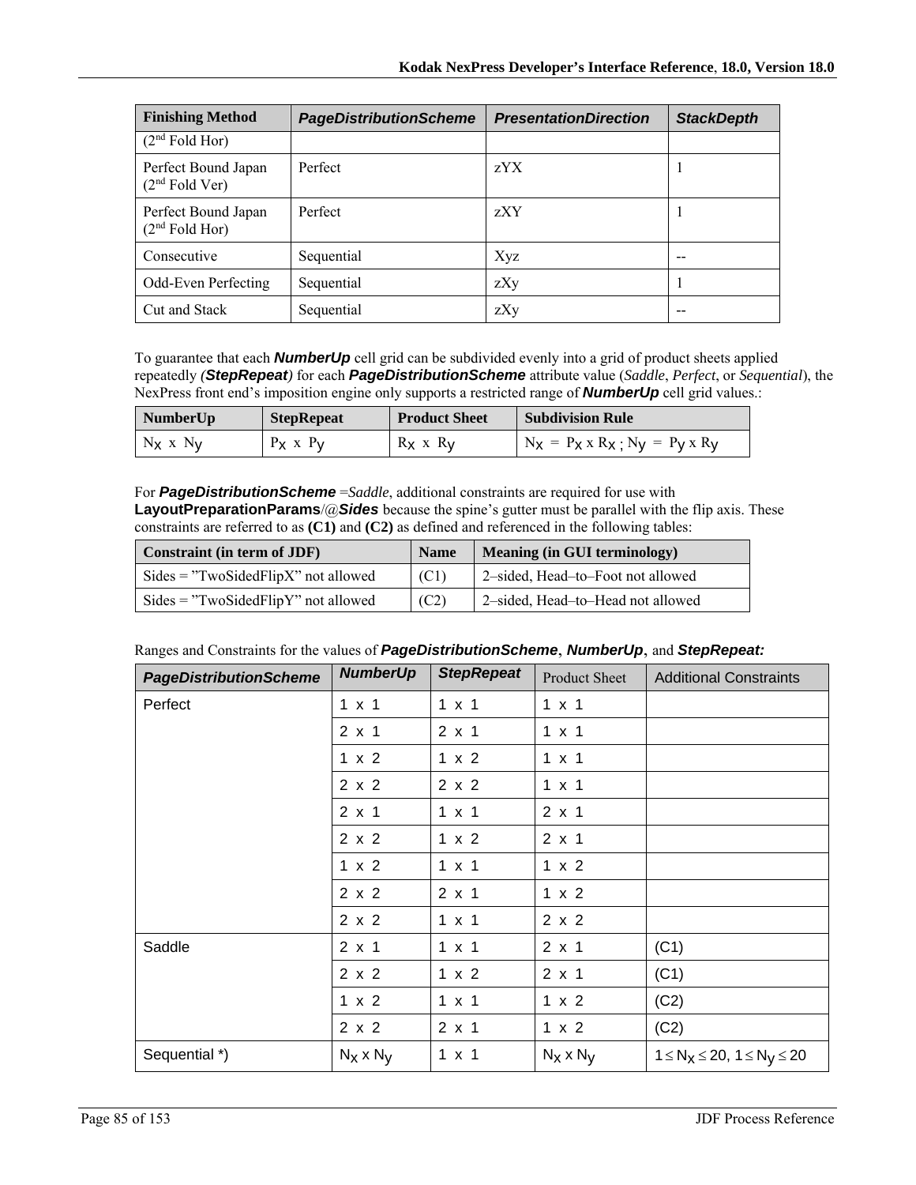| Finishing Method | ***PageDistributionScheme*** | ***PresentationDirection*** | ***StackDepth*** |
|---|---|---|---|
| (2nd Fold Hor) | | | |
| Perfect Bound Japan (2nd Fold Ver) | Perfect | zYX | 1 |
| Perfect Bound Japan (2nd Fold Hor) | Perfect | zXY | 1 |
| Consecutive | Sequential | Xyz | -- |
| Odd-Even Perfecting | Sequential | zXy | 1 |
| Cut and Stack | Sequential | zXy | -- |

To guarantee that each ***NumberUp*** cell grid can be subdivided evenly into a grid of product sheets applied repeatedly *(**StepRepeat**)* for each ***PageDistributionScheme*** attribute value (*Saddle*, *Perfect*, or *Sequential*), the NexPress front end's imposition engine only supports a restricted range of ***NumberUp*** cell grid values.:

| NumberUp | StepRepeat | Product Sheet | Subdivision Rule |
|---|---|---|---|
| $N_X$ x $N_y$ | $P_X$ x $P_y$ | $R_X$ x $R_y$ | $N_X = P_X \times R_X$ ; $N_y = P_y \times R_y$ |

For ***PageDistributionScheme*** =*Saddle*, additional constraints are required for use with **LayoutPreparationParams**/@***Sides*** because the spine's gutter must be parallel with the flip axis. These constraints are referred to as **(C1)** and **(C2)** as defined and referenced in the following tables:

| Constraint (in term of JDF) | Name | Meaning (in GUI terminology) |
|---|---|---|
| Sides = "TwoSidedFlipX" not allowed | (C1) | 2–sided, Head–to–Foot not allowed |
| Sides = "TwoSidedFlipY" not allowed | (C2) | 2–sided, Head–to–Head not allowed |

Ranges and Constraints for the values of ***PageDistributionScheme***, ***NumberUp***, and ***StepRepeat:***

| ***PageDistributionScheme*** | ***NumberUp*** | ***StepRepeat*** | Product Sheet | Additional Constraints |
|---|---|---|---|---|
| Perfect | 1 x 1 | 1 x 1 | 1 x 1 | |
| | 2 x 1 | 2 x 1 | 1 x 1 | |
| | 1 x 2 | 1 x 2 | 1 x 1 | |
| | 2 x 2 | 2 x 2 | 1 x 1 | |
| | 2 x 1 | 1 x 1 | 2 x 1 | |
| | 2 x 2 | 1 x 2 | 2 x 1 | |
| | 1 x 2 | 1 x 1 | 1 x 2 | |
| | 2 x 2 | 2 x 1 | 1 x 2 | |
| | 2 x 2 | 1 x 1 | 2 x 2 | |
| Saddle | 2 x 1 | 1 x 1 | 2 x 1 | (C1) |
| | 2 x 2 | 1 x 2 | 2 x 1 | (C1) |
| | 1 x 2 | 1 x 1 | 1 x 2 | (C2) |
| | 2 x 2 | 2 x 1 | 1 x 2 | (C2) |
| Sequential *) | $N_X$ x $N_y$ | 1 x 1 | $N_X$ x $N_y$ | $1 \leq N_X \leq 20$, $1 \leq N_y \leq 20$ |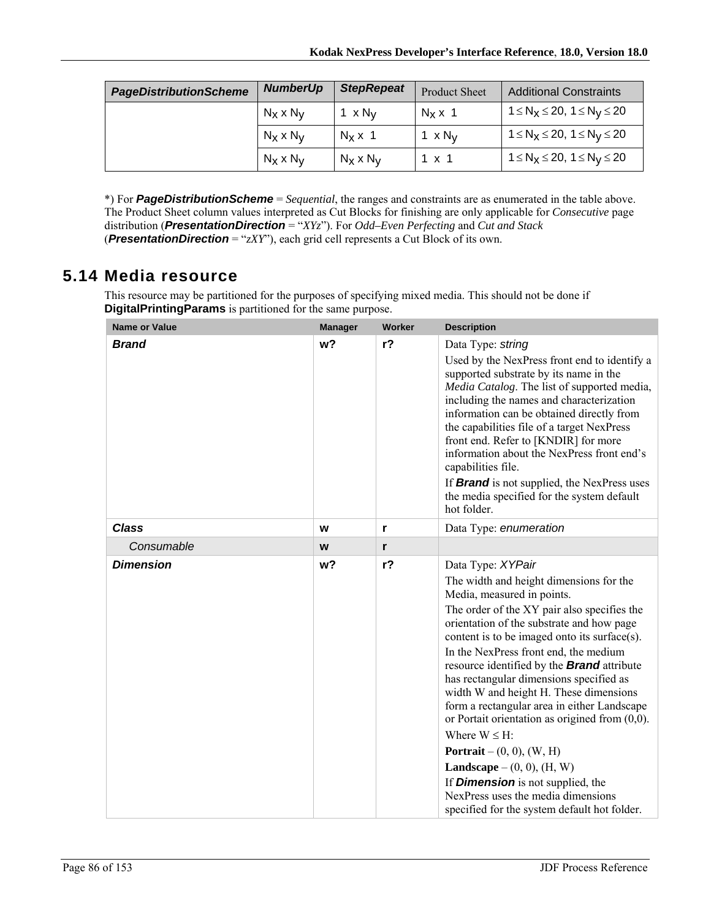| ***PageDistributionScheme*** | ***NumberUp*** | ***StepRepeat*** | Product Sheet | Additional Constraints |
|---|---|---|---|---|
| | $N_X$ x $N_Y$ | 1 x $N_Y$ | $N_X$ x 1 | $1 \le N_X \le 20$, $1 \le N_Y \le 20$ |
| | $N_X$ x $N_Y$ | $N_X$ x 1 | 1 x $N_Y$ | $1 \le N_X \le 20$, $1 \le N_Y \le 20$ |
| | $N_X$ x $N_Y$ | $N_X$ x $N_Y$ | 1 x 1 | $1 \le N_X \le 20$, $1 \le N_Y \le 20$ |

*) For ***PageDistributionScheme*** = *Sequential*, the ranges and constraints are as enumerated in the table above. The Product Sheet column values interpreted as Cut Blocks for finishing are only applicable for *Consecutive* page distribution (***PresentationDirection*** = "*XYz*"). For *Odd–Even Perfecting* and *Cut and Stack* (***PresentationDirection*** = "z*XY*"), each grid cell represents a Cut Block of its own.

## 5.14 Media resource

This resource may be partitioned for the purposes of specifying mixed media. This should not be done if **DigitalPrintingParams** is partitioned for the same purpose.

| Name or Value | Manager | Worker | Description |
|---|---|---|---|
| ***Brand*** | **w?** | **r?** | Data Type: *string*<br>Used by the NexPress front end to identify a supported substrate by its name in the *Media Catalog*. The list of supported media, including the names and characterization information can be obtained directly from the capabilities file of a target NexPress front end. Refer to [KNDIR] for more information about the NexPress front end's capabilities file.<br>If ***Brand*** is not supplied, the NexPress uses the media specified for the system default hot folder. |
| ***Class*** | **w** | **r** | Data Type: *enumeration* |
| *Consumable* | **w** | **r** | |
| ***Dimension*** | **w?** | **r?** | Data Type: *XYPair*<br>The width and height dimensions for the Media, measured in points.<br>The order of the XY pair also specifies the orientation of the substrate and how page content is to be imaged onto its surface(s).<br>In the NexPress front end, the medium resource identified by the ***Brand*** attribute has rectangular dimensions specified as width W and height H. These dimensions form a rectangular area in either Landscape or Portait orientation as origined from (0,0).<br>Where W ≤ H:<br>**Portrait** – (0, 0), (W, H)<br>**Landscape** – (0, 0), (H, W)<br>If ***Dimension*** is not supplied, the NexPress uses the media dimensions specified for the system default hot folder. |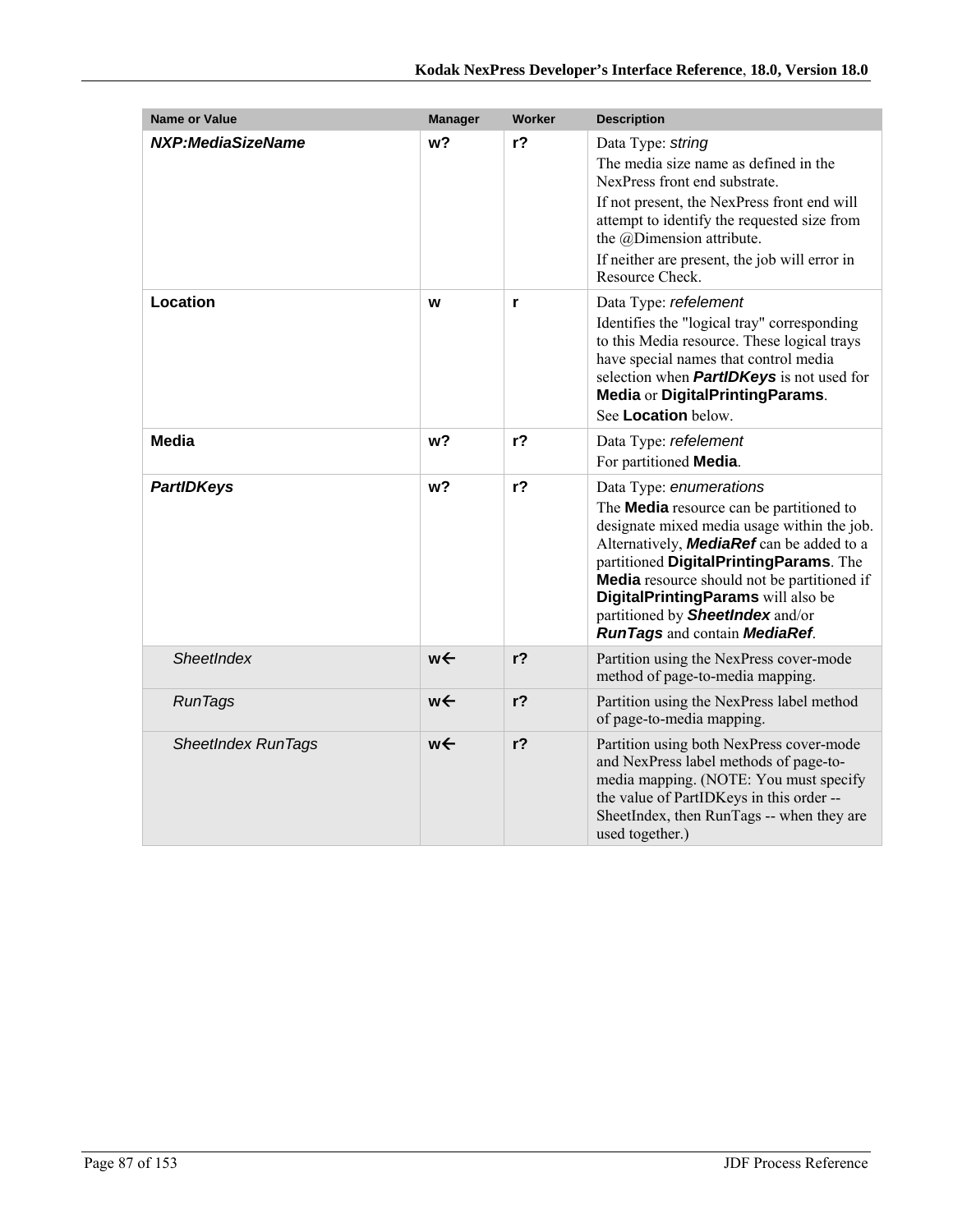| Name or Value | Manager | Worker | Description |
|---|---|---|---|
| ***NXP:MediaSizeName*** | **w?** | **r?** | Data Type: *string*<br>The media size name as defined in the NexPress front end substrate.<br>If not present, the NexPress front end will attempt to identify the requested size from the @Dimension attribute.<br>If neither are present, the job will error in Resource Check. |
| **Location** | **w** | **r** | Data Type: *refelement*<br>Identifies the "logical tray" corresponding to this Media resource. These logical trays have special names that control media selection when ***PartIDKeys*** is not used for **Media** or **DigitalPrintingParams**.<br>See **Location** below. |
| **Media** | **w?** | **r?** | Data Type: *refelement*<br>For partitioned **Media**. |
| ***PartIDKeys*** | **w?** | **r?** | Data Type: *enumerations*<br>The **Media** resource can be partitioned to designate mixed media usage within the job. Alternatively, ***MediaRef*** can be added to a partitioned **DigitalPrintingParams**. The **Media** resource should not be partitioned if **DigitalPrintingParams** will also be partitioned by ***SheetIndex*** and/or ***RunTags*** and contain ***MediaRef***. |
| *SheetIndex* | **w←** | **r?** | Partition using the NexPress cover-mode method of page-to-media mapping. |
| *RunTags* | **w←** | **r?** | Partition using the NexPress label method of page-to-media mapping. |
| *SheetIndex RunTags* | **w←** | **r?** | Partition using both NexPress cover-mode and NexPress label methods of page-to-media mapping. (NOTE: You must specify the value of PartIDKeys in this order -- SheetIndex, then RunTags -- when they are used together.) |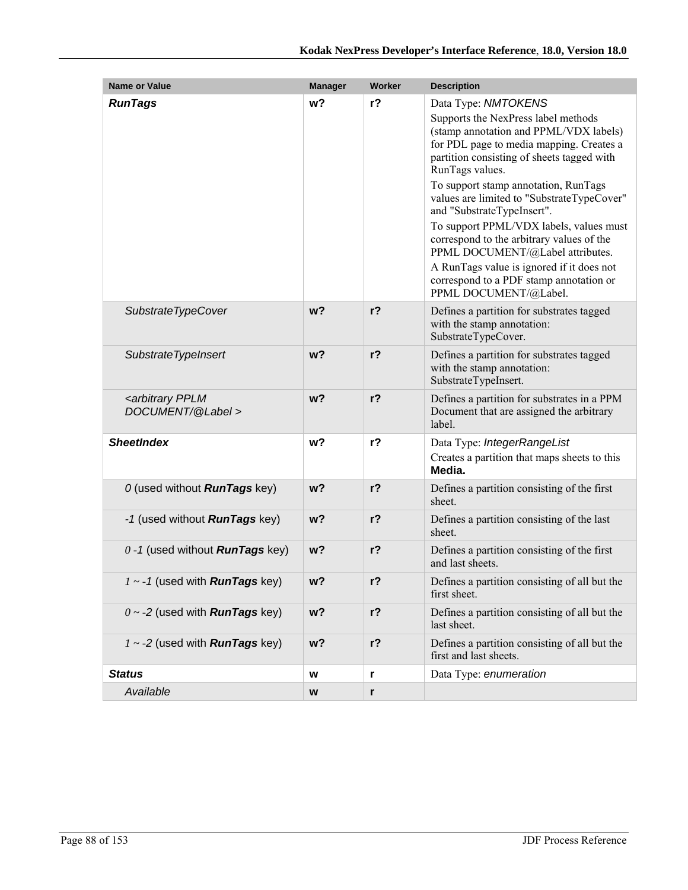| Name or Value | Manager | Worker | Description |
|---|---|---|---|
| ***RunTags*** | w? | r? | Data Type: *NMTOKENS*<br>Supports the NexPress label methods (stamp annotation and PPML/VDX labels) for PDL page to media mapping. Creates a partition consisting of sheets tagged with RunTags values.<br>To support stamp annotation, RunTags values are limited to "SubstrateTypeCover" and "SubstrateTypeInsert".<br>To support PPML/VDX labels, values must correspond to the arbitrary values of the PPML DOCUMENT/@Label attributes.<br>A RunTags value is ignored if it does not correspond to a PDF stamp annotation or PPML DOCUMENT/@Label. |
| *SubstrateTypeCover* | w? | r? | Defines a partition for substrates tagged with the stamp annotation: SubstrateTypeCover. |
| *SubstrateTypeInsert* | w? | r? | Defines a partition for substrates tagged with the stamp annotation: SubstrateTypeInsert. |
| *<arbitrary PPLM DOCUMENT/@Label >* | w? | r? | Defines a partition for substrates in a PPM Document that are assigned the arbitrary label. |
| ***SheetIndex*** | w? | r? | Data Type: *IntegerRangeList*<br>Creates a partition that maps sheets to this **Media.** |
| *0* (used without ***RunTags*** key) | w? | r? | Defines a partition consisting of the first sheet. |
| *-1* (used without ***RunTags*** key) | w? | r? | Defines a partition consisting of the last sheet. |
| *0 -1* (used without ***RunTags*** key) | w? | r? | Defines a partition consisting of the first and last sheets. |
| *1 ~ -1* (used with ***RunTags*** key) | w? | r? | Defines a partition consisting of all but the first sheet. |
| *0 ~ -2* (used with ***RunTags*** key) | w? | r? | Defines a partition consisting of all but the last sheet. |
| *1 ~ -2* (used with ***RunTags*** key) | w? | r? | Defines a partition consisting of all but the first and last sheets. |
| ***Status*** | w | r | Data Type: *enumeration* |
| *Available* | w | r | |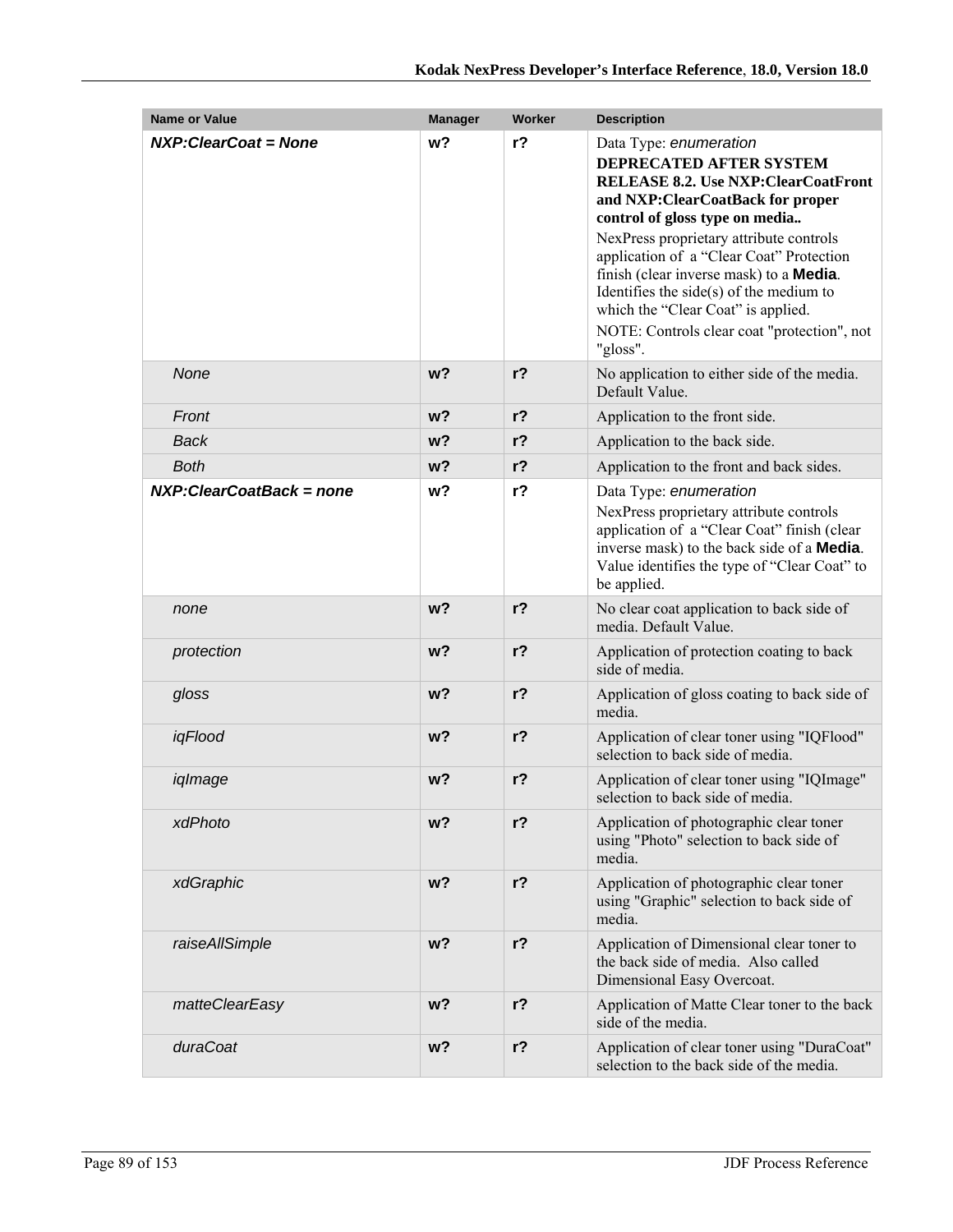| Name or Value | Manager | Worker | Description |
|---|---|---|---|
| ***NXP:ClearCoat = None*** | **w?** | **r?** | Data Type: *enumeration*<br>**DEPRECATED AFTER SYSTEM RELEASE 8.2. Use NXP:ClearCoatFront and NXP:ClearCoatBack for proper control of gloss type on media..**<br>NexPress proprietary attribute controls application of a "Clear Coat" Protection finish (clear inverse mask) to a **Media**. Identifies the side(s) of the medium to which the "Clear Coat" is applied.<br>NOTE: Controls clear coat "protection", not "gloss". |
| *None* | **w?** | **r?** | No application to either side of the media. Default Value. |
| *Front* | **w?** | **r?** | Application to the front side. |
| *Back* | **w?** | **r?** | Application to the back side. |
| *Both* | **w?** | **r?** | Application to the front and back sides. |
| ***NXP:ClearCoatBack = none*** | **w?** | **r?** | Data Type: *enumeration*<br>NexPress proprietary attribute controls application of a "Clear Coat" finish (clear inverse mask) to the back side of a **Media**. Value identifies the type of "Clear Coat" to be applied. |
| *none* | **w?** | **r?** | No clear coat application to back side of media. Default Value. |
| *protection* | **w?** | **r?** | Application of protection coating to back side of media. |
| *gloss* | **w?** | **r?** | Application of gloss coating to back side of media. |
| *iqFlood* | **w?** | **r?** | Application of clear toner using "IQFlood" selection to back side of media. |
| *iqImage* | **w?** | **r?** | Application of clear toner using "IQImage" selection to back side of media. |
| *xdPhoto* | **w?** | **r?** | Application of photographic clear toner using "Photo" selection to back side of media. |
| *xdGraphic* | **w?** | **r?** | Application of photographic clear toner using "Graphic" selection to back side of media. |
| *raiseAllSimple* | **w?** | **r?** | Application of Dimensional clear toner to the back side of media. Also called Dimensional Easy Overcoat. |
| *matteClearEasy* | **w?** | **r?** | Application of Matte Clear toner to the back side of the media. |
| *duraCoat* | **w?** | **r?** | Application of clear toner using "DuraCoat" selection to the back side of the media. |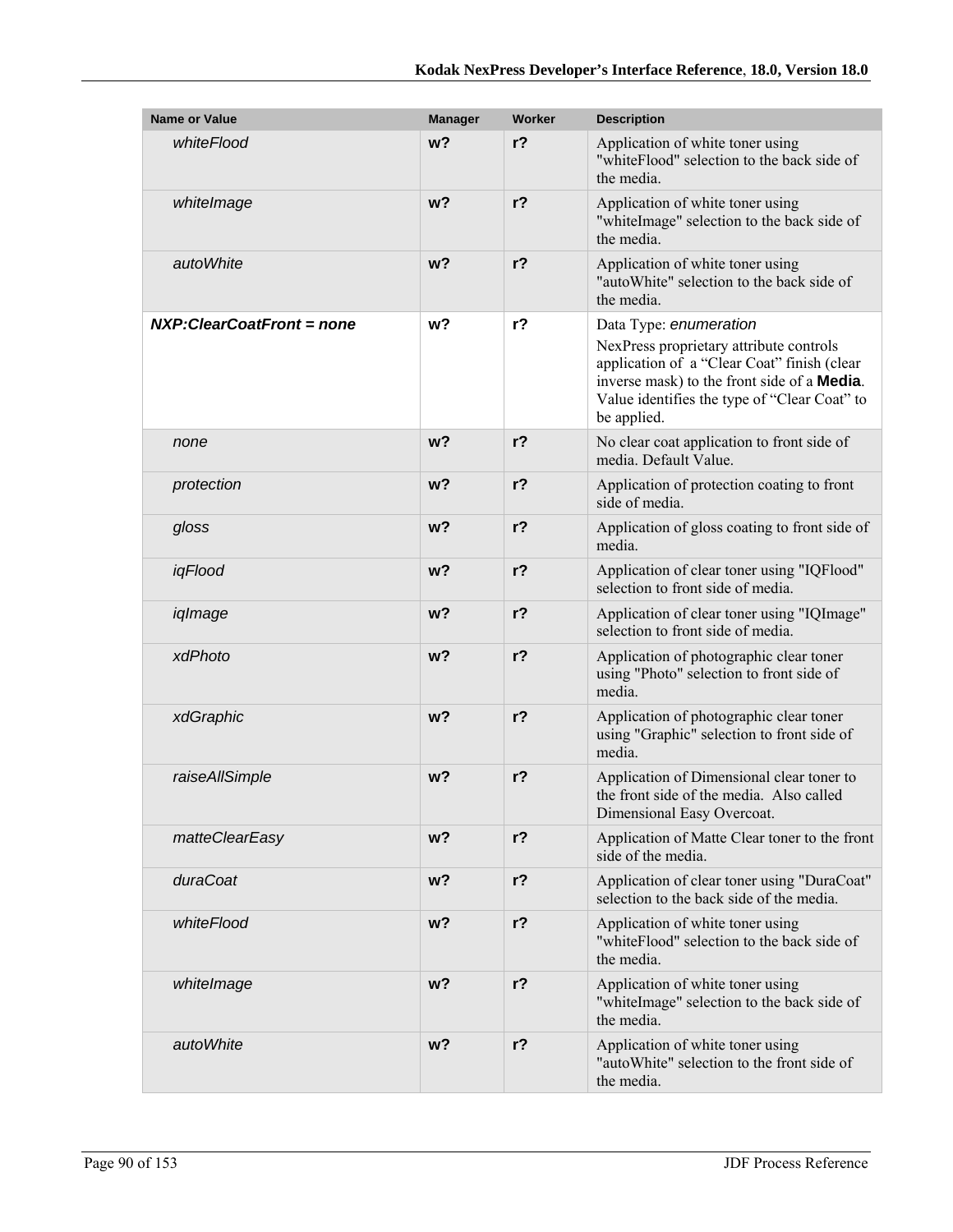| Name or Value | Manager | Worker | Description |
|---|---|---|---|
| *whiteFlood* | **w?** | **r?** | Application of white toner using "whiteFlood" selection to the back side of the media. |
| *whiteImage* | **w?** | **r?** | Application of white toner using "whiteImage" selection to the back side of the media. |
| *autoWhite* | **w?** | **r?** | Application of white toner using "autoWhite" selection to the back side of the media. |
| ***NXP:ClearCoatFront = none*** | **w?** | **r?** | Data Type: *enumeration*<br>NexPress proprietary attribute controls application of a "Clear Coat" finish (clear inverse mask) to the front side of a **Media**. Value identifies the type of "Clear Coat" to be applied. |
| *none* | **w?** | **r?** | No clear coat application to front side of media. Default Value. |
| *protection* | **w?** | **r?** | Application of protection coating to front side of media. |
| *gloss* | **w?** | **r?** | Application of gloss coating to front side of media. |
| *iqFlood* | **w?** | **r?** | Application of clear toner using "IQFlood" selection to front side of media. |
| *iqImage* | **w?** | **r?** | Application of clear toner using "IQImage" selection to front side of media. |
| *xdPhoto* | **w?** | **r?** | Application of photographic clear toner using "Photo" selection to front side of media. |
| *xdGraphic* | **w?** | **r?** | Application of photographic clear toner using "Graphic" selection to front side of media. |
| *raiseAllSimple* | **w?** | **r?** | Application of Dimensional clear toner to the front side of the media. Also called Dimensional Easy Overcoat. |
| *matteClearEasy* | **w?** | **r?** | Application of Matte Clear toner to the front side of the media. |
| *duraCoat* | **w?** | **r?** | Application of clear toner using "DuraCoat" selection to the back side of the media. |
| *whiteFlood* | **w?** | **r?** | Application of white toner using "whiteFlood" selection to the back side of the media. |
| *whiteImage* | **w?** | **r?** | Application of white toner using "whiteImage" selection to the back side of the media. |
| *autoWhite* | **w?** | **r?** | Application of white toner using "autoWhite" selection to the front side of the media. |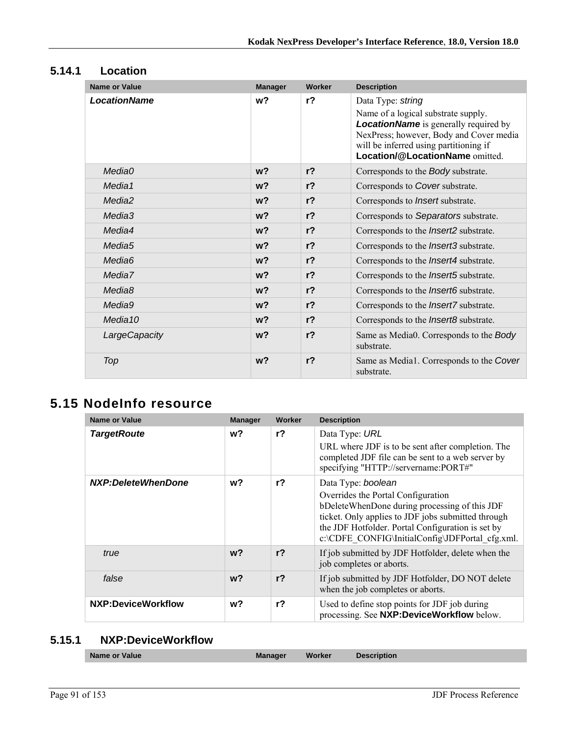### 5.14.1 Location

| Name or Value | Manager | Worker | Description |
|---|---|---|---|
| ***LocationName*** | **w?** | **r?** | Data Type: *string*<br>Name of a logical substrate supply. ***LocationName*** is generally required by NexPress; however, Body and Cover media will be inferred using partitioning if **Location/@LocationName** omitted. |
| *Media0* | **w?** | **r?** | Corresponds to the *Body* substrate. |
| *Media1* | **w?** | **r?** | Corresponds to *Cover* substrate. |
| *Media2* | **w?** | **r?** | Corresponds to *Insert* substrate. |
| *Media3* | **w?** | **r?** | Corresponds to *Separators* substrate. |
| *Media4* | **w?** | **r?** | Corresponds to the *Insert2* substrate. |
| *Media5* | **w?** | **r?** | Corresponds to the *Insert3* substrate. |
| *Media6* | **w?** | **r?** | Corresponds to the *Insert4* substrate. |
| *Media7* | **w?** | **r?** | Corresponds to the *Insert5* substrate. |
| *Media8* | **w?** | **r?** | Corresponds to the *Insert6* substrate. |
| *Media9* | **w?** | **r?** | Corresponds to the *Insert7* substrate. |
| *Media10* | **w?** | **r?** | Corresponds to the *Insert8* substrate. |
| *LargeCapacity* | **w?** | **r?** | Same as Media0. Corresponds to the *Body* substrate. |
| *Top* | **w?** | **r?** | Same as Media1. Corresponds to the *Cover* substrate. |

## 5.15 NodeInfo resource

| Name or Value | Manager | Worker | Description |
|---|---|---|---|
| ***TargetRoute*** | **w?** | **r?** | Data Type: *URL*<br>URL where JDF is to be sent after completion. The completed JDF file can be sent to a web server by specifying "HTTP://servername:PORT#" |
| ***NXP:DeleteWhenDone*** | **w?** | **r?** | Data Type: *boolean*<br>Overrides the Portal Configuration bDeleteWhenDone during processing of this JDF ticket. Only applies to JDF jobs submitted through the JDF Hotfolder. Portal Configuration is set by c:\CDFE_CONFIG\InitialConfig\JDFPortal_cfg.xml. |
| *true* | **w?** | **r?** | If job submitted by JDF Hotfolder, delete when the job completes or aborts. |
| *false* | **w?** | **r?** | If job submitted by JDF Hotfolder, DO NOT delete when the job completes or aborts. |
| **NXP:DeviceWorkflow** | **w?** | **r?** | Used to define stop points for JDF job during processing. See **NXP:DeviceWorkflow** below. |

### 5.15.1 NXP:DeviceWorkflow

| Name or Value | Manager | Worker | Description |
|---|---|---|---|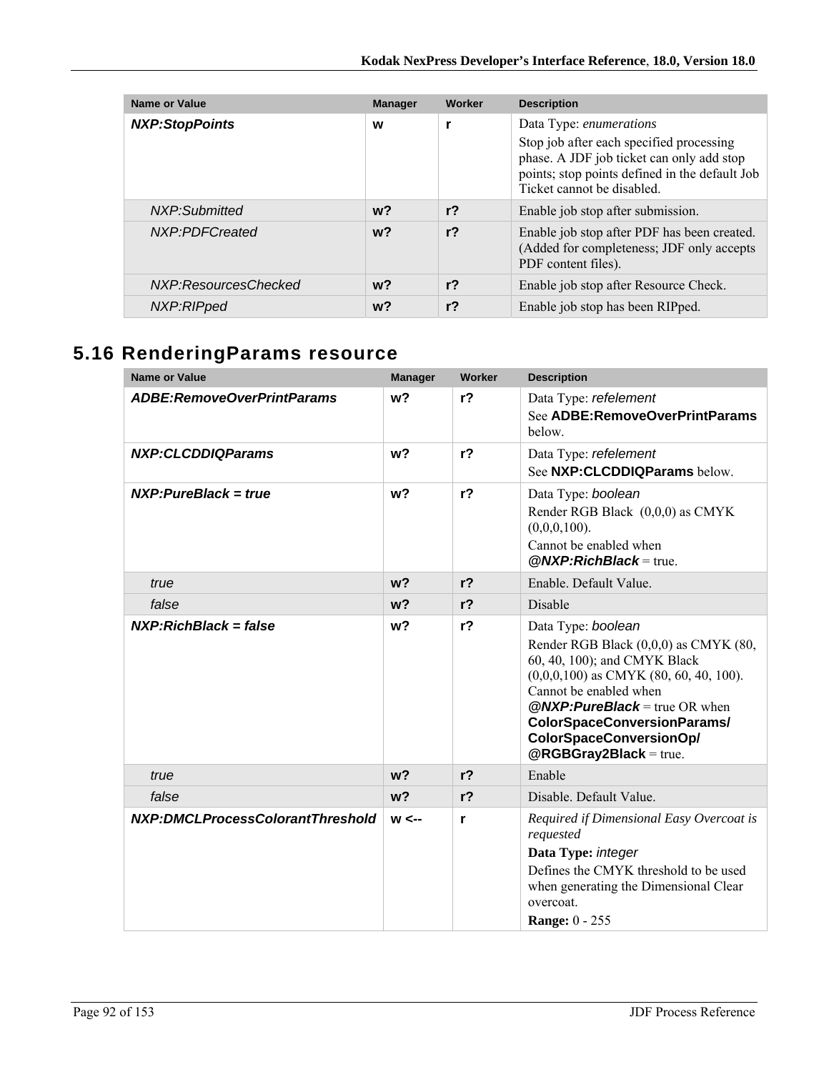| Name or Value | Manager | Worker | Description |
|---|---|---|---|
| ***NXP:StopPoints*** | **w** | **r** | Data Type: *enumerations*<br>Stop job after each specified processing phase. A JDF job ticket can only add stop points; stop points defined in the default Job Ticket cannot be disabled. |
| *NXP:Submitted* | **w?** | **r?** | Enable job stop after submission. |
| *NXP:PDFCreated* | **w?** | **r?** | Enable job stop after PDF has been created. (Added for completeness; JDF only accepts PDF content files). |
| *NXP:ResourcesChecked* | **w?** | **r?** | Enable job stop after Resource Check. |
| *NXP:RIPped* | **w?** | **r?** | Enable job stop has been RIPped. |

## 5.16 RenderingParams resource

| Name or Value | Manager | Worker | Description |
|---|---|---|---|
| ***ADBE:RemoveOverPrintParams*** | **w?** | **r?** | Data Type: *refelement*<br>See **ADBE:RemoveOverPrintParams** below. |
| ***NXP:CLCDDIQParams*** | **w?** | **r?** | Data Type: *refelement*<br>See **NXP:CLCDDIQParams** below. |
| ***NXP:PureBlack = true*** | **w?** | **r?** | Data Type: *boolean*<br>Render RGB Black (0,0,0) as CMYK (0,0,0,100).<br>Cannot be enabled when ***@NXP:RichBlack*** = true. |
| *true* | **w?** | **r?** | Enable. Default Value. |
| *false* | **w?** | **r?** | Disable |
| ***NXP:RichBlack = false*** | **w?** | **r?** | Data Type: *boolean*<br>Render RGB Black (0,0,0) as CMYK (80, 60, 40, 100); and CMYK Black (0,0,0,100) as CMYK (80, 60, 40, 100). Cannot be enabled when ***@NXP:PureBlack*** = true OR when **ColorSpaceConversionParams/ ColorSpaceConversionOp/ @RGBGray2Black** = true. |
| *true* | **w?** | **r?** | Enable |
| *false* | **w?** | **r?** | Disable. Default Value. |
| ***NXP:DMCLProcessColorantThreshold*** | **w <--** | **r** | *Required if Dimensional Easy Overcoat is requested*<br>**Data Type:** *integer*<br>Defines the CMYK threshold to be used when generating the Dimensional Clear overcoat.<br>**Range:** 0 - 255 |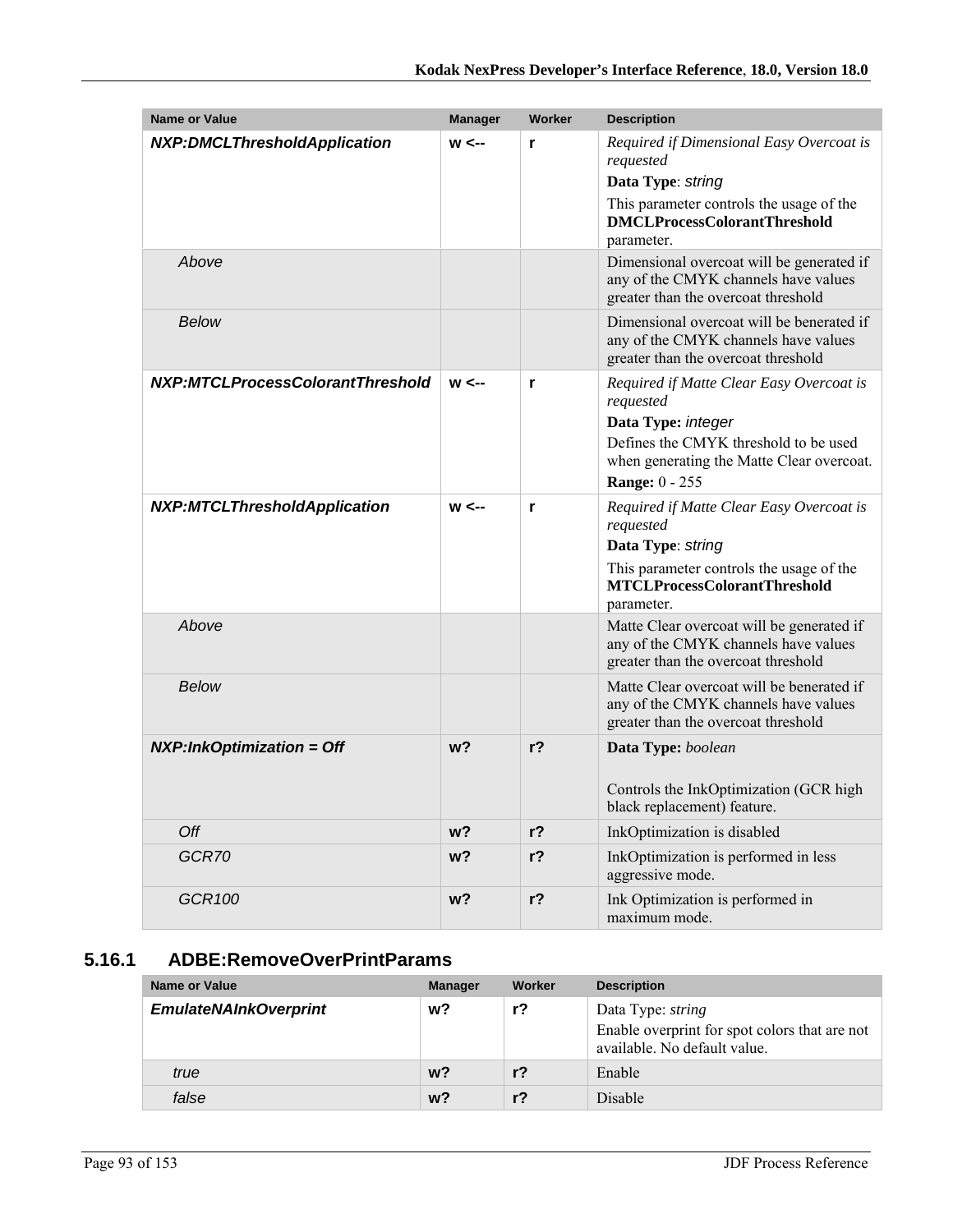| Name or Value | Manager | Worker | Description |
|---|---|---|---|
| ***NXP:DMCLThresholdApplication*** | **w <--** | **r** | *Required if Dimensional Easy Overcoat is requested*<br>**Data Type**: *string*<br>This parameter controls the usage of the **DMCLProcessColorantThreshold** parameter. |
| *Above* | | | Dimensional overcoat will be generated if any of the CMYK channels have values greater than the overcoat threshold |
| *Below* | | | Dimensional overcoat will be benerated if any of the CMYK channels have values greater than the overcoat threshold |
| ***NXP:MTCLProcessColorantThreshold*** | **w <--** | **r** | *Required if Matte Clear Easy Overcoat is requested*<br>**Data Type:** *integer*<br>Defines the CMYK threshold to be used when generating the Matte Clear overcoat.<br>**Range:** 0 - 255 |
| ***NXP:MTCLThresholdApplication*** | **w <--** | **r** | *Required if Matte Clear Easy Overcoat is requested*<br>**Data Type**: *string*<br>This parameter controls the usage of the **MTCLProcessColorantThreshold** parameter. |
| *Above* | | | Matte Clear overcoat will be generated if any of the CMYK channels have values greater than the overcoat threshold |
| *Below* | | | Matte Clear overcoat will be benerated if any of the CMYK channels have values greater than the overcoat threshold |
| ***NXP:InkOptimization = Off*** | **w?** | **r?** | **Data Type:** *boolean*<br><br>Controls the InkOptimization (GCR high black replacement) feature. |
| *Off* | **w?** | **r?** | InkOptimization is disabled |
| *GCR70* | **w?** | **r?** | InkOptimization is performed in less aggressive mode. |
| *GCR100* | **w?** | **r?** | Ink Optimization is performed in maximum mode. |

### 5.16.1 ADBE:RemoveOverPrintParams

| Name or Value | Manager | Worker | Description |
|---|---|---|---|
| ***EmulateNAInkOverprint*** | **w?** | **r?** | Data Type: *string*<br>Enable overprint for spot colors that are not available. No default value. |
| *true* | **w?** | **r?** | Enable |
| *false* | **w?** | **r?** | Disable |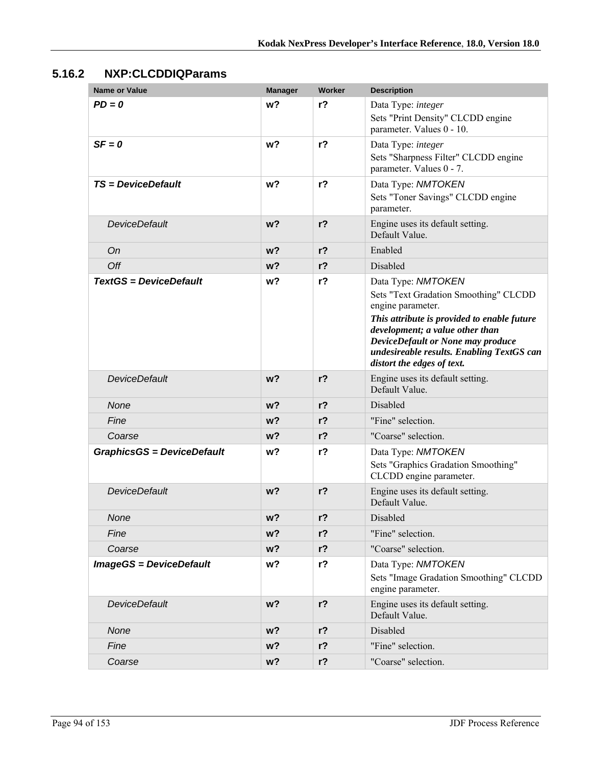### 5.16.2 NXP:CLCDDIQParams

| Name or Value | Manager | Worker | Description |
|---|---|---|---|
| ***PD = 0*** | **w?** | **r?** | Data Type: *integer*<br>Sets "Print Density" CLCDD engine parameter. Values 0 - 10. |
| ***SF = 0*** | **w?** | **r?** | Data Type: *integer*<br>Sets "Sharpness Filter" CLCDD engine parameter. Values 0 - 7. |
| ***TS = DeviceDefault*** | **w?** | **r?** | Data Type: *NMTOKEN*<br>Sets "Toner Savings" CLCDD engine parameter. |
| *DeviceDefault* | **w?** | **r?** | Engine uses its default setting.<br>Default Value. |
| *On* | **w?** | **r?** | Enabled |
| *Off* | **w?** | **r?** | Disabled |
| ***TextGS = DeviceDefault*** | **w?** | **r?** | Data Type: *NMTOKEN*<br>Sets "Text Gradation Smoothing" CLCDD engine parameter.<br>***This attribute is provided to enable future development; a value other than DeviceDefault or None may produce undesireable results. Enabling TextGS can distort the edges of text.*** |
| *DeviceDefault* | **w?** | **r?** | Engine uses its default setting.<br>Default Value. |
| *None* | **w?** | **r?** | Disabled |
| *Fine* | **w?** | **r?** | "Fine" selection. |
| *Coarse* | **w?** | **r?** | "Coarse" selection. |
| ***GraphicsGS = DeviceDefault*** | **w?** | **r?** | Data Type: *NMTOKEN*<br>Sets "Graphics Gradation Smoothing" CLCDD engine parameter. |
| *DeviceDefault* | **w?** | **r?** | Engine uses its default setting.<br>Default Value. |
| *None* | **w?** | **r?** | Disabled |
| *Fine* | **w?** | **r?** | "Fine" selection. |
| *Coarse* | **w?** | **r?** | "Coarse" selection. |
| ***ImageGS = DeviceDefault*** | **w?** | **r?** | Data Type: *NMTOKEN*<br>Sets "Image Gradation Smoothing" CLCDD engine parameter. |
| *DeviceDefault* | **w?** | **r?** | Engine uses its default setting.<br>Default Value. |
| *None* | **w?** | **r?** | Disabled |
| *Fine* | **w?** | **r?** | "Fine" selection. |
| *Coarse* | **w?** | **r?** | "Coarse" selection. |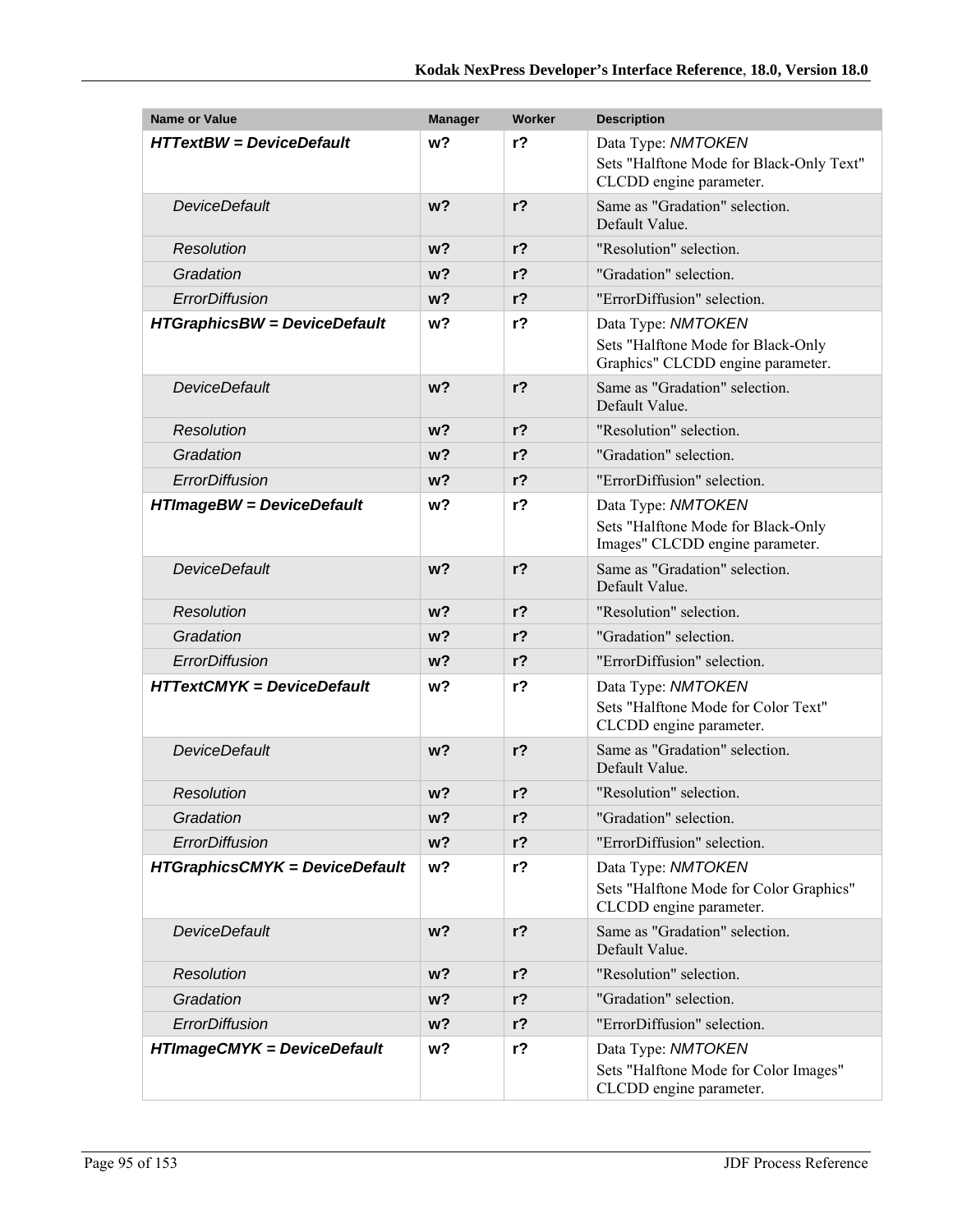| Name or Value | Manager | Worker | Description |
| --- | --- | --- | --- |
| ***HTTextBW = DeviceDefault*** | **w?** | **r?** | Data Type: *NMTOKEN*<br>Sets "Halftone Mode for Black-Only Text" CLCDD engine parameter. |
| *DeviceDefault* | **w?** | **r?** | Same as "Gradation" selection.<br>Default Value. |
| *Resolution* | **w?** | **r?** | "Resolution" selection. |
| *Gradation* | **w?** | **r?** | "Gradation" selection. |
| *ErrorDiffusion* | **w?** | **r?** | "ErrorDiffusion" selection. |
| ***HTGraphicsBW = DeviceDefault*** | **w?** | **r?** | Data Type: *NMTOKEN*<br>Sets "Halftone Mode for Black-Only Graphics" CLCDD engine parameter. |
| *DeviceDefault* | **w?** | **r?** | Same as "Gradation" selection.<br>Default Value. |
| *Resolution* | **w?** | **r?** | "Resolution" selection. |
| *Gradation* | **w?** | **r?** | "Gradation" selection. |
| *ErrorDiffusion* | **w?** | **r?** | "ErrorDiffusion" selection. |
| ***HTImageBW = DeviceDefault*** | **w?** | **r?** | Data Type: *NMTOKEN*<br>Sets "Halftone Mode for Black-Only Images" CLCDD engine parameter. |
| *DeviceDefault* | **w?** | **r?** | Same as "Gradation" selection.<br>Default Value. |
| *Resolution* | **w?** | **r?** | "Resolution" selection. |
| *Gradation* | **w?** | **r?** | "Gradation" selection. |
| *ErrorDiffusion* | **w?** | **r?** | "ErrorDiffusion" selection. |
| ***HTTextCMYK = DeviceDefault*** | **w?** | **r?** | Data Type: *NMTOKEN*<br>Sets "Halftone Mode for Color Text" CLCDD engine parameter. |
| *DeviceDefault* | **w?** | **r?** | Same as "Gradation" selection.<br>Default Value. |
| *Resolution* | **w?** | **r?** | "Resolution" selection. |
| *Gradation* | **w?** | **r?** | "Gradation" selection. |
| *ErrorDiffusion* | **w?** | **r?** | "ErrorDiffusion" selection. |
| ***HTGraphicsCMYK = DeviceDefault*** | **w?** | **r?** | Data Type: *NMTOKEN*<br>Sets "Halftone Mode for Color Graphics" CLCDD engine parameter. |
| *DeviceDefault* | **w?** | **r?** | Same as "Gradation" selection.<br>Default Value. |
| *Resolution* | **w?** | **r?** | "Resolution" selection. |
| *Gradation* | **w?** | **r?** | "Gradation" selection. |
| *ErrorDiffusion* | **w?** | **r?** | "ErrorDiffusion" selection. |
| ***HTImageCMYK = DeviceDefault*** | **w?** | **r?** | Data Type: *NMTOKEN*<br>Sets "Halftone Mode for Color Images" CLCDD engine parameter. |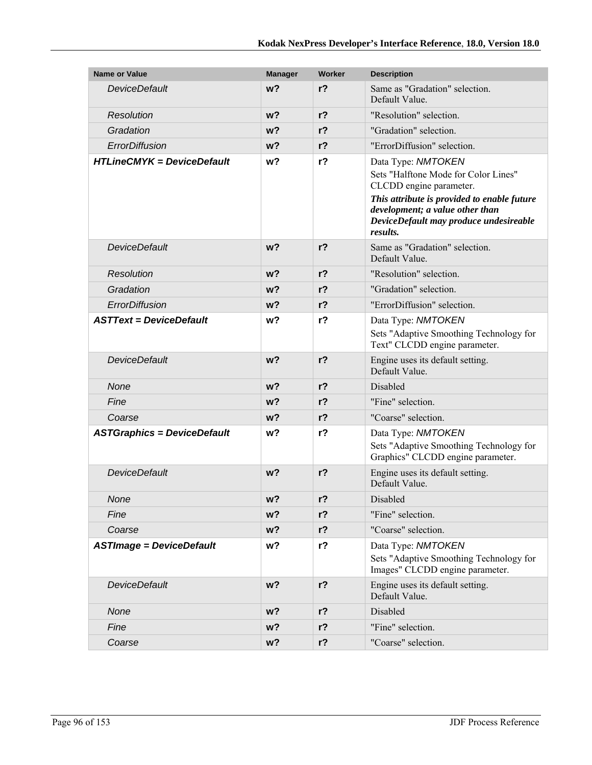| Name or Value | Manager | Worker | Description |
|---|---|---|---|
| *DeviceDefault* | **w?** | **r?** | Same as "Gradation" selection.<br>Default Value. |
| *Resolution* | **w?** | **r?** | "Resolution" selection. |
| *Gradation* | **w?** | **r?** | "Gradation" selection. |
| *ErrorDiffusion* | **w?** | **r?** | "ErrorDiffusion" selection. |
| ***HTLineCMYK = DeviceDefault*** | **w?** | **r?** | Data Type: *NMTOKEN*<br>Sets "Halftone Mode for Color Lines" CLCDD engine parameter.<br>***This attribute is provided to enable future development; a value other than DeviceDefault may produce undesireable results.*** |
| *DeviceDefault* | **w?** | **r?** | Same as "Gradation" selection.<br>Default Value. |
| *Resolution* | **w?** | **r?** | "Resolution" selection. |
| *Gradation* | **w?** | **r?** | "Gradation" selection. |
| *ErrorDiffusion* | **w?** | **r?** | "ErrorDiffusion" selection. |
| ***ASTText = DeviceDefault*** | **w?** | **r?** | Data Type: *NMTOKEN*<br>Sets "Adaptive Smoothing Technology for Text" CLCDD engine parameter. |
| *DeviceDefault* | **w?** | **r?** | Engine uses its default setting.<br>Default Value. |
| *None* | **w?** | **r?** | Disabled |
| *Fine* | **w?** | **r?** | "Fine" selection. |
| *Coarse* | **w?** | **r?** | "Coarse" selection. |
| ***ASTGraphics = DeviceDefault*** | **w?** | **r?** | Data Type: *NMTOKEN*<br>Sets "Adaptive Smoothing Technology for Graphics" CLCDD engine parameter. |
| *DeviceDefault* | **w?** | **r?** | Engine uses its default setting.<br>Default Value. |
| *None* | **w?** | **r?** | Disabled |
| *Fine* | **w?** | **r?** | "Fine" selection. |
| *Coarse* | **w?** | **r?** | "Coarse" selection. |
| ***ASTImage = DeviceDefault*** | **w?** | **r?** | Data Type: *NMTOKEN*<br>Sets "Adaptive Smoothing Technology for Images" CLCDD engine parameter. |
| *DeviceDefault* | **w?** | **r?** | Engine uses its default setting.<br>Default Value. |
| *None* | **w?** | **r?** | Disabled |
| *Fine* | **w?** | **r?** | "Fine" selection. |
| *Coarse* | **w?** | **r?** | "Coarse" selection. |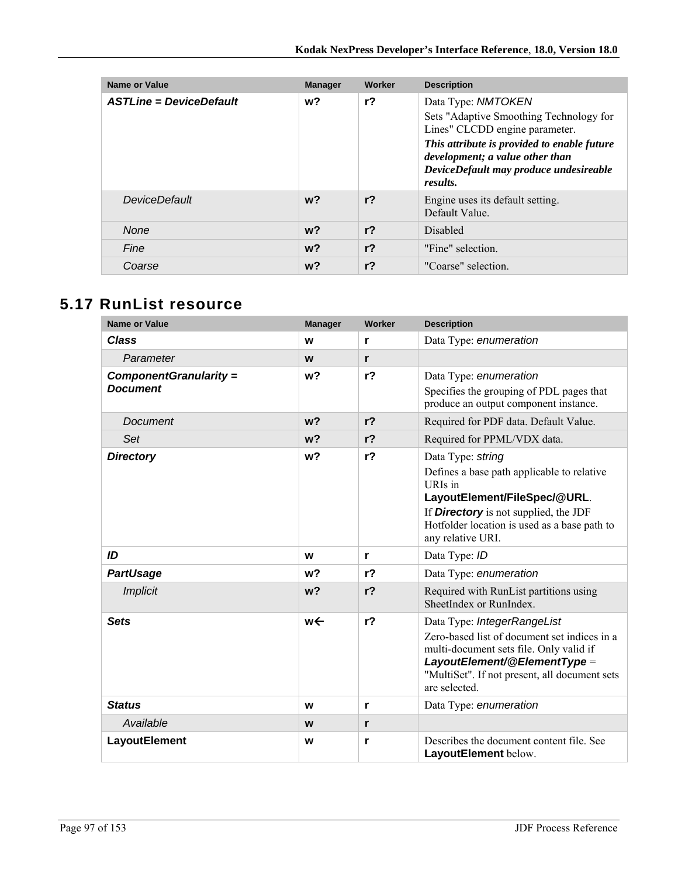| Name or Value | Manager | Worker | Description |
|---|---|---|---|
| ***ASTLine = DeviceDefault*** | **w?** | **r?** | Data Type: *NMTOKEN*<br>Sets "Adaptive Smoothing Technology for Lines" CLCDD engine parameter.<br>***This attribute is provided to enable future development; a value other than DeviceDefault may produce undesireable results.*** |
| *DeviceDefault* | **w?** | **r?** | Engine uses its default setting.<br>Default Value. |
| *None* | **w?** | **r?** | Disabled |
| *Fine* | **w?** | **r?** | "Fine" selection. |
| *Coarse* | **w?** | **r?** | "Coarse" selection. |

## 5.17 RunList resource

| Name or Value | Manager | Worker | Description |
|---|---|---|---|
| ***Class*** | **w** | **r** | Data Type: *enumeration* |
| *Parameter* | **w** | **r** | |
| ***ComponentGranularity = Document*** | **w?** | **r?** | Data Type: *enumeration*<br>Specifies the grouping of PDL pages that produce an output component instance. |
| *Document* | **w?** | **r?** | Required for PDF data. Default Value. |
| *Set* | **w?** | **r?** | Required for PPML/VDX data. |
| ***Directory*** | **w?** | **r?** | Data Type: *string*<br>Defines a base path applicable to relative URIs in **LayoutElement/FileSpec/@URL**.<br>If ***Directory*** is not supplied, the JDF Hotfolder location is used as a base path to any relative URI. |
| ***ID*** | **w** | **r** | Data Type: *ID* |
| ***PartUsage*** | **w?** | **r?** | Data Type: *enumeration* |
| *Implicit* | **w?** | **r?** | Required with RunList partitions using SheetIndex or RunIndex. |
| ***Sets*** | **w←** | **r?** | Data Type: *IntegerRangeList*<br>Zero-based list of document set indices in a multi-document sets file. Only valid if ***LayoutElement/@ElementType*** = "MultiSet". If not present, all document sets are selected. |
| ***Status*** | **w** | **r** | Data Type: *enumeration* |
| *Available* | **w** | **r** | |
| **LayoutElement** | **w** | **r** | Describes the document content file. See **LayoutElement** below. |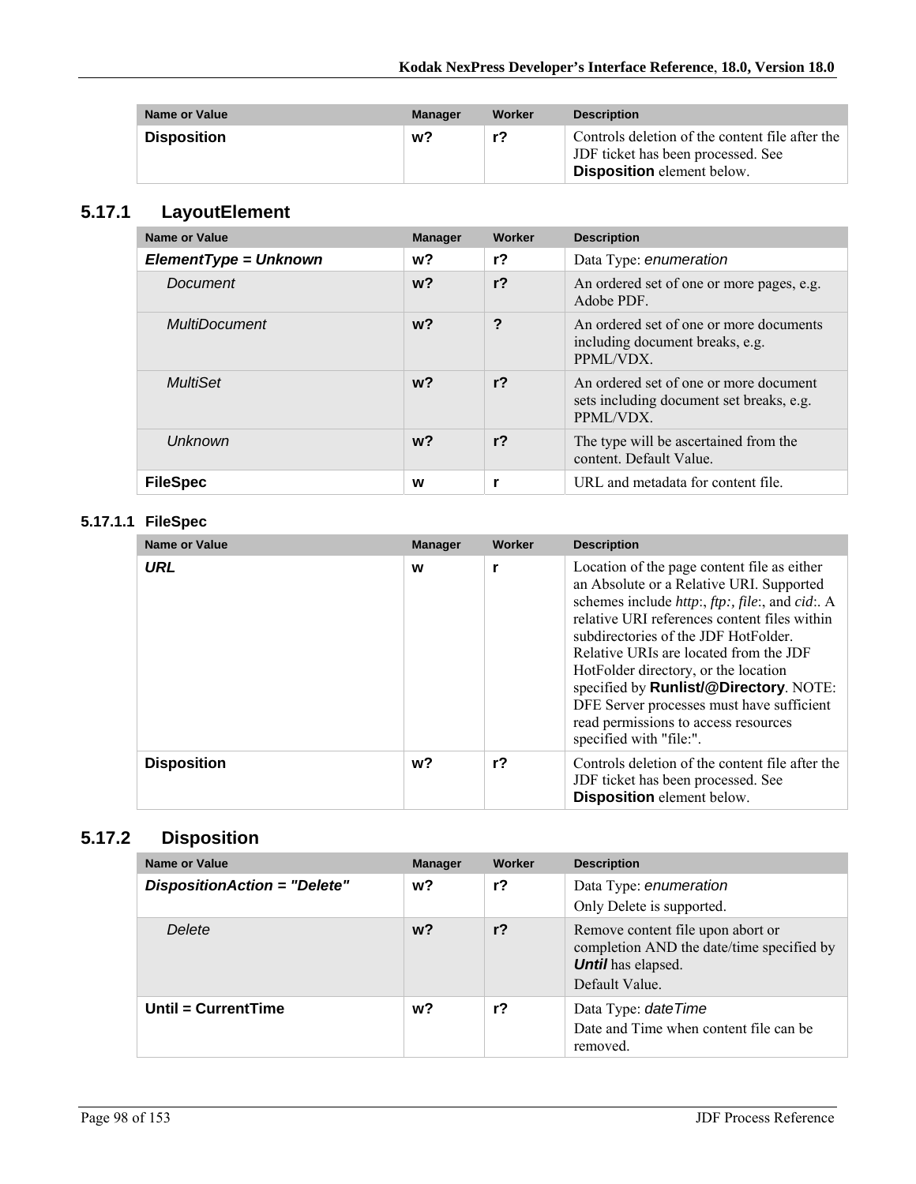| Name or Value | Manager | Worker | Description |
|---|---|---|---|
| **Disposition** | w? | r? | Controls deletion of the content file after the JDF ticket has been processed. See **Disposition** element below. |

## 5.17.1 LayoutElement

| Name or Value | Manager | Worker | Description |
|---|---|---|---|
| ***ElementType = Unknown*** | w? | r? | Data Type: *enumeration* |
| *Document* | w? | r? | An ordered set of one or more pages, e.g. Adobe PDF. |
| *MultiDocument* | w? | ? | An ordered set of one or more documents including document breaks, e.g. PPML/VDX. |
| *MultiSet* | w? | r? | An ordered set of one or more document sets including document set breaks, e.g. PPML/VDX. |
| *Unknown* | w? | r? | The type will be ascertained from the content. Default Value. |
| **FileSpec** | w | r | URL and metadata for content file. |

### 5.17.1.1 FileSpec

| Name or Value | Manager | Worker | Description |
|---|---|---|---|
| ***URL*** | w | r | Location of the page content file as either an Absolute or a Relative URI. Supported schemes include *http*:, *ftp:, file*:, and *cid*:. A relative URI references content files within subdirectories of the JDF HotFolder. Relative URIs are located from the JDF HotFolder directory, or the location specified by **Runlist/@Directory**. NOTE: DFE Server processes must have sufficient read permissions to access resources specified with "file:". |
| **Disposition** | w? | r? | Controls deletion of the content file after the JDF ticket has been processed. See **Disposition** element below. |

## 5.17.2 Disposition

| Name or Value | Manager | Worker | Description |
|---|---|---|---|
| ***DispositionAction = "Delete"*** | w? | r? | Data Type: *enumeration*<br>Only Delete is supported. |
| *Delete* | w? | r? | Remove content file upon abort or completion AND the date/time specified by ***Until*** has elapsed.<br>Default Value. |
| **Until = CurrentTime** | w? | r? | Data Type: *dateTime*<br>Date and Time when content file can be removed. |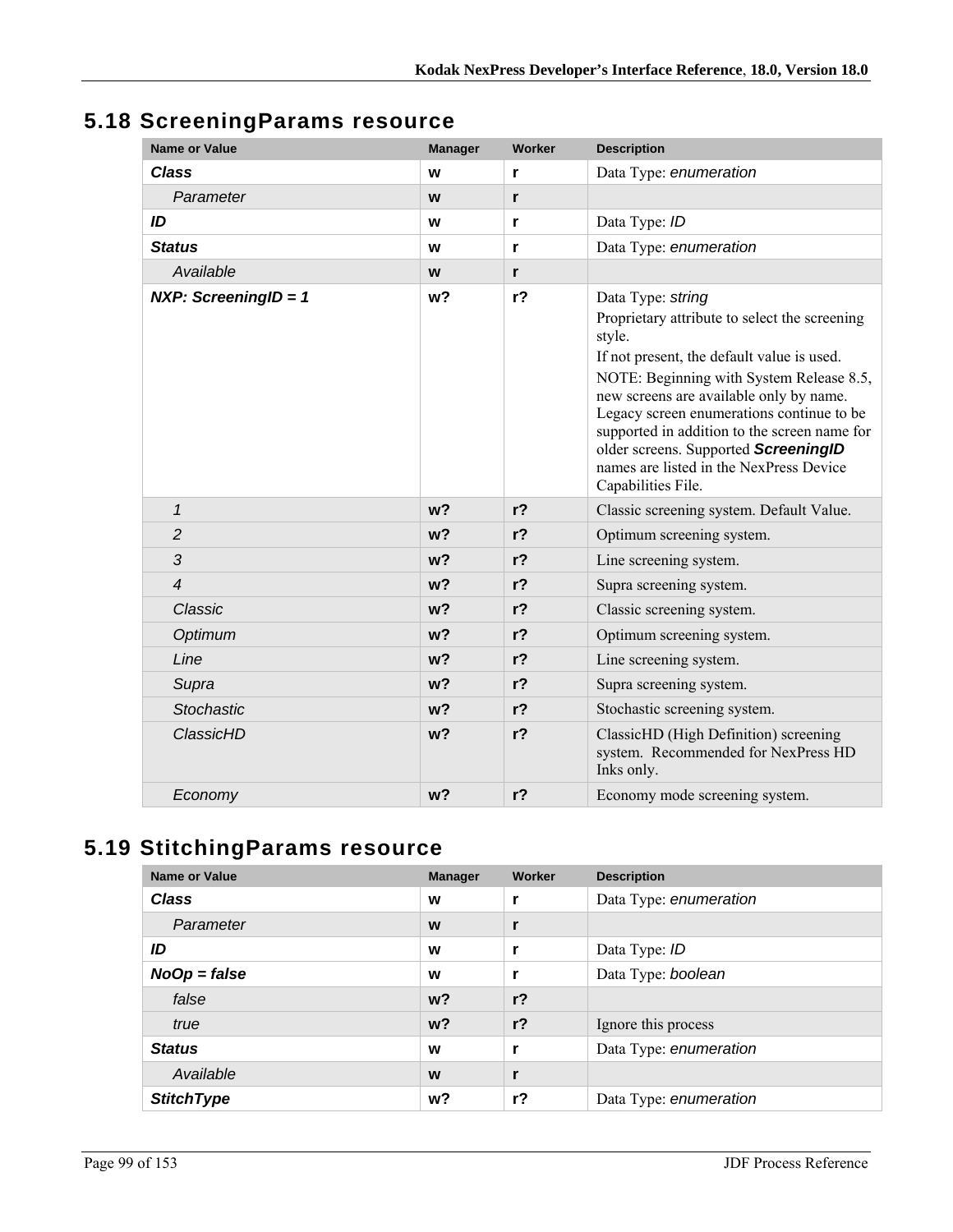## 5.18 ScreeningParams resource

| Name or Value | Manager | Worker | Description |
|---|---|---|---|
| ***Class*** | **w** | **r** | Data Type: *enumeration* |
| *Parameter* | **w** | **r** | |
| ***ID*** | **w** | **r** | Data Type: *ID* |
| ***Status*** | **w** | **r** | Data Type: *enumeration* |
| *Available* | **w** | **r** | |
| ***NXP: ScreeningID = 1*** | **w?** | **r?** | Data Type: *string*<br>Proprietary attribute to select the screening style.<br>If not present, the default value is used.<br>NOTE: Beginning with System Release 8.5, new screens are available only by name. Legacy screen enumerations continue to be supported in addition to the screen name for older screens. Supported ***ScreeningID*** names are listed in the NexPress Device Capabilities File. |
| *1* | **w?** | **r?** | Classic screening system. Default Value. |
| *2* | **w?** | **r?** | Optimum screening system. |
| *3* | **w?** | **r?** | Line screening system. |
| *4* | **w?** | **r?** | Supra screening system. |
| *Classic* | **w?** | **r?** | Classic screening system. |
| *Optimum* | **w?** | **r?** | Optimum screening system. |
| *Line* | **w?** | **r?** | Line screening system. |
| *Supra* | **w?** | **r?** | Supra screening system. |
| *Stochastic* | **w?** | **r?** | Stochastic screening system. |
| *ClassicHD* | **w?** | **r?** | ClassicHD (High Definition) screening system. Recommended for NexPress HD Inks only. |
| *Economy* | **w?** | **r?** | Economy mode screening system. |

## 5.19 StitchingParams resource

| Name or Value | Manager | Worker | Description |
|---|---|---|---|
| ***Class*** | **w** | **r** | Data Type: *enumeration* |
| *Parameter* | **w** | **r** | |
| ***ID*** | **w** | **r** | Data Type: *ID* |
| ***NoOp = false*** | **w** | **r** | Data Type: *boolean* |
| *false* | **w?** | **r?** | |
| *true* | **w?** | **r?** | Ignore this process |
| ***Status*** | **w** | **r** | Data Type: *enumeration* |
| *Available* | **w** | **r** | |
| ***StitchType*** | **w?** | **r?** | Data Type: *enumeration* |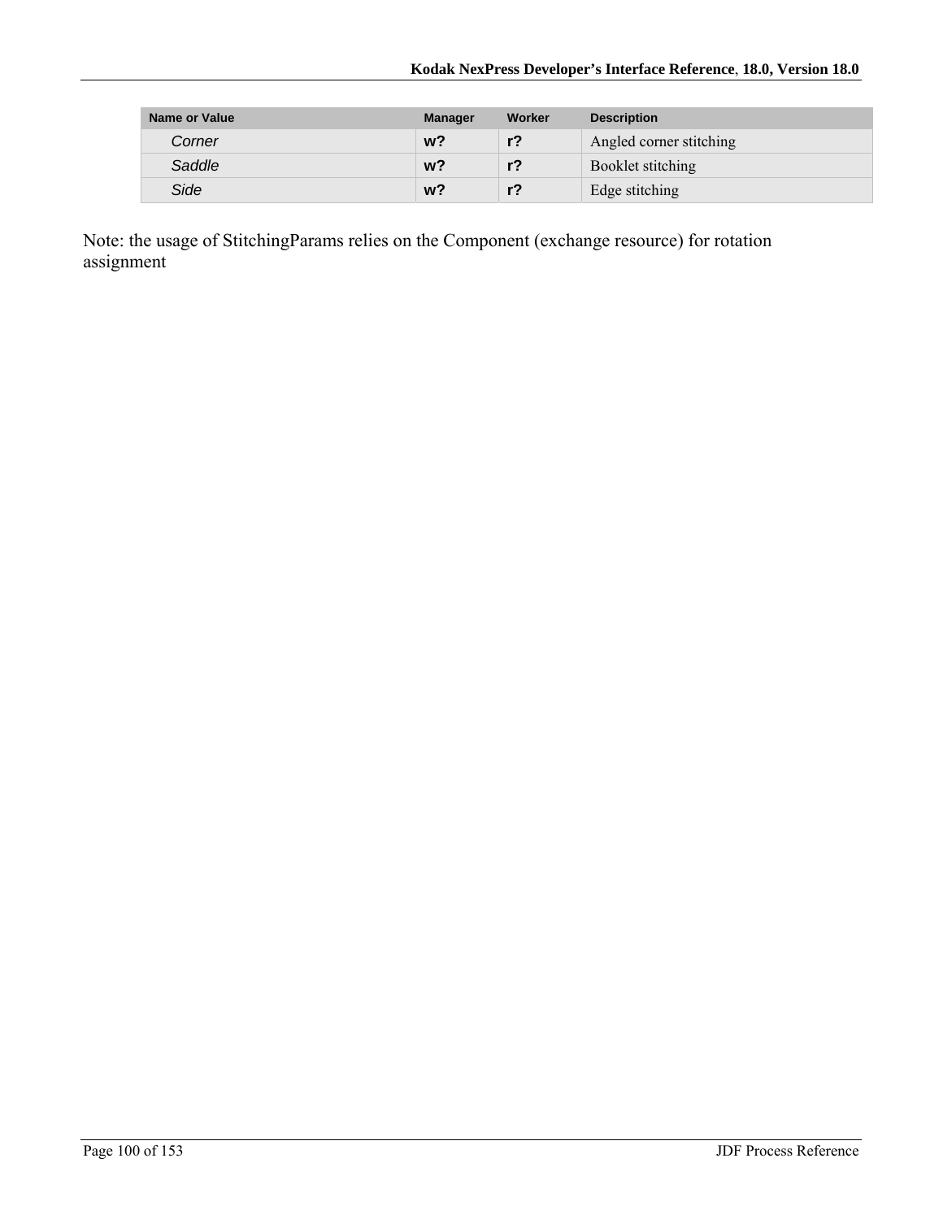| Name or Value | Manager | Worker | Description |
|---|---|---|---|
| *Corner* | **w?** | **r?** | Angled corner stitching |
| *Saddle* | **w?** | **r?** | Booklet stitching |
| *Side* | **w?** | **r?** | Edge stitching |

Note: the usage of StitchingParams relies on the Component (exchange resource) for rotation assignment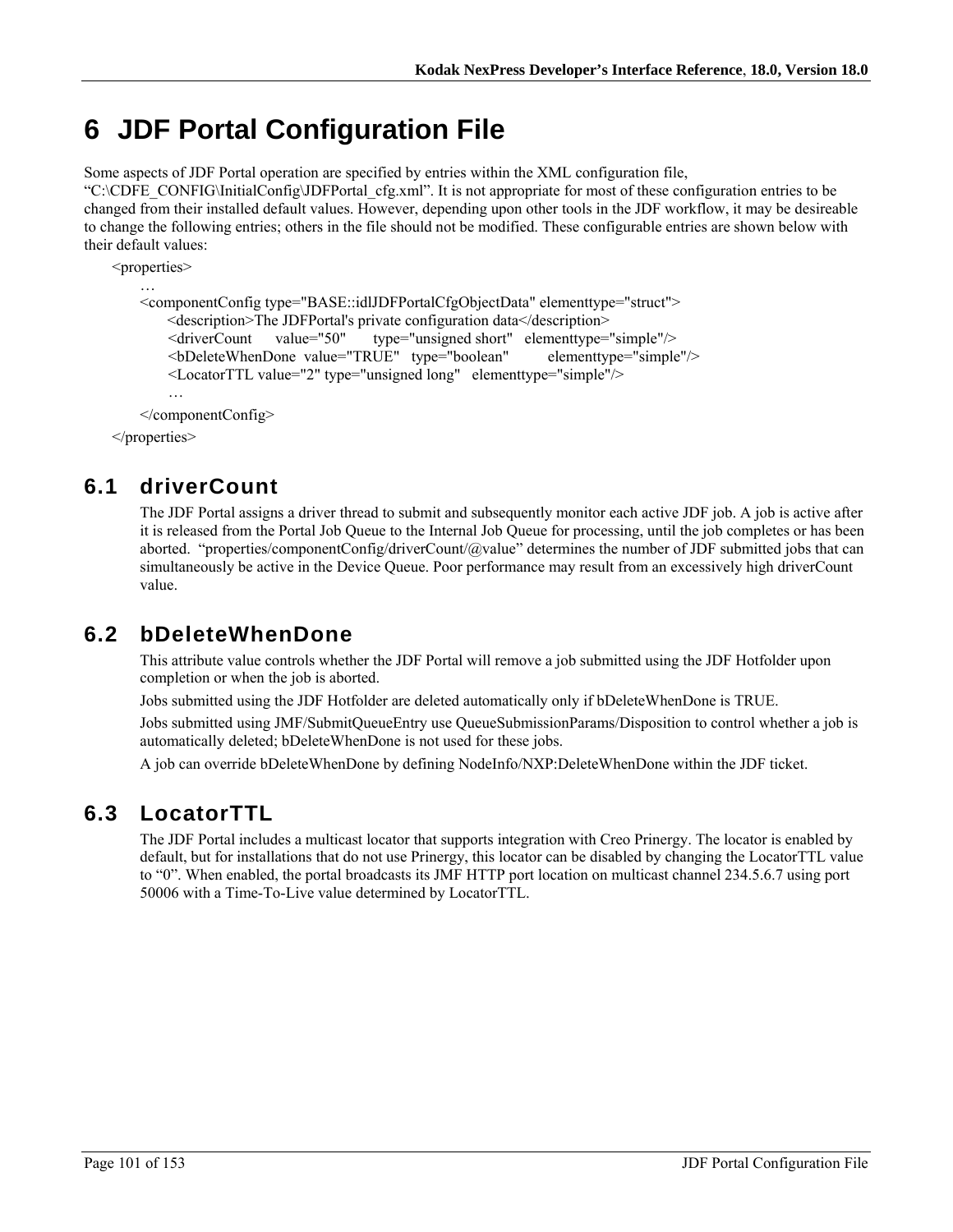# 6 JDF Portal Configuration File

Some aspects of JDF Portal operation are specified by entries within the XML configuration file, "C:\CDFE_CONFIG\InitialConfig\JDFPortal_cfg.xml". It is not appropriate for most of these configuration entries to be changed from their installed default values. However, depending upon other tools in the JDF workflow, it may be desireable to change the following entries; others in the file should not be modified. These configurable entries are shown below with their default values:

```
<properties>
    …
    <componentConfig type="BASE::idlJDFPortalCfgObjectData" elementtype="struct">
        <description>The JDFPortal's private configuration data</description>
        <driverCount      value="50"       type="unsigned short"   elementtype="simple"/>
        <bDeleteWhenDone  value="TRUE"   type="boolean"          elementtype="simple"/>
        <LocatorTTL value="2" type="unsigned long"   elementtype="simple"/>
        …
    </componentConfig>
</properties>
```

## 6.1 driverCount

The JDF Portal assigns a driver thread to submit and subsequently monitor each active JDF job. A job is active after it is released from the Portal Job Queue to the Internal Job Queue for processing, until the job completes or has been aborted. "properties/componentConfig/driverCount/@value" determines the number of JDF submitted jobs that can simultaneously be active in the Device Queue. Poor performance may result from an excessively high driverCount value.

## 6.2 bDeleteWhenDone

This attribute value controls whether the JDF Portal will remove a job submitted using the JDF Hotfolder upon completion or when the job is aborted.

Jobs submitted using the JDF Hotfolder are deleted automatically only if bDeleteWhenDone is TRUE.

Jobs submitted using JMF/SubmitQueueEntry use QueueSubmissionParams/Disposition to control whether a job is automatically deleted; bDeleteWhenDone is not used for these jobs.

A job can override bDeleteWhenDone by defining NodeInfo/NXP:DeleteWhenDone within the JDF ticket.

## 6.3 LocatorTTL

The JDF Portal includes a multicast locator that supports integration with Creo Prinergy. The locator is enabled by default, but for installations that do not use Prinergy, this locator can be disabled by changing the LocatorTTL value to "0". When enabled, the portal broadcasts its JMF HTTP port location on multicast channel 234.5.6.7 using port 50006 with a Time-To-Live value determined by LocatorTTL.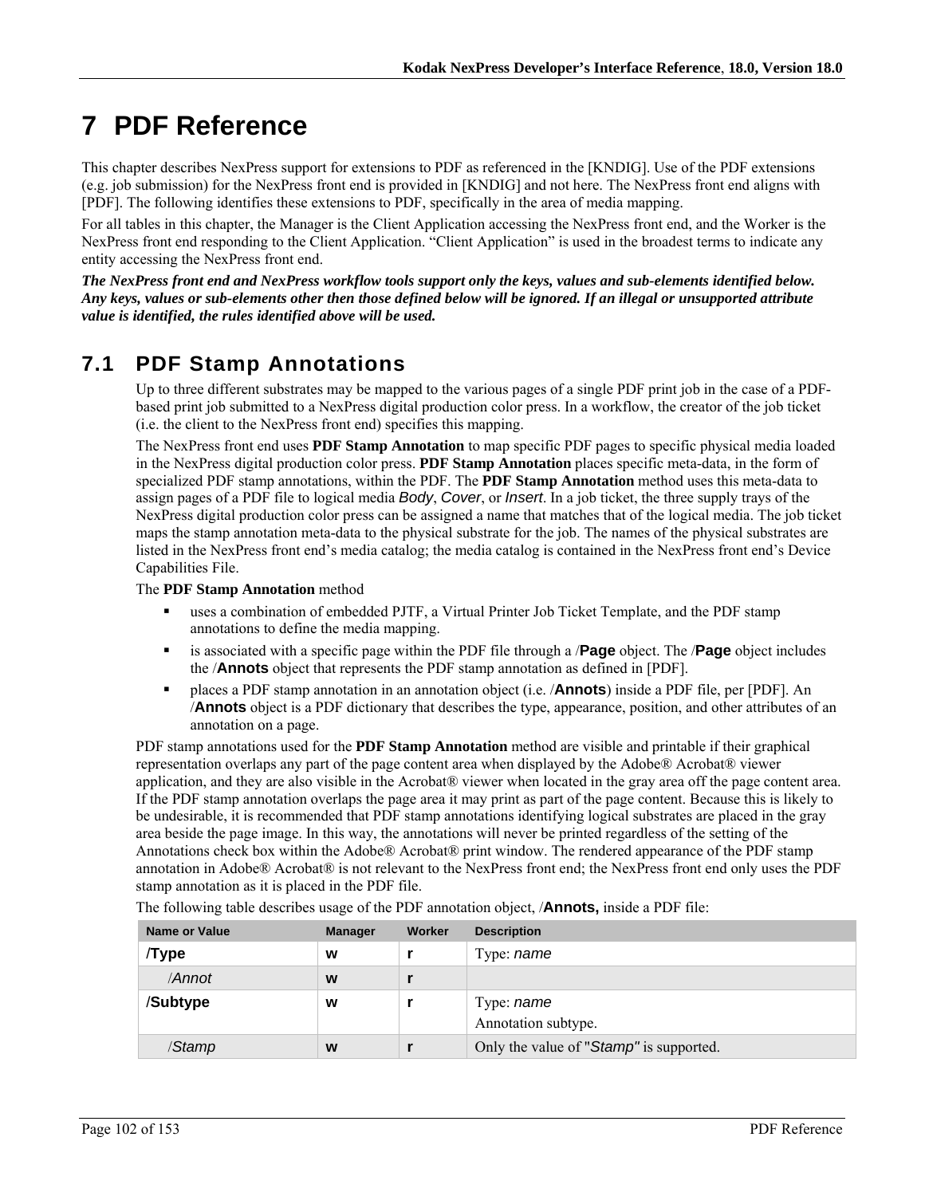# 7 PDF Reference

This chapter describes NexPress support for extensions to PDF as referenced in the [KNDIG]. Use of the PDF extensions (e.g. job submission) for the NexPress front end is provided in [KNDIG] and not here. The NexPress front end aligns with [PDF]. The following identifies these extensions to PDF, specifically in the area of media mapping.

For all tables in this chapter, the Manager is the Client Application accessing the NexPress front end, and the Worker is the NexPress front end responding to the Client Application. "Client Application" is used in the broadest terms to indicate any entity accessing the NexPress front end.

***The NexPress front end and NexPress workflow tools support only the keys, values and sub-elements identified below. Any keys, values or sub-elements other then those defined below will be ignored. If an illegal or unsupported attribute value is identified, the rules identified above will be used.***

## 7.1 PDF Stamp Annotations

Up to three different substrates may be mapped to the various pages of a single PDF print job in the case of a PDF-based print job submitted to a NexPress digital production color press. In a workflow, the creator of the job ticket (i.e. the client to the NexPress front end) specifies this mapping.

The NexPress front end uses **PDF Stamp Annotation** to map specific PDF pages to specific physical media loaded in the NexPress digital production color press. **PDF Stamp Annotation** places specific meta-data, in the form of specialized PDF stamp annotations, within the PDF. The **PDF Stamp Annotation** method uses this meta-data to assign pages of a PDF file to logical media *Body*, *Cover*, or *Insert*. In a job ticket, the three supply trays of the NexPress digital production color press can be assigned a name that matches that of the logical media. The job ticket maps the stamp annotation meta-data to the physical substrate for the job. The names of the physical substrates are listed in the NexPress front end's media catalog; the media catalog is contained in the NexPress front end's Device Capabilities File.

The **PDF Stamp Annotation** method

- uses a combination of embedded PJTF, a Virtual Printer Job Ticket Template, and the PDF stamp annotations to define the media mapping.
- is associated with a specific page within the PDF file through a /**Page** object. The /**Page** object includes the /**Annots** object that represents the PDF stamp annotation as defined in [PDF].
- places a PDF stamp annotation in an annotation object (i.e. /**Annots**) inside a PDF file, per [PDF]. An /**Annots** object is a PDF dictionary that describes the type, appearance, position, and other attributes of an annotation on a page.

PDF stamp annotations used for the **PDF Stamp Annotation** method are visible and printable if their graphical representation overlaps any part of the page content area when displayed by the Adobe® Acrobat® viewer application, and they are also visible in the Acrobat® viewer when located in the gray area off the page content area. If the PDF stamp annotation overlaps the page area it may print as part of the page content. Because this is likely to be undesirable, it is recommended that PDF stamp annotations identifying logical substrates are placed in the gray area beside the page image. In this way, the annotations will never be printed regardless of the setting of the Annotations check box within the Adobe® Acrobat® print window. The rendered appearance of the PDF stamp annotation in Adobe® Acrobat® is not relevant to the NexPress front end; the NexPress front end only uses the PDF stamp annotation as it is placed in the PDF file.

The following table describes usage of the PDF annotation object, /**Annots,** inside a PDF file:

| Name or Value | Manager | Worker | Description |
|---|---|---|---|
| **/Type** | **w** | **r** | Type: *name* |
| /*Annot* | **w** | **r** | |
| **/Subtype** | **w** | **r** | Type: *name*<br>Annotation subtype. |
| /*Stamp* | **w** | **r** | Only the value of "*Stamp"* is supported. |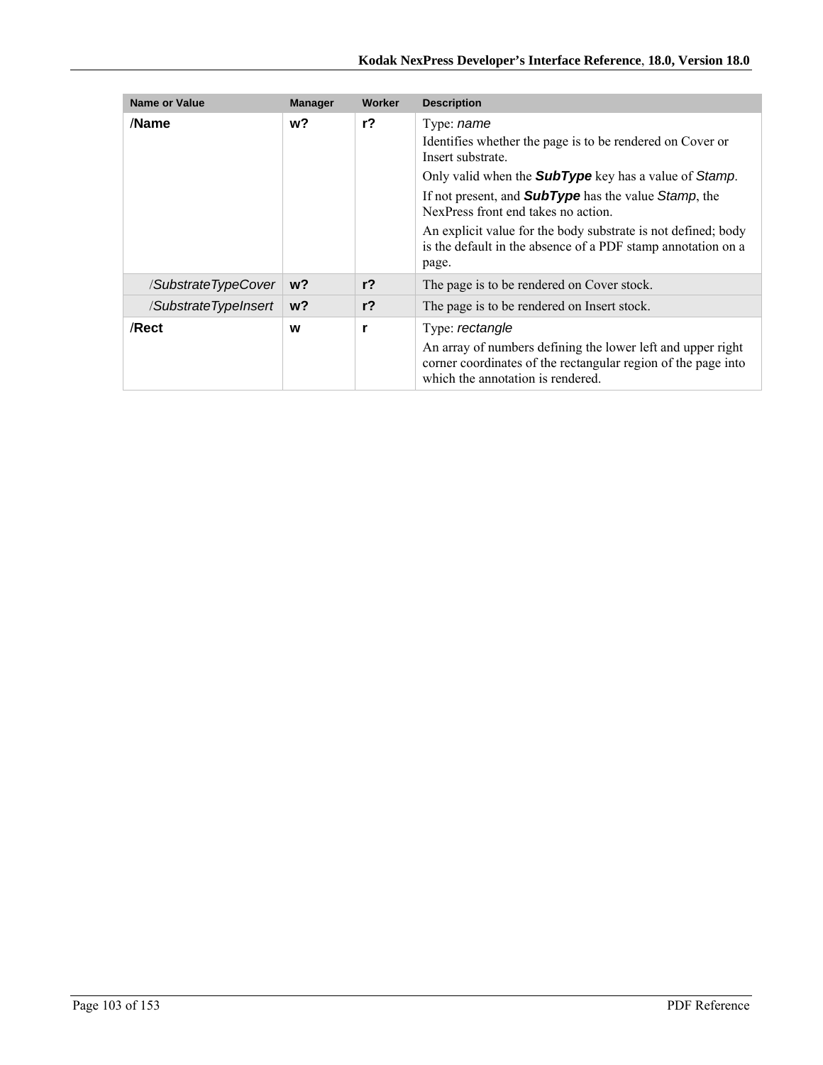| Name or Value | Manager | Worker | Description |
|---|---|---|---|
| **/Name** | **w?** | **r?** | Type: *name*<br>Identifies whether the page is to be rendered on Cover or Insert substrate.<br>Only valid when the ***SubType*** key has a value of *Stamp*.<br>If not present, and ***SubType*** has the value *Stamp*, the NexPress front end takes no action.<br>An explicit value for the body substrate is not defined; body is the default in the absence of a PDF stamp annotation on a page. |
| /*SubstrateTypeCover* | **w?** | **r?** | The page is to be rendered on Cover stock. |
| /*SubstrateTypeInsert* | **w?** | **r?** | The page is to be rendered on Insert stock. |
| **/Rect** | **w** | **r** | Type: *rectangle*<br>An array of numbers defining the lower left and upper right corner coordinates of the rectangular region of the page into which the annotation is rendered. |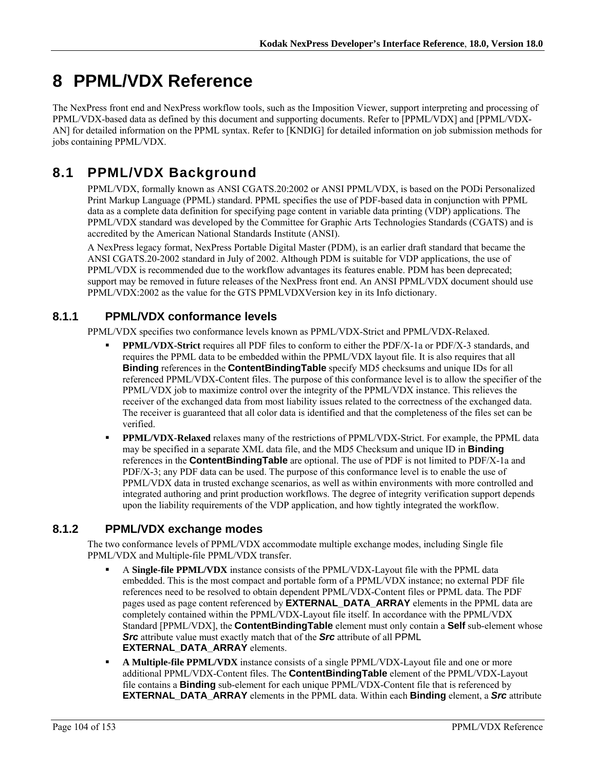# 8 PPML/VDX Reference

The NexPress front end and NexPress workflow tools, such as the Imposition Viewer, support interpreting and processing of PPML/VDX-based data as defined by this document and supporting documents. Refer to [PPML/VDX] and [PPML/VDX-AN] for detailed information on the PPML syntax. Refer to [KNDIG] for detailed information on job submission methods for jobs containing PPML/VDX.

## 8.1 PPML/VDX Background

PPML/VDX, formally known as ANSI CGATS.20:2002 or ANSI PPML/VDX, is based on the PODi Personalized Print Markup Language (PPML) standard. PPML specifies the use of PDF-based data in conjunction with PPML data as a complete data definition for specifying page content in variable data printing (VDP) applications. The PPML/VDX standard was developed by the Committee for Graphic Arts Technologies Standards (CGATS) and is accredited by the American National Standards Institute (ANSI).

A NexPress legacy format, NexPress Portable Digital Master (PDM), is an earlier draft standard that became the ANSI CGATS.20-2002 standard in July of 2002. Although PDM is suitable for VDP applications, the use of PPML/VDX is recommended due to the workflow advantages its features enable. PDM has been deprecated; support may be removed in future releases of the NexPress front end. An ANSI PPML/VDX document should use PPML/VDX:2002 as the value for the GTS PPMLVDXVersion key in its Info dictionary.

### 8.1.1 PPML/VDX conformance levels

PPML/VDX specifies two conformance levels known as PPML/VDX-Strict and PPML/VDX-Relaxed.

- **PPML/VDX-Strict** requires all PDF files to conform to either the PDF/X-1a or PDF/X-3 standards, and requires the PPML data to be embedded within the PPML/VDX layout file. It is also requires that all **Binding** references in the **ContentBindingTable** specify MD5 checksums and unique IDs for all referenced PPML/VDX-Content files. The purpose of this conformance level is to allow the specifier of the PPML/VDX job to maximize control over the integrity of the PPML/VDX instance. This relieves the receiver of the exchanged data from most liability issues related to the correctness of the exchanged data. The receiver is guaranteed that all color data is identified and that the completeness of the files set can be verified.
- **PPML/VDX-Relaxed** relaxes many of the restrictions of PPML/VDX-Strict. For example, the PPML data may be specified in a separate XML data file, and the MD5 Checksum and unique ID in **Binding** references in the **ContentBindingTable** are optional. The use of PDF is not limited to PDF/X-1a and PDF/X-3; any PDF data can be used. The purpose of this conformance level is to enable the use of PPML/VDX data in trusted exchange scenarios, as well as within environments with more controlled and integrated authoring and print production workflows. The degree of integrity verification support depends upon the liability requirements of the VDP application, and how tightly integrated the workflow.

### 8.1.2 PPML/VDX exchange modes

The two conformance levels of PPML/VDX accommodate multiple exchange modes, including Single file PPML/VDX and Multiple-file PPML/VDX transfer.

- A **Single-file PPML/VDX** instance consists of the PPML/VDX-Layout file with the PPML data embedded. This is the most compact and portable form of a PPML/VDX instance; no external PDF file references need to be resolved to obtain dependent PPML/VDX-Content files or PPML data. The PDF pages used as page content referenced by **EXTERNAL_DATA_ARRAY** elements in the PPML data are completely contained within the PPML/VDX-Layout file itself. In accordance with the PPML/VDX Standard [PPML/VDX], the **ContentBindingTable** element must only contain a **Self** sub-element whose ***Src*** attribute value must exactly match that of the ***Src*** attribute of all PPML **EXTERNAL_DATA_ARRAY** elements.
- **A Multiple-file PPML/VDX** instance consists of a single PPML/VDX-Layout file and one or more additional PPML/VDX-Content files. The **ContentBindingTable** element of the PPML/VDX-Layout file contains a **Binding** sub-element for each unique PPML/VDX-Content file that is referenced by **EXTERNAL_DATA_ARRAY** elements in the PPML data. Within each **Binding** element, a ***Src*** attribute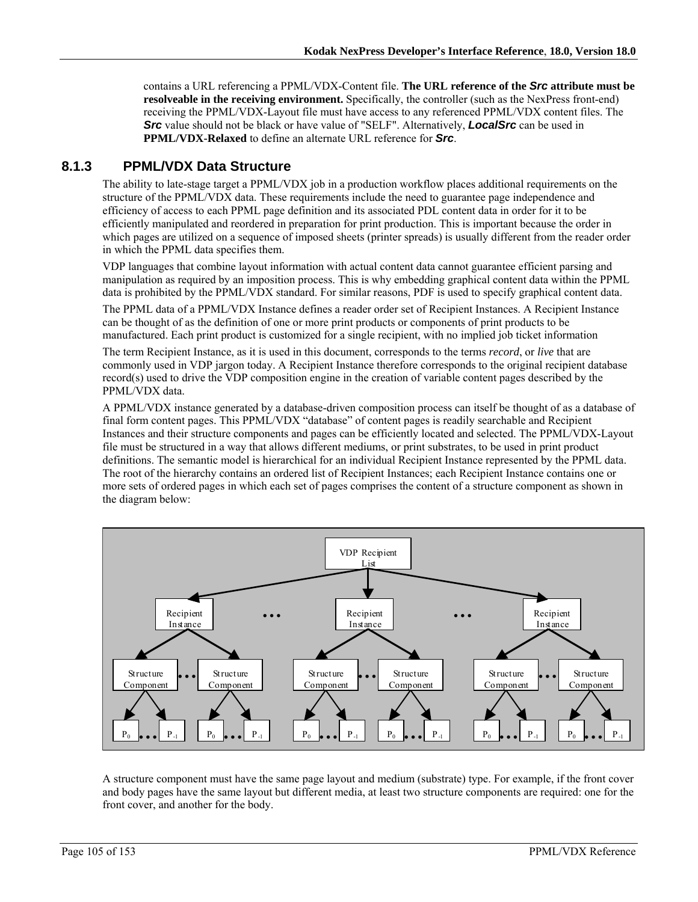contains a URL referencing a PPML/VDX-Content file. **The URL reference of the *Src* attribute must be resolveable in the receiving environment.** Specifically, the controller (such as the NexPress front-end) receiving the PPML/VDX-Layout file must have access to any referenced PPML/VDX content files. The ***Src*** value should not be black or have value of "SELF". Alternatively, ***LocalSrc*** can be used in **PPML/VDX-Relaxed** to define an alternate URL reference for ***Src***.

### 8.1.3 PPML/VDX Data Structure

The ability to late-stage target a PPML/VDX job in a production workflow places additional requirements on the structure of the PPML/VDX data. These requirements include the need to guarantee page independence and efficiency of access to each PPML page definition and its associated PDL content data in order for it to be efficiently manipulated and reordered in preparation for print production. This is important because the order in which pages are utilized on a sequence of imposed sheets (printer spreads) is usually different from the reader order in which the PPML data specifies them.

VDP languages that combine layout information with actual content data cannot guarantee efficient parsing and manipulation as required by an imposition process. This is why embedding graphical content data within the PPML data is prohibited by the PPML/VDX standard. For similar reasons, PDF is used to specify graphical content data.

The PPML data of a PPML/VDX Instance defines a reader order set of Recipient Instances. A Recipient Instance can be thought of as the definition of one or more print products or components of print products to be manufactured. Each print product is customized for a single recipient, with no implied job ticket information

The term Recipient Instance, as it is used in this document, corresponds to the terms *record*, or *live* that are commonly used in VDP jargon today. A Recipient Instance therefore corresponds to the original recipient database record(s) used to drive the VDP composition engine in the creation of variable content pages described by the PPML/VDX data.

A PPML/VDX instance generated by a database-driven composition process can itself be thought of as a database of final form content pages. This PPML/VDX "database" of content pages is readily searchable and Recipient Instances and their structure components and pages can be efficiently located and selected. The PPML/VDX-Layout file must be structured in a way that allows different mediums, or print substrates, to be used in print product definitions. The semantic model is hierarchical for an individual Recipient Instance represented by the PPML data. The root of the hierarchy contains an ordered list of Recipient Instances; each Recipient Instance contains one or more sets of ordered pages in which each set of pages comprises the content of a structure component as shown in the diagram below:

VDP Recipient List

Recipient Instance ... Recipient Instance ... Recipient Instance

Structure Component ... Structure Component

$P_0$ ... $P_{-1}$

A structure component must have the same page layout and medium (substrate) type. For example, if the front cover and body pages have the same layout but different media, at least two structure components are required: one for the front cover, and another for the body.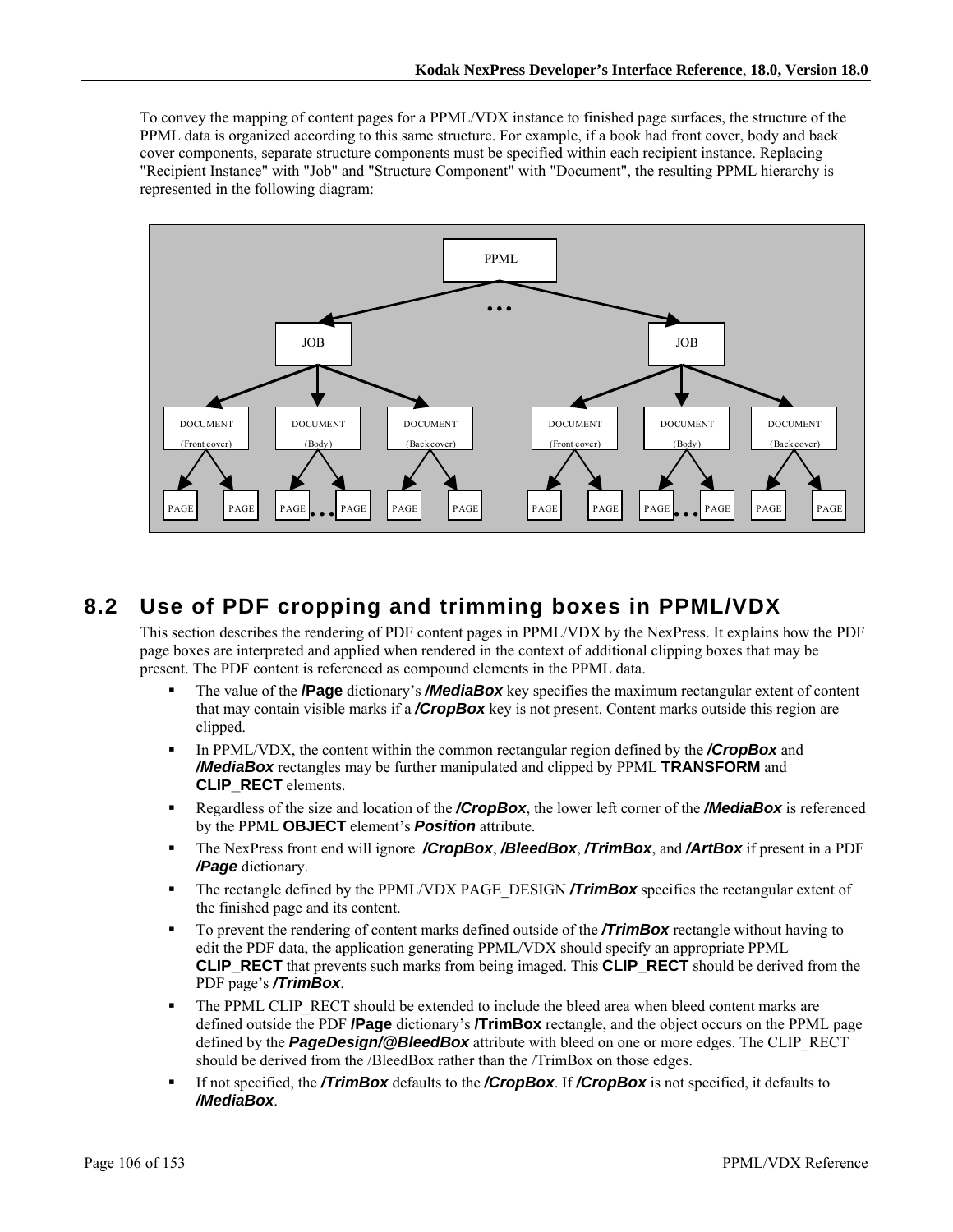To convey the mapping of content pages for a PPML/VDX instance to finished page surfaces, the structure of the PPML data is organized according to this same structure. For example, if a book had front cover, body and back cover components, separate structure components must be specified within each recipient instance. Replacing "Recipient Instance" with "Job" and "Structure Component" with "Document", the resulting PPML hierarchy is represented in the following diagram:

PPML

JOB JOB

DOCUMENT (Front cover) DOCUMENT (Body) DOCUMENT (Back cover) DOCUMENT (Front cover) DOCUMENT (Body) DOCUMENT (Back cover)

PAGE PAGE PAGE … PAGE PAGE PAGE PAGE PAGE PAGE … PAGE PAGE PAGE

## 8.2 Use of PDF cropping and trimming boxes in PPML/VDX

This section describes the rendering of PDF content pages in PPML/VDX by the NexPress. It explains how the PDF page boxes are interpreted and applied when rendered in the context of additional clipping boxes that may be present. The PDF content is referenced as compound elements in the PPML data.

- The value of the **/Page** dictionary's ***/MediaBox*** key specifies the maximum rectangular extent of content that may contain visible marks if a ***/CropBox*** key is not present. Content marks outside this region are clipped.
- In PPML/VDX, the content within the common rectangular region defined by the ***/CropBox*** and ***/MediaBox*** rectangles may be further manipulated and clipped by PPML **TRANSFORM** and **CLIP_RECT** elements.
- Regardless of the size and location of the ***/CropBox***, the lower left corner of the ***/MediaBox*** is referenced by the PPML **OBJECT** element's ***Position*** attribute.
- The NexPress front end will ignore ***/CropBox***, ***/BleedBox***, ***/TrimBox***, and ***/ArtBox*** if present in a PDF ***/Page*** dictionary.
- The rectangle defined by the PPML/VDX PAGE_DESIGN ***/TrimBox*** specifies the rectangular extent of the finished page and its content.
- To prevent the rendering of content marks defined outside of the ***/TrimBox*** rectangle without having to edit the PDF data, the application generating PPML/VDX should specify an appropriate PPML **CLIP_RECT** that prevents such marks from being imaged. This **CLIP_RECT** should be derived from the PDF page's ***/TrimBox***.
- The PPML CLIP_RECT should be extended to include the bleed area when bleed content marks are defined outside the PDF **/Page** dictionary's **/TrimBox** rectangle, and the object occurs on the PPML page defined by the ***PageDesign/@BleedBox*** attribute with bleed on one or more edges. The CLIP_RECT should be derived from the /BleedBox rather than the /TrimBox on those edges.
- If not specified, the ***/TrimBox*** defaults to the ***/CropBox***. If ***/CropBox*** is not specified, it defaults to ***/MediaBox***.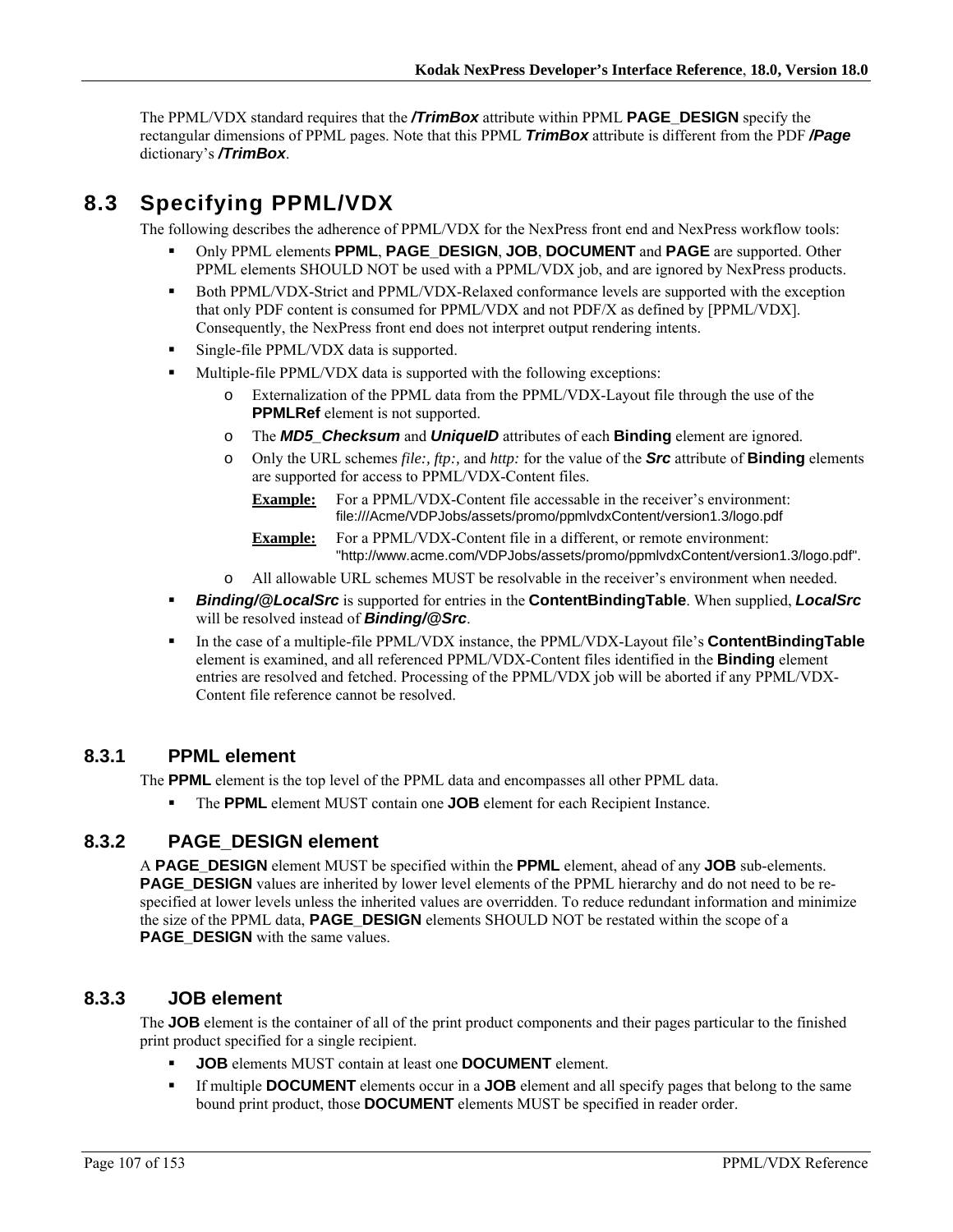The PPML/VDX standard requires that the ***/TrimBox*** attribute within PPML **PAGE_DESIGN** specify the rectangular dimensions of PPML pages. Note that this PPML ***TrimBox*** attribute is different from the PDF ***/Page*** dictionary's ***/TrimBox***.

## 8.3 Specifying PPML/VDX

The following describes the adherence of PPML/VDX for the NexPress front end and NexPress workflow tools:

- Only PPML elements **PPML**, **PAGE_DESIGN**, **JOB**, **DOCUMENT** and **PAGE** are supported. Other PPML elements SHOULD NOT be used with a PPML/VDX job, and are ignored by NexPress products.
- Both PPML/VDX-Strict and PPML/VDX-Relaxed conformance levels are supported with the exception that only PDF content is consumed for PPML/VDX and not PDF/X as defined by [PPML/VDX]. Consequently, the NexPress front end does not interpret output rendering intents.
- Single-file PPML/VDX data is supported.
- Multiple-file PPML/VDX data is supported with the following exceptions:
  - Externalization of the PPML data from the PPML/VDX-Layout file through the use of the **PPMLRef** element is not supported.
  - The ***MD5_Checksum*** and ***UniqueID*** attributes of each **Binding** element are ignored.
  - Only the URL schemes *file:, ftp:,* and *http:* for the value of the ***Src*** attribute of **Binding** elements are supported for access to PPML/VDX-Content files.

    **Example:** For a PPML/VDX-Content file accessable in the receiver's environment: file:///Acme/VDPJobs/assets/promo/ppmlvdxContent/version1.3/logo.pdf

    **Example:** For a PPML/VDX-Content file in a different, or remote environment: "http://www.acme.com/VDPJobs/assets/promo/ppmlvdxContent/version1.3/logo.pdf".
  - All allowable URL schemes MUST be resolvable in the receiver's environment when needed.
- ***Binding/@LocalSrc*** is supported for entries in the **ContentBindingTable**. When supplied, ***LocalSrc*** will be resolved instead of ***Binding/@Src***.
- In the case of a multiple-file PPML/VDX instance, the PPML/VDX-Layout file's **ContentBindingTable** element is examined, and all referenced PPML/VDX-Content files identified in the **Binding** element entries are resolved and fetched. Processing of the PPML/VDX job will be aborted if any PPML/VDX-Content file reference cannot be resolved.

### 8.3.1 PPML element

The **PPML** element is the top level of the PPML data and encompasses all other PPML data.

- The **PPML** element MUST contain one **JOB** element for each Recipient Instance.

### 8.3.2 PAGE_DESIGN element

A **PAGE_DESIGN** element MUST be specified within the **PPML** element, ahead of any **JOB** sub-elements. **PAGE_DESIGN** values are inherited by lower level elements of the PPML hierarchy and do not need to be re-specified at lower levels unless the inherited values are overridden. To reduce redundant information and minimize the size of the PPML data, **PAGE_DESIGN** elements SHOULD NOT be restated within the scope of a **PAGE_DESIGN** with the same values.

### 8.3.3 JOB element

The **JOB** element is the container of all of the print product components and their pages particular to the finished print product specified for a single recipient.

- **JOB** elements MUST contain at least one **DOCUMENT** element.
- If multiple **DOCUMENT** elements occur in a **JOB** element and all specify pages that belong to the same bound print product, those **DOCUMENT** elements MUST be specified in reader order.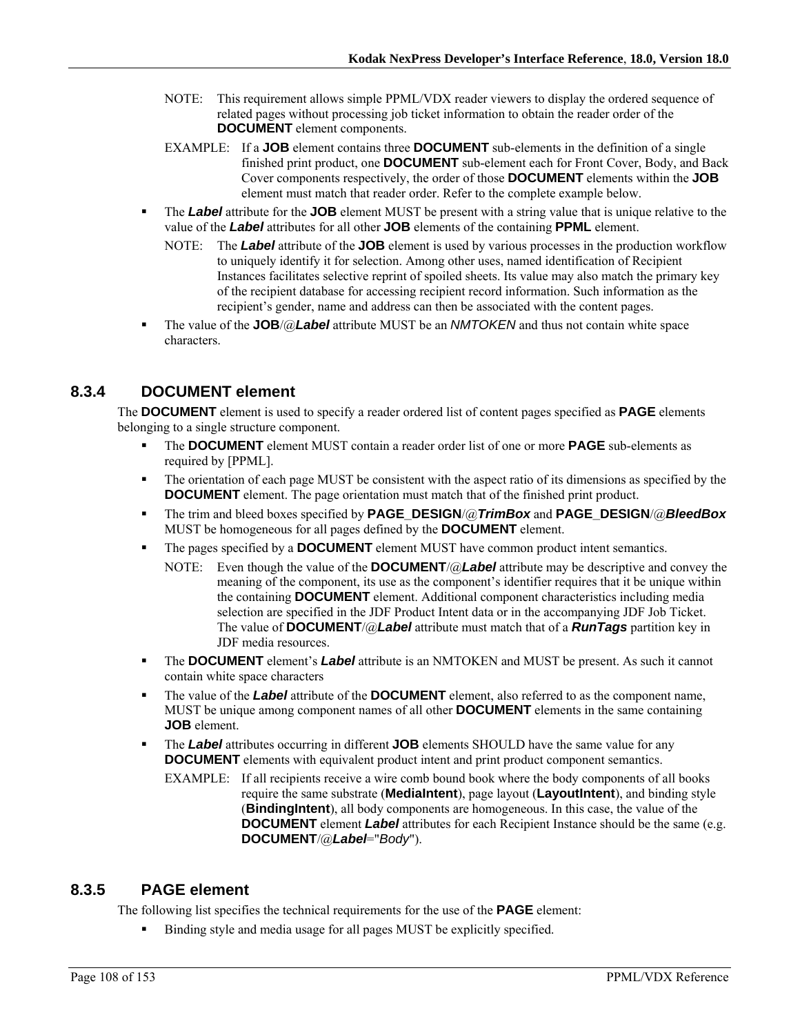NOTE: This requirement allows simple PPML/VDX reader viewers to display the ordered sequence of related pages without processing job ticket information to obtain the reader order of the **DOCUMENT** element components.

EXAMPLE: If a **JOB** element contains three **DOCUMENT** sub-elements in the definition of a single finished print product, one **DOCUMENT** sub-element each for Front Cover, Body, and Back Cover components respectively, the order of those **DOCUMENT** elements within the **JOB** element must match that reader order. Refer to the complete example below.

- The ***Label*** attribute for the **JOB** element MUST be present with a string value that is unique relative to the value of the ***Label*** attributes for all other **JOB** elements of the containing **PPML** element.

  NOTE: The ***Label*** attribute of the **JOB** element is used by various processes in the production workflow to uniquely identify it for selection. Among other uses, named identification of Recipient Instances facilitates selective reprint of spoiled sheets. Its value may also match the primary key of the recipient database for accessing recipient record information. Such information as the recipient's gender, name and address can then be associated with the content pages.

- The value of the **JOB**/@***Label*** attribute MUST be an *NMTOKEN* and thus not contain white space characters.

### 8.3.4 DOCUMENT element

The **DOCUMENT** element is used to specify a reader ordered list of content pages specified as **PAGE** elements belonging to a single structure component.

- The **DOCUMENT** element MUST contain a reader order list of one or more **PAGE** sub-elements as required by [PPML].
- The orientation of each page MUST be consistent with the aspect ratio of its dimensions as specified by the **DOCUMENT** element. The page orientation must match that of the finished print product.
- The trim and bleed boxes specified by **PAGE_DESIGN**/@***TrimBox*** and **PAGE_DESIGN**/@***BleedBox*** MUST be homogeneous for all pages defined by the **DOCUMENT** element.
- The pages specified by a **DOCUMENT** element MUST have common product intent semantics.

  NOTE: Even though the value of the **DOCUMENT**/@***Label*** attribute may be descriptive and convey the meaning of the component, its use as the component's identifier requires that it be unique within the containing **DOCUMENT** element. Additional component characteristics including media selection are specified in the JDF Product Intent data or in the accompanying JDF Job Ticket. The value of **DOCUMENT**/@***Label*** attribute must match that of a ***RunTags*** partition key in JDF media resources.

- The **DOCUMENT** element's ***Label*** attribute is an NMTOKEN and MUST be present. As such it cannot contain white space characters
- The value of the ***Label*** attribute of the **DOCUMENT** element, also referred to as the component name, MUST be unique among component names of all other **DOCUMENT** elements in the same containing **JOB** element.
- The ***Label*** attributes occurring in different **JOB** elements SHOULD have the same value for any **DOCUMENT** elements with equivalent product intent and print product component semantics.

  EXAMPLE: If all recipients receive a wire comb bound book where the body components of all books require the same substrate (**MediaIntent**), page layout (**LayoutIntent**), and binding style (**BindingIntent**), all body components are homogeneous. In this case, the value of the **DOCUMENT** element ***Label*** attributes for each Recipient Instance should be the same (e.g. **DOCUMENT**/@***Label***="*Body*").

### 8.3.5 PAGE element

The following list specifies the technical requirements for the use of the **PAGE** element:

- Binding style and media usage for all pages MUST be explicitly specified.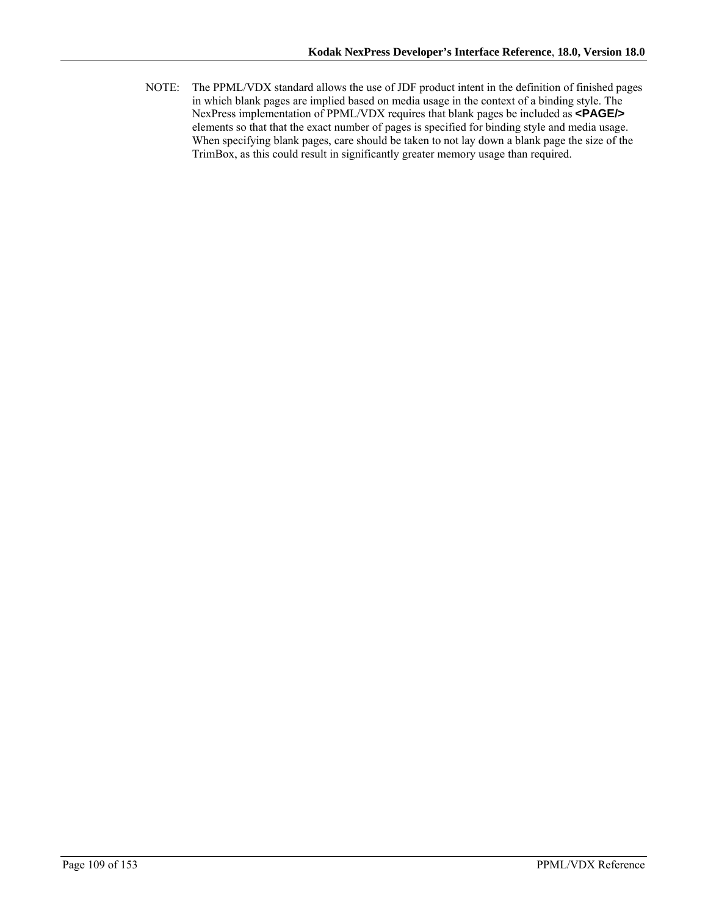NOTE: The PPML/VDX standard allows the use of JDF product intent in the definition of finished pages in which blank pages are implied based on media usage in the context of a binding style. The NexPress implementation of PPML/VDX requires that blank pages be included as **<PAGE/>** elements so that that the exact number of pages is specified for binding style and media usage. When specifying blank pages, care should be taken to not lay down a blank page the size of the TrimBox, as this could result in significantly greater memory usage than required.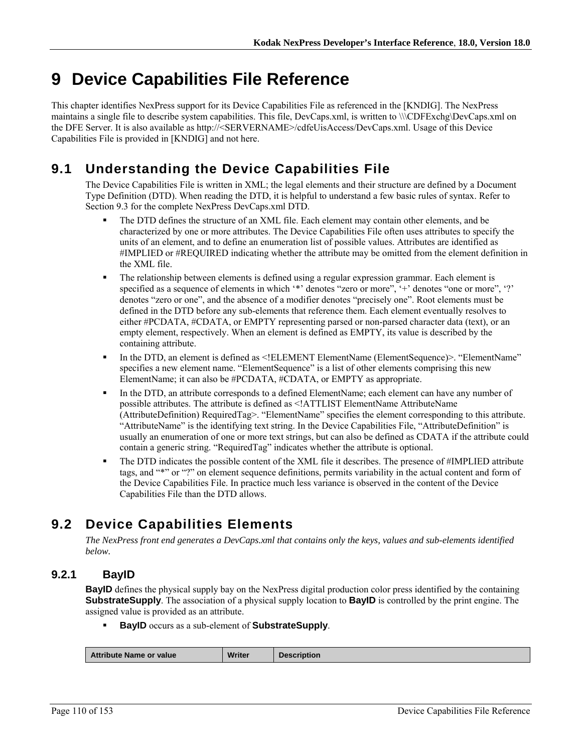# 9 Device Capabilities File Reference

This chapter identifies NexPress support for its Device Capabilities File as referenced in the [KNDIG]. The NexPress maintains a single file to describe system capabilities. This file, DevCaps.xml, is written to \\\CDFExchg\DevCaps.xml on the DFE Server. It is also available as http://<SERVERNAME>/cdfeUisAccess/DevCaps.xml. Usage of this Device Capabilities File is provided in [KNDIG] and not here.

## 9.1 Understanding the Device Capabilities File

The Device Capabilities File is written in XML; the legal elements and their structure are defined by a Document Type Definition (DTD). When reading the DTD, it is helpful to understand a few basic rules of syntax. Refer to Section 9.3 for the complete NexPress DevCaps.xml DTD.

- The DTD defines the structure of an XML file. Each element may contain other elements, and be characterized by one or more attributes. The Device Capabilities File often uses attributes to specify the units of an element, and to define an enumeration list of possible values. Attributes are identified as #IMPLIED or #REQUIRED indicating whether the attribute may be omitted from the element definition in the XML file.
- The relationship between elements is defined using a regular expression grammar. Each element is specified as a sequence of elements in which '*' denotes "zero or more", '+' denotes "one or more", '?' denotes "zero or one", and the absence of a modifier denotes "precisely one". Root elements must be defined in the DTD before any sub-elements that reference them. Each element eventually resolves to either #PCDATA, #CDATA, or EMPTY representing parsed or non-parsed character data (text), or an empty element, respectively. When an element is defined as EMPTY, its value is described by the containing attribute.
- In the DTD, an element is defined as <!ELEMENT ElementName (ElementSequence)>. "ElementName" specifies a new element name. "ElementSequence" is a list of other elements comprising this new ElementName; it can also be #PCDATA, #CDATA, or EMPTY as appropriate.
- In the DTD, an attribute corresponds to a defined ElementName; each element can have any number of possible attributes. The attribute is defined as <!ATTLIST ElementName AttributeName (AttributeDefinition) RequiredTag>. "ElementName" specifies the element corresponding to this attribute. "AttributeName" is the identifying text string. In the Device Capabilities File, "AttributeDefinition" is usually an enumeration of one or more text strings, but can also be defined as CDATA if the attribute could contain a generic string. "RequiredTag" indicates whether the attribute is optional.
- The DTD indicates the possible content of the XML file it describes. The presence of #IMPLIED attribute tags, and "*" or "?" on element sequence definitions, permits variability in the actual content and form of the Device Capabilities File. In practice much less variance is observed in the content of the Device Capabilities File than the DTD allows.

## 9.2 Device Capabilities Elements

*The NexPress front end generates a DevCaps.xml that contains only the keys, values and sub-elements identified below.*

### 9.2.1 BayID

**BayID** defines the physical supply bay on the NexPress digital production color press identified by the containing **SubstrateSupply**. The association of a physical supply location to **BayID** is controlled by the print engine. The assigned value is provided as an attribute.

- **BayID** occurs as a sub-element of **SubstrateSupply**.

| Attribute Name or value | Writer | Description |
|---|---|---|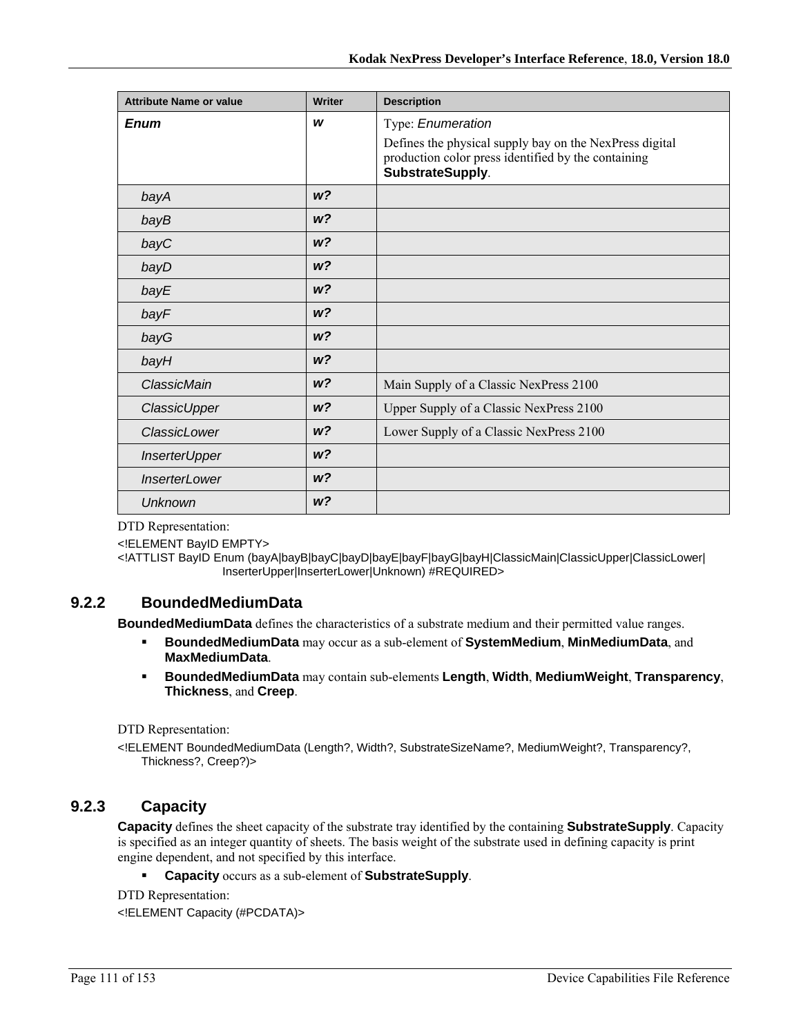| Attribute Name or value | Writer | Description |
|---|---|---|
| ***Enum*** | ***w*** | Type: *Enumeration*<br>Defines the physical supply bay on the NexPress digital production color press identified by the containing **SubstrateSupply**. |
| *bayA* | ***w?*** | |
| *bayB* | ***w?*** | |
| *bayC* | ***w?*** | |
| *bayD* | ***w?*** | |
| *bayE* | ***w?*** | |
| *bayF* | ***w?*** | |
| *bayG* | ***w?*** | |
| *bayH* | ***w?*** | |
| *ClassicMain* | ***w?*** | Main Supply of a Classic NexPress 2100 |
| *ClassicUpper* | ***w?*** | Upper Supply of a Classic NexPress 2100 |
| *ClassicLower* | ***w?*** | Lower Supply of a Classic NexPress 2100 |
| *InserterUpper* | ***w?*** | |
| *InserterLower* | ***w?*** | |
| *Unknown* | ***w?*** | |

DTD Representation:

```
<!ELEMENT BayID EMPTY>
<!ATTLIST BayID Enum (bayA|bayB|bayC|bayD|bayE|bayF|bayG|bayH|ClassicMain|ClassicUpper|ClassicLower|
                    InserterUpper|InserterLower|Unknown) #REQUIRED>
```

### 9.2.2 BoundedMediumData

**BoundedMediumData** defines the characteristics of a substrate medium and their permitted value ranges.

- **BoundedMediumData** may occur as a sub-element of **SystemMedium**, **MinMediumData**, and **MaxMediumData**.
- **BoundedMediumData** may contain sub-elements **Length**, **Width**, **MediumWeight**, **Transparency**, **Thickness**, and **Creep**.

DTD Representation:

```
<!ELEMENT BoundedMediumData (Length?, Width?, SubstrateSizeName?, MediumWeight?, Transparency?,
    Thickness?, Creep?)>
```

### 9.2.3 Capacity

**Capacity** defines the sheet capacity of the substrate tray identified by the containing **SubstrateSupply**. Capacity is specified as an integer quantity of sheets. The basis weight of the substrate used in defining capacity is print engine dependent, and not specified by this interface.

- **Capacity** occurs as a sub-element of **SubstrateSupply**.

DTD Representation:

```
<!ELEMENT Capacity (#PCDATA)>
```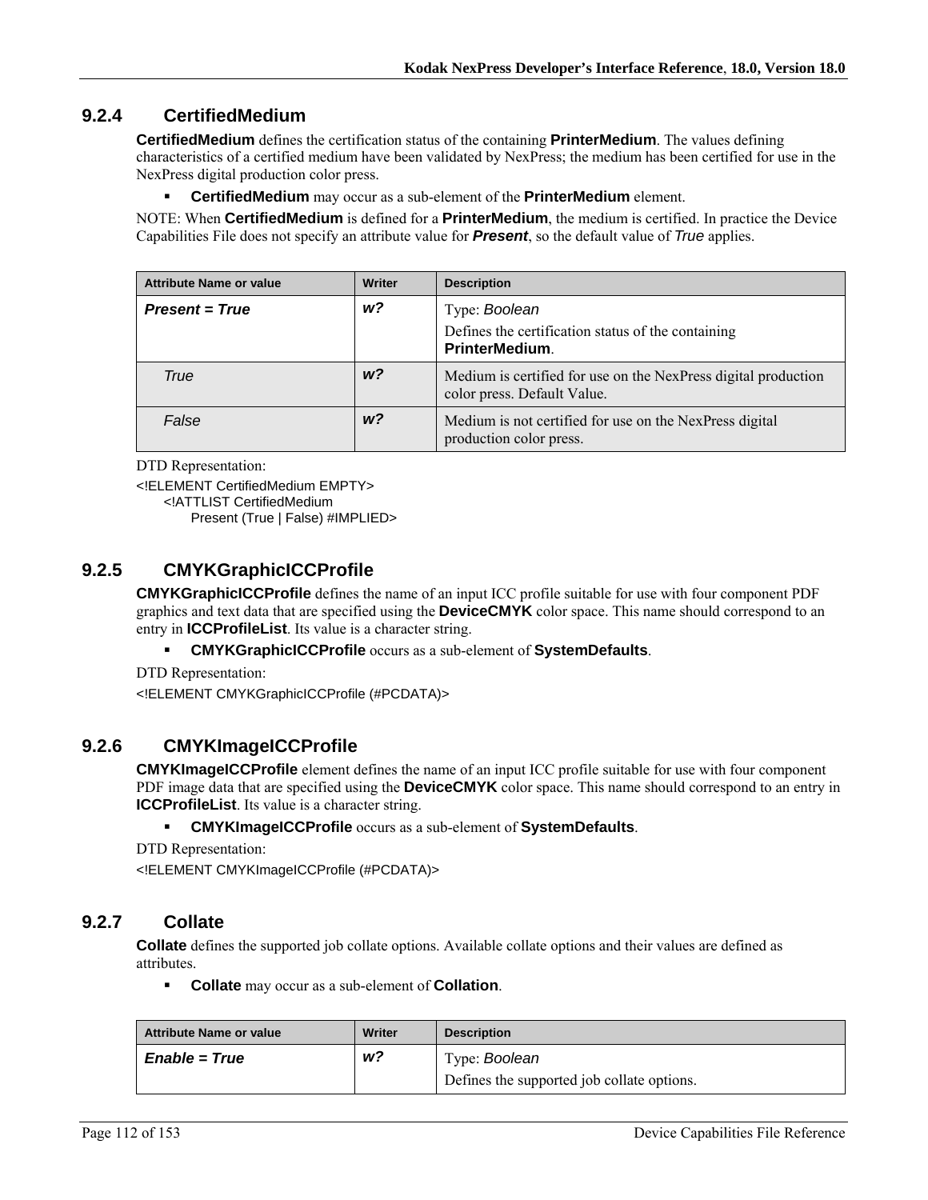### 9.2.4 CertifiedMedium

**CertifiedMedium** defines the certification status of the containing **PrinterMedium**. The values defining characteristics of a certified medium have been validated by NexPress; the medium has been certified for use in the NexPress digital production color press.

- **CertifiedMedium** may occur as a sub-element of the **PrinterMedium** element.

NOTE: When **CertifiedMedium** is defined for a **PrinterMedium**, the medium is certified. In practice the Device Capabilities File does not specify an attribute value for ***Present***, so the default value of *True* applies.

| Attribute Name or value | Writer | Description |
|---|---|---|
| ***Present = True*** | ***w?*** | Type: *Boolean*<br>Defines the certification status of the containing **PrinterMedium**. |
| *True* | ***w?*** | Medium is certified for use on the NexPress digital production color press. Default Value. |
| *False* | ***w?*** | Medium is not certified for use on the NexPress digital production color press. |

DTD Representation:

```
<!ELEMENT CertifiedMedium EMPTY>
    <!ATTLIST CertifiedMedium
        Present (True | False) #IMPLIED>
```

### 9.2.5 CMYKGraphicICCProfile

**CMYKGraphicICCProfile** defines the name of an input ICC profile suitable for use with four component PDF graphics and text data that are specified using the **DeviceCMYK** color space. This name should correspond to an entry in **ICCProfileList**. Its value is a character string.

- **CMYKGraphicICCProfile** occurs as a sub-element of **SystemDefaults**.

DTD Representation:

```
<!ELEMENT CMYKGraphicICCProfile (#PCDATA)>
```

### 9.2.6 CMYKImageICCProfile

**CMYKImageICCProfile** element defines the name of an input ICC profile suitable for use with four component PDF image data that are specified using the **DeviceCMYK** color space. This name should correspond to an entry in **ICCProfileList**. Its value is a character string.

- **CMYKImageICCProfile** occurs as a sub-element of **SystemDefaults**.

DTD Representation:

```
<!ELEMENT CMYKImageICCProfile (#PCDATA)>
```

### 9.2.7 Collate

**Collate** defines the supported job collate options. Available collate options and their values are defined as attributes.

- **Collate** may occur as a sub-element of **Collation**.

| Attribute Name or value | Writer | Description |
|---|---|---|
| ***Enable = True*** | ***w?*** | Type: *Boolean*<br>Defines the supported job collate options. |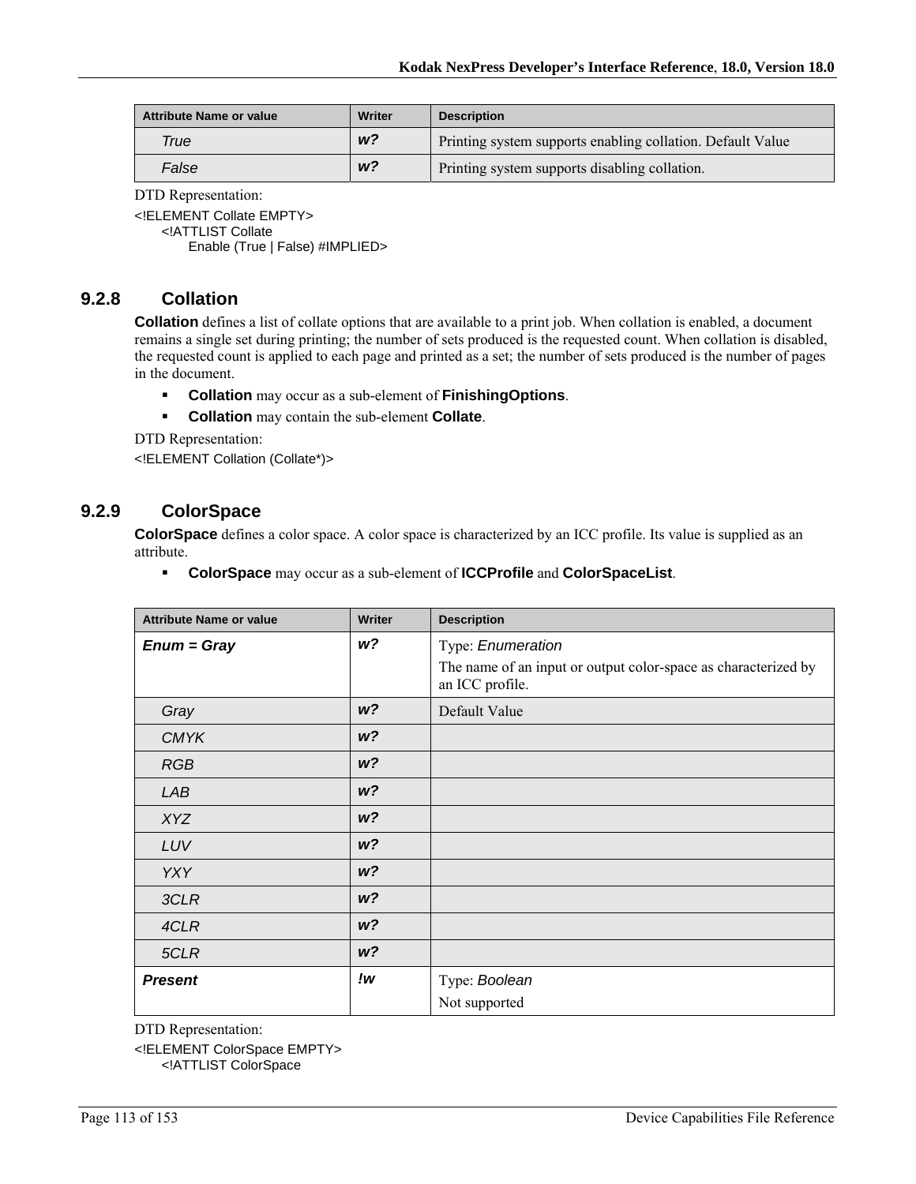| Attribute Name or value | Writer | Description |
|---|---|---|
| *True* | ***w?*** | Printing system supports enabling collation. Default Value |
| *False* | ***w?*** | Printing system supports disabling collation. |

DTD Representation:

```
<!ELEMENT Collate EMPTY>
    <!ATTLIST Collate
        Enable (True | False) #IMPLIED>
```

### 9.2.8 Collation

**Collation** defines a list of collate options that are available to a print job. When collation is enabled, a document remains a single set during printing; the number of sets produced is the requested count. When collation is disabled, the requested count is applied to each page and printed as a set; the number of sets produced is the number of pages in the document.

- **Collation** may occur as a sub-element of **FinishingOptions**.
- **Collation** may contain the sub-element **Collate**.

DTD Representation:

```
<!ELEMENT Collation (Collate*)>
```

### 9.2.9 ColorSpace

**ColorSpace** defines a color space. A color space is characterized by an ICC profile. Its value is supplied as an attribute.

- **ColorSpace** may occur as a sub-element of **ICCProfile** and **ColorSpaceList**.

| Attribute Name or value | Writer | Description |
|---|---|---|
| ***Enum = Gray*** | ***w?*** | Type: *Enumeration*<br>The name of an input or output color-space as characterized by an ICC profile. |
| *Gray* | ***w?*** | Default Value |
| *CMYK* | ***w?*** | |
| *RGB* | ***w?*** | |
| *LAB* | ***w?*** | |
| *XYZ* | ***w?*** | |
| *LUV* | ***w?*** | |
| *YXY* | ***w?*** | |
| *3CLR* | ***w?*** | |
| *4CLR* | ***w?*** | |
| *5CLR* | ***w?*** | |
| ***Present*** | ***!w*** | Type: *Boolean*<br>Not supported |

DTD Representation:

```
<!ELEMENT ColorSpace EMPTY>
    <!ATTLIST ColorSpace
```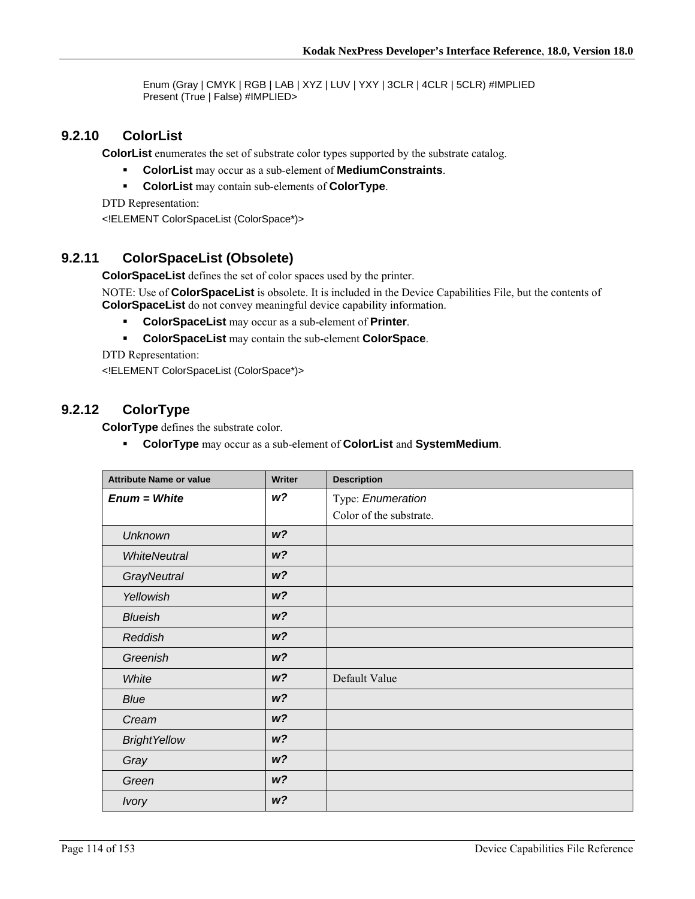Enum (Gray | CMYK | RGB | LAB | XYZ | LUV | YXY | 3CLR | 4CLR | 5CLR) #IMPLIED
Present (True | False) #IMPLIED>

### 9.2.10 ColorList

**ColorList** enumerates the set of substrate color types supported by the substrate catalog.

- **ColorList** may occur as a sub-element of **MediumConstraints**.
- **ColorList** may contain sub-elements of **ColorType**.

DTD Representation:

<!ELEMENT ColorSpaceList (ColorSpace*)>

### 9.2.11 ColorSpaceList (Obsolete)

**ColorSpaceList** defines the set of color spaces used by the printer.

NOTE: Use of **ColorSpaceList** is obsolete. It is included in the Device Capabilities File, but the contents of **ColorSpaceList** do not convey meaningful device capability information.

- **ColorSpaceList** may occur as a sub-element of **Printer**.
- **ColorSpaceList** may contain the sub-element **ColorSpace**.

DTD Representation:

<!ELEMENT ColorSpaceList (ColorSpace*)>

### 9.2.12 ColorType

**ColorType** defines the substrate color.

- **ColorType** may occur as a sub-element of **ColorList** and **SystemMedium**.

| Attribute Name or value | Writer | Description |
|---|---|---|
| ***Enum = White*** | ***w?*** | Type: *Enumeration*<br>Color of the substrate. |
| *Unknown* | ***w?*** | |
| *WhiteNeutral* | ***w?*** | |
| *GrayNeutral* | ***w?*** | |
| *Yellowish* | ***w?*** | |
| *Blueish* | ***w?*** | |
| *Reddish* | ***w?*** | |
| *Greenish* | ***w?*** | |
| *White* | ***w?*** | Default Value |
| *Blue* | ***w?*** | |
| *Cream* | ***w?*** | |
| *BrightYellow* | ***w?*** | |
| *Gray* | ***w?*** | |
| *Green* | ***w?*** | |
| *Ivory* | ***w?*** | |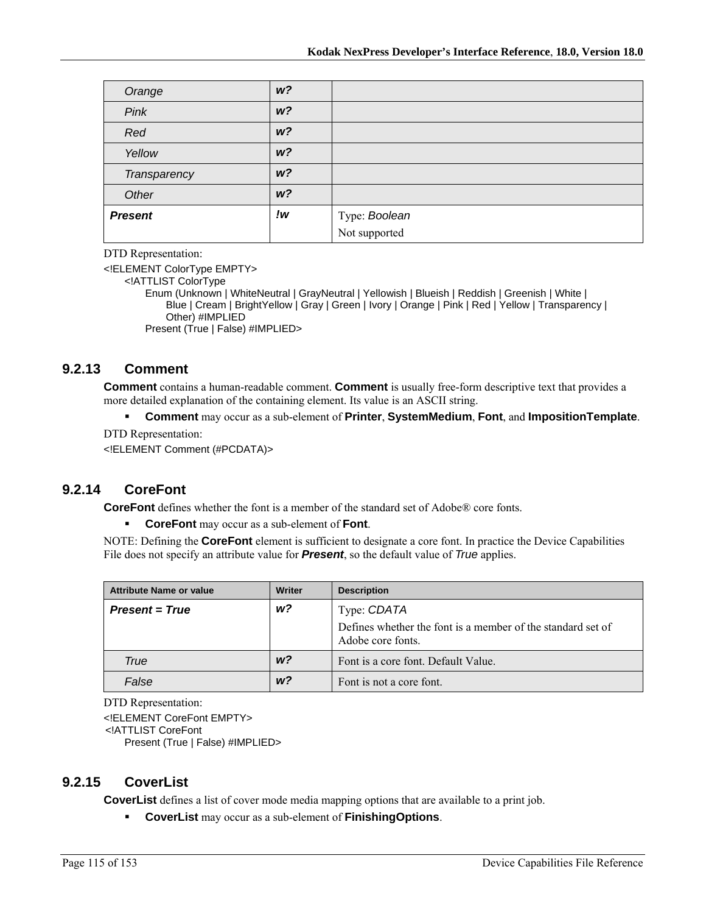| | | |
|---|---|---|
| *Orange* | ***w?*** | |
| *Pink* | ***w?*** | |
| *Red* | ***w?*** | |
| *Yellow* | ***w?*** | |
| *Transparency* | ***w?*** | |
| *Other* | ***w?*** | |
| ***Present*** | ***!w*** | Type: *Boolean*<br>Not supported |

DTD Representation:

```
<!ELEMENT ColorType EMPTY>
    <!ATTLIST ColorType
        Enum (Unknown | WhiteNeutral | GrayNeutral | Yellowish | Blueish | Reddish | Greenish | White |
            Blue | Cream | BrightYellow | Gray | Green | Ivory | Orange | Pink | Red | Yellow | Transparency |
            Other) #IMPLIED
        Present (True | False) #IMPLIED>
```

### 9.2.13 Comment

**Comment** contains a human-readable comment. **Comment** is usually free-form descriptive text that provides a more detailed explanation of the containing element. Its value is an ASCII string.

- **Comment** may occur as a sub-element of **Printer**, **SystemMedium**, **Font**, and **ImpositionTemplate**.

DTD Representation:

```
<!ELEMENT Comment (#PCDATA)>
```

### 9.2.14 CoreFont

**CoreFont** defines whether the font is a member of the standard set of Adobe® core fonts.

- **CoreFont** may occur as a sub-element of **Font**.

NOTE: Defining the **CoreFont** element is sufficient to designate a core font. In practice the Device Capabilities File does not specify an attribute value for ***Present***, so the default value of *True* applies.

| Attribute Name or value | Writer | Description |
|---|---|---|
| ***Present = True*** | ***w?*** | Type: *CDATA*<br>Defines whether the font is a member of the standard set of Adobe core fonts. |
| *True* | ***w?*** | Font is a core font. Default Value. |
| *False* | ***w?*** | Font is not a core font. |

DTD Representation:

```
<!ELEMENT CoreFont EMPTY>
 <!ATTLIST CoreFont
    Present (True | False) #IMPLIED>
```

### 9.2.15 CoverList

**CoverList** defines a list of cover mode media mapping options that are available to a print job.

- **CoverList** may occur as a sub-element of **FinishingOptions**.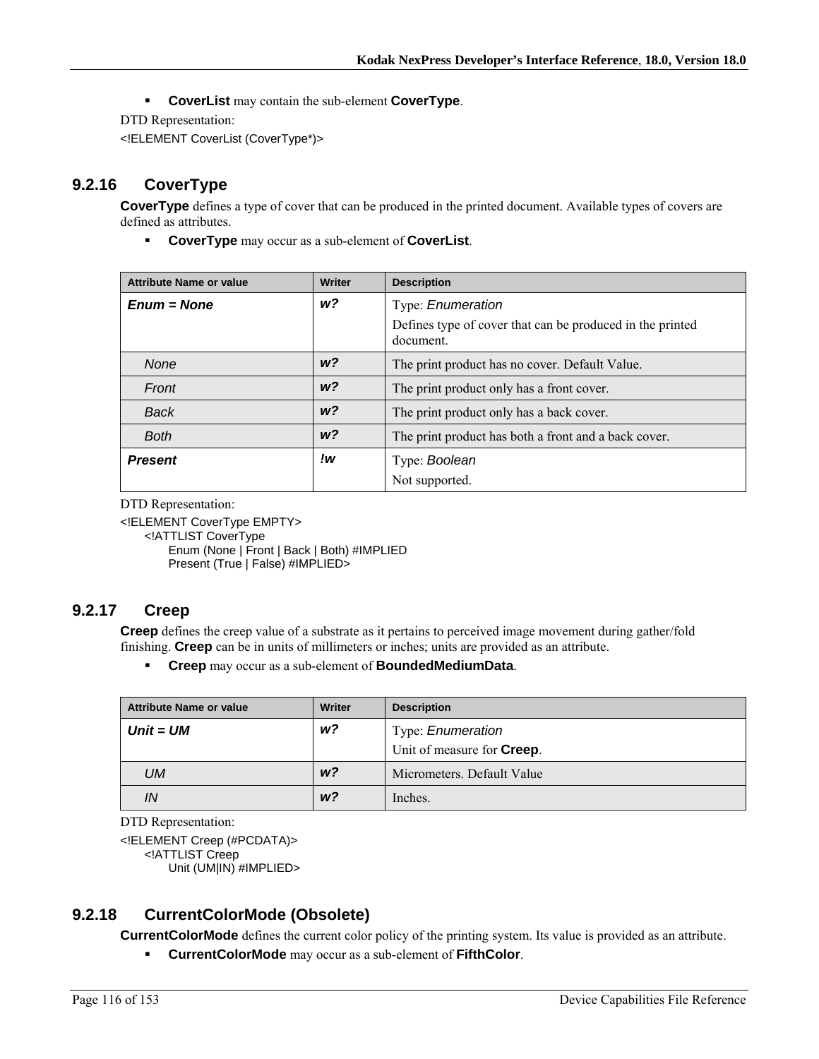- **CoverList** may contain the sub-element **CoverType**.

DTD Representation:

```
<!ELEMENT CoverList (CoverType*)>
```

### 9.2.16 CoverType

**CoverType** defines a type of cover that can be produced in the printed document. Available types of covers are defined as attributes.

- **CoverType** may occur as a sub-element of **CoverList**.

| Attribute Name or value | Writer | Description |
|---|---|---|
| ***Enum = None*** | ***w?*** | Type: *Enumeration*<br>Defines type of cover that can be produced in the printed document. |
| *None* | ***w?*** | The print product has no cover. Default Value. |
| *Front* | ***w?*** | The print product only has a front cover. |
| *Back* | ***w?*** | The print product only has a back cover. |
| *Both* | ***w?*** | The print product has both a front and a back cover. |
| ***Present*** | ***!w*** | Type: *Boolean*<br>Not supported. |

DTD Representation:

```
<!ELEMENT CoverType EMPTY>
    <!ATTLIST CoverType
        Enum (None | Front | Back | Both) #IMPLIED
        Present (True | False) #IMPLIED>
```

### 9.2.17 Creep

**Creep** defines the creep value of a substrate as it pertains to perceived image movement during gather/fold finishing. **Creep** can be in units of millimeters or inches; units are provided as an attribute.

- **Creep** may occur as a sub-element of **BoundedMediumData**.

| Attribute Name or value | Writer | Description |
|---|---|---|
| ***Unit = UM*** | ***w?*** | Type: *Enumeration*<br>Unit of measure for **Creep**. |
| *UM* | ***w?*** | Micrometers. Default Value |
| *IN* | ***w?*** | Inches. |

DTD Representation:

```
<!ELEMENT Creep (#PCDATA)>
    <!ATTLIST Creep
        Unit (UM|IN) #IMPLIED>
```

### 9.2.18 CurrentColorMode (Obsolete)

**CurrentColorMode** defines the current color policy of the printing system. Its value is provided as an attribute.

- **CurrentColorMode** may occur as a sub-element of **FifthColor**.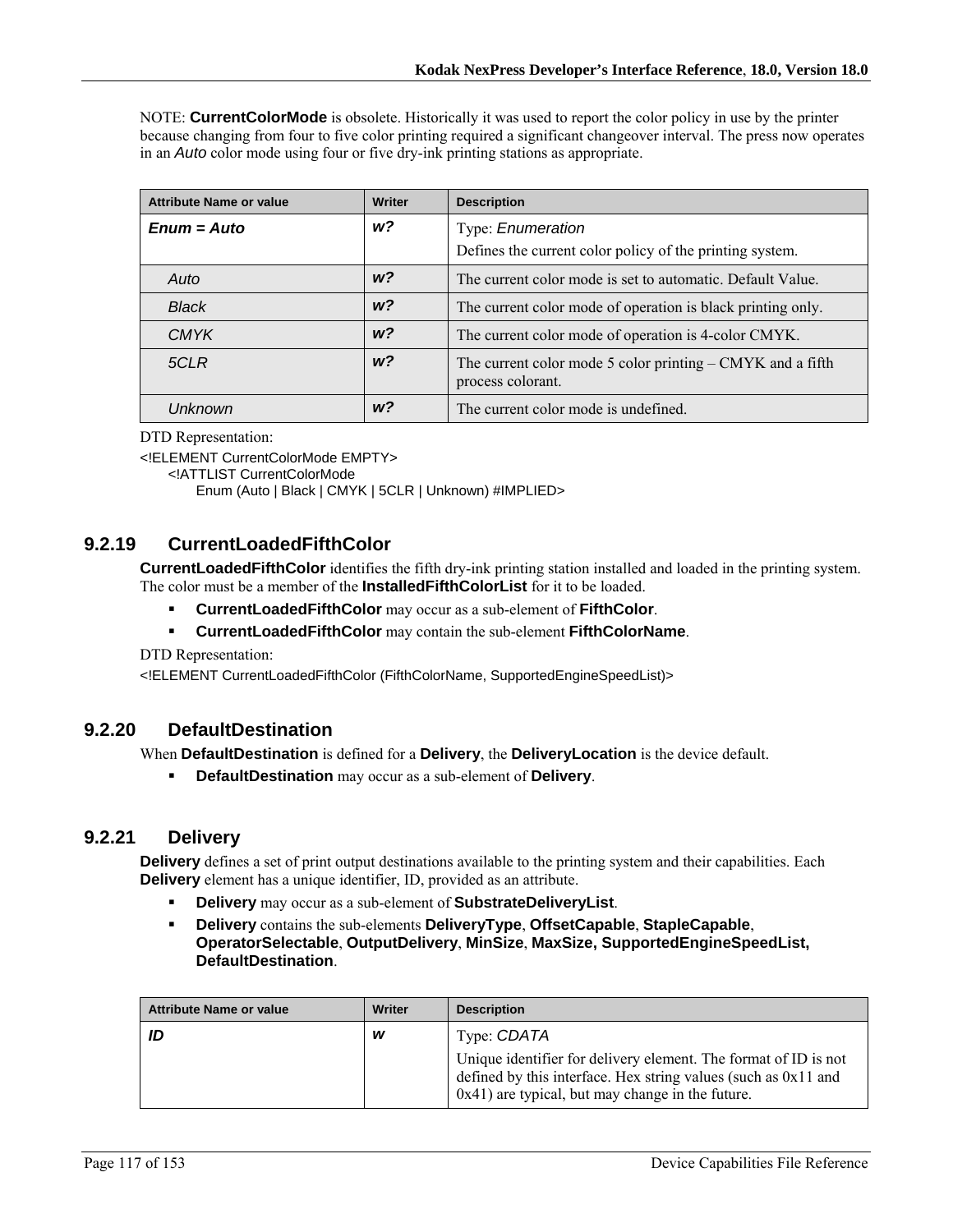NOTE: **CurrentColorMode** is obsolete. Historically it was used to report the color policy in use by the printer because changing from four to five color printing required a significant changeover interval. The press now operates in an *Auto* color mode using four or five dry-ink printing stations as appropriate.

| Attribute Name or value | Writer | Description |
| --- | --- | --- |
| ***Enum = Auto*** | ***w?*** | Type: *Enumeration*<br>Defines the current color policy of the printing system. |
| *Auto* | ***w?*** | The current color mode is set to automatic. Default Value. |
| *Black* | ***w?*** | The current color mode of operation is black printing only. |
| *CMYK* | ***w?*** | The current color mode of operation is 4-color CMYK. |
| *5CLR* | ***w?*** | The current color mode 5 color printing – CMYK and a fifth process colorant. |
| *Unknown* | ***w?*** | The current color mode is undefined. |

DTD Representation:

```
<!ELEMENT CurrentColorMode EMPTY>
    <!ATTLIST CurrentColorMode
        Enum (Auto | Black | CMYK | 5CLR | Unknown) #IMPLIED>
```

### 9.2.19 CurrentLoadedFifthColor

**CurrentLoadedFifthColor** identifies the fifth dry-ink printing station installed and loaded in the printing system. The color must be a member of the **InstalledFifthColorList** for it to be loaded.

- **CurrentLoadedFifthColor** may occur as a sub-element of **FifthColor**.
- **CurrentLoadedFifthColor** may contain the sub-element **FifthColorName**.

DTD Representation:

```
<!ELEMENT CurrentLoadedFifthColor (FifthColorName, SupportedEngineSpeedList)>
```

### 9.2.20 DefaultDestination

When **DefaultDestination** is defined for a **Delivery**, the **DeliveryLocation** is the device default.

- **DefaultDestination** may occur as a sub-element of **Delivery**.

### 9.2.21 Delivery

**Delivery** defines a set of print output destinations available to the printing system and their capabilities. Each **Delivery** element has a unique identifier, ID, provided as an attribute.

- **Delivery** may occur as a sub-element of **SubstrateDeliveryList**.
- **Delivery** contains the sub-elements **DeliveryType**, **OffsetCapable**, **StapleCapable**, **OperatorSelectable**, **OutputDelivery**, **MinSize**, **MaxSize, SupportedEngineSpeedList, DefaultDestination**.

| Attribute Name or value | Writer | Description |
| --- | --- | --- |
| ***ID*** | ***w*** | Type: *CDATA*<br>Unique identifier for delivery element. The format of ID is not defined by this interface. Hex string values (such as 0x11 and 0x41) are typical, but may change in the future. |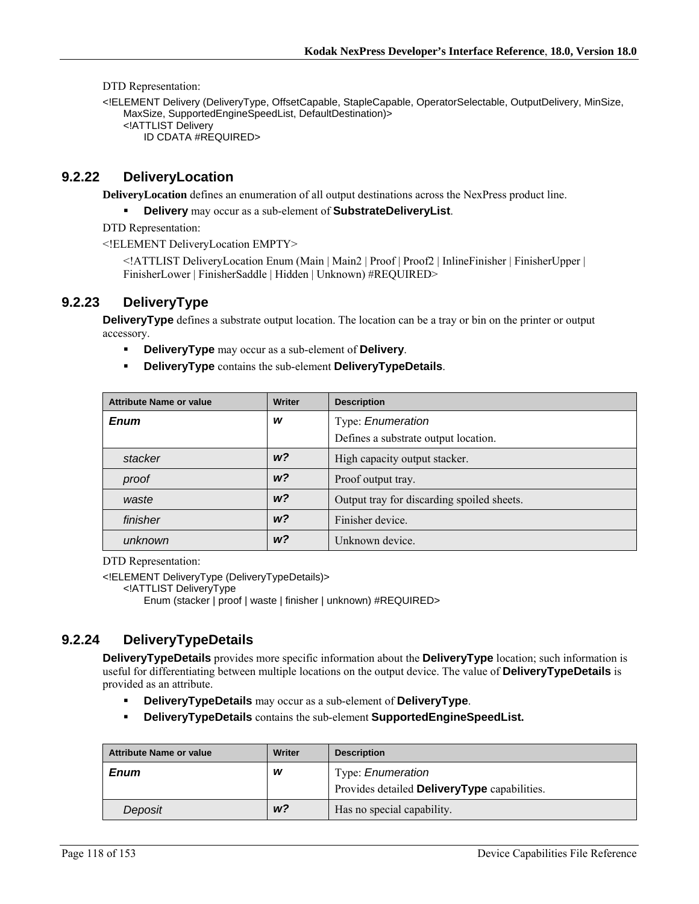DTD Representation:

```
<!ELEMENT Delivery (DeliveryType, OffsetCapable, StapleCapable, OperatorSelectable, OutputDelivery, MinSize,
    MaxSize, SupportedEngineSpeedList, DefaultDestination)>
    <!ATTLIST Delivery
        ID CDATA #REQUIRED>
```

### 9.2.22 DeliveryLocation

**DeliveryLocation** defines an enumeration of all output destinations across the NexPress product line.

- **Delivery** may occur as a sub-element of **SubstrateDeliveryList**.

DTD Representation:

```
<!ELEMENT DeliveryLocation EMPTY>
    <!ATTLIST DeliveryLocation Enum (Main | Main2 | Proof | Proof2 | InlineFinisher | FinisherUpper |
    FinisherLower | FinisherSaddle | Hidden | Unknown) #REQUIRED>
```

### 9.2.23 DeliveryType

**DeliveryType** defines a substrate output location. The location can be a tray or bin on the printer or output accessory.

- **DeliveryType** may occur as a sub-element of **Delivery**.
- **DeliveryType** contains the sub-element **DeliveryTypeDetails**.

| Attribute Name or value | Writer | Description |
|---|---|---|
| ***Enum*** | ***w*** | Type: *Enumeration*<br>Defines a substrate output location. |
| *stacker* | ***w?*** | High capacity output stacker. |
| *proof* | ***w?*** | Proof output tray. |
| *waste* | ***w?*** | Output tray for discarding spoiled sheets. |
| *finisher* | ***w?*** | Finisher device. |
| *unknown* | ***w?*** | Unknown device. |

DTD Representation:

```
<!ELEMENT DeliveryType (DeliveryTypeDetails)>
    <!ATTLIST DeliveryType
        Enum (stacker | proof | waste | finisher | unknown) #REQUIRED>
```

### 9.2.24 DeliveryTypeDetails

**DeliveryTypeDetails** provides more specific information about the **DeliveryType** location; such information is useful for differentiating between multiple locations on the output device. The value of **DeliveryTypeDetails** is provided as an attribute.

- **DeliveryTypeDetails** may occur as a sub-element of **DeliveryType**.
- **DeliveryTypeDetails** contains the sub-element **SupportedEngineSpeedList.**

| Attribute Name or value | Writer | Description |
|---|---|---|
| ***Enum*** | ***w*** | Type: *Enumeration*<br>Provides detailed **DeliveryType** capabilities. |
| *Deposit* | ***w?*** | Has no special capability. |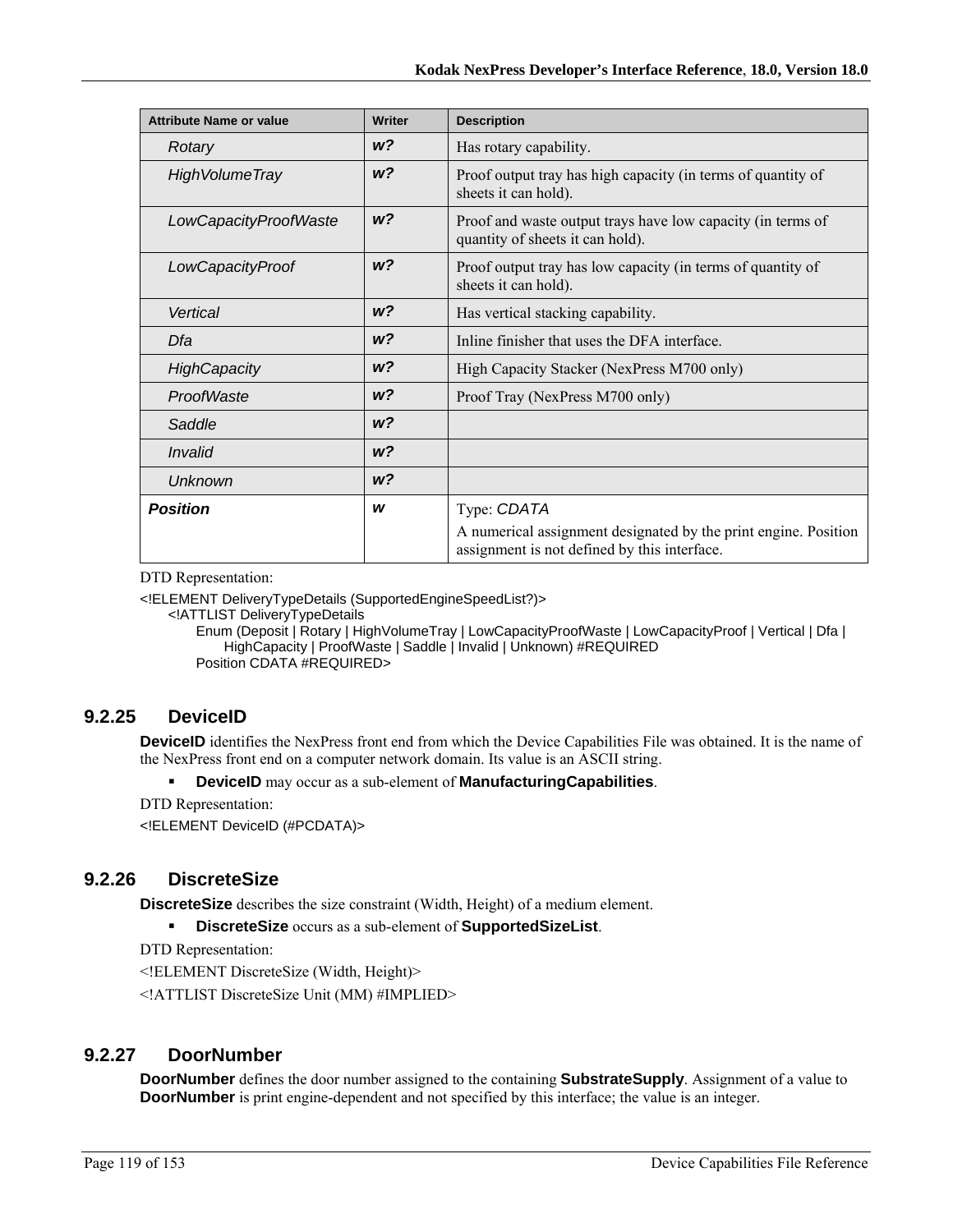| Attribute Name or value | Writer | Description |
|---|---|---|
| *Rotary* | ***w?*** | Has rotary capability. |
| *HighVolumeTray* | ***w?*** | Proof output tray has high capacity (in terms of quantity of sheets it can hold). |
| *LowCapacityProofWaste* | ***w?*** | Proof and waste output trays have low capacity (in terms of quantity of sheets it can hold). |
| *LowCapacityProof* | ***w?*** | Proof output tray has low capacity (in terms of quantity of sheets it can hold). |
| *Vertical* | ***w?*** | Has vertical stacking capability. |
| *Dfa* | ***w?*** | Inline finisher that uses the DFA interface. |
| *HighCapacity* | ***w?*** | High Capacity Stacker (NexPress M700 only) |
| *ProofWaste* | ***w?*** | Proof Tray (NexPress M700 only) |
| *Saddle* | ***w?*** | |
| *Invalid* | ***w?*** | |
| *Unknown* | ***w?*** | |
| ***Position*** | ***w*** | Type: *CDATA*<br>A numerical assignment designated by the print engine. Position assignment is not defined by this interface. |

DTD Representation:

```
<!ELEMENT DeliveryTypeDetails (SupportedEngineSpeedList?)>
    <!ATTLIST DeliveryTypeDetails
        Enum (Deposit | Rotary | HighVolumeTray | LowCapacityProofWaste | LowCapacityProof | Vertical | Dfa |
            HighCapacity | ProofWaste | Saddle | Invalid | Unknown) #REQUIRED
        Position CDATA #REQUIRED>
```

### 9.2.25 DeviceID

**DeviceID** identifies the NexPress front end from which the Device Capabilities File was obtained. It is the name of the NexPress front end on a computer network domain. Its value is an ASCII string.

- **DeviceID** may occur as a sub-element of **ManufacturingCapabilities**.

DTD Representation:

```
<!ELEMENT DeviceID (#PCDATA)>
```

### 9.2.26 DiscreteSize

**DiscreteSize** describes the size constraint (Width, Height) of a medium element.

- **DiscreteSize** occurs as a sub-element of **SupportedSizeList**.

DTD Representation:

```
<!ELEMENT DiscreteSize (Width, Height)>
<!ATTLIST DiscreteSize Unit (MM) #IMPLIED>
```

### 9.2.27 DoorNumber

**DoorNumber** defines the door number assigned to the containing **SubstrateSupply**. Assignment of a value to **DoorNumber** is print engine-dependent and not specified by this interface; the value is an integer.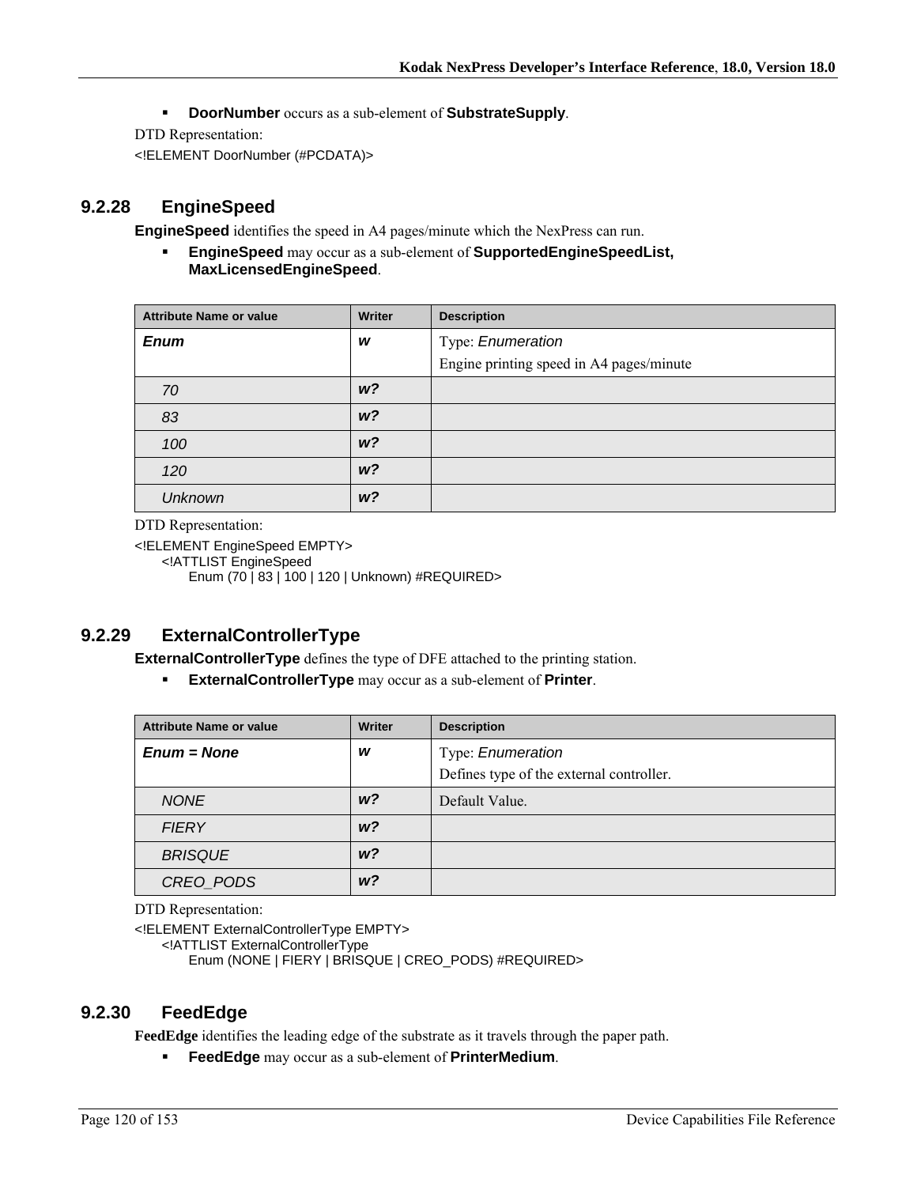- **DoorNumber** occurs as a sub-element of **SubstrateSupply**.

DTD Representation:

```
<!ELEMENT DoorNumber (#PCDATA)>
```

### 9.2.28 EngineSpeed

**EngineSpeed** identifies the speed in A4 pages/minute which the NexPress can run.

- **EngineSpeed** may occur as a sub-element of **SupportedEngineSpeedList, MaxLicensedEngineSpeed**.

| Attribute Name or value | Writer | Description |
|---|---|---|
| ***Enum*** | ***w*** | Type: *Enumeration*<br>Engine printing speed in A4 pages/minute |
| *70* | ***w?*** | |
| *83* | ***w?*** | |
| *100* | ***w?*** | |
| *120* | ***w?*** | |
| *Unknown* | ***w?*** | |

DTD Representation:

```
<!ELEMENT EngineSpeed EMPTY>
    <!ATTLIST EngineSpeed
        Enum (70 | 83 | 100 | 120 | Unknown) #REQUIRED>
```

### 9.2.29 ExternalControllerType

**ExternalControllerType** defines the type of DFE attached to the printing station.

- **ExternalControllerType** may occur as a sub-element of **Printer**.

| Attribute Name or value | Writer | Description |
|---|---|---|
| ***Enum = None*** | ***w*** | Type: *Enumeration*<br>Defines type of the external controller. |
| *NONE* | ***w?*** | Default Value. |
| *FIERY* | ***w?*** | |
| *BRISQUE* | ***w?*** | |
| *CREO_PODS* | ***w?*** | |

DTD Representation:

```
<!ELEMENT ExternalControllerType EMPTY>
    <!ATTLIST ExternalControllerType
        Enum (NONE | FIERY | BRISQUE | CREO_PODS) #REQUIRED>
```

### 9.2.30 FeedEdge

**FeedEdge** identifies the leading edge of the substrate as it travels through the paper path.

- **FeedEdge** may occur as a sub-element of **PrinterMedium**.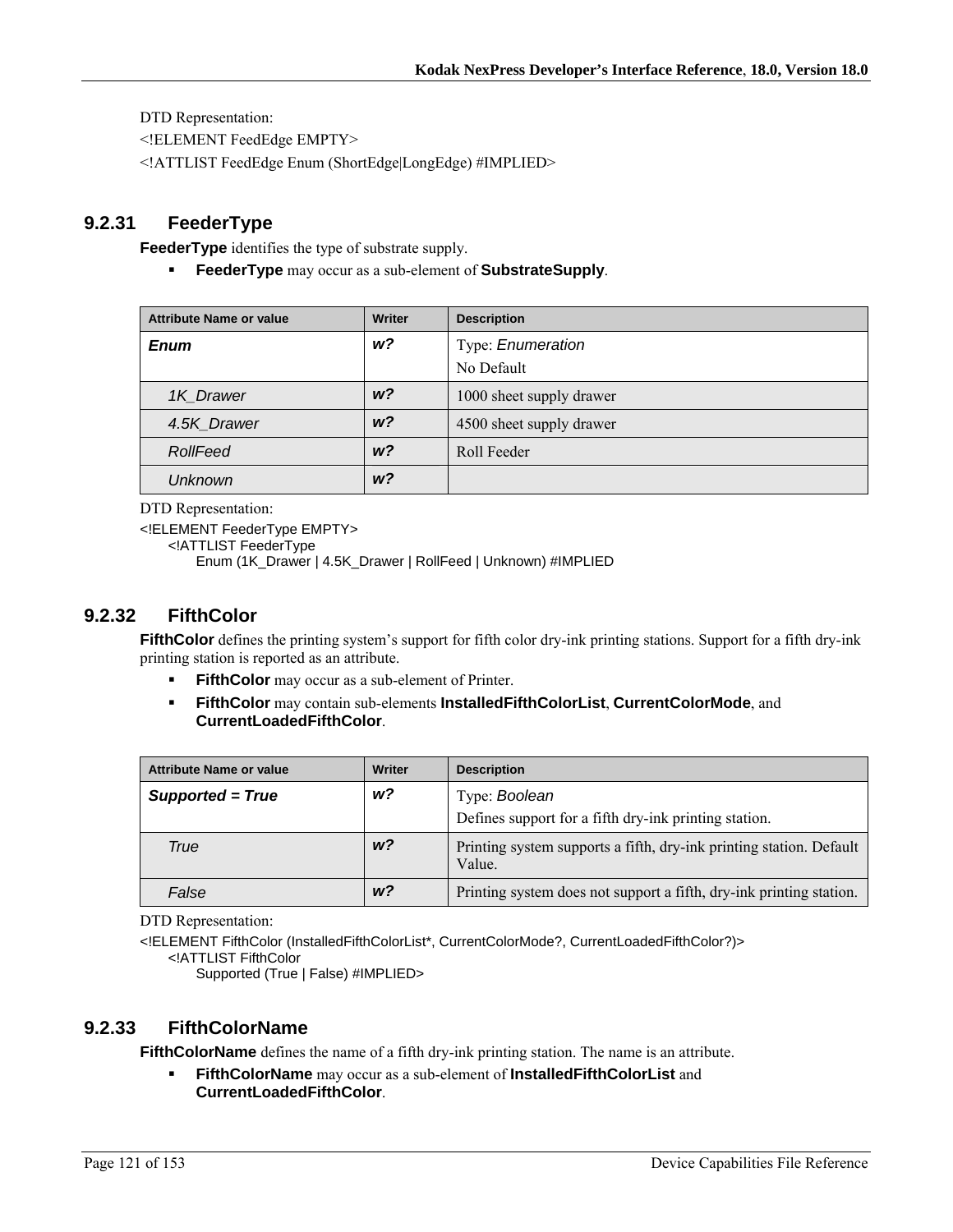DTD Representation:

<!ELEMENT FeedEdge EMPTY>

<!ATTLIST FeedEdge Enum (ShortEdge|LongEdge) #IMPLIED>

### 9.2.31 FeederType

**FeederType** identifies the type of substrate supply.

- **FeederType** may occur as a sub-element of **SubstrateSupply**.

| Attribute Name or value | Writer | Description |
|---|---|---|
| ***Enum*** | ***w?*** | Type: *Enumeration*<br>No Default |
| *1K_Drawer* | ***w?*** | 1000 sheet supply drawer |
| *4.5K_Drawer* | ***w?*** | 4500 sheet supply drawer |
| *RollFeed* | ***w?*** | Roll Feeder |
| *Unknown* | ***w?*** | |

DTD Representation:

```
<!ELEMENT FeederType EMPTY>
    <!ATTLIST FeederType
        Enum (1K_Drawer | 4.5K_Drawer | RollFeed | Unknown) #IMPLIED
```

### 9.2.32 FifthColor

**FifthColor** defines the printing system's support for fifth color dry-ink printing stations. Support for a fifth dry-ink printing station is reported as an attribute.

- **FifthColor** may occur as a sub-element of Printer.
- **FifthColor** may contain sub-elements **InstalledFifthColorList**, **CurrentColorMode**, and **CurrentLoadedFifthColor**.

| Attribute Name or value | Writer | Description |
|---|---|---|
| ***Supported = True*** | ***w?*** | Type: *Boolean*<br>Defines support for a fifth dry-ink printing station. |
| *True* | ***w?*** | Printing system supports a fifth, dry-ink printing station. Default Value. |
| *False* | ***w?*** | Printing system does not support a fifth, dry-ink printing station. |

DTD Representation:

```
<!ELEMENT FifthColor (InstalledFifthColorList*, CurrentColorMode?, CurrentLoadedFifthColor?)>
    <!ATTLIST FifthColor
        Supported (True | False) #IMPLIED>
```

### 9.2.33 FifthColorName

**FifthColorName** defines the name of a fifth dry-ink printing station. The name is an attribute.

- **FifthColorName** may occur as a sub-element of **InstalledFifthColorList** and **CurrentLoadedFifthColor**.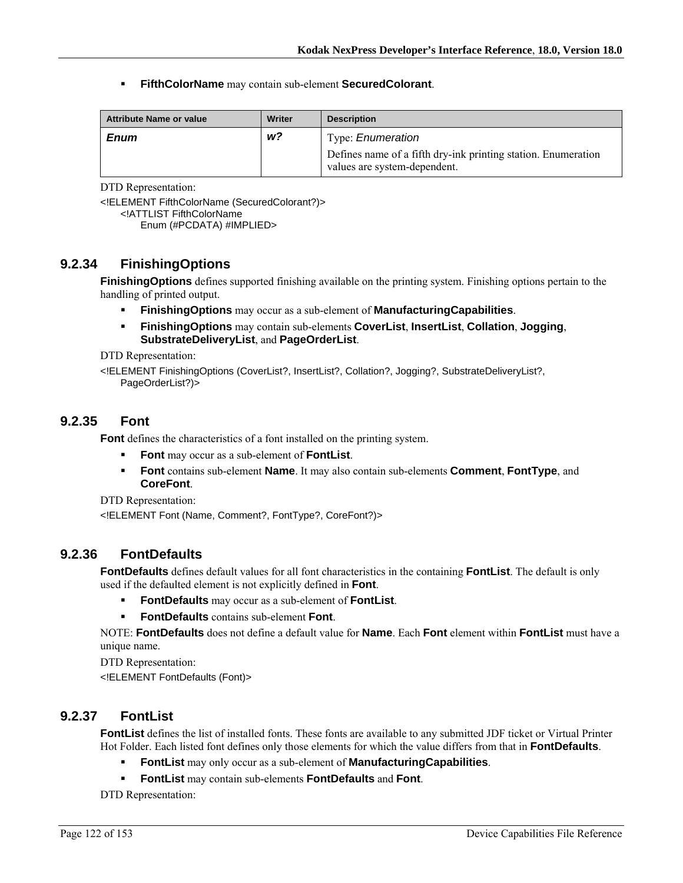- **FifthColorName** may contain sub-element **SecuredColorant**.

| Attribute Name or value | Writer | Description |
|---|---|---|
| ***Enum*** | ***w?*** | Type: *Enumeration*<br>Defines name of a fifth dry-ink printing station. Enumeration values are system-dependent. |

DTD Representation:

```
<!ELEMENT FifthColorName (SecuredColorant?)>
    <!ATTLIST FifthColorName
        Enum (#PCDATA) #IMPLIED>
```

### 9.2.34 FinishingOptions

**FinishingOptions** defines supported finishing available on the printing system. Finishing options pertain to the handling of printed output.

- **FinishingOptions** may occur as a sub-element of **ManufacturingCapabilities**.
- **FinishingOptions** may contain sub-elements **CoverList**, **InsertList**, **Collation**, **Jogging**, **SubstrateDeliveryList**, and **PageOrderList**.

DTD Representation:

```
<!ELEMENT FinishingOptions (CoverList?, InsertList?, Collation?, Jogging?, SubstrateDeliveryList?,
    PageOrderList?)>
```

### 9.2.35 Font

**Font** defines the characteristics of a font installed on the printing system.

- **Font** may occur as a sub-element of **FontList**.
- **Font** contains sub-element **Name**. It may also contain sub-elements **Comment**, **FontType**, and **CoreFont**.

DTD Representation:

```
<!ELEMENT Font (Name, Comment?, FontType?, CoreFont?)>
```

### 9.2.36 FontDefaults

**FontDefaults** defines default values for all font characteristics in the containing **FontList**. The default is only used if the defaulted element is not explicitly defined in **Font**.

- **FontDefaults** may occur as a sub-element of **FontList**.
- **FontDefaults** contains sub-element **Font**.

NOTE: **FontDefaults** does not define a default value for **Name**. Each **Font** element within **FontList** must have a unique name.

DTD Representation:

```
<!ELEMENT FontDefaults (Font)>
```

### 9.2.37 FontList

**FontList** defines the list of installed fonts. These fonts are available to any submitted JDF ticket or Virtual Printer Hot Folder. Each listed font defines only those elements for which the value differs from that in **FontDefaults**.

- **FontList** may only occur as a sub-element of **ManufacturingCapabilities**.
- **FontList** may contain sub-elements **FontDefaults** and **Font**.

DTD Representation: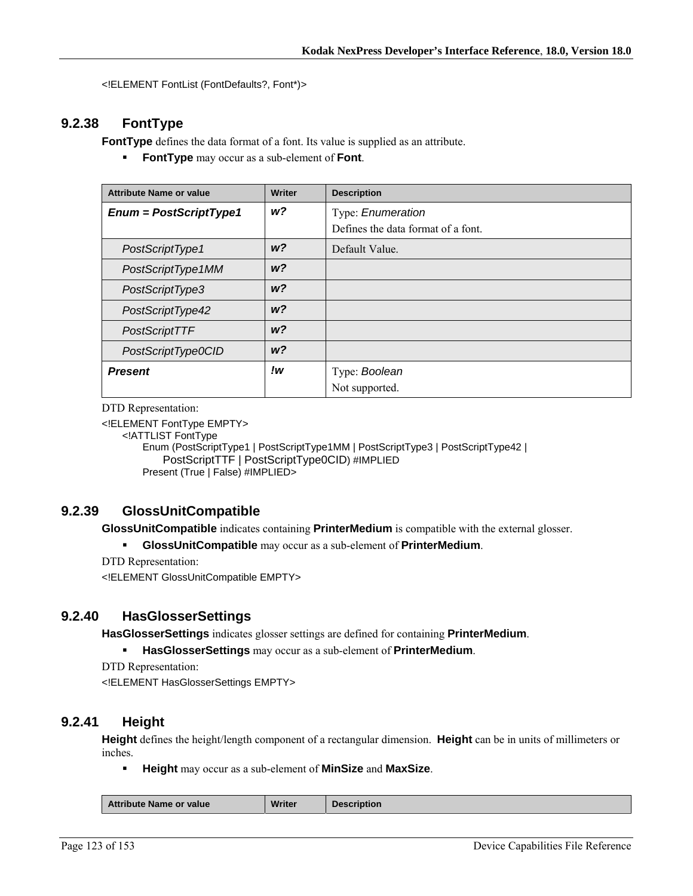<!ELEMENT FontList (FontDefaults?, Font*)>

### 9.2.38 FontType

**FontType** defines the data format of a font. Its value is supplied as an attribute.

- **FontType** may occur as a sub-element of **Font**.

| Attribute Name or value | Writer | Description |
|---|---|---|
| ***Enum = PostScriptType1*** | ***w?*** | Type: *Enumeration*<br>Defines the data format of a font. |
| *PostScriptType1* | ***w?*** | Default Value. |
| *PostScriptType1MM* | ***w?*** | |
| *PostScriptType3* | ***w?*** | |
| *PostScriptType42* | ***w?*** | |
| *PostScriptTTF* | ***w?*** | |
| *PostScriptType0CID* | ***w?*** | |
| ***Present*** | ***!w*** | Type: *Boolean*<br>Not supported. |

DTD Representation:

```
<!ELEMENT FontType EMPTY>
    <!ATTLIST FontType
        Enum (PostScriptType1 | PostScriptType1MM | PostScriptType3 | PostScriptType42 |
            PostScriptTTF | PostScriptType0CID) #IMPLIED
        Present (True | False) #IMPLIED>
```

### 9.2.39 GlossUnitCompatible

**GlossUnitCompatible** indicates containing **PrinterMedium** is compatible with the external glosser.

- **GlossUnitCompatible** may occur as a sub-element of **PrinterMedium**.

DTD Representation:

```
<!ELEMENT GlossUnitCompatible EMPTY>
```

### 9.2.40 HasGlosserSettings

**HasGlosserSettings** indicates glosser settings are defined for containing **PrinterMedium**.

- **HasGlosserSettings** may occur as a sub-element of **PrinterMedium**.

DTD Representation:

```
<!ELEMENT HasGlosserSettings EMPTY>
```

### 9.2.41 Height

**Height** defines the height/length component of a rectangular dimension. **Height** can be in units of millimeters or inches.

- **Height** may occur as a sub-element of **MinSize** and **MaxSize**.

| Attribute Name or value | Writer | Description |
|---|---|---|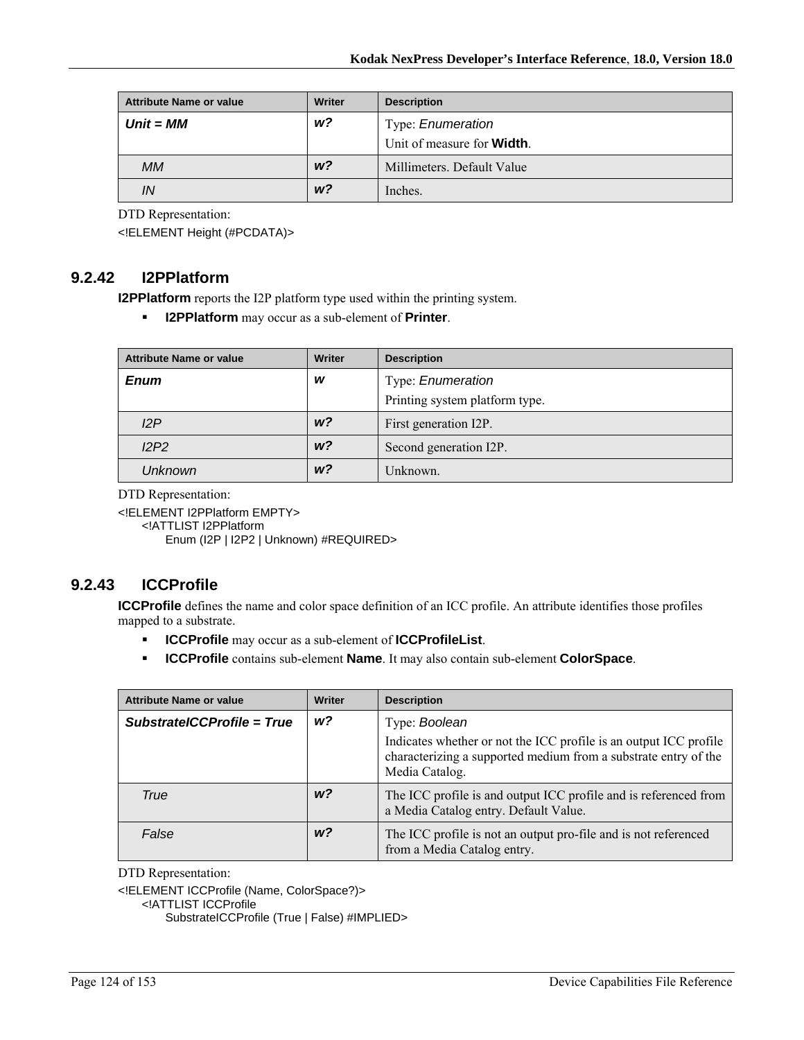| Attribute Name or value | Writer | Description |
|---|---|---|
| ***Unit = MM*** | ***w?*** | Type: *Enumeration*<br>Unit of measure for **Width**. |
| *MM* | ***w?*** | Millimeters. Default Value |
| *IN* | ***w?*** | Inches. |

DTD Representation:

```
<!ELEMENT Height (#PCDATA)>
```

### 9.2.42 I2PPlatform

**I2PPlatform** reports the I2P platform type used within the printing system.

- **I2PPlatform** may occur as a sub-element of **Printer**.

| Attribute Name or value | Writer | Description |
|---|---|---|
| ***Enum*** | ***w*** | Type: *Enumeration*<br>Printing system platform type. |
| *I2P* | ***w?*** | First generation I2P. |
| *I2P2* | ***w?*** | Second generation I2P. |
| *Unknown* | ***w?*** | Unknown. |

DTD Representation:

```
<!ELEMENT I2PPlatform EMPTY>
    <!ATTLIST I2PPlatform
        Enum (I2P | I2P2 | Unknown) #REQUIRED>
```

### 9.2.43 ICCProfile

**ICCProfile** defines the name and color space definition of an ICC profile. An attribute identifies those profiles mapped to a substrate.

- **ICCProfile** may occur as a sub-element of **ICCProfileList**.
- **ICCProfile** contains sub-element **Name**. It may also contain sub-element **ColorSpace**.

| Attribute Name or value | Writer | Description |
|---|---|---|
| ***SubstrateICCProfile = True*** | ***w?*** | Type: *Boolean*<br>Indicates whether or not the ICC profile is an output ICC profile characterizing a supported medium from a substrate entry of the Media Catalog. |
| *True* | ***w?*** | The ICC profile is and output ICC profile and is referenced from a Media Catalog entry. Default Value. |
| *False* | ***w?*** | The ICC profile is not an output pro-file and is not referenced from a Media Catalog entry. |

DTD Representation:

```
<!ELEMENT ICCProfile (Name, ColorSpace?)>
    <!ATTLIST ICCProfile
        SubstrateICCProfile (True | False) #IMPLIED>
```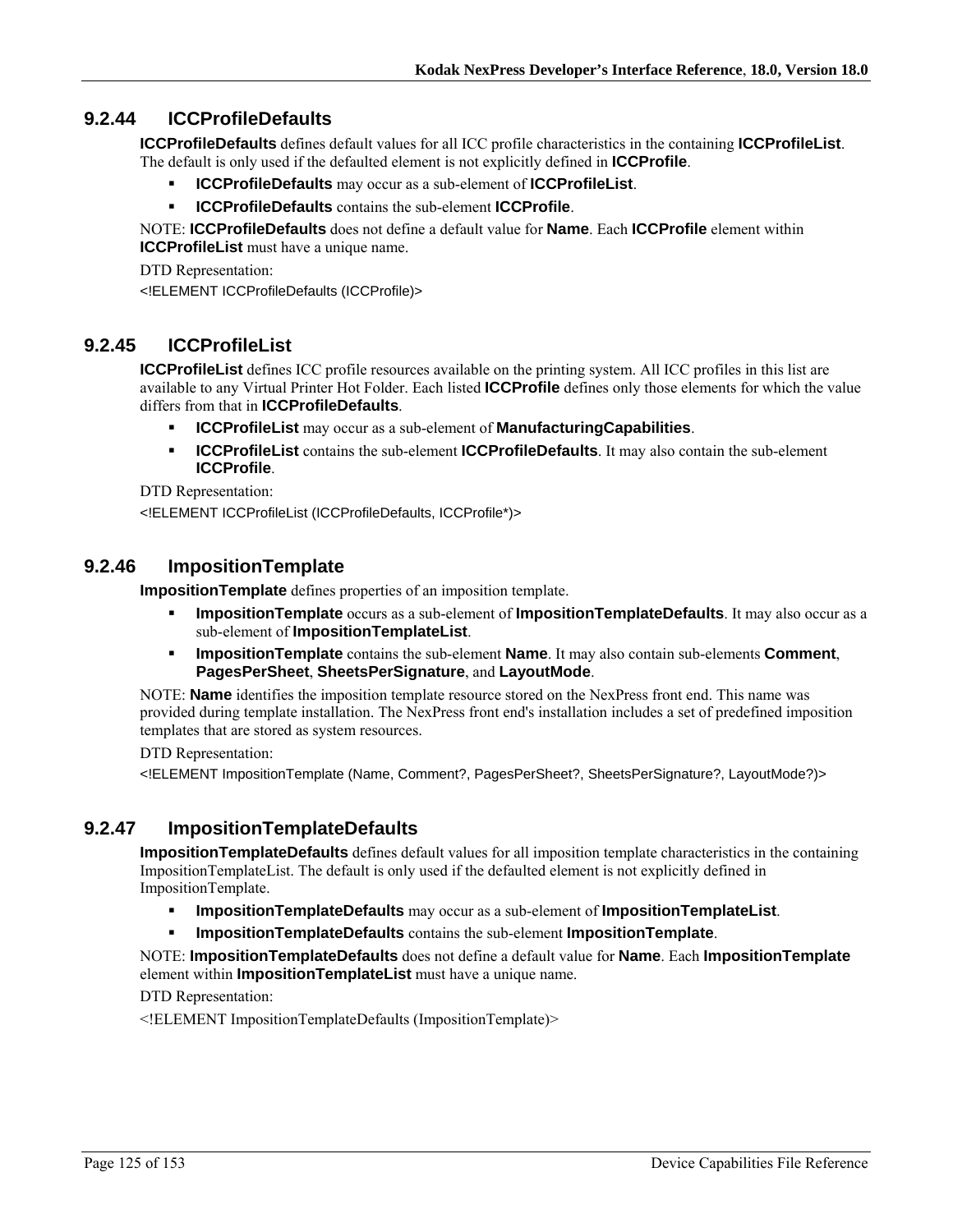### 9.2.44 ICCProfileDefaults

**ICCProfileDefaults** defines default values for all ICC profile characteristics in the containing **ICCProfileList**. The default is only used if the defaulted element is not explicitly defined in **ICCProfile**.

- **ICCProfileDefaults** may occur as a sub-element of **ICCProfileList**.
- **ICCProfileDefaults** contains the sub-element **ICCProfile**.

NOTE: **ICCProfileDefaults** does not define a default value for **Name**. Each **ICCProfile** element within **ICCProfileList** must have a unique name.

DTD Representation:

```
<!ELEMENT ICCProfileDefaults (ICCProfile)>
```

### 9.2.45 ICCProfileList

**ICCProfileList** defines ICC profile resources available on the printing system. All ICC profiles in this list are available to any Virtual Printer Hot Folder. Each listed **ICCProfile** defines only those elements for which the value differs from that in **ICCProfileDefaults**.

- **ICCProfileList** may occur as a sub-element of **ManufacturingCapabilities**.
- **ICCProfileList** contains the sub-element **ICCProfileDefaults**. It may also contain the sub-element **ICCProfile**.

DTD Representation:

```
<!ELEMENT ICCProfileList (ICCProfileDefaults, ICCProfile*)>
```

### 9.2.46 ImpositionTemplate

**ImpositionTemplate** defines properties of an imposition template.

- **ImpositionTemplate** occurs as a sub-element of **ImpositionTemplateDefaults**. It may also occur as a sub-element of **ImpositionTemplateList**.
- **ImpositionTemplate** contains the sub-element **Name**. It may also contain sub-elements **Comment**, **PagesPerSheet**, **SheetsPerSignature**, and **LayoutMode**.

NOTE: **Name** identifies the imposition template resource stored on the NexPress front end. This name was provided during template installation. The NexPress front end's installation includes a set of predefined imposition templates that are stored as system resources.

DTD Representation:

```
<!ELEMENT ImpositionTemplate (Name, Comment?, PagesPerSheet?, SheetsPerSignature?, LayoutMode?)>
```

### 9.2.47 ImpositionTemplateDefaults

**ImpositionTemplateDefaults** defines default values for all imposition template characteristics in the containing ImpositionTemplateList. The default is only used if the defaulted element is not explicitly defined in ImpositionTemplate.

- **ImpositionTemplateDefaults** may occur as a sub-element of **ImpositionTemplateList**.
- **ImpositionTemplateDefaults** contains the sub-element **ImpositionTemplate**.

NOTE: **ImpositionTemplateDefaults** does not define a default value for **Name**. Each **ImpositionTemplate** element within **ImpositionTemplateList** must have a unique name.

DTD Representation:

```
<!ELEMENT ImpositionTemplateDefaults (ImpositionTemplate)>
```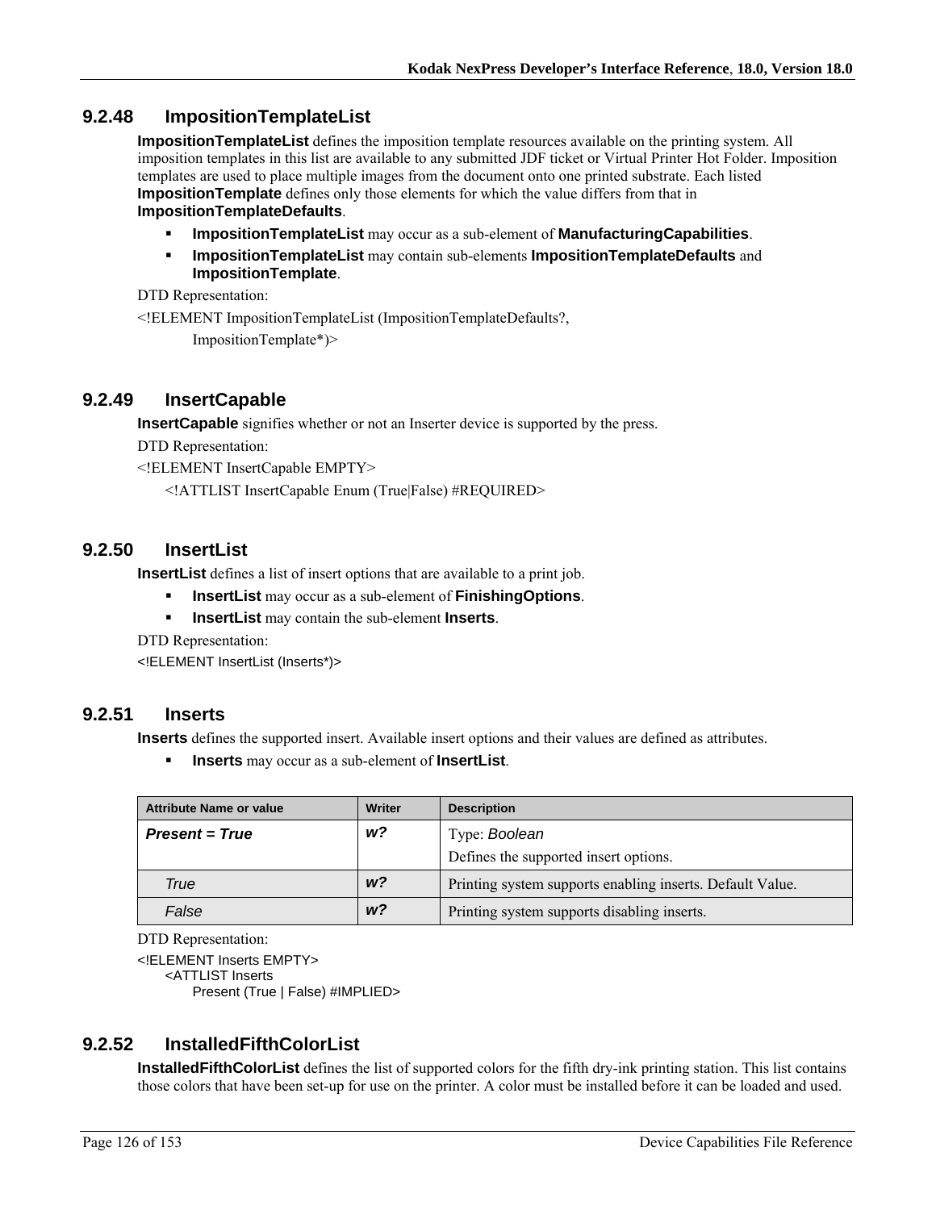### 9.2.48 ImpositionTemplateList

**ImpositionTemplateList** defines the imposition template resources available on the printing system. All imposition templates in this list are available to any submitted JDF ticket or Virtual Printer Hot Folder. Imposition templates are used to place multiple images from the document onto one printed substrate. Each listed **ImpositionTemplate** defines only those elements for which the value differs from that in **ImpositionTemplateDefaults**.

- **ImpositionTemplateList** may occur as a sub-element of **ManufacturingCapabilities**.
- **ImpositionTemplateList** may contain sub-elements **ImpositionTemplateDefaults** and **ImpositionTemplate**.

DTD Representation:

```
<!ELEMENT ImpositionTemplateList (ImpositionTemplateDefaults?,
        ImpositionTemplate*)>
```

### 9.2.49 InsertCapable

**InsertCapable** signifies whether or not an Inserter device is supported by the press.

DTD Representation:

```
<!ELEMENT InsertCapable EMPTY>
    <!ATTLIST InsertCapable Enum (True|False) #REQUIRED>
```

### 9.2.50 InsertList

**InsertList** defines a list of insert options that are available to a print job.

- **InsertList** may occur as a sub-element of **FinishingOptions**.
- **InsertList** may contain the sub-element **Inserts**.

DTD Representation:

```
<!ELEMENT InsertList (Inserts*)>
```

### 9.2.51 Inserts

**Inserts** defines the supported insert. Available insert options and their values are defined as attributes.

- **Inserts** may occur as a sub-element of **InsertList**.

| Attribute Name or value | Writer | Description |
|---|---|---|
| ***Present = True*** | ***w?*** | Type: *Boolean*<br>Defines the supported insert options. |
| *True* | ***w?*** | Printing system supports enabling inserts. Default Value. |
| *False* | ***w?*** | Printing system supports disabling inserts. |

DTD Representation:

```
<!ELEMENT Inserts EMPTY>
    <ATTLIST Inserts
        Present (True | False) #IMPLIED>
```

### 9.2.52 InstalledFifthColorList

**InstalledFifthColorList** defines the list of supported colors for the fifth dry-ink printing station. This list contains those colors that have been set-up for use on the printer. A color must be installed before it can be loaded and used.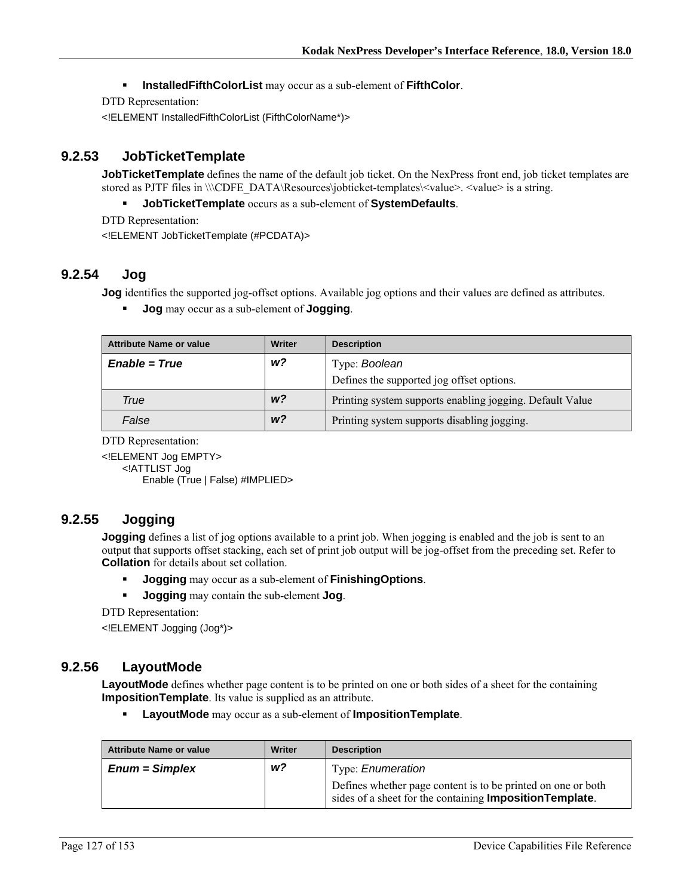- **InstalledFifthColorList** may occur as a sub-element of **FifthColor**.

DTD Representation:

```
<!ELEMENT InstalledFifthColorList (FifthColorName*)>
```

### 9.2.53 JobTicketTemplate

**JobTicketTemplate** defines the name of the default job ticket. On the NexPress front end, job ticket templates are stored as PJTF files in \\\CDFE_DATA\Resources\jobticket-templates\<value>. <value> is a string.

- **JobTicketTemplate** occurs as a sub-element of **SystemDefaults**.

DTD Representation:

```
<!ELEMENT JobTicketTemplate (#PCDATA)>
```

### 9.2.54 Jog

**Jog** identifies the supported jog-offset options. Available jog options and their values are defined as attributes.

- **Jog** may occur as a sub-element of **Jogging**.

| Attribute Name or value | Writer | Description |
|---|---|---|
| ***Enable = True*** | ***w?*** | Type: *Boolean*<br>Defines the supported jog offset options. |
| *True* | ***w?*** | Printing system supports enabling jogging. Default Value |
| *False* | ***w?*** | Printing system supports disabling jogging. |

DTD Representation:

```
<!ELEMENT Jog EMPTY>
    <!ATTLIST Jog
        Enable (True | False) #IMPLIED>
```

### 9.2.55 Jogging

**Jogging** defines a list of jog options available to a print job. When jogging is enabled and the job is sent to an output that supports offset stacking, each set of print job output will be jog-offset from the preceding set. Refer to **Collation** for details about set collation.

- **Jogging** may occur as a sub-element of **FinishingOptions**.
- **Jogging** may contain the sub-element **Jog**.

DTD Representation:

```
<!ELEMENT Jogging (Jog*)>
```

### 9.2.56 LayoutMode

**LayoutMode** defines whether page content is to be printed on one or both sides of a sheet for the containing **ImpositionTemplate**. Its value is supplied as an attribute.

- **LayoutMode** may occur as a sub-element of **ImpositionTemplate**.

| Attribute Name or value | Writer | Description |
|---|---|---|
| ***Enum = Simplex*** | ***w?*** | Type: *Enumeration*<br>Defines whether page content is to be printed on one or both sides of a sheet for the containing **ImpositionTemplate**. |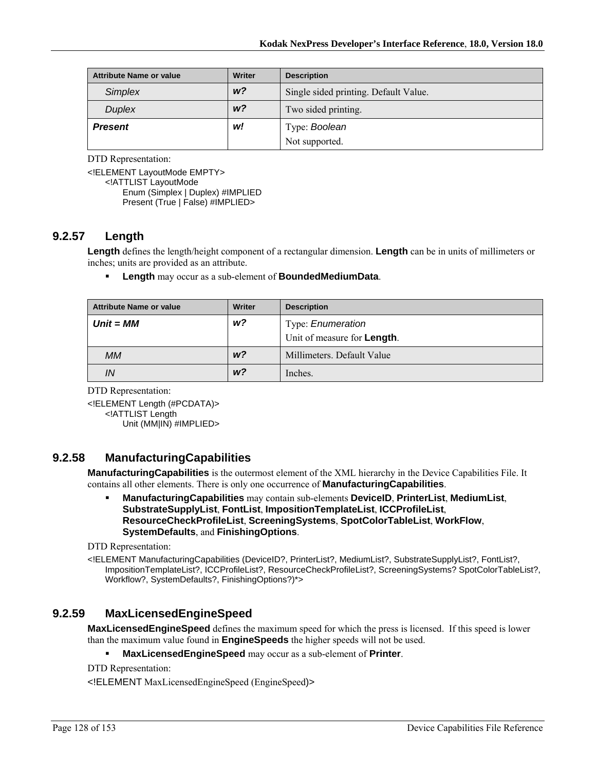| Attribute Name or value | Writer | Description |
|---|---|---|
| *Simplex* | ***w?*** | Single sided printing. Default Value. |
| *Duplex* | ***w?*** | Two sided printing. |
| ***Present*** | ***w!*** | Type: *Boolean*<br>Not supported. |

DTD Representation:

```
<!ELEMENT LayoutMode EMPTY>
    <!ATTLIST LayoutMode
        Enum (Simplex | Duplex) #IMPLIED
        Present (True | False) #IMPLIED>
```

## 9.2.57 Length

**Length** defines the length/height component of a rectangular dimension. **Length** can be in units of millimeters or inches; units are provided as an attribute.

- **Length** may occur as a sub-element of **BoundedMediumData**.

| Attribute Name or value | Writer | Description |
|---|---|---|
| ***Unit = MM*** | ***w?*** | Type: *Enumeration*<br>Unit of measure for **Length**. |
| *MM* | ***w?*** | Millimeters. Default Value |
| *IN* | ***w?*** | Inches. |

DTD Representation:

```
<!ELEMENT Length (#PCDATA)>
    <!ATTLIST Length
        Unit (MM|IN) #IMPLIED>
```

## 9.2.58 ManufacturingCapabilities

**ManufacturingCapabilities** is the outermost element of the XML hierarchy in the Device Capabilities File. It contains all other elements. There is only one occurrence of **ManufacturingCapabilities**.

- **ManufacturingCapabilities** may contain sub-elements **DeviceID**, **PrinterList**, **MediumList**, **SubstrateSupplyList**, **FontList**, **ImpositionTemplateList**, **ICCProfileList**, **ResourceCheckProfileList**, **ScreeningSystems**, **SpotColorTableList**, **WorkFlow**, **SystemDefaults**, and **FinishingOptions**.

DTD Representation:

```
<!ELEMENT ManufacturingCapabilities (DeviceID?, PrinterList?, MediumList?, SubstrateSupplyList?, FontList?,
    ImpositionTemplateList?, ICCProfileList?, ResourceCheckProfileList?, ScreeningSystems? SpotColorTableList?,
    Workflow?, SystemDefaults?, FinishingOptions?)*>
```

## 9.2.59 MaxLicensedEngineSpeed

**MaxLicensedEngineSpeed** defines the maximum speed for which the press is licensed. If this speed is lower than the maximum value found in **EngineSpeeds** the higher speeds will not be used.

- **MaxLicensedEngineSpeed** may occur as a sub-element of **Printer**.

DTD Representation:

```
<!ELEMENT MaxLicensedEngineSpeed (EngineSpeed)>
```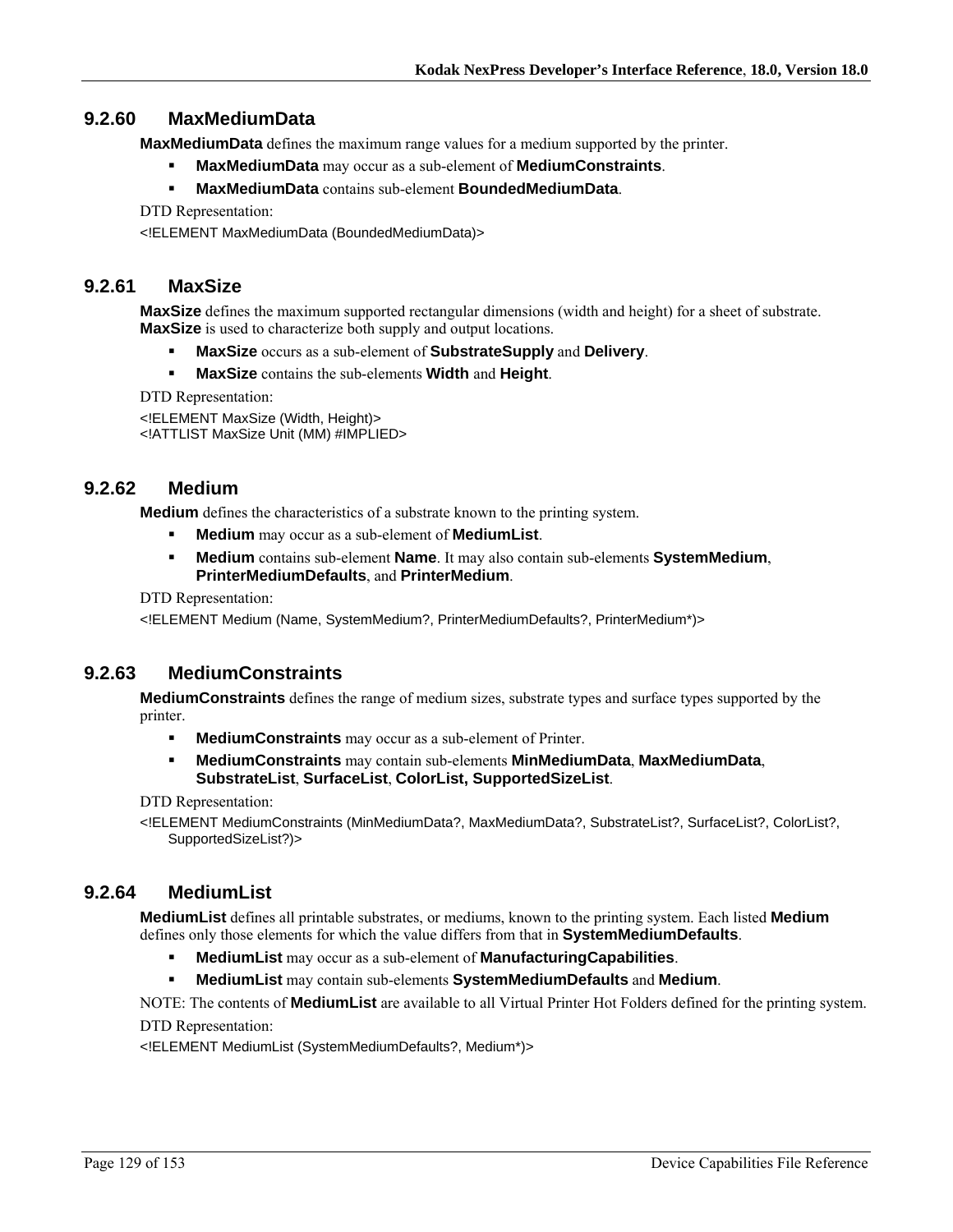### 9.2.60 MaxMediumData

**MaxMediumData** defines the maximum range values for a medium supported by the printer.

- **MaxMediumData** may occur as a sub-element of **MediumConstraints**.
- **MaxMediumData** contains sub-element **BoundedMediumData**.

DTD Representation:

```
<!ELEMENT MaxMediumData (BoundedMediumData)>
```

### 9.2.61 MaxSize

**MaxSize** defines the maximum supported rectangular dimensions (width and height) for a sheet of substrate. **MaxSize** is used to characterize both supply and output locations.

- **MaxSize** occurs as a sub-element of **SubstrateSupply** and **Delivery**.
- **MaxSize** contains the sub-elements **Width** and **Height**.

DTD Representation:

```
<!ELEMENT MaxSize (Width, Height)>
<!ATTLIST MaxSize Unit (MM) #IMPLIED>
```

### 9.2.62 Medium

**Medium** defines the characteristics of a substrate known to the printing system.

- **Medium** may occur as a sub-element of **MediumList**.
- **Medium** contains sub-element **Name**. It may also contain sub-elements **SystemMedium**, **PrinterMediumDefaults**, and **PrinterMedium**.

DTD Representation:

```
<!ELEMENT Medium (Name, SystemMedium?, PrinterMediumDefaults?, PrinterMedium*)>
```

### 9.2.63 MediumConstraints

**MediumConstraints** defines the range of medium sizes, substrate types and surface types supported by the printer.

- **MediumConstraints** may occur as a sub-element of Printer.
- **MediumConstraints** may contain sub-elements **MinMediumData**, **MaxMediumData**, **SubstrateList**, **SurfaceList**, **ColorList, SupportedSizeList**.

DTD Representation:

```
<!ELEMENT MediumConstraints (MinMediumData?, MaxMediumData?, SubstrateList?, SurfaceList?, ColorList?, SupportedSizeList?)>
```

### 9.2.64 MediumList

**MediumList** defines all printable substrates, or mediums, known to the printing system. Each listed **Medium** defines only those elements for which the value differs from that in **SystemMediumDefaults**.

- **MediumList** may occur as a sub-element of **ManufacturingCapabilities**.
- **MediumList** may contain sub-elements **SystemMediumDefaults** and **Medium**.

NOTE: The contents of **MediumList** are available to all Virtual Printer Hot Folders defined for the printing system.

DTD Representation:

```
<!ELEMENT MediumList (SystemMediumDefaults?, Medium*)>
```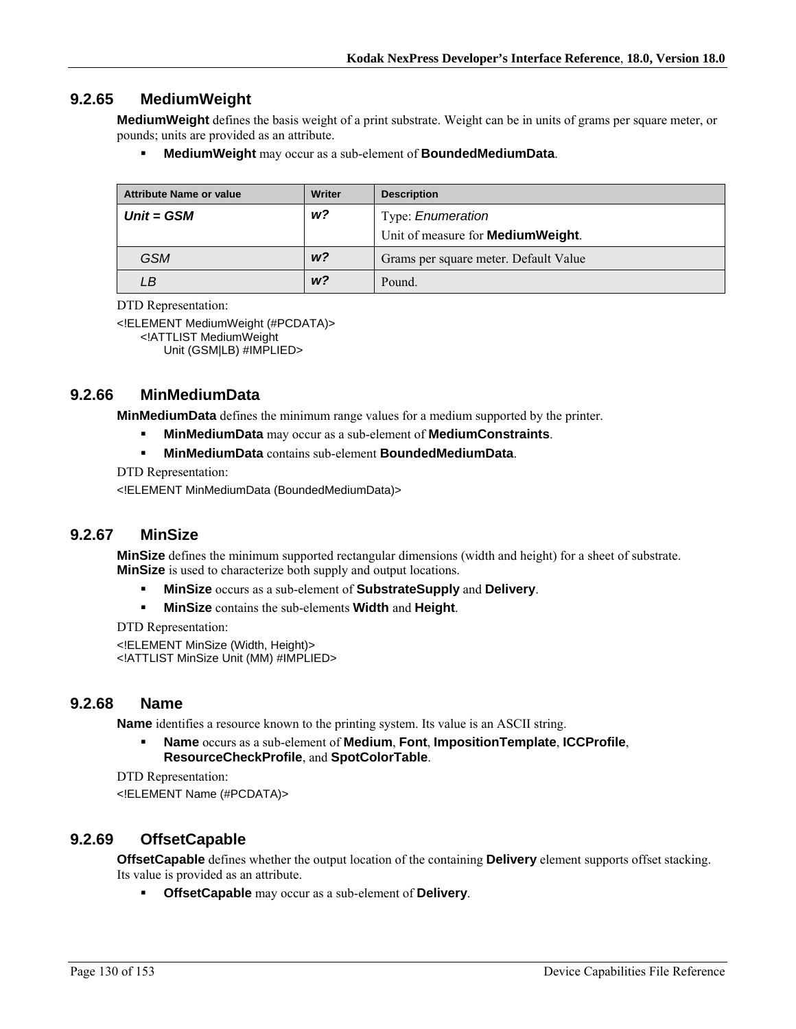### 9.2.65 MediumWeight

**MediumWeight** defines the basis weight of a print substrate. Weight can be in units of grams per square meter, or pounds; units are provided as an attribute.

- **MediumWeight** may occur as a sub-element of **BoundedMediumData**.

| Attribute Name or value | Writer | Description |
|---|---|---|
| ***Unit = GSM*** | ***w?*** | Type: *Enumeration*<br>Unit of measure for **MediumWeight**. |
| *GSM* | ***w?*** | Grams per square meter. Default Value |
| *LB* | ***w?*** | Pound. |

DTD Representation:

```
<!ELEMENT MediumWeight (#PCDATA)>
    <!ATTLIST MediumWeight
        Unit (GSM|LB) #IMPLIED>
```

### 9.2.66 MinMediumData

**MinMediumData** defines the minimum range values for a medium supported by the printer.

- **MinMediumData** may occur as a sub-element of **MediumConstraints**.
- **MinMediumData** contains sub-element **BoundedMediumData**.

DTD Representation:

```
<!ELEMENT MinMediumData (BoundedMediumData)>
```

### 9.2.67 MinSize

**MinSize** defines the minimum supported rectangular dimensions (width and height) for a sheet of substrate. **MinSize** is used to characterize both supply and output locations.

- **MinSize** occurs as a sub-element of **SubstrateSupply** and **Delivery**.
- **MinSize** contains the sub-elements **Width** and **Height**.

DTD Representation:

```
<!ELEMENT MinSize (Width, Height)>
<!ATTLIST MinSize Unit (MM) #IMPLIED>
```

### 9.2.68 Name

**Name** identifies a resource known to the printing system. Its value is an ASCII string.

- **Name** occurs as a sub-element of **Medium**, **Font**, **ImpositionTemplate**, **ICCProfile**, **ResourceCheckProfile**, and **SpotColorTable**.

DTD Representation:

```
<!ELEMENT Name (#PCDATA)>
```

### 9.2.69 OffsetCapable

**OffsetCapable** defines whether the output location of the containing **Delivery** element supports offset stacking. Its value is provided as an attribute.

- **OffsetCapable** may occur as a sub-element of **Delivery**.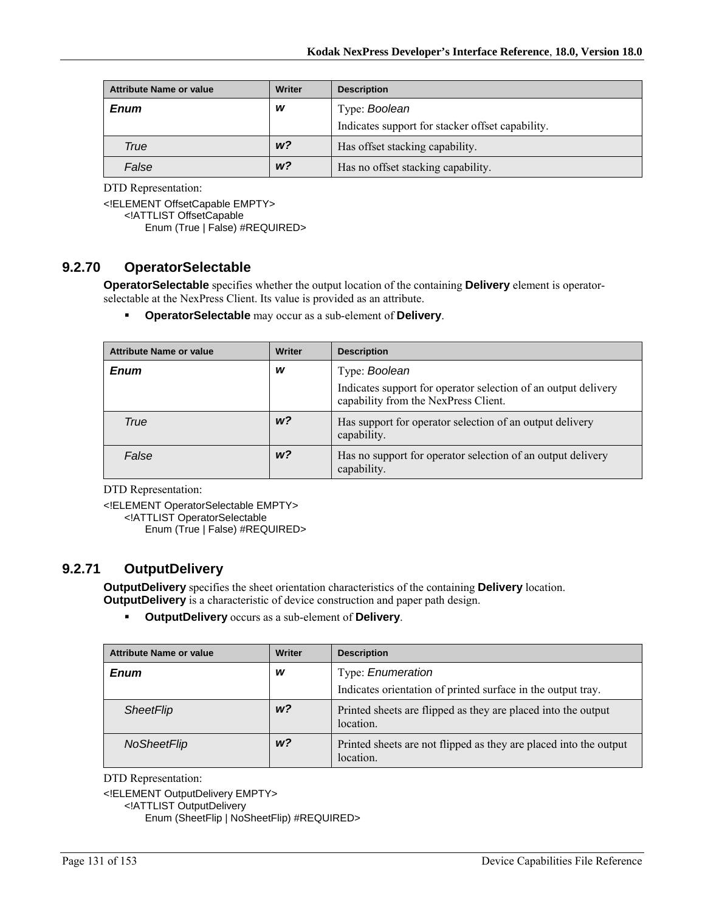| Attribute Name or value | Writer | Description |
| --- | --- | --- |
| ***Enum*** | ***w*** | Type: *Boolean*<br>Indicates support for stacker offset capability. |
| *True* | ***w?*** | Has offset stacking capability. |
| *False* | ***w?*** | Has no offset stacking capability. |

DTD Representation:

```
<!ELEMENT OffsetCapable EMPTY>
    <!ATTLIST OffsetCapable
        Enum (True | False) #REQUIRED>
```

### 9.2.70 OperatorSelectable

**OperatorSelectable** specifies whether the output location of the containing **Delivery** element is operator-selectable at the NexPress Client. Its value is provided as an attribute.

- **OperatorSelectable** may occur as a sub-element of **Delivery**.

| Attribute Name or value | Writer | Description |
| --- | --- | --- |
| ***Enum*** | ***w*** | Type: *Boolean*<br>Indicates support for operator selection of an output delivery capability from the NexPress Client. |
| *True* | ***w?*** | Has support for operator selection of an output delivery capability. |
| *False* | ***w?*** | Has no support for operator selection of an output delivery capability. |

DTD Representation:

```
<!ELEMENT OperatorSelectable EMPTY>
    <!ATTLIST OperatorSelectable
        Enum (True | False) #REQUIRED>
```

### 9.2.71 OutputDelivery

**OutputDelivery** specifies the sheet orientation characteristics of the containing **Delivery** location. **OutputDelivery** is a characteristic of device construction and paper path design.

- **OutputDelivery** occurs as a sub-element of **Delivery**.

| Attribute Name or value | Writer | Description |
| --- | --- | --- |
| ***Enum*** | ***w*** | Type: *Enumeration*<br>Indicates orientation of printed surface in the output tray. |
| *SheetFlip* | ***w?*** | Printed sheets are flipped as they are placed into the output location. |
| *NoSheetFlip* | ***w?*** | Printed sheets are not flipped as they are placed into the output location. |

DTD Representation:

```
<!ELEMENT OutputDelivery EMPTY>
    <!ATTLIST OutputDelivery
        Enum (SheetFlip | NoSheetFlip) #REQUIRED>
```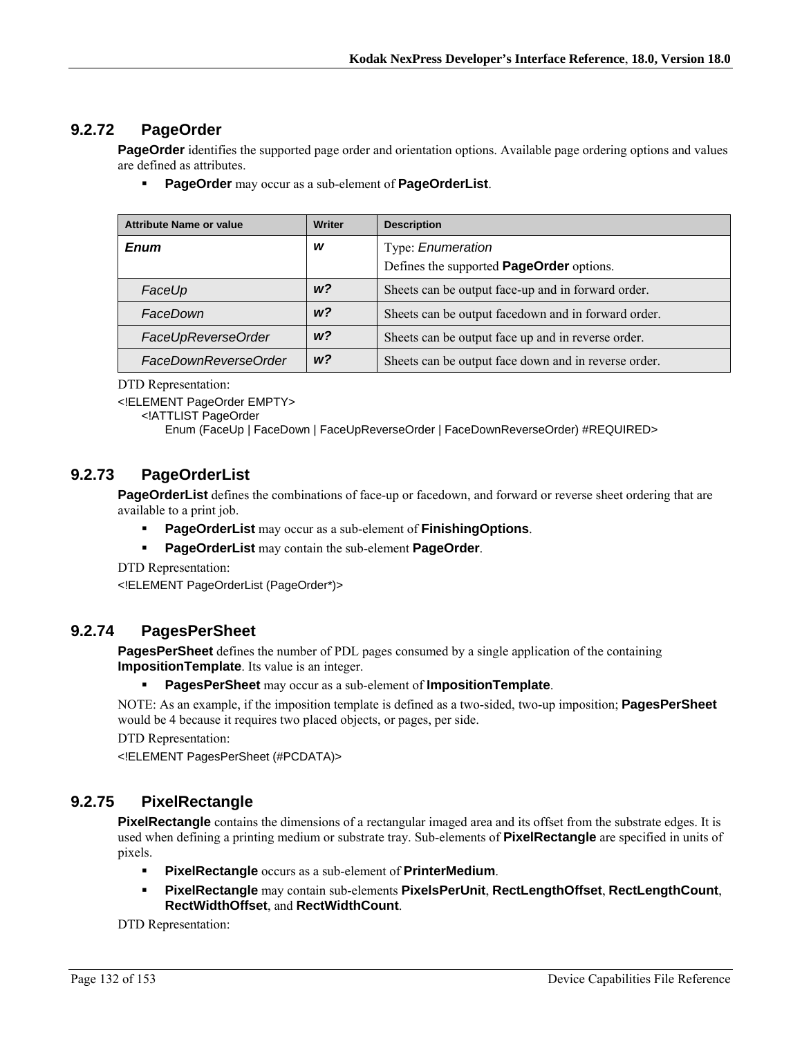### 9.2.72 PageOrder

**PageOrder** identifies the supported page order and orientation options. Available page ordering options and values are defined as attributes.

- **PageOrder** may occur as a sub-element of **PageOrderList**.

| Attribute Name or value | Writer | Description |
|---|---|---|
| ***Enum*** | ***w*** | Type: *Enumeration*<br>Defines the supported **PageOrder** options. |
| *FaceUp* | ***w?*** | Sheets can be output face-up and in forward order. |
| *FaceDown* | ***w?*** | Sheets can be output facedown and in forward order. |
| *FaceUpReverseOrder* | ***w?*** | Sheets can be output face up and in reverse order. |
| *FaceDownReverseOrder* | ***w?*** | Sheets can be output face down and in reverse order. |

DTD Representation:

```
<!ELEMENT PageOrder EMPTY>
    <!ATTLIST PageOrder
        Enum (FaceUp | FaceDown | FaceUpReverseOrder | FaceDownReverseOrder) #REQUIRED>
```

### 9.2.73 PageOrderList

**PageOrderList** defines the combinations of face-up or facedown, and forward or reverse sheet ordering that are available to a print job.

- **PageOrderList** may occur as a sub-element of **FinishingOptions**.
- **PageOrderList** may contain the sub-element **PageOrder**.

DTD Representation:

```
<!ELEMENT PageOrderList (PageOrder*)>
```

### 9.2.74 PagesPerSheet

**PagesPerSheet** defines the number of PDL pages consumed by a single application of the containing **ImpositionTemplate**. Its value is an integer.

- **PagesPerSheet** may occur as a sub-element of **ImpositionTemplate**.

NOTE: As an example, if the imposition template is defined as a two-sided, two-up imposition; **PagesPerSheet** would be 4 because it requires two placed objects, or pages, per side.

DTD Representation:

```
<!ELEMENT PagesPerSheet (#PCDATA)>
```

### 9.2.75 PixelRectangle

**PixelRectangle** contains the dimensions of a rectangular imaged area and its offset from the substrate edges. It is used when defining a printing medium or substrate tray. Sub-elements of **PixelRectangle** are specified in units of pixels.

- **PixelRectangle** occurs as a sub-element of **PrinterMedium**.
- **PixelRectangle** may contain sub-elements **PixelsPerUnit**, **RectLengthOffset**, **RectLengthCount**, **RectWidthOffset**, and **RectWidthCount**.

DTD Representation: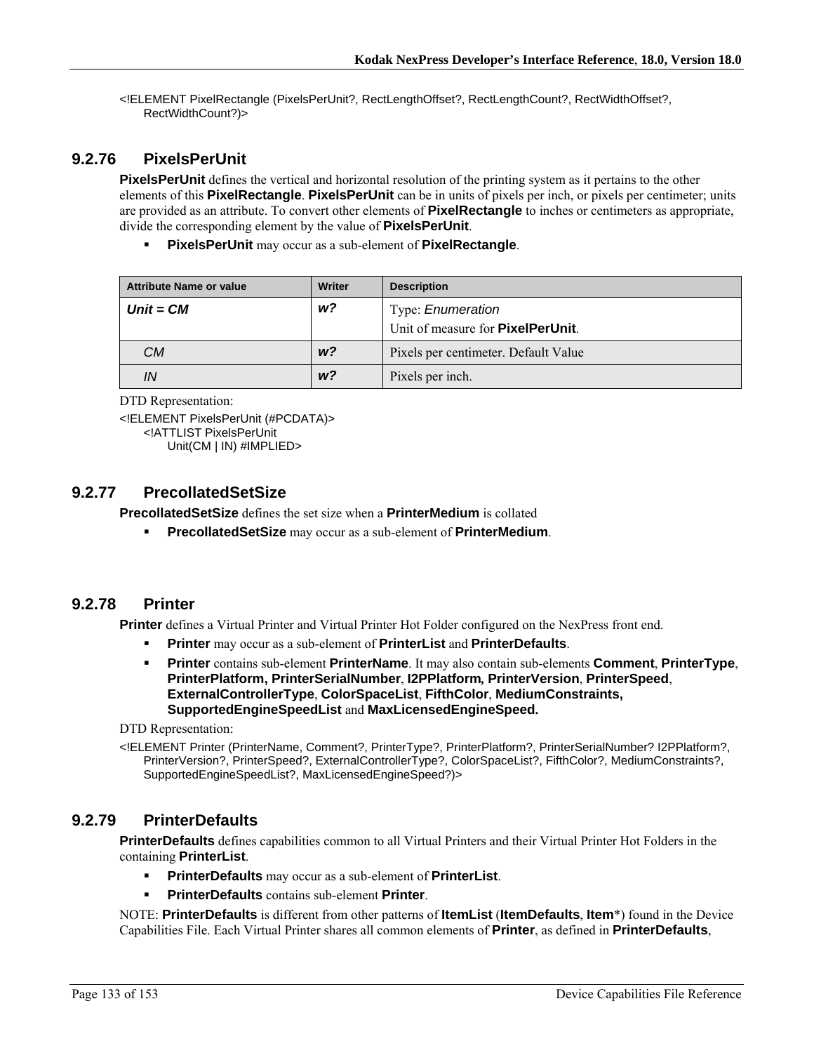```
<!ELEMENT PixelRectangle (PixelsPerUnit?, RectLengthOffset?, RectLengthCount?, RectWidthOffset?,
    RectWidthCount?)>
```

### 9.2.76 PixelsPerUnit

**PixelsPerUnit** defines the vertical and horizontal resolution of the printing system as it pertains to the other elements of this **PixelRectangle**. **PixelsPerUnit** can be in units of pixels per inch, or pixels per centimeter; units are provided as an attribute. To convert other elements of **PixelRectangle** to inches or centimeters as appropriate, divide the corresponding element by the value of **PixelsPerUnit**.

- **PixelsPerUnit** may occur as a sub-element of **PixelRectangle**.

| Attribute Name or value | Writer | Description |
|---|---|---|
| ***Unit = CM*** | ***w?*** | Type: *Enumeration*<br>Unit of measure for **PixelPerUnit**. |
| *CM* | ***w?*** | Pixels per centimeter. Default Value |
| *IN* | ***w?*** | Pixels per inch. |

DTD Representation:

```
<!ELEMENT PixelsPerUnit (#PCDATA)>
    <!ATTLIST PixelsPerUnit
        Unit(CM | IN) #IMPLIED>
```

### 9.2.77 PrecollatedSetSize

**PrecollatedSetSize** defines the set size when a **PrinterMedium** is collated

- **PrecollatedSetSize** may occur as a sub-element of **PrinterMedium**.

### 9.2.78 Printer

**Printer** defines a Virtual Printer and Virtual Printer Hot Folder configured on the NexPress front end.

- **Printer** may occur as a sub-element of **PrinterList** and **PrinterDefaults**.
- **Printer** contains sub-element **PrinterName**. It may also contain sub-elements **Comment**, **PrinterType**, **PrinterPlatform, PrinterSerialNumber**, **I2PPlatform***,* **PrinterVersion**, **PrinterSpeed**, **ExternalControllerType**, **ColorSpaceList**, **FifthColor**, **MediumConstraints, SupportedEngineSpeedList** and **MaxLicensedEngineSpeed.**

DTD Representation:

```
<!ELEMENT Printer (PrinterName, Comment?, PrinterType?, PrinterPlatform?, PrinterSerialNumber? I2PPlatform?,
    PrinterVersion?, PrinterSpeed?, ExternalControllerType?, ColorSpaceList?, FifthColor?, MediumConstraints?,
    SupportedEngineSpeedList?, MaxLicensedEngineSpeed?)>
```

### 9.2.79 PrinterDefaults

**PrinterDefaults** defines capabilities common to all Virtual Printers and their Virtual Printer Hot Folders in the containing **PrinterList**.

- **PrinterDefaults** may occur as a sub-element of **PrinterList**.
- **PrinterDefaults** contains sub-element **Printer**.

NOTE: **PrinterDefaults** is different from other patterns of **ItemList** (**ItemDefaults**, **Item***) found in the Device Capabilities File. Each Virtual Printer shares all common elements of **Printer**, as defined in **PrinterDefaults**,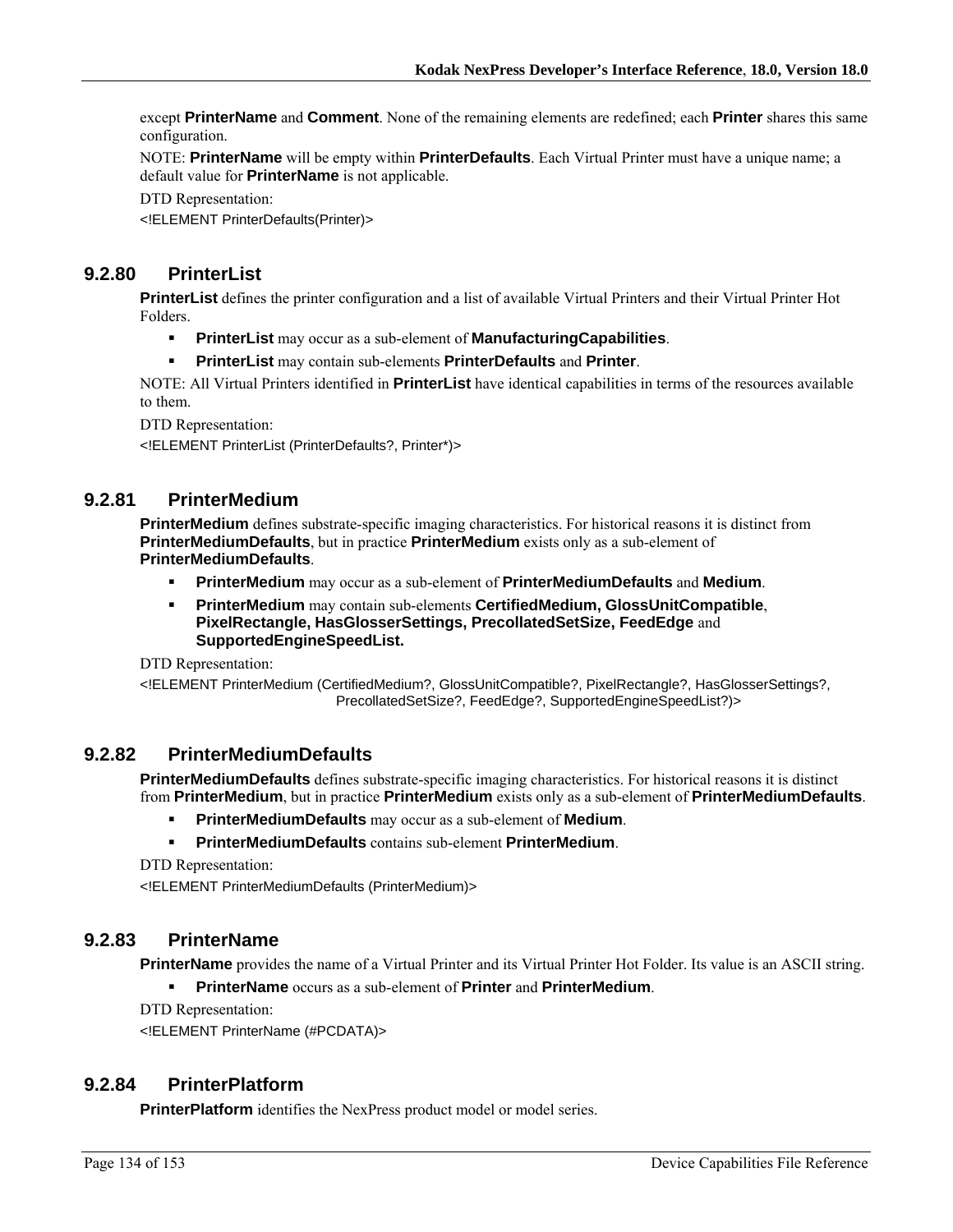except **PrinterName** and **Comment**. None of the remaining elements are redefined; each **Printer** shares this same configuration.

NOTE: **PrinterName** will be empty within **PrinterDefaults**. Each Virtual Printer must have a unique name; a default value for **PrinterName** is not applicable.

DTD Representation:

```
<!ELEMENT PrinterDefaults(Printer)>
```

### 9.2.80 PrinterList

**PrinterList** defines the printer configuration and a list of available Virtual Printers and their Virtual Printer Hot Folders.

- **PrinterList** may occur as a sub-element of **ManufacturingCapabilities**.
- **PrinterList** may contain sub-elements **PrinterDefaults** and **Printer**.

NOTE: All Virtual Printers identified in **PrinterList** have identical capabilities in terms of the resources available to them.

DTD Representation:

```
<!ELEMENT PrinterList (PrinterDefaults?, Printer*)>
```

### 9.2.81 PrinterMedium

**PrinterMedium** defines substrate-specific imaging characteristics. For historical reasons it is distinct from **PrinterMediumDefaults**, but in practice **PrinterMedium** exists only as a sub-element of **PrinterMediumDefaults**.

- **PrinterMedium** may occur as a sub-element of **PrinterMediumDefaults** and **Medium**.
- **PrinterMedium** may contain sub-elements **CertifiedMedium, GlossUnitCompatible**, **PixelRectangle, HasGlosserSettings, PrecollatedSetSize, FeedEdge** and **SupportedEngineSpeedList.**

DTD Representation:

```
<!ELEMENT PrinterMedium (CertifiedMedium?, GlossUnitCompatible?, PixelRectangle?, HasGlosserSettings?,
                        PrecollatedSetSize?, FeedEdge?, SupportedEngineSpeedList?)>
```

### 9.2.82 PrinterMediumDefaults

**PrinterMediumDefaults** defines substrate-specific imaging characteristics. For historical reasons it is distinct from **PrinterMedium**, but in practice **PrinterMedium** exists only as a sub-element of **PrinterMediumDefaults**.

- **PrinterMediumDefaults** may occur as a sub-element of **Medium**.
- **PrinterMediumDefaults** contains sub-element **PrinterMedium**.

DTD Representation:

```
<!ELEMENT PrinterMediumDefaults (PrinterMedium)>
```

### 9.2.83 PrinterName

**PrinterName** provides the name of a Virtual Printer and its Virtual Printer Hot Folder. Its value is an ASCII string.

- **PrinterName** occurs as a sub-element of **Printer** and **PrinterMedium**.

DTD Representation:

```
<!ELEMENT PrinterName (#PCDATA)>
```

### 9.2.84 PrinterPlatform

**PrinterPlatform** identifies the NexPress product model or model series.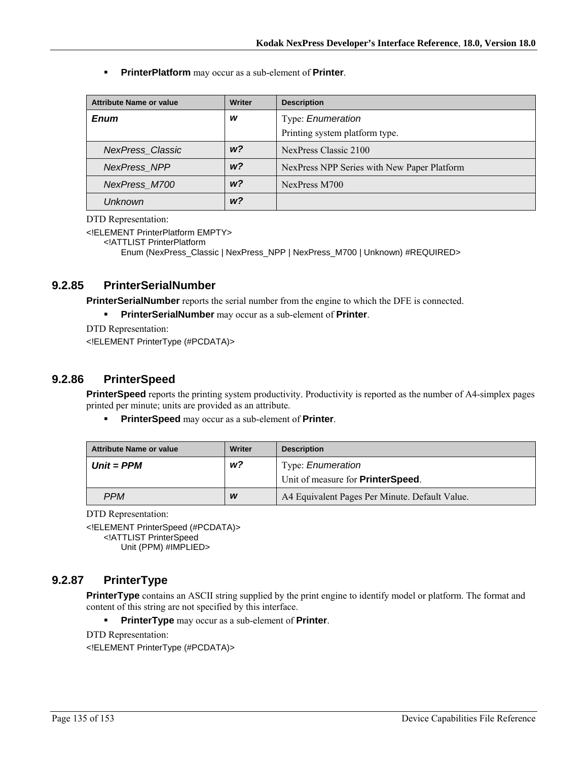- **PrinterPlatform** may occur as a sub-element of **Printer**.

| Attribute Name or value | Writer | Description |
|---|---|---|
| ***Enum*** | ***w*** | Type: *Enumeration*<br>Printing system platform type. |
| *NexPress_Classic* | ***w?*** | NexPress Classic 2100 |
| *NexPress_NPP* | ***w?*** | NexPress NPP Series with New Paper Platform |
| *NexPress_M700* | ***w?*** | NexPress M700 |
| *Unknown* | ***w?*** | |

DTD Representation:

```
<!ELEMENT PrinterPlatform EMPTY>
    <!ATTLIST PrinterPlatform
        Enum (NexPress_Classic | NexPress_NPP | NexPress_M700 | Unknown) #REQUIRED>
```

### 9.2.85 PrinterSerialNumber

**PrinterSerialNumber** reports the serial number from the engine to which the DFE is connected.

- **PrinterSerialNumber** may occur as a sub-element of **Printer**.

DTD Representation:

```
<!ELEMENT PrinterType (#PCDATA)>
```

### 9.2.86 PrinterSpeed

**PrinterSpeed** reports the printing system productivity. Productivity is reported as the number of A4-simplex pages printed per minute; units are provided as an attribute.

- **PrinterSpeed** may occur as a sub-element of **Printer**.

| Attribute Name or value | Writer | Description |
|---|---|---|
| ***Unit = PPM*** | ***w?*** | Type: *Enumeration*<br>Unit of measure for **PrinterSpeed**. |
| *PPM* | ***w*** | A4 Equivalent Pages Per Minute. Default Value. |

DTD Representation:

```
<!ELEMENT PrinterSpeed (#PCDATA)>
    <!ATTLIST PrinterSpeed
        Unit (PPM) #IMPLIED>
```

### 9.2.87 PrinterType

**PrinterType** contains an ASCII string supplied by the print engine to identify model or platform. The format and content of this string are not specified by this interface.

- **PrinterType** may occur as a sub-element of **Printer**.

DTD Representation:

```
<!ELEMENT PrinterType (#PCDATA)>
```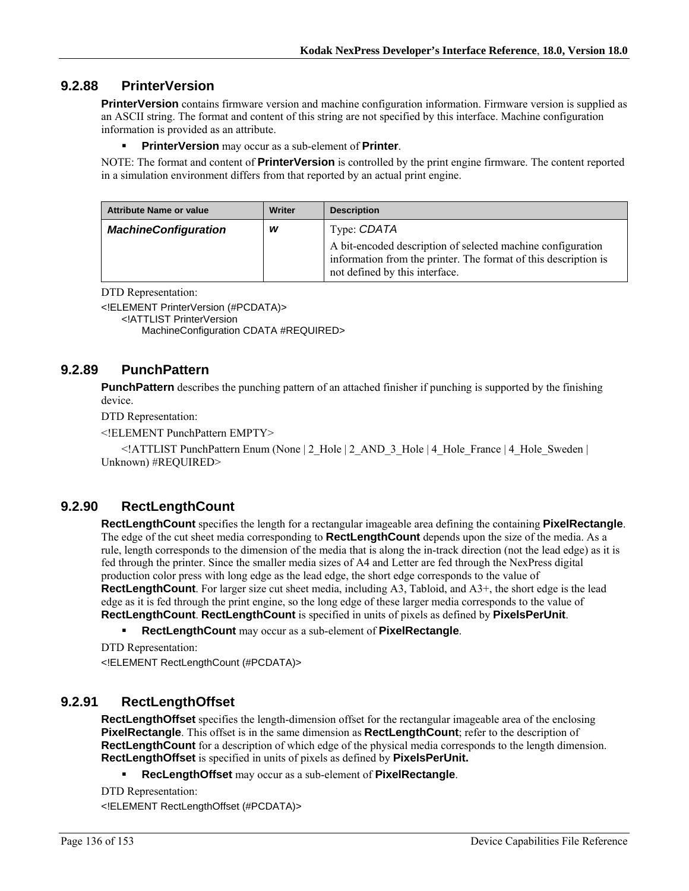### 9.2.88 PrinterVersion

**PrinterVersion** contains firmware version and machine configuration information. Firmware version is supplied as an ASCII string. The format and content of this string are not specified by this interface. Machine configuration information is provided as an attribute.

- **PrinterVersion** may occur as a sub-element of **Printer**.

NOTE: The format and content of **PrinterVersion** is controlled by the print engine firmware. The content reported in a simulation environment differs from that reported by an actual print engine.

| Attribute Name or value | Writer | Description |
|---|---|---|
| ***MachineConfiguration*** | ***w*** | Type: *CDATA*<br>A bit-encoded description of selected machine configuration information from the printer. The format of this description is not defined by this interface. |

DTD Representation:

```
<!ELEMENT PrinterVersion (#PCDATA)>
    <!ATTLIST PrinterVersion
        MachineConfiguration CDATA #REQUIRED>
```

### 9.2.89 PunchPattern

**PunchPattern** describes the punching pattern of an attached finisher if punching is supported by the finishing device.

DTD Representation:

```
<!ELEMENT PunchPattern EMPTY>
    <!ATTLIST PunchPattern Enum (None | 2_Hole | 2_AND_3_Hole | 4_Hole_France | 4_Hole_Sweden | Unknown) #REQUIRED>
```

### 9.2.90 RectLengthCount

**RectLengthCount** specifies the length for a rectangular imageable area defining the containing **PixelRectangle**. The edge of the cut sheet media corresponding to **RectLengthCount** depends upon the size of the media. As a rule, length corresponds to the dimension of the media that is along the in-track direction (not the lead edge) as it is fed through the printer. Since the smaller media sizes of A4 and Letter are fed through the NexPress digital production color press with long edge as the lead edge, the short edge corresponds to the value of **RectLengthCount**. For larger size cut sheet media, including A3, Tabloid, and A3+, the short edge is the lead edge as it is fed through the print engine, so the long edge of these larger media corresponds to the value of **RectLengthCount**. **RectLengthCount** is specified in units of pixels as defined by **PixelsPerUnit**.

- **RectLengthCount** may occur as a sub-element of **PixelRectangle**.

DTD Representation:

```
<!ELEMENT RectLengthCount (#PCDATA)>
```

### 9.2.91 RectLengthOffset

**RectLengthOffset** specifies the length-dimension offset for the rectangular imageable area of the enclosing **PixelRectangle**. This offset is in the same dimension as **RectLengthCount**; refer to the description of **RectLengthCount** for a description of which edge of the physical media corresponds to the length dimension. **RectLengthOffset** is specified in units of pixels as defined by **PixelsPerUnit.**

- **RecLengthOffset** may occur as a sub-element of **PixelRectangle**.

DTD Representation:

```
<!ELEMENT RectLengthOffset (#PCDATA)>
```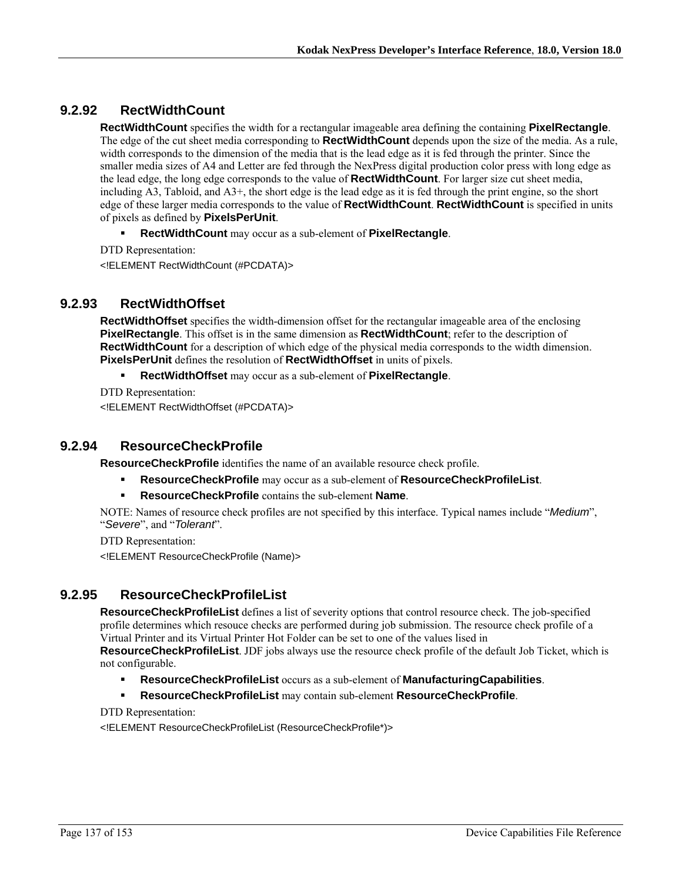### 9.2.92 RectWidthCount

**RectWidthCount** specifies the width for a rectangular imageable area defining the containing **PixelRectangle**. The edge of the cut sheet media corresponding to **RectWidthCount** depends upon the size of the media. As a rule, width corresponds to the dimension of the media that is the lead edge as it is fed through the printer. Since the smaller media sizes of A4 and Letter are fed through the NexPress digital production color press with long edge as the lead edge, the long edge corresponds to the value of **RectWidthCount**. For larger size cut sheet media, including A3, Tabloid, and A3+, the short edge is the lead edge as it is fed through the print engine, so the short edge of these larger media corresponds to the value of **RectWidthCount**. **RectWidthCount** is specified in units of pixels as defined by **PixelsPerUnit**.

- **RectWidthCount** may occur as a sub-element of **PixelRectangle**.

DTD Representation:

```
<!ELEMENT RectWidthCount (#PCDATA)>
```

### 9.2.93 RectWidthOffset

**RectWidthOffset** specifies the width-dimension offset for the rectangular imageable area of the enclosing **PixelRectangle**. This offset is in the same dimension as **RectWidthCount**; refer to the description of **RectWidthCount** for a description of which edge of the physical media corresponds to the width dimension. **PixelsPerUnit** defines the resolution of **RectWidthOffset** in units of pixels.

- **RectWidthOffset** may occur as a sub-element of **PixelRectangle**.

DTD Representation:

```
<!ELEMENT RectWidthOffset (#PCDATA)>
```

### 9.2.94 ResourceCheckProfile

**ResourceCheckProfile** identifies the name of an available resource check profile.

- **ResourceCheckProfile** may occur as a sub-element of **ResourceCheckProfileList**.
- **ResourceCheckProfile** contains the sub-element **Name**.

NOTE: Names of resource check profiles are not specified by this interface. Typical names include "*Medium*", "*Severe*", and "*Tolerant*".

DTD Representation:

```
<!ELEMENT ResourceCheckProfile (Name)>
```

### 9.2.95 ResourceCheckProfileList

**ResourceCheckProfileList** defines a list of severity options that control resource check. The job-specified profile determines which resouce checks are performed during job submission. The resource check profile of a Virtual Printer and its Virtual Printer Hot Folder can be set to one of the values lised in **ResourceCheckProfileList**. JDF jobs always use the resource check profile of the default Job Ticket, which is not configurable.

- **ResourceCheckProfileList** occurs as a sub-element of **ManufacturingCapabilities**.
- **ResourceCheckProfileList** may contain sub-element **ResourceCheckProfile**.

DTD Representation:

```
<!ELEMENT ResourceCheckProfileList (ResourceCheckProfile*)>
```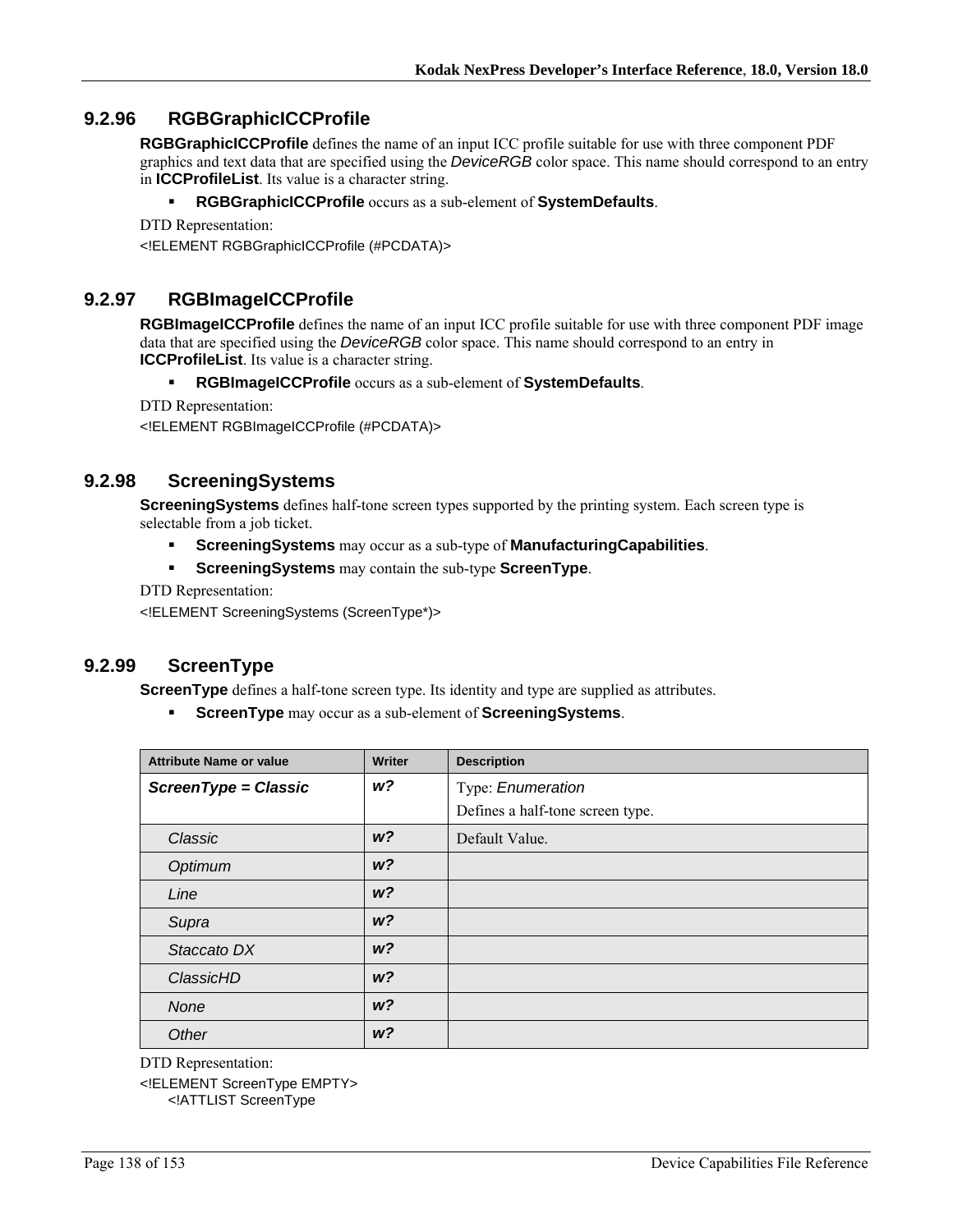### 9.2.96 RGBGraphicICCProfile

**RGBGraphicICCProfile** defines the name of an input ICC profile suitable for use with three component PDF graphics and text data that are specified using the *DeviceRGB* color space. This name should correspond to an entry in **ICCProfileList**. Its value is a character string.

- **RGBGraphicICCProfile** occurs as a sub-element of **SystemDefaults**.

DTD Representation:

```
<!ELEMENT RGBGraphicICCProfile (#PCDATA)>
```

### 9.2.97 RGBImageICCProfile

**RGBImageICCProfile** defines the name of an input ICC profile suitable for use with three component PDF image data that are specified using the *DeviceRGB* color space. This name should correspond to an entry in **ICCProfileList**. Its value is a character string.

- **RGBImageICCProfile** occurs as a sub-element of **SystemDefaults**.

DTD Representation:

```
<!ELEMENT RGBImageICCProfile (#PCDATA)>
```

### 9.2.98 ScreeningSystems

**ScreeningSystems** defines half-tone screen types supported by the printing system. Each screen type is selectable from a job ticket.

- **ScreeningSystems** may occur as a sub-type of **ManufacturingCapabilities**.
- **ScreeningSystems** may contain the sub-type **ScreenType**.

DTD Representation:

```
<!ELEMENT ScreeningSystems (ScreenType*)>
```

### 9.2.99 ScreenType

**ScreenType** defines a half-tone screen type. Its identity and type are supplied as attributes.

- **ScreenType** may occur as a sub-element of **ScreeningSystems**.

| Attribute Name or value | Writer | Description |
|---|---|---|
| ***ScreenType = Classic*** | ***w?*** | Type: *Enumeration*<br>Defines a half-tone screen type. |
| *Classic* | ***w?*** | Default Value. |
| *Optimum* | ***w?*** | |
| *Line* | ***w?*** | |
| *Supra* | ***w?*** | |
| *Staccato DX* | ***w?*** | |
| *ClassicHD* | ***w?*** | |
| *None* | ***w?*** | |
| *Other* | ***w?*** | |

DTD Representation:

```
<!ELEMENT ScreenType EMPTY>
    <!ATTLIST ScreenType
```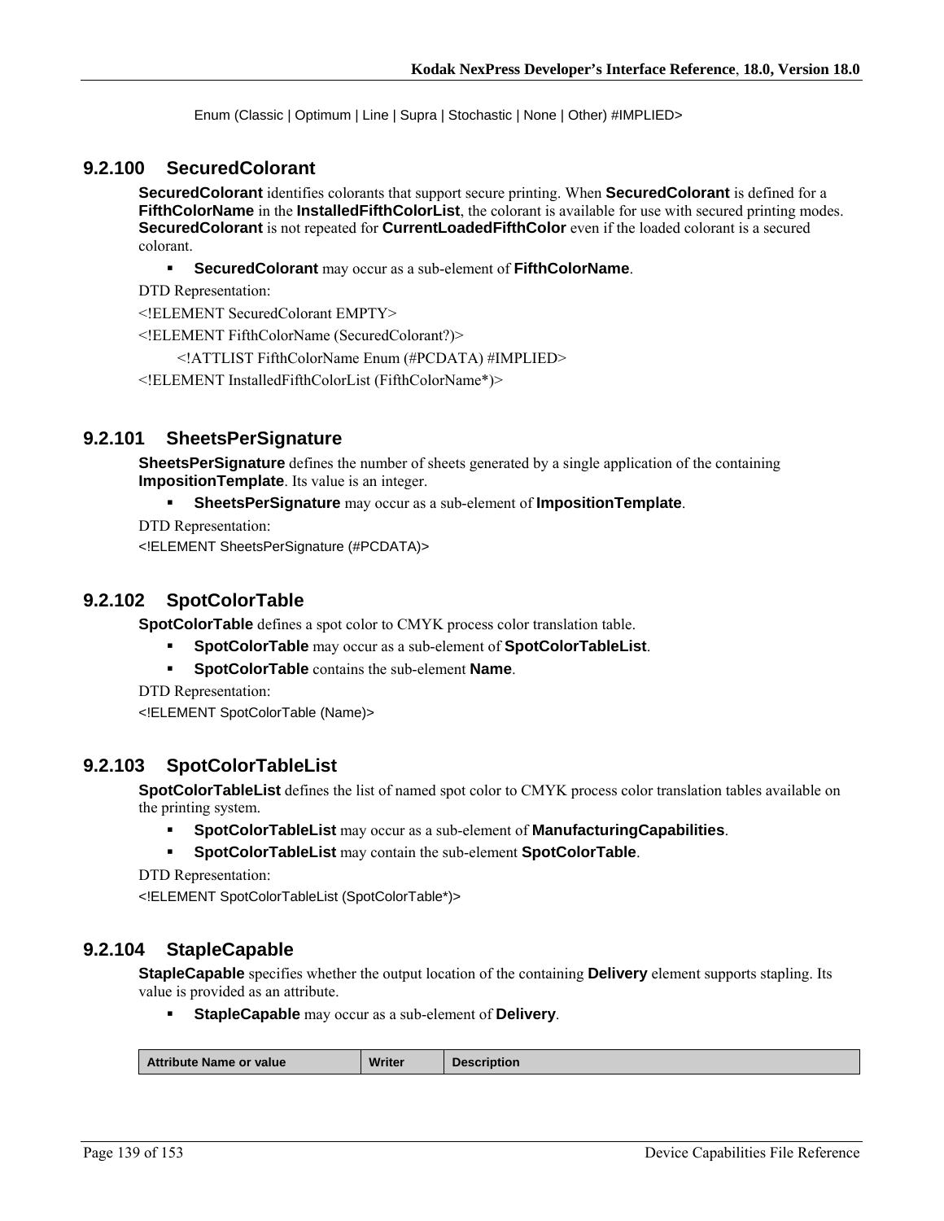Enum (Classic | Optimum | Line | Supra | Stochastic | None | Other) #IMPLIED>

### 9.2.100 SecuredColorant

**SecuredColorant** identifies colorants that support secure printing. When **SecuredColorant** is defined for a **FifthColorName** in the **InstalledFifthColorList**, the colorant is available for use with secured printing modes. **SecuredColorant** is not repeated for **CurrentLoadedFifthColor** even if the loaded colorant is a secured colorant.

- **SecuredColorant** may occur as a sub-element of **FifthColorName**.

DTD Representation:

```
<!ELEMENT SecuredColorant EMPTY>
<!ELEMENT FifthColorName (SecuredColorant?)>
    <!ATTLIST FifthColorName Enum (#PCDATA) #IMPLIED>
<!ELEMENT InstalledFifthColorList (FifthColorName*)>
```

### 9.2.101 SheetsPerSignature

**SheetsPerSignature** defines the number of sheets generated by a single application of the containing **ImpositionTemplate**. Its value is an integer.

- **SheetsPerSignature** may occur as a sub-element of **ImpositionTemplate**.

DTD Representation:

```
<!ELEMENT SheetsPerSignature (#PCDATA)>
```

### 9.2.102 SpotColorTable

**SpotColorTable** defines a spot color to CMYK process color translation table.

- **SpotColorTable** may occur as a sub-element of **SpotColorTableList**.
- **SpotColorTable** contains the sub-element **Name**.

DTD Representation:

```
<!ELEMENT SpotColorTable (Name)>
```

### 9.2.103 SpotColorTableList

**SpotColorTableList** defines the list of named spot color to CMYK process color translation tables available on the printing system.

- **SpotColorTableList** may occur as a sub-element of **ManufacturingCapabilities**.
- **SpotColorTableList** may contain the sub-element **SpotColorTable**.

DTD Representation:

```
<!ELEMENT SpotColorTableList (SpotColorTable*)>
```

### 9.2.104 StapleCapable

**StapleCapable** specifies whether the output location of the containing **Delivery** element supports stapling. Its value is provided as an attribute.

- **StapleCapable** may occur as a sub-element of **Delivery**.

| Attribute Name or value | Writer | Description |
|---|---|---|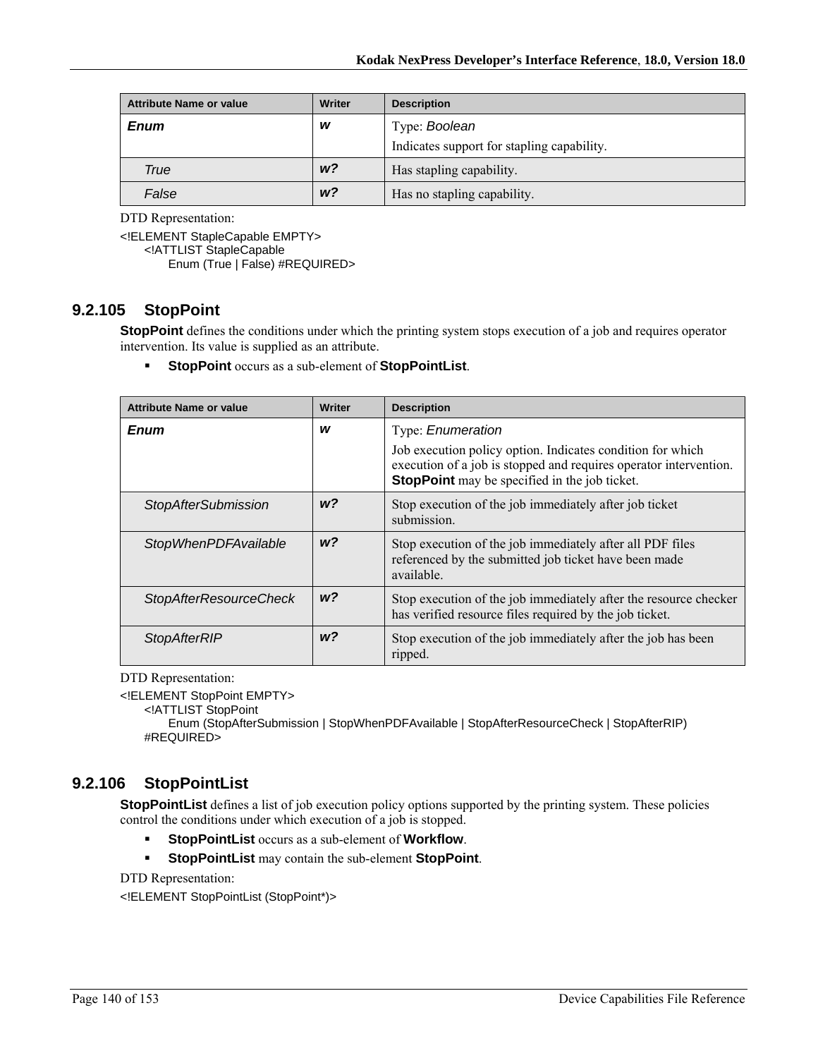| Attribute Name or value | Writer | Description |
|---|---|---|
| ***Enum*** | ***w*** | Type: *Boolean*<br>Indicates support for stapling capability. |
| *True* | ***w?*** | Has stapling capability. |
| *False* | ***w?*** | Has no stapling capability. |

DTD Representation:

```
<!ELEMENT StapleCapable EMPTY>
    <!ATTLIST StapleCapable
        Enum (True | False) #REQUIRED>
```

### 9.2.105 StopPoint

**StopPoint** defines the conditions under which the printing system stops execution of a job and requires operator intervention. Its value is supplied as an attribute.

- **StopPoint** occurs as a sub-element of **StopPointList**.

| Attribute Name or value | Writer | Description |
|---|---|---|
| ***Enum*** | ***w*** | Type: *Enumeration*<br>Job execution policy option. Indicates condition for which execution of a job is stopped and requires operator intervention. **StopPoint** may be specified in the job ticket. |
| *StopAfterSubmission* | ***w?*** | Stop execution of the job immediately after job ticket submission. |
| *StopWhenPDFAvailable* | ***w?*** | Stop execution of the job immediately after all PDF files referenced by the submitted job ticket have been made available. |
| *StopAfterResourceCheck* | ***w?*** | Stop execution of the job immediately after the resource checker has verified resource files required by the job ticket. |
| *StopAfterRIP* | ***w?*** | Stop execution of the job immediately after the job has been ripped. |

DTD Representation:

```
<!ELEMENT StopPoint EMPTY>
    <!ATTLIST StopPoint
        Enum (StopAfterSubmission | StopWhenPDFAvailable | StopAfterResourceCheck | StopAfterRIP)
    #REQUIRED>
```

### 9.2.106 StopPointList

**StopPointList** defines a list of job execution policy options supported by the printing system. These policies control the conditions under which execution of a job is stopped.

- **StopPointList** occurs as a sub-element of **Workflow**.
- **StopPointList** may contain the sub-element **StopPoint**.

DTD Representation:

```
<!ELEMENT StopPointList (StopPoint*)>
```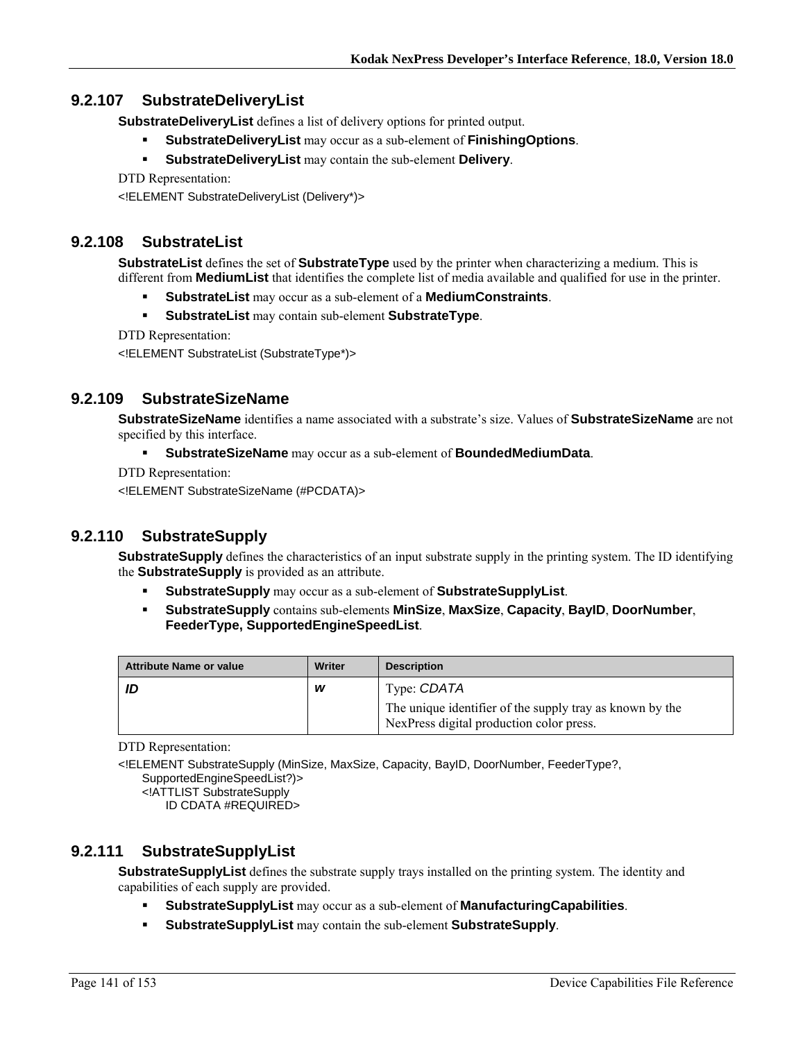### 9.2.107 SubstrateDeliveryList

**SubstrateDeliveryList** defines a list of delivery options for printed output.

- **SubstrateDeliveryList** may occur as a sub-element of **FinishingOptions**.
- **SubstrateDeliveryList** may contain the sub-element **Delivery**.

DTD Representation:

```
<!ELEMENT SubstrateDeliveryList (Delivery*)>
```

### 9.2.108 SubstrateList

**SubstrateList** defines the set of **SubstrateType** used by the printer when characterizing a medium. This is different from **MediumList** that identifies the complete list of media available and qualified for use in the printer.

- **SubstrateList** may occur as a sub-element of a **MediumConstraints**.
- **SubstrateList** may contain sub-element **SubstrateType**.

DTD Representation:

```
<!ELEMENT SubstrateList (SubstrateType*)>
```

### 9.2.109 SubstrateSizeName

**SubstrateSizeName** identifies a name associated with a substrate's size. Values of **SubstrateSizeName** are not specified by this interface.

- **SubstrateSizeName** may occur as a sub-element of **BoundedMediumData**.

DTD Representation:

```
<!ELEMENT SubstrateSizeName (#PCDATA)>
```

### 9.2.110 SubstrateSupply

**SubstrateSupply** defines the characteristics of an input substrate supply in the printing system. The ID identifying the **SubstrateSupply** is provided as an attribute.

- **SubstrateSupply** may occur as a sub-element of **SubstrateSupplyList**.
- **SubstrateSupply** contains sub-elements **MinSize**, **MaxSize**, **Capacity**, **BayID**, **DoorNumber**, **FeederType, SupportedEngineSpeedList**.

| Attribute Name or value | Writer | Description |
|---|---|---|
| ***ID*** | ***w*** | Type: *CDATA*<br>The unique identifier of the supply tray as known by the NexPress digital production color press. |

DTD Representation:

```
<!ELEMENT SubstrateSupply (MinSize, MaxSize, Capacity, BayID, DoorNumber, FeederType?,
    SupportedEngineSpeedList?)>
    <!ATTLIST SubstrateSupply
        ID CDATA #REQUIRED>
```

### 9.2.111 SubstrateSupplyList

**SubstrateSupplyList** defines the substrate supply trays installed on the printing system. The identity and capabilities of each supply are provided.

- **SubstrateSupplyList** may occur as a sub-element of **ManufacturingCapabilities**.
- **SubstrateSupplyList** may contain the sub-element **SubstrateSupply**.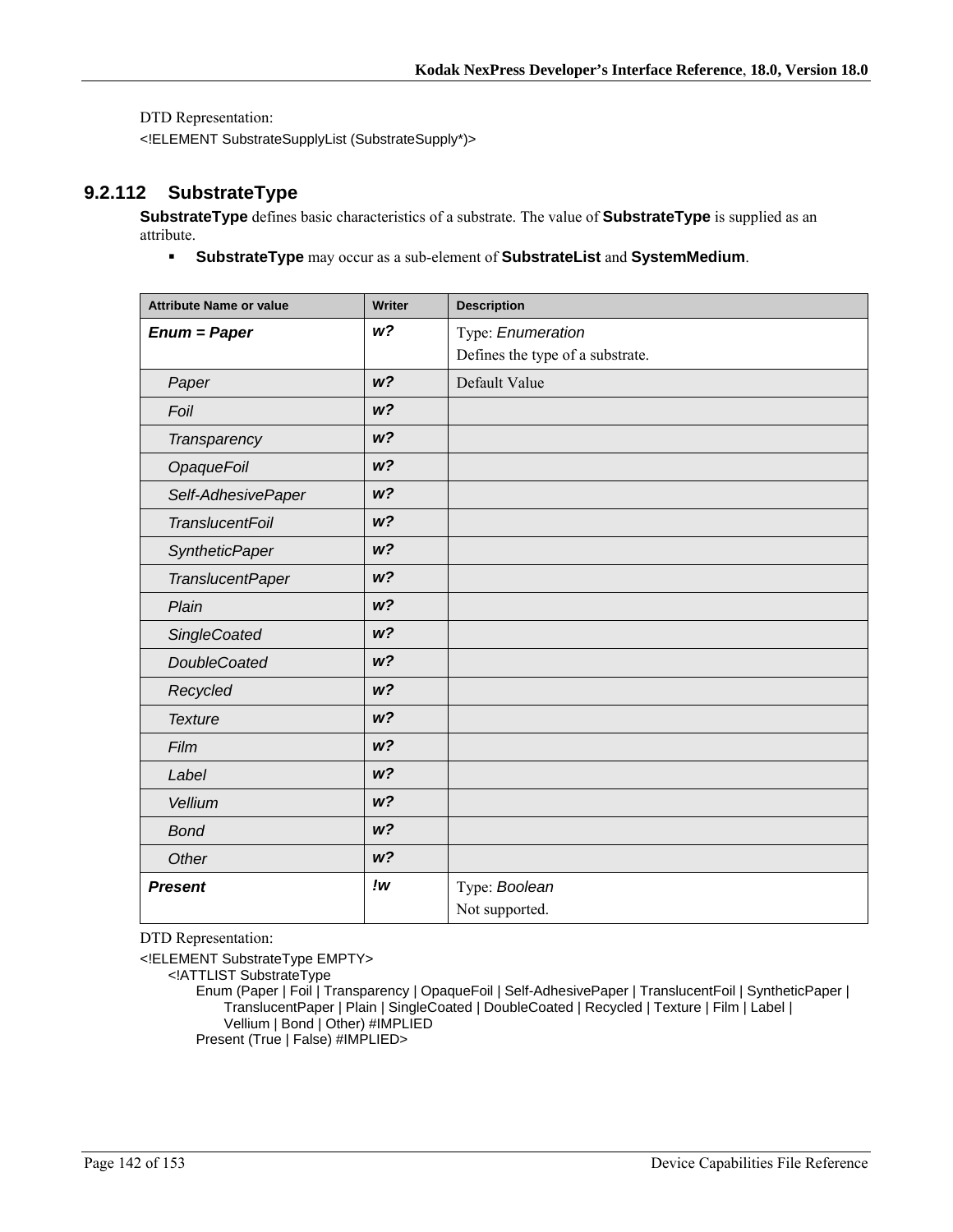DTD Representation:

```
<!ELEMENT SubstrateSupplyList (SubstrateSupply*)>
```

### 9.2.112 SubstrateType

**SubstrateType** defines basic characteristics of a substrate. The value of **SubstrateType** is supplied as an attribute.

- **SubstrateType** may occur as a sub-element of **SubstrateList** and **SystemMedium**.

| Attribute Name or value | Writer | Description |
|---|---|---|
| ***Enum = Paper*** | ***w?*** | Type: *Enumeration*<br>Defines the type of a substrate. |
| *Paper* | ***w?*** | Default Value |
| *Foil* | ***w?*** | |
| *Transparency* | ***w?*** | |
| *OpaqueFoil* | ***w?*** | |
| *Self-AdhesivePaper* | ***w?*** | |
| *TranslucentFoil* | ***w?*** | |
| *SyntheticPaper* | ***w?*** | |
| *TranslucentPaper* | ***w?*** | |
| *Plain* | ***w?*** | |
| *SingleCoated* | ***w?*** | |
| *DoubleCoated* | ***w?*** | |
| *Recycled* | ***w?*** | |
| *Texture* | ***w?*** | |
| *Film* | ***w?*** | |
| *Label* | ***w?*** | |
| *Vellium* | ***w?*** | |
| *Bond* | ***w?*** | |
| *Other* | ***w?*** | |
| ***Present*** | ***!w*** | Type: *Boolean*<br>Not supported. |

DTD Representation:

```
<!ELEMENT SubstrateType EMPTY>
    <!ATTLIST SubstrateType
        Enum (Paper | Foil | Transparency | OpaqueFoil | Self-AdhesivePaper | TranslucentFoil | SyntheticPaper |
            TranslucentPaper | Plain | SingleCoated | DoubleCoated | Recycled | Texture | Film | Label |
            Vellium | Bond | Other) #IMPLIED
        Present (True | False) #IMPLIED>
```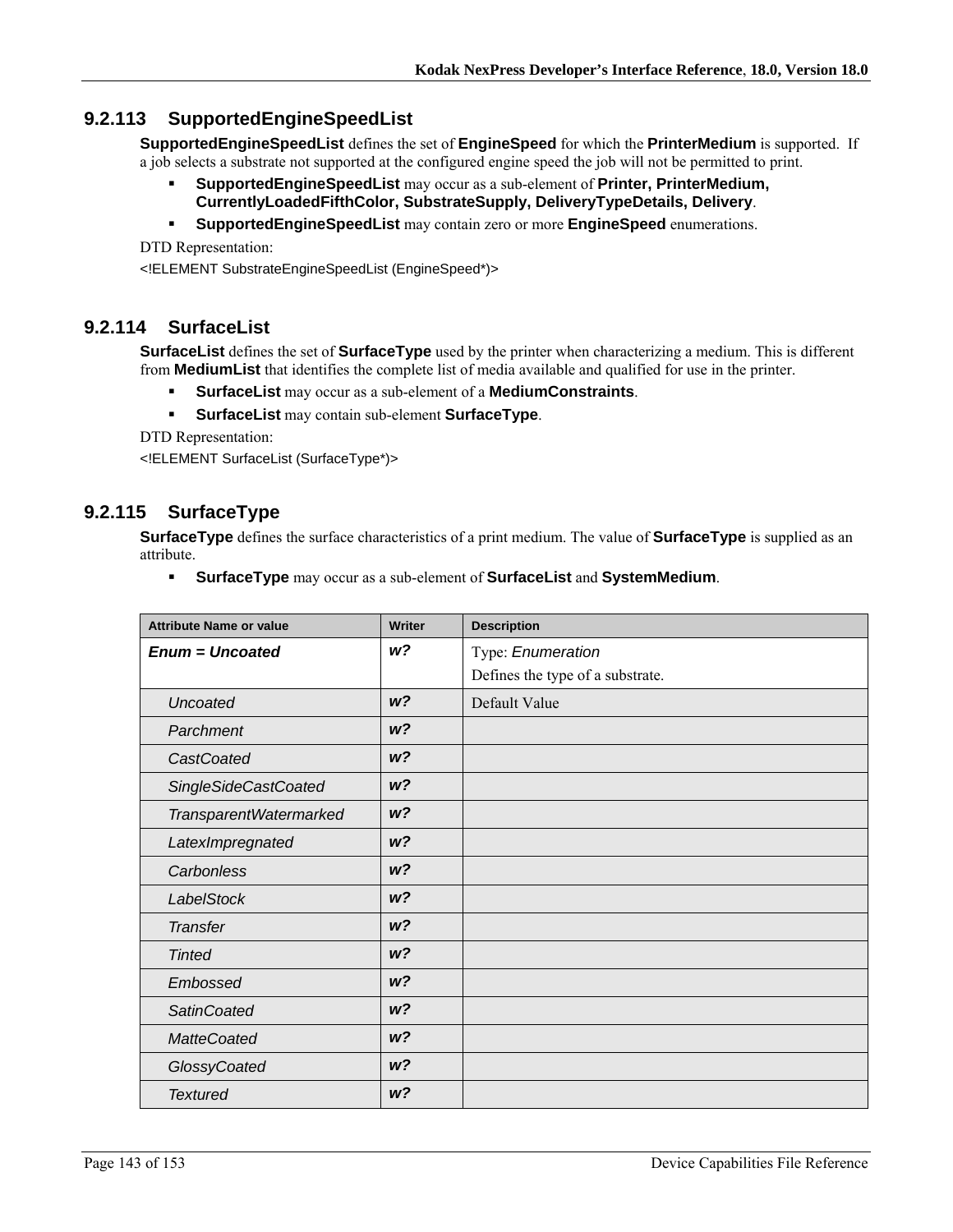### 9.2.113 SupportedEngineSpeedList

**SupportedEngineSpeedList** defines the set of **EngineSpeed** for which the **PrinterMedium** is supported. If a job selects a substrate not supported at the configured engine speed the job will not be permitted to print.

- **SupportedEngineSpeedList** may occur as a sub-element of **Printer, PrinterMedium, CurrentlyLoadedFifthColor, SubstrateSupply, DeliveryTypeDetails, Delivery**.
- **SupportedEngineSpeedList** may contain zero or more **EngineSpeed** enumerations.

DTD Representation:

```
<!ELEMENT SubstrateEngineSpeedList (EngineSpeed*)>
```

### 9.2.114 SurfaceList

**SurfaceList** defines the set of **SurfaceType** used by the printer when characterizing a medium. This is different from **MediumList** that identifies the complete list of media available and qualified for use in the printer.

- **SurfaceList** may occur as a sub-element of a **MediumConstraints**.
- **SurfaceList** may contain sub-element **SurfaceType**.

DTD Representation:

```
<!ELEMENT SurfaceList (SurfaceType*)>
```

### 9.2.115 SurfaceType

**SurfaceType** defines the surface characteristics of a print medium. The value of **SurfaceType** is supplied as an attribute.

- **SurfaceType** may occur as a sub-element of **SurfaceList** and **SystemMedium**.

| Attribute Name or value | Writer | Description |
|---|---|---|
| ***Enum = Uncoated*** | ***w?*** | Type: *Enumeration*<br>Defines the type of a substrate. |
| *Uncoated* | ***w?*** | Default Value |
| *Parchment* | ***w?*** | |
| *CastCoated* | ***w?*** | |
| *SingleSideCastCoated* | ***w?*** | |
| *TransparentWatermarked* | ***w?*** | |
| *LatexImpregnated* | ***w?*** | |
| *Carbonless* | ***w?*** | |
| *LabelStock* | ***w?*** | |
| *Transfer* | ***w?*** | |
| *Tinted* | ***w?*** | |
| *Embossed* | ***w?*** | |
| *SatinCoated* | ***w?*** | |
| *MatteCoated* | ***w?*** | |
| *GlossyCoated* | ***w?*** | |
| *Textured* | ***w?*** | |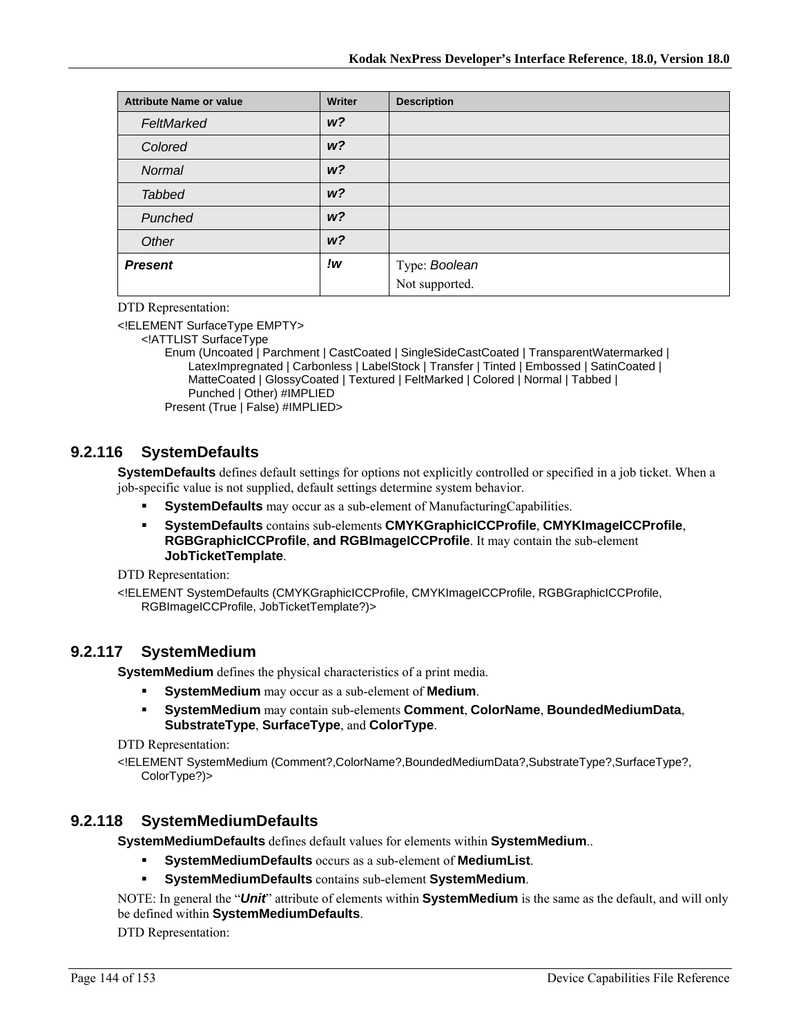| Attribute Name or value | Writer | Description |
|---|---|---|
| *FeltMarked* | ***w?*** | |
| *Colored* | ***w?*** | |
| *Normal* | ***w?*** | |
| *Tabbed* | ***w?*** | |
| *Punched* | ***w?*** | |
| *Other* | ***w?*** | |
| ***Present*** | ***!w*** | Type: *Boolean*<br>Not supported. |

DTD Representation:

```
<!ELEMENT SurfaceType EMPTY>
    <!ATTLIST SurfaceType
        Enum (Uncoated | Parchment | CastCoated | SingleSideCastCoated | TransparentWatermarked |
            LatexImpregnated | Carbonless | LabelStock | Transfer | Tinted | Embossed | SatinCoated |
            MatteCoated | GlossyCoated | Textured | FeltMarked | Colored | Normal | Tabbed |
            Punched | Other) #IMPLIED
        Present (True | False) #IMPLIED>
```

## 9.2.116 SystemDefaults

**SystemDefaults** defines default settings for options not explicitly controlled or specified in a job ticket. When a job-specific value is not supplied, default settings determine system behavior.

- **SystemDefaults** may occur as a sub-element of ManufacturingCapabilities.
- **SystemDefaults** contains sub-elements **CMYKGraphicICCProfile**, **CMYKImageICCProfile**, **RGBGraphicICCProfile**, **and RGBImageICCProfile**. It may contain the sub-element **JobTicketTemplate**.

DTD Representation:

```
<!ELEMENT SystemDefaults (CMYKGraphicICCProfile, CMYKImageICCProfile, RGBGraphicICCProfile,
    RGBImageICCProfile, JobTicketTemplate?)>
```

## 9.2.117 SystemMedium

**SystemMedium** defines the physical characteristics of a print media.

- **SystemMedium** may occur as a sub-element of **Medium**.
- **SystemMedium** may contain sub-elements **Comment**, **ColorName**, **BoundedMediumData**, **SubstrateType**, **SurfaceType**, and **ColorType**.

DTD Representation:

```
<!ELEMENT SystemMedium (Comment?,ColorName?,BoundedMediumData?,SubstrateType?,SurfaceType?,
    ColorType?)>
```

## 9.2.118 SystemMediumDefaults

**SystemMediumDefaults** defines default values for elements within **SystemMedium**..

- **SystemMediumDefaults** occurs as a sub-element of **MediumList**.
- **SystemMediumDefaults** contains sub-element **SystemMedium**.

NOTE: In general the "***Unit***" attribute of elements within **SystemMedium** is the same as the default, and will only be defined within **SystemMediumDefaults**.

DTD Representation: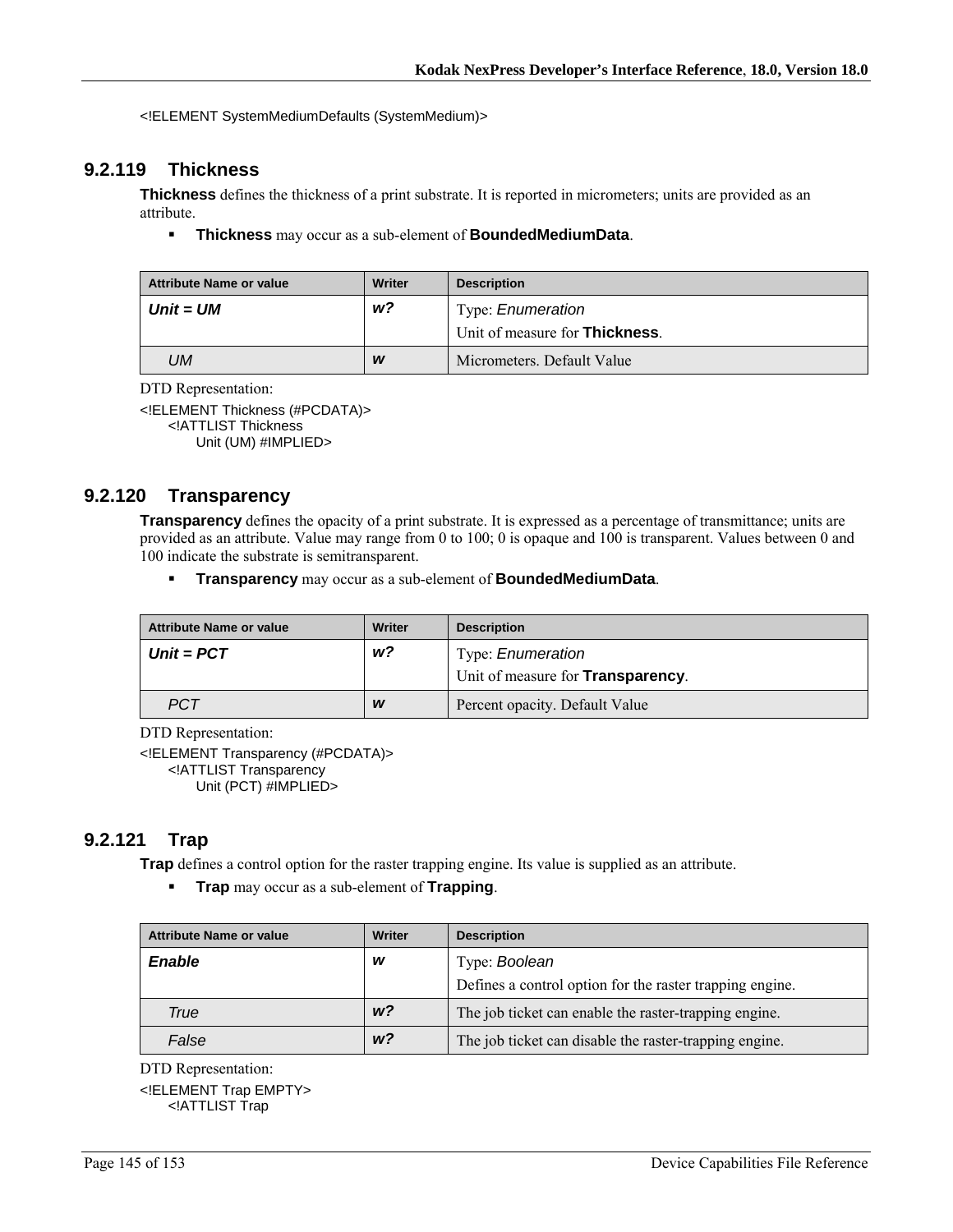```
<!ELEMENT SystemMediumDefaults (SystemMedium)>
```

### 9.2.119 Thickness

**Thickness** defines the thickness of a print substrate. It is reported in micrometers; units are provided as an attribute.

- **Thickness** may occur as a sub-element of **BoundedMediumData**.

| Attribute Name or value | Writer | Description |
|---|---|---|
| ***Unit = UM*** | ***w?*** | Type: *Enumeration*<br>Unit of measure for **Thickness**. |
| *UM* | ***w*** | Micrometers. Default Value |

DTD Representation:

```
<!ELEMENT Thickness (#PCDATA)>
    <!ATTLIST Thickness
        Unit (UM) #IMPLIED>
```

### 9.2.120 Transparency

**Transparency** defines the opacity of a print substrate. It is expressed as a percentage of transmittance; units are provided as an attribute. Value may range from 0 to 100; 0 is opaque and 100 is transparent. Values between 0 and 100 indicate the substrate is semitransparent.

- **Transparency** may occur as a sub-element of **BoundedMediumData**.

| Attribute Name or value | Writer | Description |
|---|---|---|
| ***Unit = PCT*** | ***w?*** | Type: *Enumeration*<br>Unit of measure for **Transparency**. |
| *PCT* | ***w*** | Percent opacity. Default Value |

DTD Representation:

```
<!ELEMENT Transparency (#PCDATA)>
    <!ATTLIST Transparency
        Unit (PCT) #IMPLIED>
```

### 9.2.121 Trap

**Trap** defines a control option for the raster trapping engine. Its value is supplied as an attribute.

- **Trap** may occur as a sub-element of **Trapping**.

| Attribute Name or value | Writer | Description |
|---|---|---|
| ***Enable*** | ***w*** | Type: *Boolean*<br>Defines a control option for the raster trapping engine. |
| *True* | ***w?*** | The job ticket can enable the raster-trapping engine. |
| *False* | ***w?*** | The job ticket can disable the raster-trapping engine. |

DTD Representation:

```
<!ELEMENT Trap EMPTY>
    <!ATTLIST Trap
```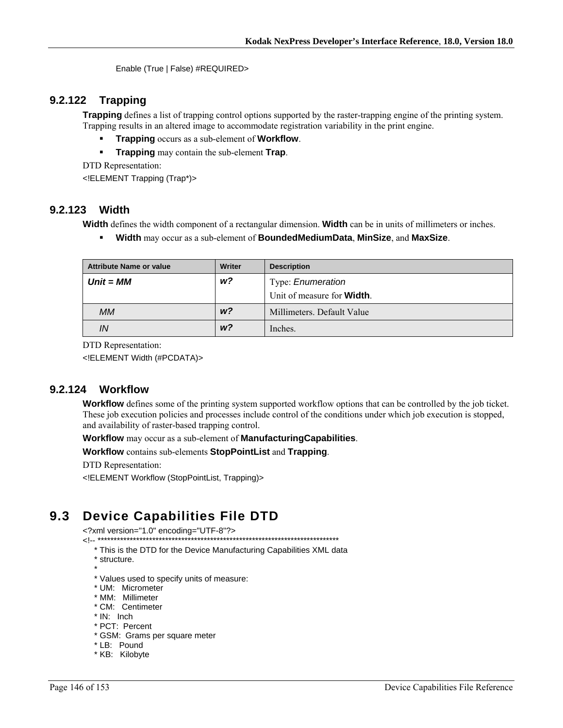Enable (True | False) #REQUIRED>

### 9.2.122 Trapping

**Trapping** defines a list of trapping control options supported by the raster-trapping engine of the printing system. Trapping results in an altered image to accommodate registration variability in the print engine.

- **Trapping** occurs as a sub-element of **Workflow**.
- **Trapping** may contain the sub-element **Trap**.

DTD Representation:

<!ELEMENT Trapping (Trap*)>

### 9.2.123 Width

**Width** defines the width component of a rectangular dimension. **Width** can be in units of millimeters or inches.

- **Width** may occur as a sub-element of **BoundedMediumData**, **MinSize**, and **MaxSize**.

| Attribute Name or value | Writer | Description |
|---|---|---|
| ***Unit = MM*** | ***w?*** | Type: *Enumeration*<br>Unit of measure for **Width**. |
| *MM* | ***w?*** | Millimeters. Default Value |
| *IN* | ***w?*** | Inches. |

DTD Representation:

<!ELEMENT Width (#PCDATA)>

### 9.2.124 Workflow

**Workflow** defines some of the printing system supported workflow options that can be controlled by the job ticket. These job execution policies and processes include control of the conditions under which job execution is stopped, and availability of raster-based trapping control.

**Workflow** may occur as a sub-element of **ManufacturingCapabilities**.

**Workflow** contains sub-elements **StopPointList** and **Trapping**.

DTD Representation:

<!ELEMENT Workflow (StopPointList, Trapping)>

## 9.3 Device Capabilities File DTD

```
<?xml version="1.0" encoding="UTF-8"?>
<!-- ***************************************************************************
     * This is the DTD for the Device Manufacturing Capabilities XML data
     * structure.
     *
     * Values used to specify units of measure:
     * UM:   Micrometer
     * MM:   Millimeter
     * CM:   Centimeter
     * IN:   Inch
     * PCT:  Percent
     * GSM:  Grams per square meter
     * LB:   Pound
     * KB:   Kilobyte
```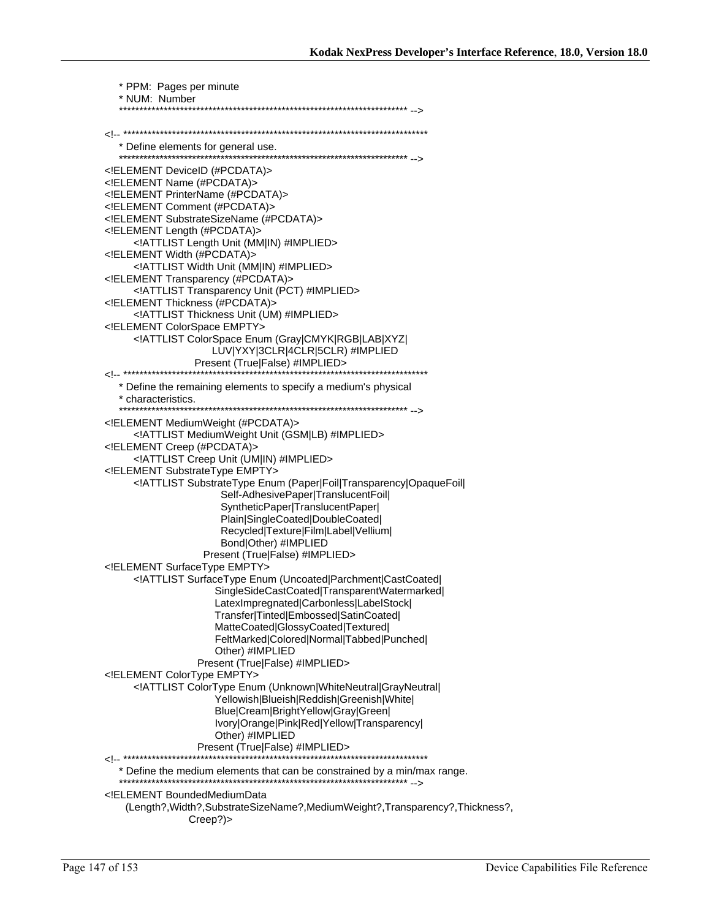```
   * PPM:  Pages per minute
   * NUM:  Number
   ********************************************************************** -->

<!-- ***************************************************************************
   * Define elements for general use.
   ********************************************************************** -->
<!ELEMENT DeviceID (#PCDATA)>
<!ELEMENT Name (#PCDATA)>
<!ELEMENT PrinterName (#PCDATA)>
<!ELEMENT Comment (#PCDATA)>
<!ELEMENT SubstrateSizeName (#PCDATA)>
<!ELEMENT Length (#PCDATA)>
      <!ATTLIST Length Unit (MM|IN) #IMPLIED>
<!ELEMENT Width (#PCDATA)>
      <!ATTLIST Width Unit (MM|IN) #IMPLIED>
<!ELEMENT Transparency (#PCDATA)>
      <!ATTLIST Transparency Unit (PCT) #IMPLIED>
<!ELEMENT Thickness (#PCDATA)>
      <!ATTLIST Thickness Unit (UM) #IMPLIED>
<!ELEMENT ColorSpace EMPTY>
      <!ATTLIST ColorSpace Enum (Gray|CMYK|RGB|LAB|XYZ|
                         LUV|YXY|3CLR|4CLR|5CLR) #IMPLIED
                     Present (True|False) #IMPLIED>
<!-- ***************************************************************************
   * Define the remaining elements to specify a medium's physical
   * characteristics.
   ********************************************************************** -->
<!ELEMENT MediumWeight (#PCDATA)>
      <!ATTLIST MediumWeight Unit (GSM|LB) #IMPLIED>
<!ELEMENT Creep (#PCDATA)>
      <!ATTLIST Creep Unit (UM|IN) #IMPLIED>
<!ELEMENT SubstrateType EMPTY>
      <!ATTLIST SubstrateType Enum (Paper|Foil|Transparency|OpaqueFoil|
                            Self-AdhesivePaper|TranslucentFoil|
                            SyntheticPaper|TranslucentPaper|
                            Plain|SingleCoated|DoubleCoated|
                            Recycled|Texture|Film|Label|Vellium|
                            Bond|Other) #IMPLIED
                     Present (True|False) #IMPLIED>
<!ELEMENT SurfaceType EMPTY>
      <!ATTLIST SurfaceType Enum (Uncoated|Parchment|CastCoated|
                          SingleSideCastCoated|TransparentWatermarked|
                          LatexImpregnated|Carbonless|LabelStock|
                          Transfer|Tinted|Embossed|SatinCoated|
                          MatteCoated|GlossyCoated|Textured|
                          FeltMarked|Colored|Normal|Tabbed|Punched|
                          Other) #IMPLIED
                      Present (True|False) #IMPLIED>
<!ELEMENT ColorType EMPTY>
      <!ATTLIST ColorType Enum (Unknown|WhiteNeutral|GrayNeutral|
                          Yellowish|Blueish|Reddish|Greenish|White|
                          Blue|Cream|BrightYellow|Gray|Green|
                          Ivory|Orange|Pink|Red|Yellow|Transparency|
                          Other) #IMPLIED
                      Present (True|False) #IMPLIED>
<!-- ***************************************************************************
   * Define the medium elements that can be constrained by a min/max range.
   ********************************************************************** -->
<!ELEMENT BoundedMediumData
     (Length?,Width?,SubstrateSizeName?,MediumWeight?,Transparency?,Thickness?,
                    Creep?)>
```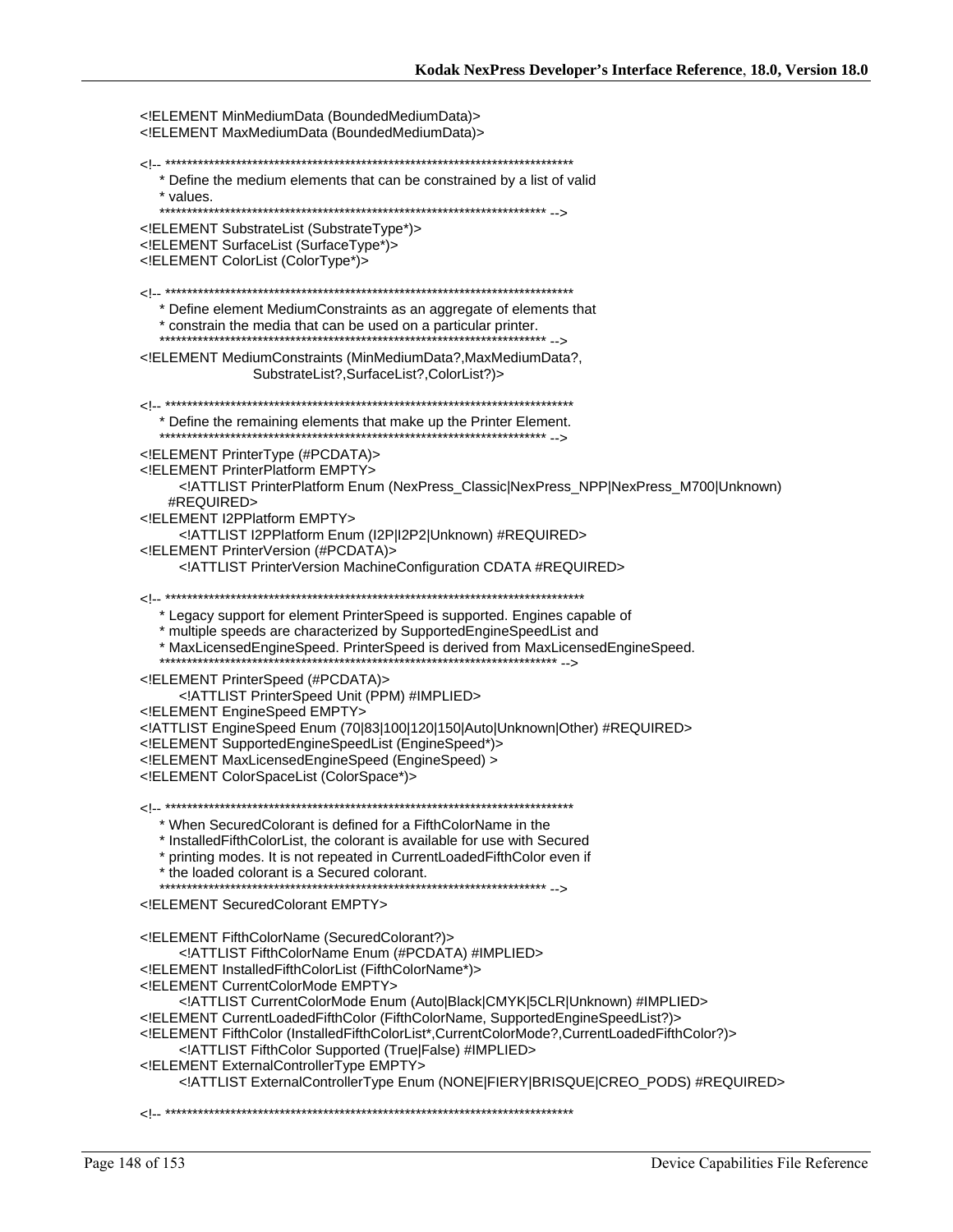```
<!ELEMENT MinMediumData (BoundedMediumData)>
<!ELEMENT MaxMediumData (BoundedMediumData)>

<!-- ****************************************************************************
   * Define the medium elements that can be constrained by a list of valid
   * values.
   ************************************************************************** -->
<!ELEMENT SubstrateList (SubstrateType*)>
<!ELEMENT SurfaceList (SurfaceType*)>
<!ELEMENT ColorList (ColorType*)>

<!-- ****************************************************************************
   * Define element MediumConstraints as an aggregate of elements that
   * constrain the media that can be used on a particular printer.
   ************************************************************************** -->
<!ELEMENT MediumConstraints (MinMediumData?,MaxMediumData?,
                    SubstrateList?,SurfaceList?,ColorList?)>

<!-- ****************************************************************************
   * Define the remaining elements that make up the Printer Element.
   ************************************************************************** -->
<!ELEMENT PrinterType (#PCDATA)>
<!ELEMENT PrinterPlatform EMPTY>
       <!ATTLIST PrinterPlatform Enum (NexPress_Classic|NexPress_NPP|NexPress_M700|Unknown)
     #REQUIRED>
<!ELEMENT I2PPlatform EMPTY>
       <!ATTLIST I2PPlatform Enum (I2P|I2P2|Unknown) #REQUIRED>
<!ELEMENT PrinterVersion (#PCDATA)>
       <!ATTLIST PrinterVersion MachineConfiguration CDATA #REQUIRED>

<!-- ******************************************************************************
   * Legacy support for element PrinterSpeed is supported. Engines capable of
   * multiple speeds are characterized by SupportedEngineSpeedList and
   * MaxLicensedEngineSpeed. PrinterSpeed is derived from MaxLicensedEngineSpeed.
   ************************************************************************** -->
<!ELEMENT PrinterSpeed (#PCDATA)>
       <!ATTLIST PrinterSpeed Unit (PPM) #IMPLIED>
<!ELEMENT EngineSpeed EMPTY>
<!ATTLIST EngineSpeed Enum (70|83|100|120|150|Auto|Unknown|Other) #REQUIRED>
<!ELEMENT SupportedEngineSpeedList (EngineSpeed*)>
<!ELEMENT MaxLicensedEngineSpeed (EngineSpeed) >
<!ELEMENT ColorSpaceList (ColorSpace*)>

<!-- ****************************************************************************
   * When SecuredColorant is defined for a FifthColorName in the
   * InstalledFifthColorList, the colorant is available for use with Secured
   * printing modes. It is not repeated in CurrentLoadedFifthColor even if
   * the loaded colorant is a Secured colorant.
   ************************************************************************** -->
<!ELEMENT SecuredColorant EMPTY>

<!ELEMENT FifthColorName (SecuredColorant?)>
       <!ATTLIST FifthColorName Enum (#PCDATA) #IMPLIED>
<!ELEMENT InstalledFifthColorList (FifthColorName*)>
<!ELEMENT CurrentColorMode EMPTY>
       <!ATTLIST CurrentColorMode Enum (Auto|Black|CMYK|5CLR|Unknown) #IMPLIED>
<!ELEMENT CurrentLoadedFifthColor (FifthColorName, SupportedEngineSpeedList?)>
<!ELEMENT FifthColor (InstalledFifthColorList*,CurrentColorMode?,CurrentLoadedFifthColor?)>
       <!ATTLIST FifthColor Supported (True|False) #IMPLIED>
<!ELEMENT ExternalControllerType EMPTY>
       <!ATTLIST ExternalControllerType Enum (NONE|FIERY|BRISQUE|CREO_PODS) #REQUIRED>

<!-- ****************************************************************************
```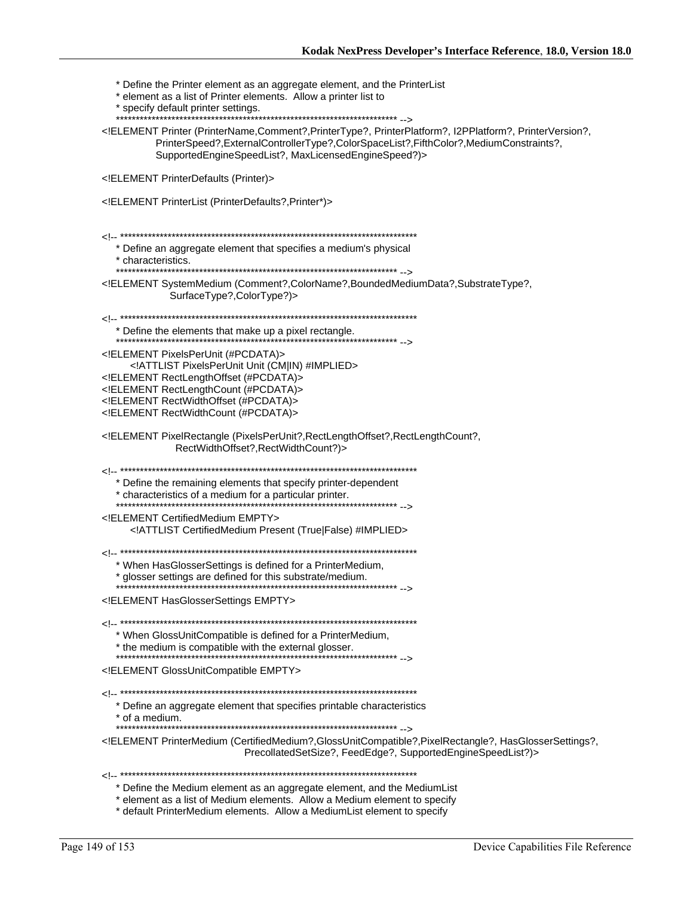```
   * Define the Printer element as an aggregate element, and the PrinterList
   * element as a list of Printer elements.  Allow a printer list to
   * specify default printer settings.
   ********************************************************************** -->
<!ELEMENT Printer (PrinterName,Comment?,PrinterType?, PrinterPlatform?, I2PPlatform?, PrinterVersion?,
            PrinterSpeed?,ExternalControllerType?,ColorSpaceList?,FifthColor?,MediumConstraints?,
            SupportedEngineSpeedList?, MaxLicensedEngineSpeed?)>

<!ELEMENT PrinterDefaults (Printer)>

<!ELEMENT PrinterList (PrinterDefaults?,Printer*)>


<!-- **************************************************************************
   * Define an aggregate element that specifies a medium's physical
   * characteristics.
   ********************************************************************** -->
<!ELEMENT SystemMedium (Comment?,ColorName?,BoundedMediumData?,SubstrateType?,
              SurfaceType?,ColorType?)>

<!-- **************************************************************************
   * Define the elements that make up a pixel rectangle.
   ********************************************************************** -->
<!ELEMENT PixelsPerUnit (#PCDATA)>
      <!ATTLIST PixelsPerUnit Unit (CM|IN) #IMPLIED>
<!ELEMENT RectLengthOffset (#PCDATA)>
<!ELEMENT RectLengthCount (#PCDATA)>
<!ELEMENT RectWidthOffset (#PCDATA)>
<!ELEMENT RectWidthCount (#PCDATA)>

<!ELEMENT PixelRectangle (PixelsPerUnit?,RectLengthOffset?,RectLengthCount?,
               RectWidthOffset?,RectWidthCount?)>

<!-- **************************************************************************
   * Define the remaining elements that specify printer-dependent
   * characteristics of a medium for a particular printer.
   ********************************************************************** -->
<!ELEMENT CertifiedMedium EMPTY>
      <!ATTLIST CertifiedMedium Present (True|False) #IMPLIED>

<!-- **************************************************************************
   * When HasGlosserSettings is defined for a PrinterMedium,
   * glosser settings are defined for this substrate/medium.
   ********************************************************************** -->
<!ELEMENT HasGlosserSettings EMPTY>

<!-- **************************************************************************
   * When GlossUnitCompatible is defined for a PrinterMedium,
   * the medium is compatible with the external glosser.
   ********************************************************************** -->
<!ELEMENT GlossUnitCompatible EMPTY>

<!-- **************************************************************************
   * Define an aggregate element that specifies printable characteristics
   * of a medium.
   ********************************************************************** -->
<!ELEMENT PrinterMedium (CertifiedMedium?,GlossUnitCompatible?,PixelRectangle?, HasGlosserSettings?,
                    PrecollatedSetSize?, FeedEdge?, SupportedEngineSpeedList?)>

<!-- **************************************************************************
   * Define the Medium element as an aggregate element, and the MediumList
   * element as a list of Medium elements.  Allow a Medium element to specify
   * default PrinterMedium elements.  Allow a MediumList element to specify
```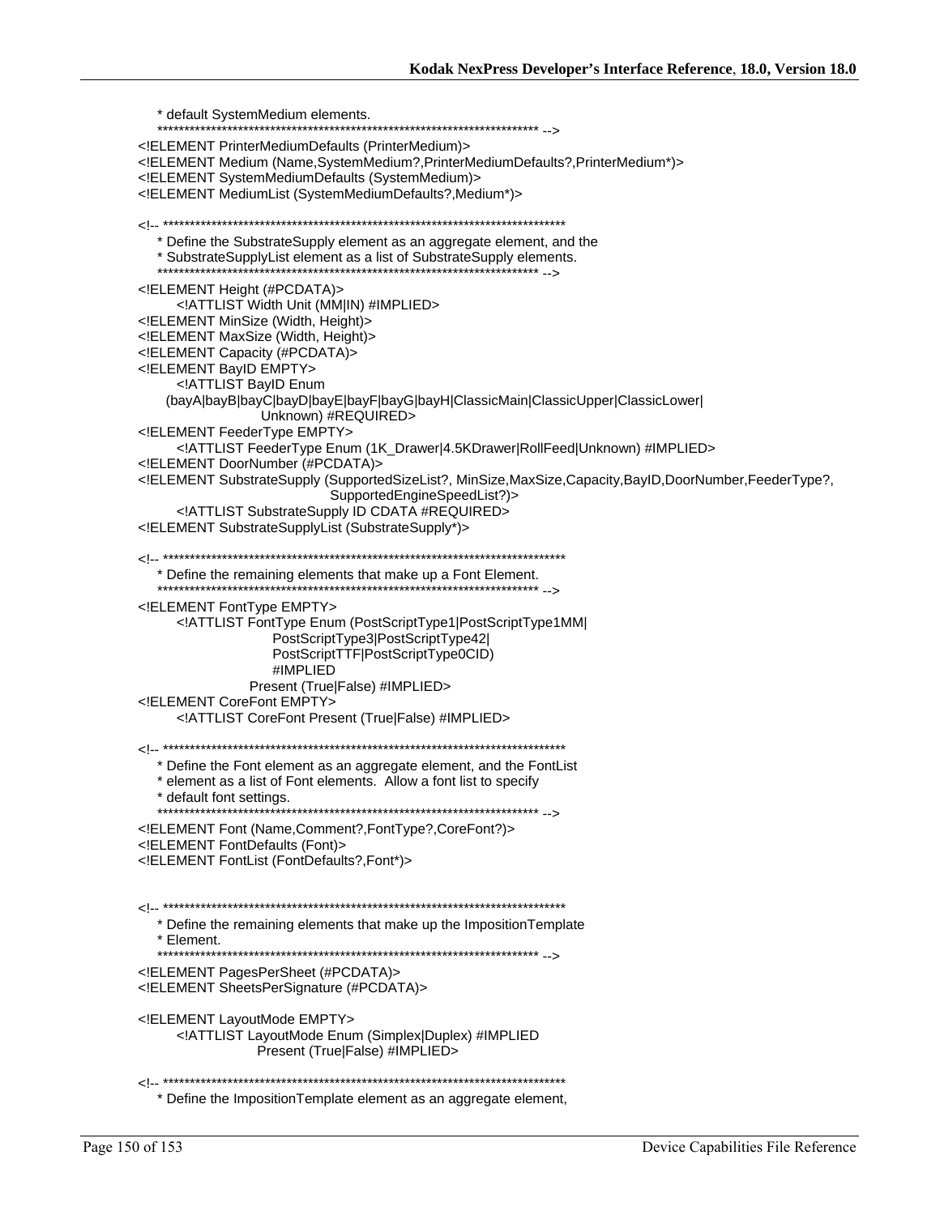```
    * default SystemMedium elements.
    ************************************************************************ -->
<!ELEMENT PrinterMediumDefaults (PrinterMedium)>
<!ELEMENT Medium (Name,SystemMedium?,PrinterMediumDefaults?,PrinterMedium*)>
<!ELEMENT SystemMediumDefaults (SystemMedium)>
<!ELEMENT MediumList (SystemMediumDefaults?,Medium*)>

<!-- ***************************************************************************
    * Define the SubstrateSupply element as an aggregate element, and the
    * SubstrateSupplyList element as a list of SubstrateSupply elements.
    ************************************************************************ -->
<!ELEMENT Height (#PCDATA)>
        <!ATTLIST Width Unit (MM|IN) #IMPLIED>
<!ELEMENT MinSize (Width, Height)>
<!ELEMENT MaxSize (Width, Height)>
<!ELEMENT Capacity (#PCDATA)>
<!ELEMENT BayID EMPTY>
        <!ATTLIST BayID Enum
      (bayA|bayB|bayC|bayD|bayE|bayF|bayG|bayH|ClassicMain|ClassicUpper|ClassicLower|
                    Unknown) #REQUIRED>
<!ELEMENT FeederType EMPTY>
        <!ATTLIST FeederType Enum (1K_Drawer|4.5KDrawer|RollFeed|Unknown) #IMPLIED>
<!ELEMENT DoorNumber (#PCDATA)>
<!ELEMENT SubstrateSupply (SupportedSizeList?, MinSize,MaxSize,Capacity,BayID,DoorNumber,FeederType?,
                                SupportedEngineSpeedList?)>
        <!ATTLIST SubstrateSupply ID CDATA #REQUIRED>
<!ELEMENT SubstrateSupplyList (SubstrateSupply*)>

<!-- ***************************************************************************
    * Define the remaining elements that make up a Font Element.
    ************************************************************************ -->
<!ELEMENT FontType EMPTY>
        <!ATTLIST FontType Enum (PostScriptType1|PostScriptType1MM|
                        PostScriptType3|PostScriptType42|
                        PostScriptTTF|PostScriptType0CID)
                        #IMPLIED
                    Present (True|False) #IMPLIED>
<!ELEMENT CoreFont EMPTY>
        <!ATTLIST CoreFont Present (True|False) #IMPLIED>

<!-- ***************************************************************************
    * Define the Font element as an aggregate element, and the FontList
    * element as a list of Font elements.  Allow a font list to specify
    * default font settings.
    ************************************************************************ -->
<!ELEMENT Font (Name,Comment?,FontType?,CoreFont?)>
<!ELEMENT FontDefaults (Font)>
<!ELEMENT FontList (FontDefaults?,Font*)>


<!-- ***************************************************************************
    * Define the remaining elements that make up the ImpositionTemplate
    * Element.
    ************************************************************************ -->
<!ELEMENT PagesPerSheet (#PCDATA)>
<!ELEMENT SheetsPerSignature (#PCDATA)>

<!ELEMENT LayoutMode EMPTY>
        <!ATTLIST LayoutMode Enum (Simplex|Duplex) #IMPLIED
                    Present (True|False) #IMPLIED>

<!-- ***************************************************************************
    * Define the ImpositionTemplate element as an aggregate element,
```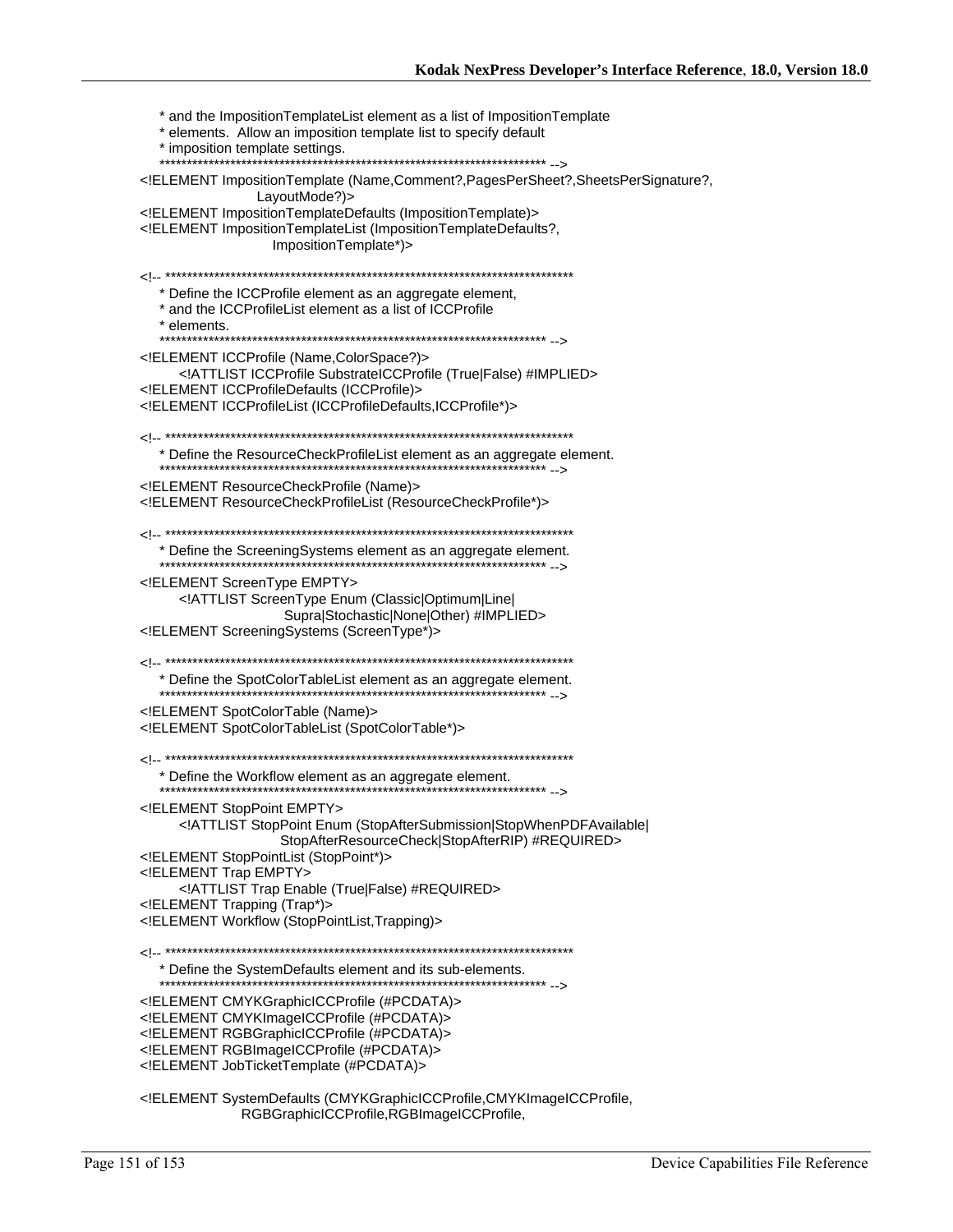```
   * and the ImpositionTemplateList element as a list of ImpositionTemplate
   * elements.  Allow an imposition template list to specify default
   * imposition template settings.
   ************************************************************************ -->
<!ELEMENT ImpositionTemplate (Name,Comment?,PagesPerSheet?,SheetsPerSignature?,
                  LayoutMode?)>
<!ELEMENT ImpositionTemplateDefaults (ImpositionTemplate)>
<!ELEMENT ImpositionTemplateList (ImpositionTemplateDefaults?,
                  ImpositionTemplate*)>

<!-- ***************************************************************************
   * Define the ICCProfile element as an aggregate element,
   * and the ICCProfileList element as a list of ICCProfile
   * elements.
   ************************************************************************ -->
<!ELEMENT ICCProfile (Name,ColorSpace?)>
      <!ATTLIST ICCProfile SubstrateICCProfile (True|False) #IMPLIED>
<!ELEMENT ICCProfileDefaults (ICCProfile)>
<!ELEMENT ICCProfileList (ICCProfileDefaults,ICCProfile*)>

<!-- ***************************************************************************
   * Define the ResourceCheckProfileList element as an aggregate element.
   ************************************************************************ -->
<!ELEMENT ResourceCheckProfile (Name)>
<!ELEMENT ResourceCheckProfileList (ResourceCheckProfile*)>

<!-- ***************************************************************************
   * Define the ScreeningSystems element as an aggregate element.
   ************************************************************************ -->
<!ELEMENT ScreenType EMPTY>
      <!ATTLIST ScreenType Enum (Classic|Optimum|Line|
                  Supra|Stochastic|None|Other) #IMPLIED>
<!ELEMENT ScreeningSystems (ScreenType*)>

<!-- ***************************************************************************
   * Define the SpotColorTableList element as an aggregate element.
   ************************************************************************ -->
<!ELEMENT SpotColorTable (Name)>
<!ELEMENT SpotColorTableList (SpotColorTable*)>

<!-- ***************************************************************************
   * Define the Workflow element as an aggregate element.
   ************************************************************************ -->
<!ELEMENT StopPoint EMPTY>
      <!ATTLIST StopPoint Enum (StopAfterSubmission|StopWhenPDFAvailable|
                  StopAfterResourceCheck|StopAfterRIP) #REQUIRED>
<!ELEMENT StopPointList (StopPoint*)>
<!ELEMENT Trap EMPTY>
      <!ATTLIST Trap Enable (True|False) #REQUIRED>
<!ELEMENT Trapping (Trap*)>
<!ELEMENT Workflow (StopPointList,Trapping)>

<!-- ***************************************************************************
   * Define the SystemDefaults element and its sub-elements.
   ************************************************************************ -->
<!ELEMENT CMYKGraphicICCProfile (#PCDATA)>
<!ELEMENT CMYKImageICCProfile (#PCDATA)>
<!ELEMENT RGBGraphicICCProfile (#PCDATA)>
<!ELEMENT RGBImageICCProfile (#PCDATA)>
<!ELEMENT JobTicketTemplate (#PCDATA)>

<!ELEMENT SystemDefaults (CMYKGraphicICCProfile,CMYKImageICCProfile,
                  RGBGraphicICCProfile,RGBImageICCProfile,
```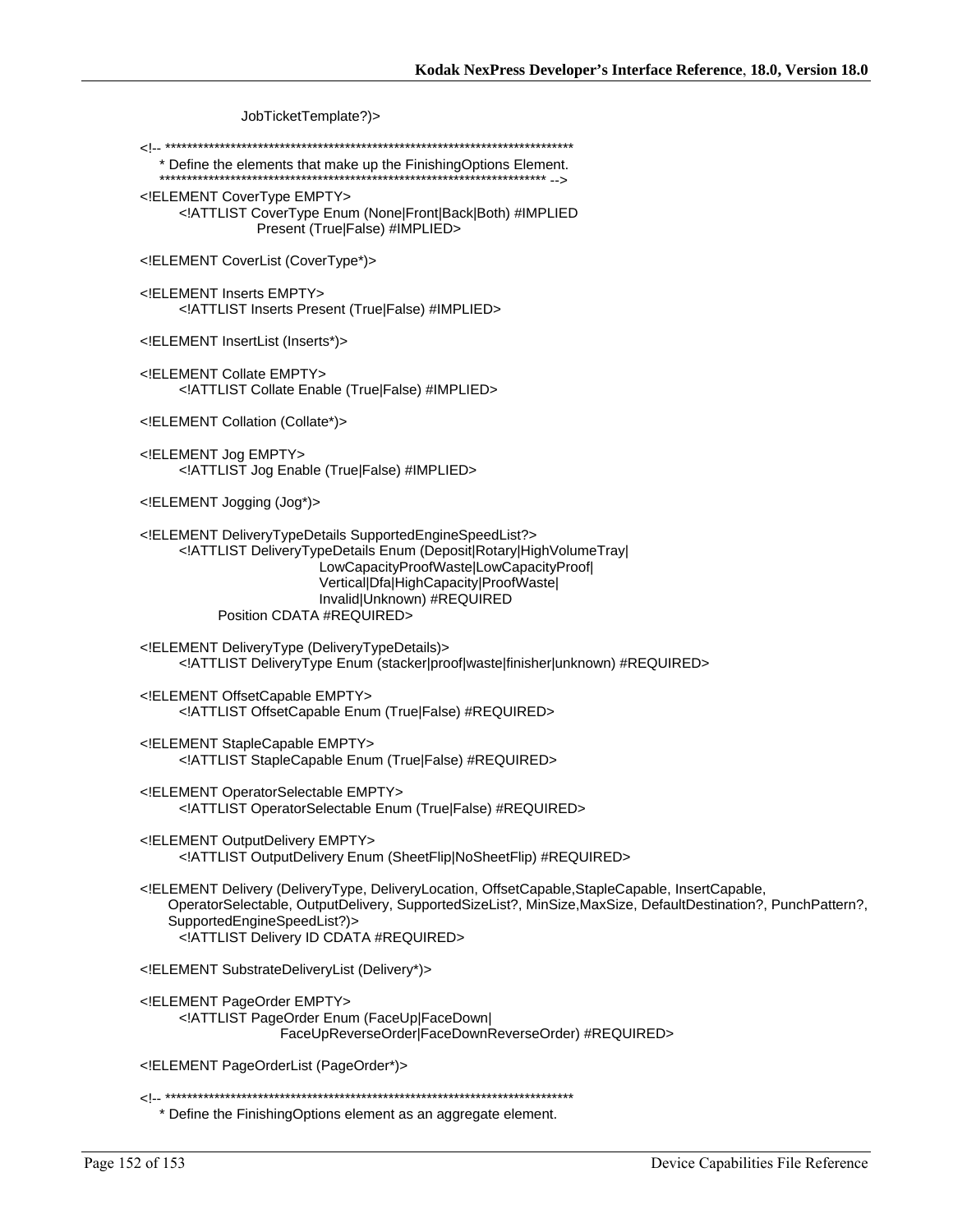```
                  JobTicketTemplate?)>

<!-- *************************************************************************
   * Define the elements that make up the FinishingOptions Element.
   ************************************************************************* -->
<!ELEMENT CoverType EMPTY>
      <!ATTLIST CoverType Enum (None|Front|Back|Both) #IMPLIED
                  Present (True|False) #IMPLIED>

<!ELEMENT CoverList (CoverType*)>

<!ELEMENT Inserts EMPTY>
      <!ATTLIST Inserts Present (True|False) #IMPLIED>

<!ELEMENT InsertList (Inserts*)>

<!ELEMENT Collate EMPTY>
      <!ATTLIST Collate Enable (True|False) #IMPLIED>

<!ELEMENT Collation (Collate*)>

<!ELEMENT Jog EMPTY>
      <!ATTLIST Jog Enable (True|False) #IMPLIED>

<!ELEMENT Jogging (Jog*)>

<!ELEMENT DeliveryTypeDetails SupportedEngineSpeedList?>
      <!ATTLIST DeliveryTypeDetails Enum (Deposit|Rotary|HighVolumeTray|
                        LowCapacityProofWaste|LowCapacityProof|
                        Vertical|Dfa|HighCapacity|ProofWaste|
                        Invalid|Unknown) #REQUIRED
            Position CDATA #REQUIRED>

<!ELEMENT DeliveryType (DeliveryTypeDetails)>
      <!ATTLIST DeliveryType Enum (stacker|proof|waste|finisher|unknown) #REQUIRED>

<!ELEMENT OffsetCapable EMPTY>
      <!ATTLIST OffsetCapable Enum (True|False) #REQUIRED>

<!ELEMENT StapleCapable EMPTY>
      <!ATTLIST StapleCapable Enum (True|False) #REQUIRED>

<!ELEMENT OperatorSelectable EMPTY>
      <!ATTLIST OperatorSelectable Enum (True|False) #REQUIRED>

<!ELEMENT OutputDelivery EMPTY>
      <!ATTLIST OutputDelivery Enum (SheetFlip|NoSheetFlip) #REQUIRED>

<!ELEMENT Delivery (DeliveryType, DeliveryLocation, OffsetCapable,StapleCapable, InsertCapable,
    OperatorSelectable, OutputDelivery, SupportedSizeList?, MinSize,MaxSize, DefaultDestination?, PunchPattern?,
    SupportedEngineSpeedList?)>
      <!ATTLIST Delivery ID CDATA #REQUIRED>

<!ELEMENT SubstrateDeliveryList (Delivery*)>

<!ELEMENT PageOrder EMPTY>
      <!ATTLIST PageOrder Enum (FaceUp|FaceDown|
                  FaceUpReverseOrder|FaceDownReverseOrder) #REQUIRED>

<!ELEMENT PageOrderList (PageOrder*)>

<!-- *************************************************************************
   * Define the FinishingOptions element as an aggregate element.
```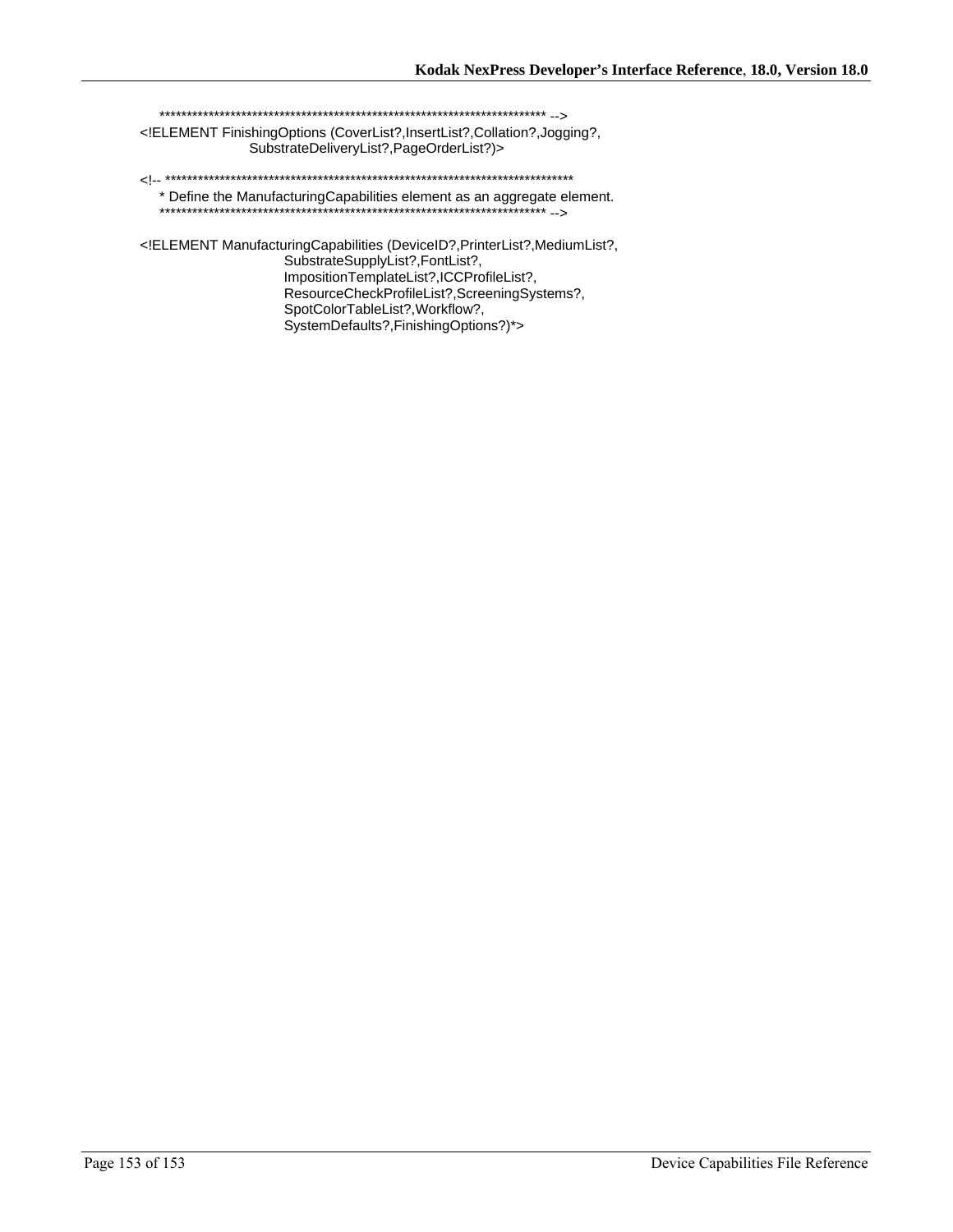```
    ************************************************************************* -->
<!ELEMENT FinishingOptions (CoverList?,InsertList?,Collation?,Jogging?,
                  SubstrateDeliveryList?,PageOrderList?)>

<!-- ***************************************************************************
    * Define the ManufacturingCapabilities element as an aggregate element.
    ************************************************************************* -->

<!ELEMENT ManufacturingCapabilities (DeviceID?,PrinterList?,MediumList?,
                          SubstrateSupplyList?,FontList?,
                          ImpositionTemplateList?,ICCProfileList?,
                          ResourceCheckProfileList?,ScreeningSystems?,
                          SpotColorTableList?,Workflow?,
                          SystemDefaults?,FinishingOptions?)*>
```